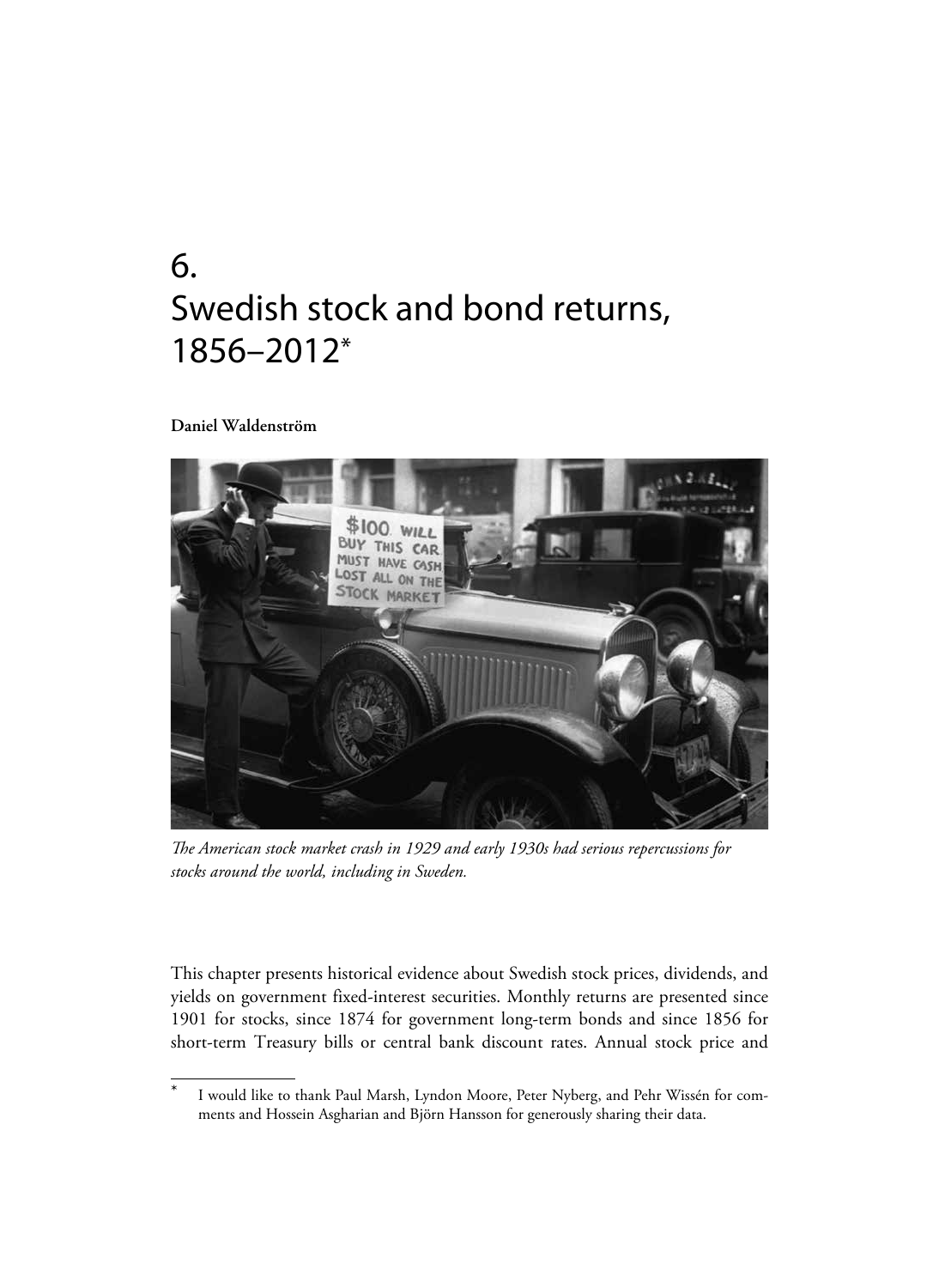# 6. Swedish stock and bond returns, 1856–2012*

**Daniel Waldenström**

*The American stock market crash in 1929 and early 1930s had serious repercussions for stocks around the world, including in Sweden.*

This chapter presents historical evidence about Swedish stock prices, dividends, and yields on government fixed-interest securities. Monthly returns are presented since 1901 for stocks, since 1874 for government long-term bonds and since 1856 for short-term Treasury bills or central bank discount rates. Annual stock price and

---

* I would like to thank Paul Marsh, Lyndon Moore, Peter Nyberg, and Pehr Wissén for comments and Hossein Asgharian and Björn Hansson for generously sharing their data.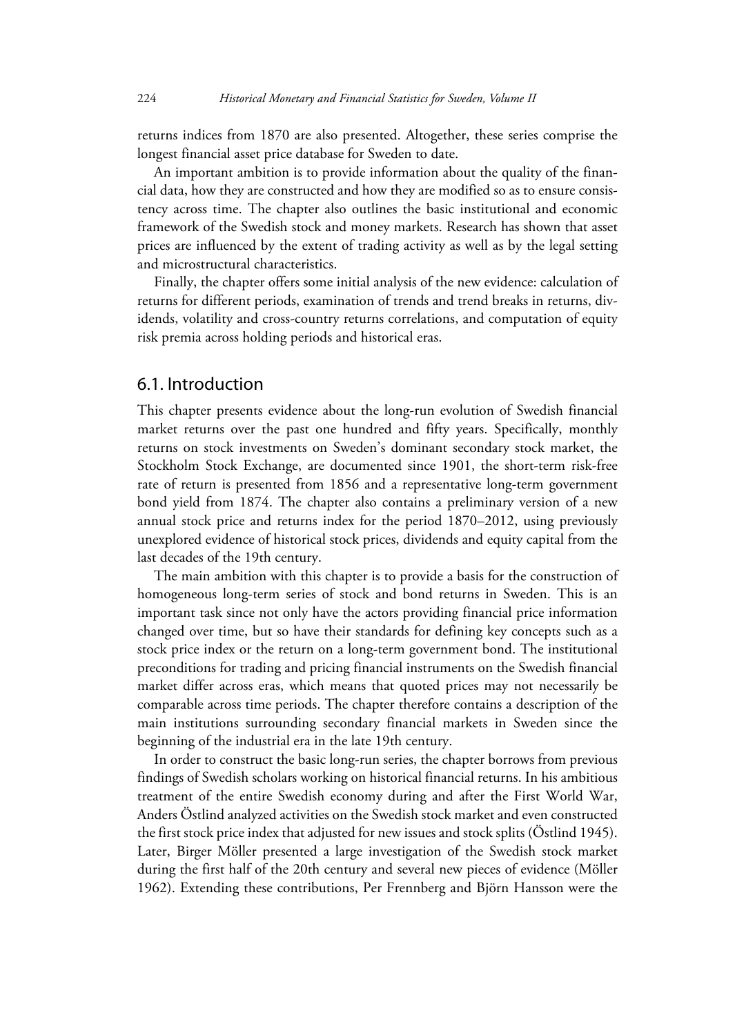returns indices from 1870 are also presented. Altogether, these series comprise the longest financial asset price database for Sweden to date.

An important ambition is to provide information about the quality of the financial data, how they are constructed and how they are modified so as to ensure consistency across time. The chapter also outlines the basic institutional and economic framework of the Swedish stock and money markets. Research has shown that asset prices are influenced by the extent of trading activity as well as by the legal setting and microstructural characteristics.

Finally, the chapter offers some initial analysis of the new evidence: calculation of returns for different periods, examination of trends and trend breaks in returns, dividends, volatility and cross-country returns correlations, and computation of equity risk premia across holding periods and historical eras.

## 6.1. Introduction

This chapter presents evidence about the long-run evolution of Swedish financial market returns over the past one hundred and fifty years. Specifically, monthly returns on stock investments on Sweden's dominant secondary stock market, the Stockholm Stock Exchange, are documented since 1901, the short-term risk-free rate of return is presented from 1856 and a representative long-term government bond yield from 1874. The chapter also contains a preliminary version of a new annual stock price and returns index for the period 1870–2012, using previously unexplored evidence of historical stock prices, dividends and equity capital from the last decades of the 19th century.

The main ambition with this chapter is to provide a basis for the construction of homogeneous long-term series of stock and bond returns in Sweden. This is an important task since not only have the actors providing financial price information changed over time, but so have their standards for defining key concepts such as a stock price index or the return on a long-term government bond. The institutional preconditions for trading and pricing financial instruments on the Swedish financial market differ across eras, which means that quoted prices may not necessarily be comparable across time periods. The chapter therefore contains a description of the main institutions surrounding secondary financial markets in Sweden since the beginning of the industrial era in the late 19th century.

In order to construct the basic long-run series, the chapter borrows from previous findings of Swedish scholars working on historical financial returns. In his ambitious treatment of the entire Swedish economy during and after the First World War, Anders Östlind analyzed activities on the Swedish stock market and even constructed the first stock price index that adjusted for new issues and stock splits (Östlind 1945). Later, Birger Möller presented a large investigation of the Swedish stock market during the first half of the 20th century and several new pieces of evidence (Möller 1962). Extending these contributions, Per Frennberg and Björn Hansson were the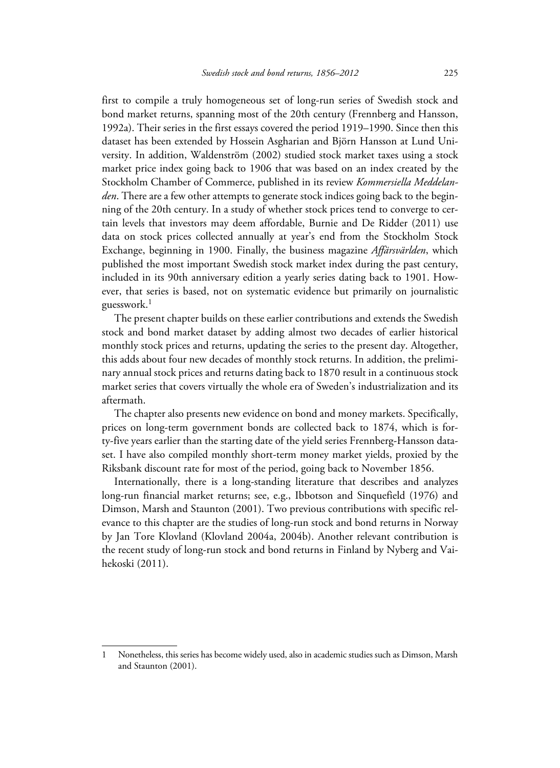first to compile a truly homogeneous set of long-run series of Swedish stock and bond market returns, spanning most of the 20th century (Frennberg and Hansson, 1992a). Their series in the first essays covered the period 1919–1990. Since then this dataset has been extended by Hossein Asgharian and Björn Hansson at Lund University. In addition, Waldenström (2002) studied stock market taxes using a stock market price index going back to 1906 that was based on an index created by the Stockholm Chamber of Commerce, published in its review *Kommersiella Meddelanden*. There are a few other attempts to generate stock indices going back to the beginning of the 20th century. In a study of whether stock prices tend to converge to certain levels that investors may deem affordable, Burnie and De Ridder (2011) use data on stock prices collected annually at year's end from the Stockholm Stock Exchange, beginning in 1900. Finally, the business magazine *Affärsvärlden*, which published the most important Swedish stock market index during the past century, included in its 90th anniversary edition a yearly series dating back to 1901. However, that series is based, not on systematic evidence but primarily on journalistic guesswork.[1]

The present chapter builds on these earlier contributions and extends the Swedish stock and bond market dataset by adding almost two decades of earlier historical monthly stock prices and returns, updating the series to the present day. Altogether, this adds about four new decades of monthly stock returns. In addition, the preliminary annual stock prices and returns dating back to 1870 result in a continuous stock market series that covers virtually the whole era of Sweden's industrialization and its aftermath.

The chapter also presents new evidence on bond and money markets. Specifically, prices on long-term government bonds are collected back to 1874, which is forty-five years earlier than the starting date of the yield series Frennberg-Hansson dataset. I have also compiled monthly short-term money market yields, proxied by the Riksbank discount rate for most of the period, going back to November 1856.

Internationally, there is a long-standing literature that describes and analyzes long-run financial market returns; see, e.g., Ibbotson and Sinquefield (1976) and Dimson, Marsh and Staunton (2001). Two previous contributions with specific relevance to this chapter are the studies of long-run stock and bond returns in Norway by Jan Tore Klovland (Klovland 2004a, 2004b). Another relevant contribution is the recent study of long-run stock and bond returns in Finland by Nyberg and Vaihekoski (2011).

---

1 Nonetheless, this series has become widely used, also in academic studies such as Dimson, Marsh and Staunton (2001).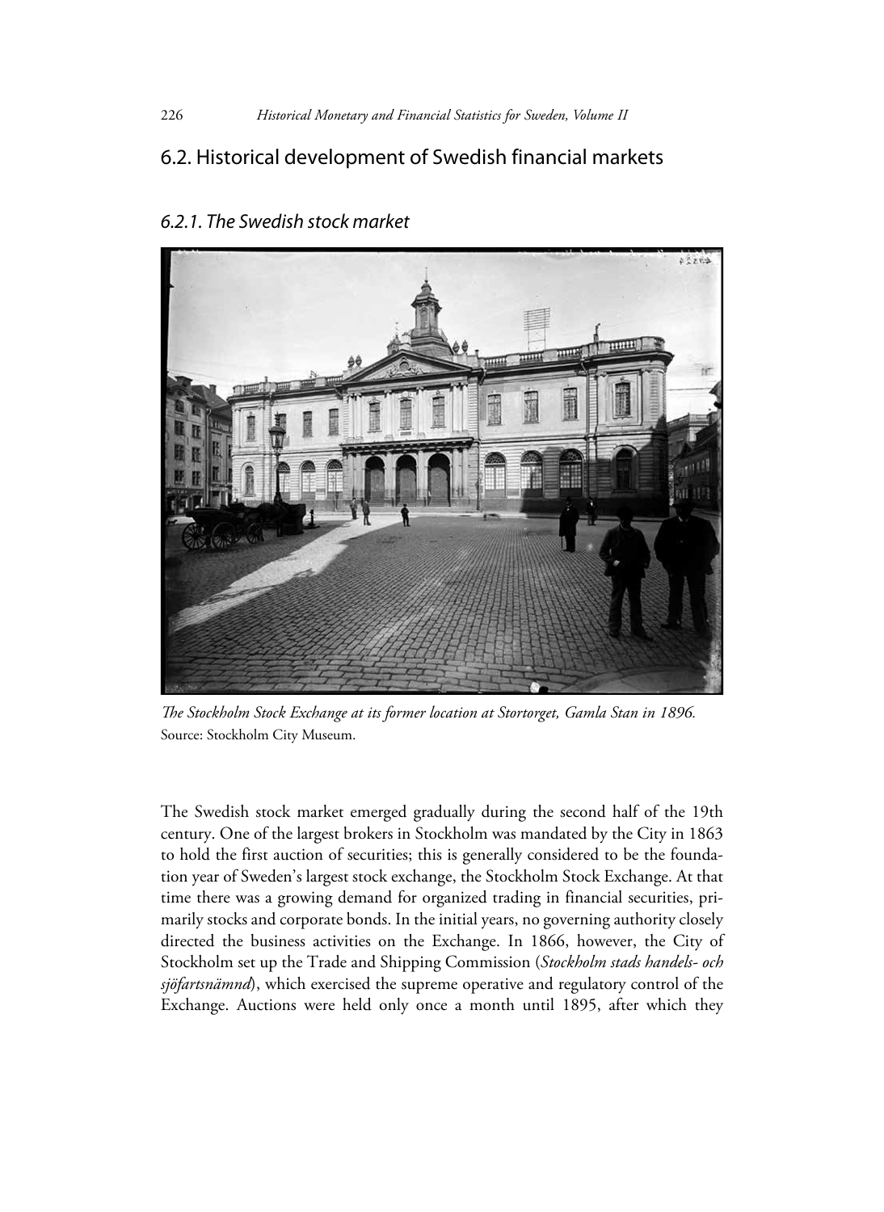## 6.2. Historical development of Swedish financial markets

### *6.2.1. The Swedish stock market*

*The Stockholm Stock Exchange at its former location at Stortorget, Gamla Stan in 1896.*
Source: Stockholm City Museum.

The Swedish stock market emerged gradually during the second half of the 19th century. One of the largest brokers in Stockholm was mandated by the City in 1863 to hold the first auction of securities; this is generally considered to be the foundation year of Sweden's largest stock exchange, the Stockholm Stock Exchange. At that time there was a growing demand for organized trading in financial securities, primarily stocks and corporate bonds. In the initial years, no governing authority closely directed the business activities on the Exchange. In 1866, however, the City of Stockholm set up the Trade and Shipping Commission (*Stockholm stads handels- och sjöfartsnämnd*), which exercised the supreme operative and regulatory control of the Exchange. Auctions were held only once a month until 1895, after which they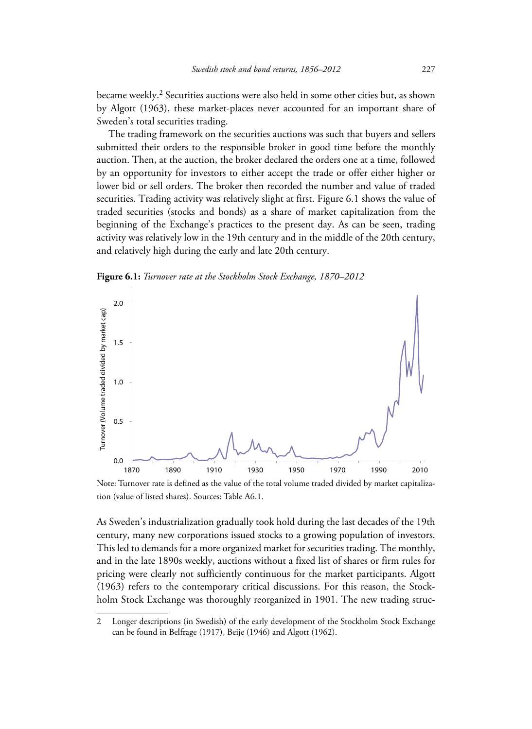became weekly.[2] Securities auctions were also held in some other cities but, as shown by Algott (1963), these market-places never accounted for an important share of Sweden's total securities trading.

The trading framework on the securities auctions was such that buyers and sellers submitted their orders to the responsible broker in good time before the monthly auction. Then, at the auction, the broker declared the orders one at a time, followed by an opportunity for investors to either accept the trade or offer either higher or lower bid or sell orders. The broker then recorded the number and value of traded securities. Trading activity was relatively slight at first. Figure 6.1 shows the value of traded securities (stocks and bonds) as a share of market capitalization from the beginning of the Exchange's practices to the present day. As can be seen, trading activity was relatively low in the 19th century and in the middle of the 20th century, and relatively high during the early and late 20th century.

**Figure 6.1:** *Turnover rate at the Stockholm Stock Exchange, 1870–2012*

Note: Turnover rate is defined as the value of the total volume traded divided by market capitalization (value of listed shares). Sources: Table A6.1.

As Sweden's industrialization gradually took hold during the last decades of the 19th century, many new corporations issued stocks to a growing population of investors. This led to demands for a more organized market for securities trading. The monthly, and in the late 1890s weekly, auctions without a fixed list of shares or firm rules for pricing were clearly not sufficiently continuous for the market participants. Algott (1963) refers to the contemporary critical discussions. For this reason, the Stockholm Stock Exchange was thoroughly reorganized in 1901. The new trading struc-

2 Longer descriptions (in Swedish) of the early development of the Stockholm Stock Exchange can be found in Belfrage (1917), Beije (1946) and Algott (1962).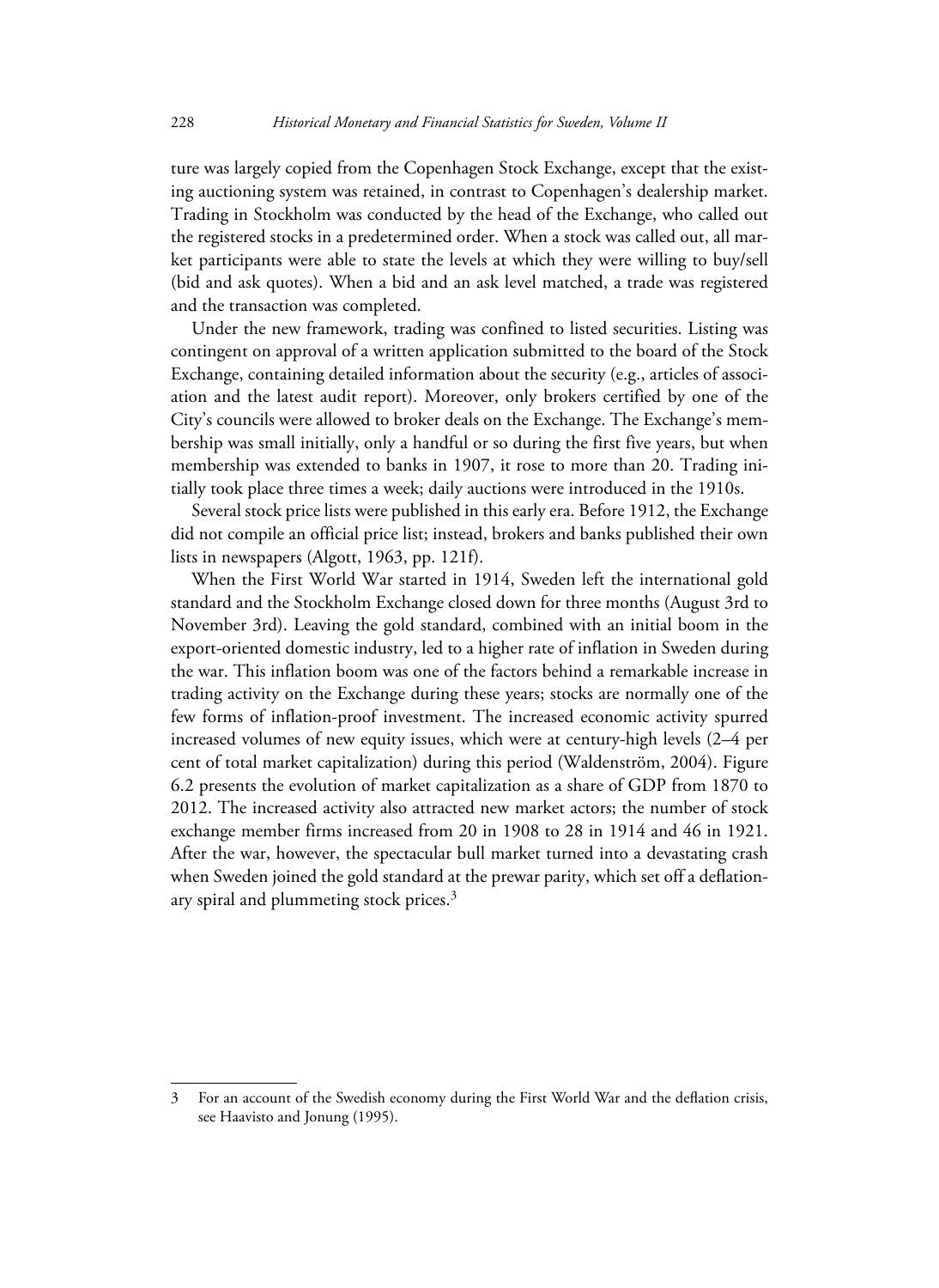ture was largely copied from the Copenhagen Stock Exchange, except that the existing auctioning system was retained, in contrast to Copenhagen's dealership market. Trading in Stockholm was conducted by the head of the Exchange, who called out the registered stocks in a predetermined order. When a stock was called out, all market participants were able to state the levels at which they were willing to buy/sell (bid and ask quotes). When a bid and an ask level matched, a trade was registered and the transaction was completed.

Under the new framework, trading was confined to listed securities. Listing was contingent on approval of a written application submitted to the board of the Stock Exchange, containing detailed information about the security (e.g., articles of association and the latest audit report). Moreover, only brokers certified by one of the City's councils were allowed to broker deals on the Exchange. The Exchange's membership was small initially, only a handful or so during the first five years, but when membership was extended to banks in 1907, it rose to more than 20. Trading initially took place three times a week; daily auctions were introduced in the 1910s.

Several stock price lists were published in this early era. Before 1912, the Exchange did not compile an official price list; instead, brokers and banks published their own lists in newspapers (Algott, 1963, pp. 121f).

When the First World War started in 1914, Sweden left the international gold standard and the Stockholm Exchange closed down for three months (August 3rd to November 3rd). Leaving the gold standard, combined with an initial boom in the export-oriented domestic industry, led to a higher rate of inflation in Sweden during the war. This inflation boom was one of the factors behind a remarkable increase in trading activity on the Exchange during these years; stocks are normally one of the few forms of inflation-proof investment. The increased economic activity spurred increased volumes of new equity issues, which were at century-high levels (2–4 per cent of total market capitalization) during this period (Waldenström, 2004). Figure 6.2 presents the evolution of market capitalization as a share of GDP from 1870 to 2012. The increased activity also attracted new market actors; the number of stock exchange member firms increased from 20 in 1908 to 28 in 1914 and 46 in 1921. After the war, however, the spectacular bull market turned into a devastating crash when Sweden joined the gold standard at the prewar parity, which set off a deflationary spiral and plummeting stock prices.[3]

---

3 For an account of the Swedish economy during the First World War and the deflation crisis, see Haavisto and Jonung (1995).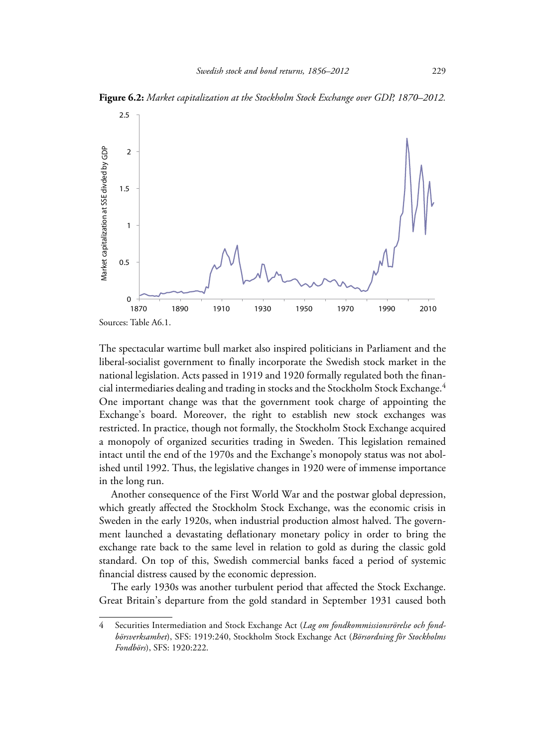**Figure 6.2:** *Market capitalization at the Stockholm Stock Exchange over GDP, 1870–2012.*

Sources: Table A6.1.

The spectacular wartime bull market also inspired politicians in Parliament and the liberal-socialist government to finally incorporate the Swedish stock market in the national legislation. Acts passed in 1919 and 1920 formally regulated both the financial intermediaries dealing and trading in stocks and the Stockholm Stock Exchange.[4] One important change was that the government took charge of appointing the Exchange's board. Moreover, the right to establish new stock exchanges was restricted. In practice, though not formally, the Stockholm Stock Exchange acquired a monopoly of organized securities trading in Sweden. This legislation remained intact until the end of the 1970s and the Exchange's monopoly status was not abolished until 1992. Thus, the legislative changes in 1920 were of immense importance in the long run.

Another consequence of the First World War and the postwar global depression, which greatly affected the Stockholm Stock Exchange, was the economic crisis in Sweden in the early 1920s, when industrial production almost halved. The government launched a devastating deflationary monetary policy in order to bring the exchange rate back to the same level in relation to gold as during the classic gold standard. On top of this, Swedish commercial banks faced a period of systemic financial distress caused by the economic depression.

The early 1930s was another turbulent period that affected the Stock Exchange. Great Britain's departure from the gold standard in September 1931 caused both

---

4 Securities Intermediation and Stock Exchange Act (*Lag om fondkommissionsrörelse och fondbörsverksamhet*), SFS: 1919:240, Stockholm Stock Exchange Act (*Börsordning för Stockholms Fondbörs*), SFS: 1920:222.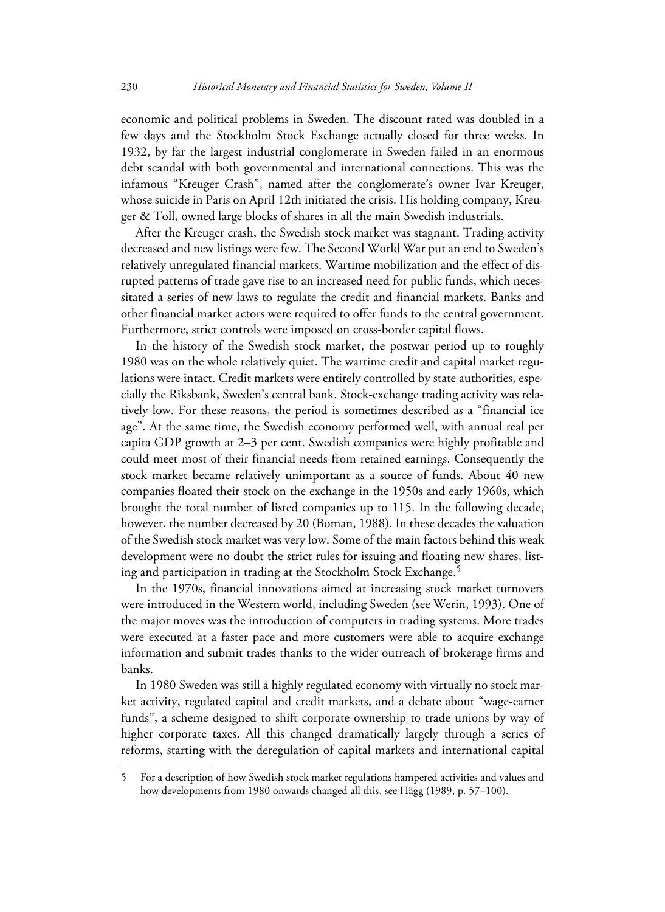economic and political problems in Sweden. The discount rated was doubled in a few days and the Stockholm Stock Exchange actually closed for three weeks. In 1932, by far the largest industrial conglomerate in Sweden failed in an enormous debt scandal with both governmental and international connections. This was the infamous "Kreuger Crash", named after the conglomerate's owner Ivar Kreuger, whose suicide in Paris on April 12th initiated the crisis. His holding company, Kreuger & Toll, owned large blocks of shares in all the main Swedish industrials.

After the Kreuger crash, the Swedish stock market was stagnant. Trading activity decreased and new listings were few. The Second World War put an end to Sweden's relatively unregulated financial markets. Wartime mobilization and the effect of disrupted patterns of trade gave rise to an increased need for public funds, which necessitated a series of new laws to regulate the credit and financial markets. Banks and other financial market actors were required to offer funds to the central government. Furthermore, strict controls were imposed on cross-border capital flows.

In the history of the Swedish stock market, the postwar period up to roughly 1980 was on the whole relatively quiet. The wartime credit and capital market regulations were intact. Credit markets were entirely controlled by state authorities, especially the Riksbank, Sweden's central bank. Stock-exchange trading activity was relatively low. For these reasons, the period is sometimes described as a "financial ice age". At the same time, the Swedish economy performed well, with annual real per capita GDP growth at 2–3 per cent. Swedish companies were highly profitable and could meet most of their financial needs from retained earnings. Consequently the stock market became relatively unimportant as a source of funds. About 40 new companies floated their stock on the exchange in the 1950s and early 1960s, which brought the total number of listed companies up to 115. In the following decade, however, the number decreased by 20 (Boman, 1988). In these decades the valuation of the Swedish stock market was very low. Some of the main factors behind this weak development were no doubt the strict rules for issuing and floating new shares, listing and participation in trading at the Stockholm Stock Exchange.[5]

In the 1970s, financial innovations aimed at increasing stock market turnovers were introduced in the Western world, including Sweden (see Werin, 1993). One of the major moves was the introduction of computers in trading systems. More trades were executed at a faster pace and more customers were able to acquire exchange information and submit trades thanks to the wider outreach of brokerage firms and banks.

In 1980 Sweden was still a highly regulated economy with virtually no stock market activity, regulated capital and credit markets, and a debate about "wage-earner funds", a scheme designed to shift corporate ownership to trade unions by way of higher corporate taxes. All this changed dramatically largely through a series of reforms, starting with the deregulation of capital markets and international capital

---

5 For a description of how Swedish stock market regulations hampered activities and values and how developments from 1980 onwards changed all this, see Hägg (1989, p. 57–100).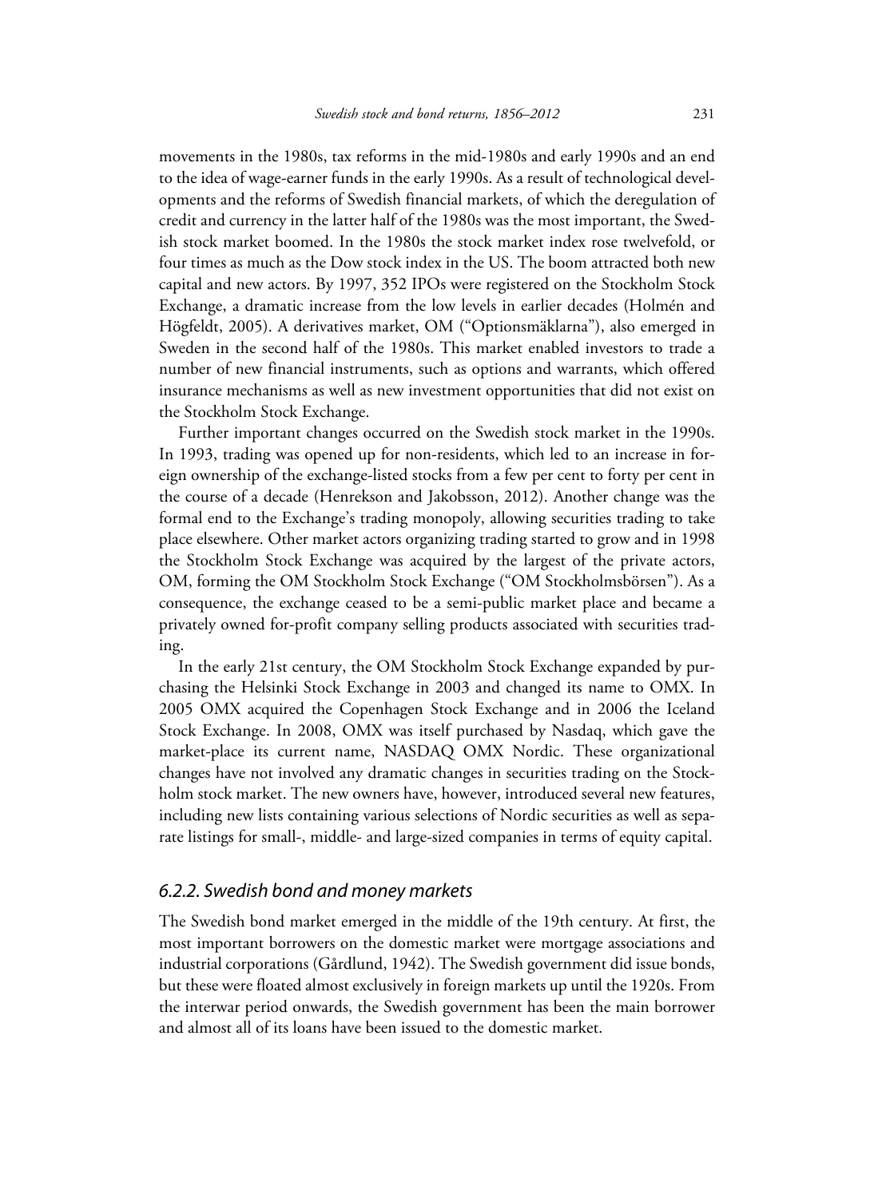movements in the 1980s, tax reforms in the mid-1980s and early 1990s and an end to the idea of wage-earner funds in the early 1990s. As a result of technological developments and the reforms of Swedish financial markets, of which the deregulation of credit and currency in the latter half of the 1980s was the most important, the Swedish stock market boomed. In the 1980s the stock market index rose twelvefold, or four times as much as the Dow stock index in the US. The boom attracted both new capital and new actors. By 1997, 352 IPOs were registered on the Stockholm Stock Exchange, a dramatic increase from the low levels in earlier decades (Holmén and Högfeldt, 2005). A derivatives market, OM ("Optionsmäklarna"), also emerged in Sweden in the second half of the 1980s. This market enabled investors to trade a number of new financial instruments, such as options and warrants, which offered insurance mechanisms as well as new investment opportunities that did not exist on the Stockholm Stock Exchange.

Further important changes occurred on the Swedish stock market in the 1990s. In 1993, trading was opened up for non-residents, which led to an increase in foreign ownership of the exchange-listed stocks from a few per cent to forty per cent in the course of a decade (Henrekson and Jakobsson, 2012). Another change was the formal end to the Exchange's trading monopoly, allowing securities trading to take place elsewhere. Other market actors organizing trading started to grow and in 1998 the Stockholm Stock Exchange was acquired by the largest of the private actors, OM, forming the OM Stockholm Stock Exchange ("OM Stockholmsbörsen"). As a consequence, the exchange ceased to be a semi-public market place and became a privately owned for-profit company selling products associated with securities trading.

In the early 21st century, the OM Stockholm Stock Exchange expanded by purchasing the Helsinki Stock Exchange in 2003 and changed its name to OMX. In 2005 OMX acquired the Copenhagen Stock Exchange and in 2006 the Iceland Stock Exchange. In 2008, OMX was itself purchased by Nasdaq, which gave the market-place its current name, NASDAQ OMX Nordic. These organizational changes have not involved any dramatic changes in securities trading on the Stockholm stock market. The new owners have, however, introduced several new features, including new lists containing various selections of Nordic securities as well as separate listings for small-, middle- and large-sized companies in terms of equity capital.

### *6.2.2. Swedish bond and money markets*

The Swedish bond market emerged in the middle of the 19th century. At first, the most important borrowers on the domestic market were mortgage associations and industrial corporations (Gårdlund, 1942). The Swedish government did issue bonds, but these were floated almost exclusively in foreign markets up until the 1920s. From the interwar period onwards, the Swedish government has been the main borrower and almost all of its loans have been issued to the domestic market.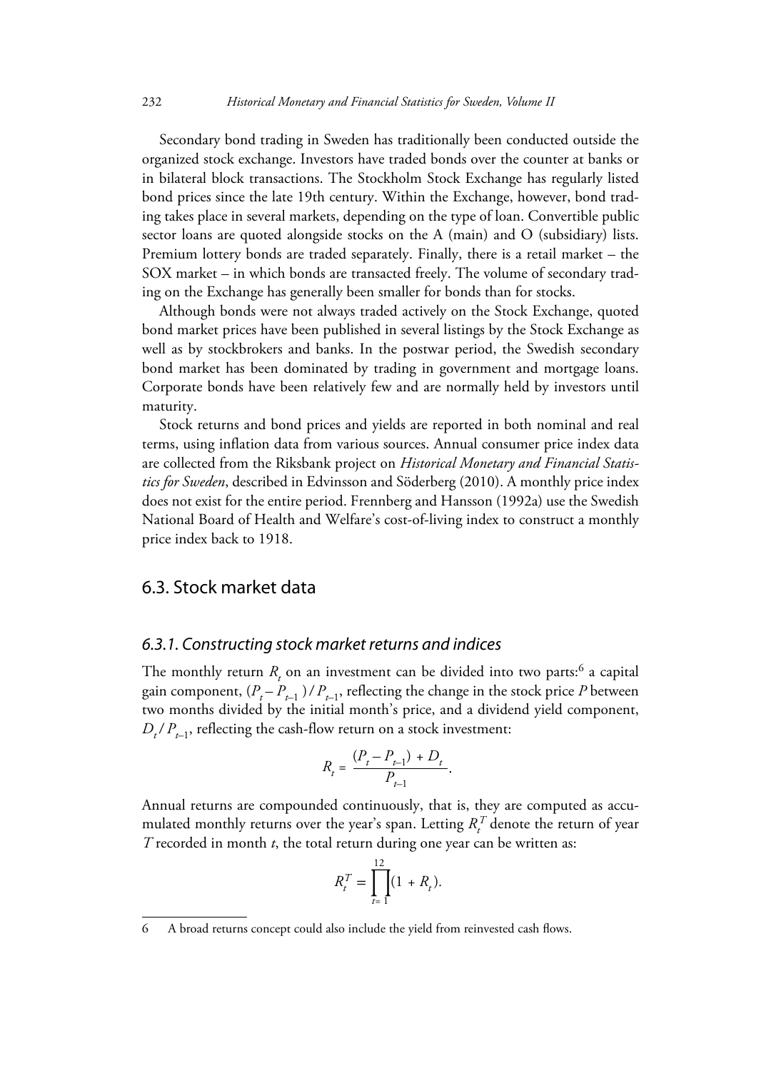Secondary bond trading in Sweden has traditionally been conducted outside the organized stock exchange. Investors have traded bonds over the counter at banks or in bilateral block transactions. The Stockholm Stock Exchange has regularly listed bond prices since the late 19th century. Within the Exchange, however, bond trading takes place in several markets, depending on the type of loan. Convertible public sector loans are quoted alongside stocks on the A (main) and O (subsidiary) lists. Premium lottery bonds are traded separately. Finally, there is a retail market – the SOX market – in which bonds are transacted freely. The volume of secondary trading on the Exchange has generally been smaller for bonds than for stocks.

Although bonds were not always traded actively on the Stock Exchange, quoted bond market prices have been published in several listings by the Stock Exchange as well as by stockbrokers and banks. In the postwar period, the Swedish secondary bond market has been dominated by trading in government and mortgage loans. Corporate bonds have been relatively few and are normally held by investors until maturity.

Stock returns and bond prices and yields are reported in both nominal and real terms, using inflation data from various sources. Annual consumer price index data are collected from the Riksbank project on *Historical Monetary and Financial Statistics for Sweden*, described in Edvinsson and Söderberg (2010). A monthly price index does not exist for the entire period. Frennberg and Hansson (1992a) use the Swedish National Board of Health and Welfare's cost-of-living index to construct a monthly price index back to 1918.

## 6.3. Stock market data

### *6.3.1. Constructing stock market returns and indices*

The monthly return $R_t$ on an investment can be divided into two parts:[6] a capital gain component, $(P_t - P_{t-1}) / P_{t-1}$, reflecting the change in the stock price $P$ between two months divided by the initial month's price, and a dividend yield component, $D_t / P_{t-1}$, reflecting the cash-flow return on a stock investment:

$$R_t = \frac{(P_t - P_{t-1}) + D_t}{P_{t-1}}.$$

Annual returns are compounded continuously, that is, they are computed as accumulated monthly returns over the year's span. Letting $R_t^T$ denote the return of year $T$ recorded in month $t$, the total return during one year can be written as:

$$R_t^T = \prod_{t=1}^{12} (1 + R_t).$$

6 A broad returns concept could also include the yield from reinvested cash flows.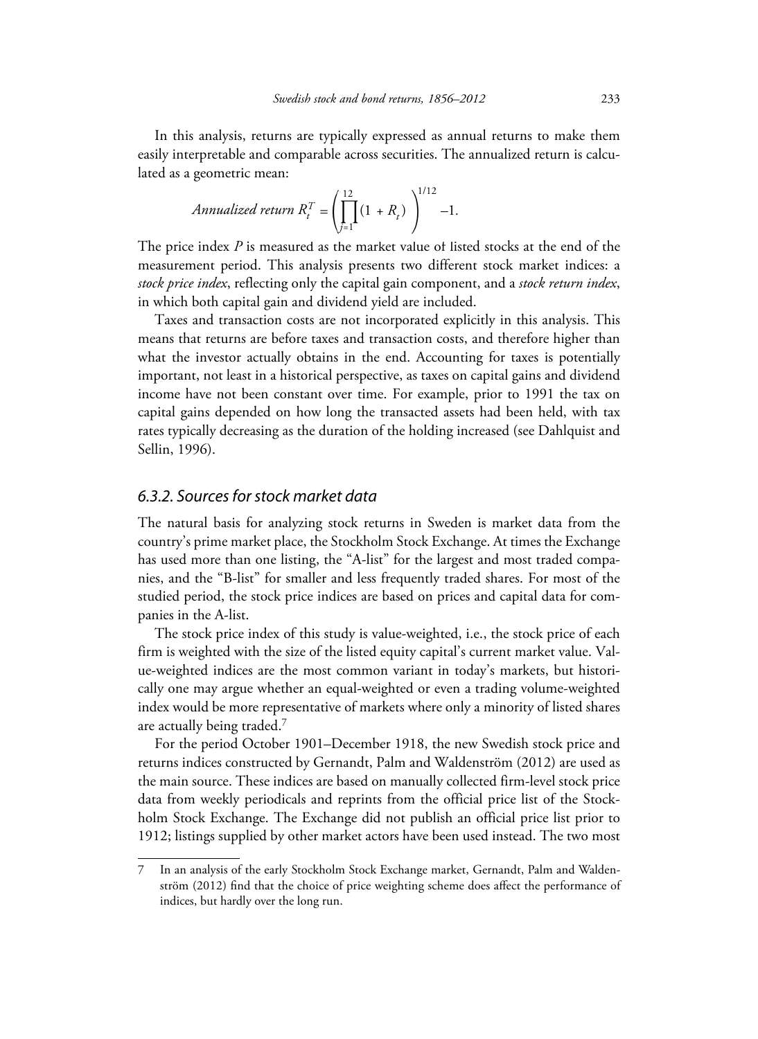In this analysis, returns are typically expressed as annual returns to make them easily interpretable and comparable across securities. The annualized return is calculated as a geometric mean:

$$\textit{Annualized return } R_t^T = \left( \prod_{j=1}^{12} (1 + R_t) \right)^{1/12} - 1.$$

The price index $P$ is measured as the market value of listed stocks at the end of the measurement period. This analysis presents two different stock market indices: a *stock price index*, reflecting only the capital gain component, and a *stock return index*, in which both capital gain and dividend yield are included.

Taxes and transaction costs are not incorporated explicitly in this analysis. This means that returns are before taxes and transaction costs, and therefore higher than what the investor actually obtains in the end. Accounting for taxes is potentially important, not least in a historical perspective, as taxes on capital gains and dividend income have not been constant over time. For example, prior to 1991 the tax on capital gains depended on how long the transacted assets had been held, with tax rates typically decreasing as the duration of the holding increased (see Dahlquist and Sellin, 1996).

### 6.3.2. Sources for stock market data

The natural basis for analyzing stock returns in Sweden is market data from the country's prime market place, the Stockholm Stock Exchange. At times the Exchange has used more than one listing, the "A-list" for the largest and most traded companies, and the "B-list" for smaller and less frequently traded shares. For most of the studied period, the stock price indices are based on prices and capital data for companies in the A-list.

The stock price index of this study is value-weighted, i.e., the stock price of each firm is weighted with the size of the listed equity capital's current market value. Value-weighted indices are the most common variant in today's markets, but historically one may argue whether an equal-weighted or even a trading volume-weighted index would be more representative of markets where only a minority of listed shares are actually being traded.[7]

For the period October 1901–December 1918, the new Swedish stock price and returns indices constructed by Gernandt, Palm and Waldenström (2012) are used as the main source. These indices are based on manually collected firm-level stock price data from weekly periodicals and reprints from the official price list of the Stockholm Stock Exchange. The Exchange did not publish an official price list prior to 1912; listings supplied by other market actors have been used instead. The two most

---

[7] In an analysis of the early Stockholm Stock Exchange market, Gernandt, Palm and Waldenström (2012) find that the choice of price weighting scheme does affect the performance of indices, but hardly over the long run.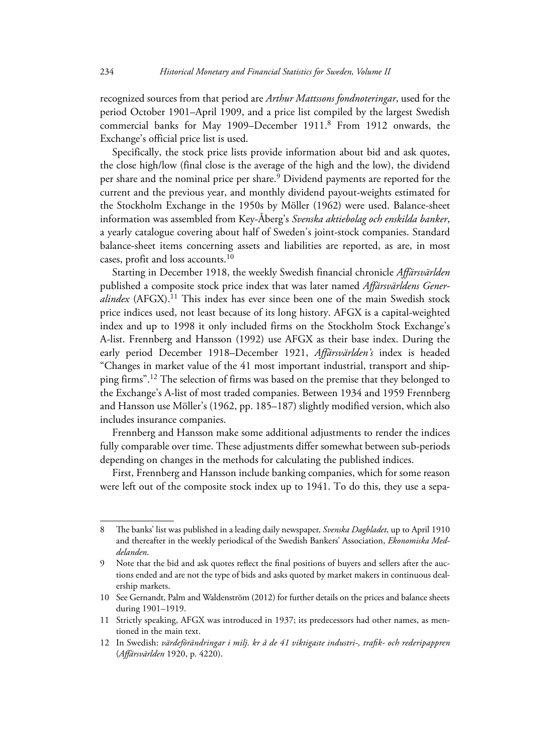recognized sources from that period are *Arthur Mattssons fondnoteringar*, used for the period October 1901–April 1909, and a price list compiled by the largest Swedish commercial banks for May 1909–December 1911.[8] From 1912 onwards, the Exchange's official price list is used.

Specifically, the stock price lists provide information about bid and ask quotes, the close high/low (final close is the average of the high and the low), the dividend per share and the nominal price per share.[9] Dividend payments are reported for the current and the previous year, and monthly dividend payout-weights estimated for the Stockholm Exchange in the 1950s by Möller (1962) were used. Balance-sheet information was assembled from Key-Åberg's *Svenska aktiebolag och enskilda banker*, a yearly catalogue covering about half of Sweden's joint-stock companies. Standard balance-sheet items concerning assets and liabilities are reported, as are, in most cases, profit and loss accounts.[10]

Starting in December 1918, the weekly Swedish financial chronicle *Affärsvärlden* published a composite stock price index that was later named *Affärsvärldens Generalindex* (AFGX).[11] This index has ever since been one of the main Swedish stock price indices used, not least because of its long history. AFGX is a capital-weighted index and up to 1998 it only included firms on the Stockholm Stock Exchange's A-list. Frennberg and Hansson (1992) use AFGX as their base index. During the early period December 1918–December 1921, *Affärsvärlden's* index is headed "Changes in market value of the 41 most important industrial, transport and shipping firms".[12] The selection of firms was based on the premise that they belonged to the Exchange's A-list of most traded companies. Between 1934 and 1959 Frennberg and Hansson use Möller's (1962, pp. 185–187) slightly modified version, which also includes insurance companies.

Frennberg and Hansson make some additional adjustments to render the indices fully comparable over time. These adjustments differ somewhat between sub-periods depending on changes in the methods for calculating the published indices.

First, Frennberg and Hansson include banking companies, which for some reason were left out of the composite stock index up to 1941. To do this, they use a sepa-

---

8 The banks' list was published in a leading daily newspaper, *Svenska Dagbladet*, up to April 1910 and thereafter in the weekly periodical of the Swedish Bankers' Association, *Ekonomiska Meddelanden*.

9 Note that the bid and ask quotes reflect the final positions of buyers and sellers after the auctions ended and are not the type of bids and asks quoted by market makers in continuous dealership markets.

10 See Gernandt, Palm and Waldenström (2012) for further details on the prices and balance sheets during 1901–1919.

11 Strictly speaking, AFGX was introduced in 1937; its predecessors had other names, as mentioned in the main text.

12 In Swedish: *värdeförändringar i milj. kr å de 41 viktigaste industri-, trafik- och rederipappren* (*Affärsvärlden* 1920, p. 4220).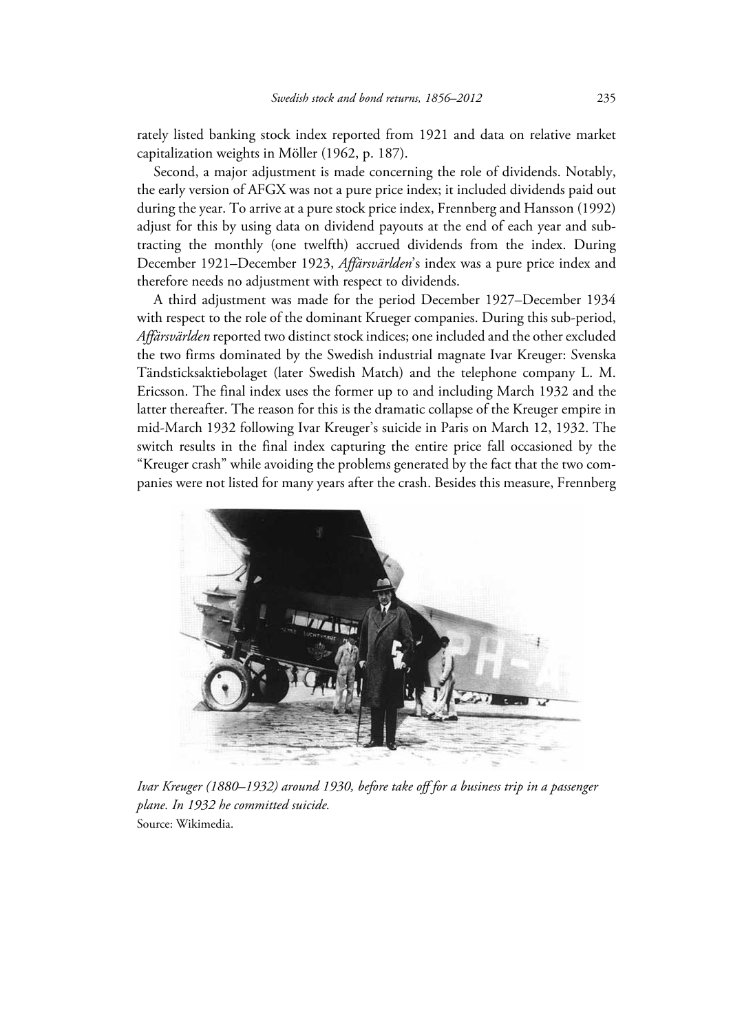rately listed banking stock index reported from 1921 and data on relative market capitalization weights in Möller (1962, p. 187).

Second, a major adjustment is made concerning the role of dividends. Notably, the early version of AFGX was not a pure price index; it included dividends paid out during the year. To arrive at a pure stock price index, Frennberg and Hansson (1992) adjust for this by using data on dividend payouts at the end of each year and subtracting the monthly (one twelfth) accrued dividends from the index. During December 1921–December 1923, *Affärsvärlden*'s index was a pure price index and therefore needs no adjustment with respect to dividends.

A third adjustment was made for the period December 1927–December 1934 with respect to the role of the dominant Krueger companies. During this sub-period, *Affärsvärlden* reported two distinct stock indices; one included and the other excluded the two firms dominated by the Swedish industrial magnate Ivar Kreuger: Svenska Tändsticksaktiebolaget (later Swedish Match) and the telephone company L. M. Ericsson. The final index uses the former up to and including March 1932 and the latter thereafter. The reason for this is the dramatic collapse of the Kreuger empire in mid-March 1932 following Ivar Kreuger's suicide in Paris on March 12, 1932. The switch results in the final index capturing the entire price fall occasioned by the "Kreuger crash" while avoiding the problems generated by the fact that the two companies were not listed for many years after the crash. Besides this measure, Frennberg

*Ivar Kreuger (1880–1932) around 1930, before take off for a business trip in a passenger plane. In 1932 he committed suicide.*
Source: Wikimedia.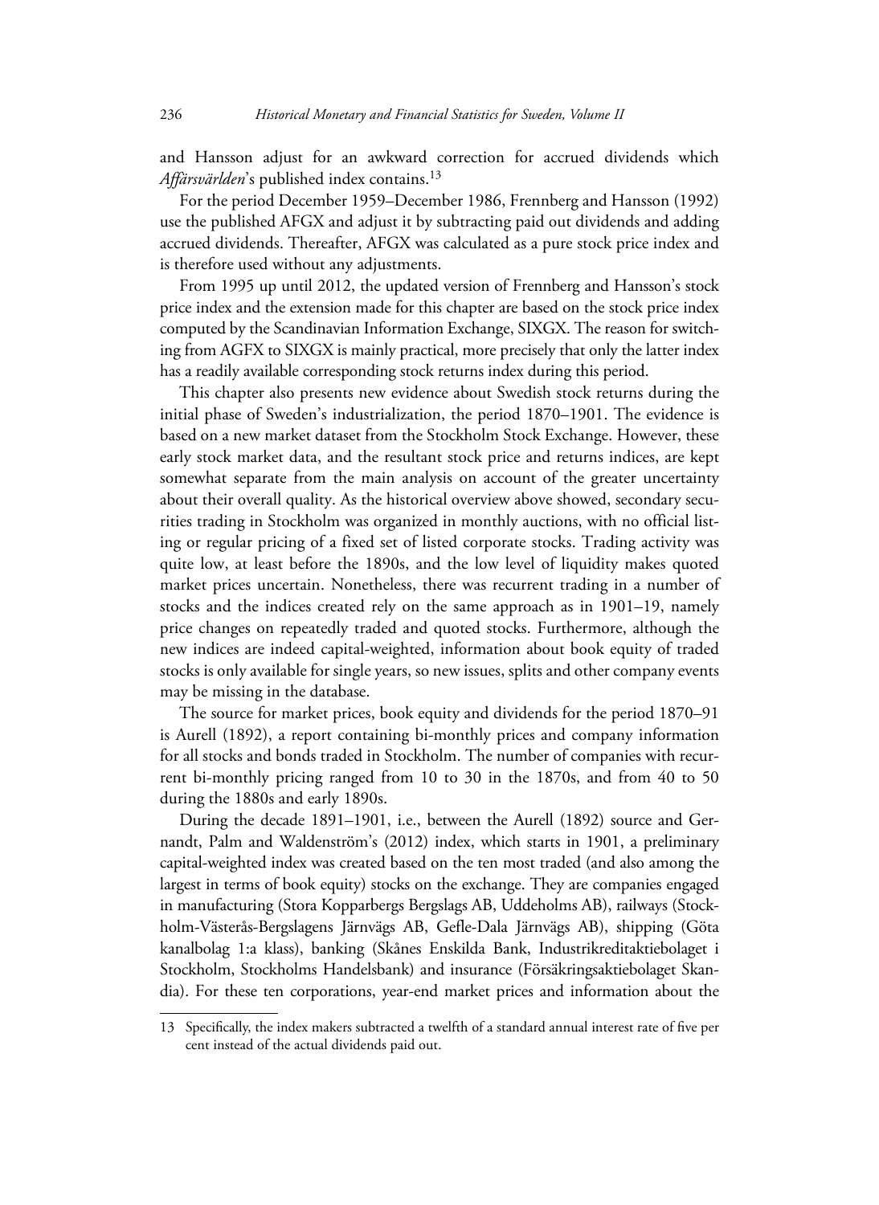and Hansson adjust for an awkward correction for accrued dividends which *Affärsvärlden*'s published index contains.[13]

For the period December 1959–December 1986, Frennberg and Hansson (1992) use the published AFGX and adjust it by subtracting paid out dividends and adding accrued dividends. Thereafter, AFGX was calculated as a pure stock price index and is therefore used without any adjustments.

From 1995 up until 2012, the updated version of Frennberg and Hansson's stock price index and the extension made for this chapter are based on the stock price index computed by the Scandinavian Information Exchange, SIXGX. The reason for switching from AGFX to SIXGX is mainly practical, more precisely that only the latter index has a readily available corresponding stock returns index during this period.

This chapter also presents new evidence about Swedish stock returns during the initial phase of Sweden's industrialization, the period 1870–1901. The evidence is based on a new market dataset from the Stockholm Stock Exchange. However, these early stock market data, and the resultant stock price and returns indices, are kept somewhat separate from the main analysis on account of the greater uncertainty about their overall quality. As the historical overview above showed, secondary securities trading in Stockholm was organized in monthly auctions, with no official listing or regular pricing of a fixed set of listed corporate stocks. Trading activity was quite low, at least before the 1890s, and the low level of liquidity makes quoted market prices uncertain. Nonetheless, there was recurrent trading in a number of stocks and the indices created rely on the same approach as in 1901–19, namely price changes on repeatedly traded and quoted stocks. Furthermore, although the new indices are indeed capital-weighted, information about book equity of traded stocks is only available for single years, so new issues, splits and other company events may be missing in the database.

The source for market prices, book equity and dividends for the period 1870–91 is Aurell (1892), a report containing bi-monthly prices and company information for all stocks and bonds traded in Stockholm. The number of companies with recurrent bi-monthly pricing ranged from 10 to 30 in the 1870s, and from 40 to 50 during the 1880s and early 1890s.

During the decade 1891–1901, i.e., between the Aurell (1892) source and Gernandt, Palm and Waldenström's (2012) index, which starts in 1901, a preliminary capital-weighted index was created based on the ten most traded (and also among the largest in terms of book equity) stocks on the exchange. They are companies engaged in manufacturing (Stora Kopparbergs Bergslags AB, Uddeholms AB), railways (Stockholm-Västerås-Bergslagens Järnvägs AB, Gefle-Dala Järnvägs AB), shipping (Göta kanalbolag 1:a klass), banking (Skånes Enskilda Bank, Industrikreditaktiebolaget i Stockholm, Stockholms Handelsbank) and insurance (Försäkringsaktiebolaget Skandia). For these ten corporations, year-end market prices and information about the

---

13 Specifically, the index makers subtracted a twelfth of a standard annual interest rate of five per cent instead of the actual dividends paid out.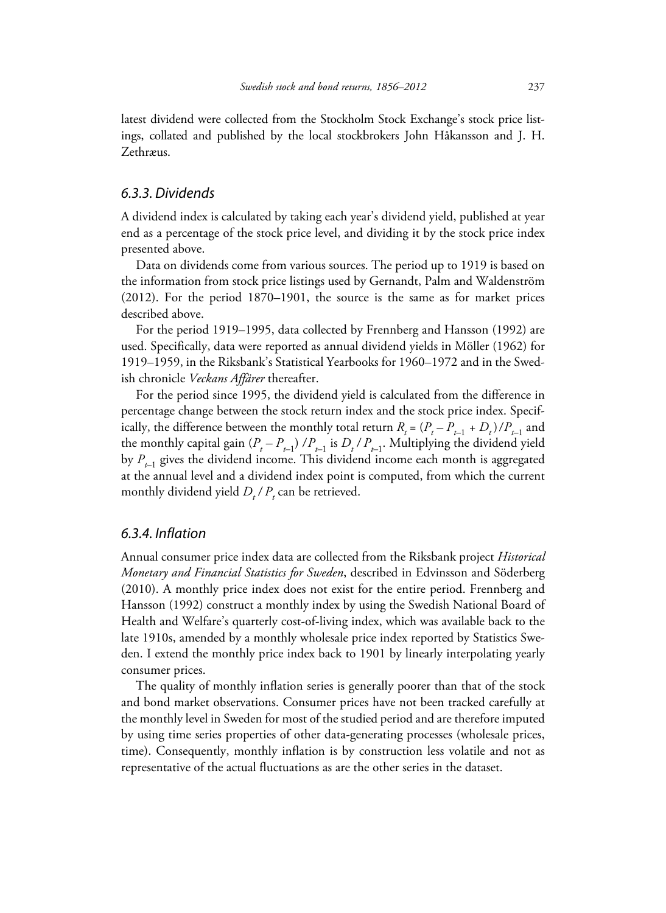latest dividend were collected from the Stockholm Stock Exchange's stock price listings, collated and published by the local stockbrokers John Håkansson and J. H. Zethræus.

### 6.3.3. Dividends

A dividend index is calculated by taking each year's dividend yield, published at year end as a percentage of the stock price level, and dividing it by the stock price index presented above.

Data on dividends come from various sources. The period up to 1919 is based on the information from stock price listings used by Gernandt, Palm and Waldenström (2012). For the period 1870–1901, the source is the same as for market prices described above.

For the period 1919–1995, data collected by Frennberg and Hansson (1992) are used. Specifically, data were reported as annual dividend yields in Möller (1962) for 1919–1959, in the Riksbank's Statistical Yearbooks for 1960–1972 and in the Swedish chronicle *Veckans Affärer* thereafter.

For the period since 1995, the dividend yield is calculated from the difference in percentage change between the stock return index and the stock price index. Specifically, the difference between the monthly total return $R_t = (P_t - P_{t-1} + D_t)/P_{t-1}$ and the monthly capital gain $(P_t - P_{t-1})/P_{t-1}$ is $D_t/P_{t-1}$. Multiplying the dividend yield by $P_{t-1}$ gives the dividend income. This dividend income each month is aggregated at the annual level and a dividend index point is computed, from which the current monthly dividend yield $D_t/P_t$ can be retrieved.

### 6.3.4. Inflation

Annual consumer price index data are collected from the Riksbank project *Historical Monetary and Financial Statistics for Sweden*, described in Edvinsson and Söderberg (2010). A monthly price index does not exist for the entire period. Frennberg and Hansson (1992) construct a monthly index by using the Swedish National Board of Health and Welfare's quarterly cost-of-living index, which was available back to the late 1910s, amended by a monthly wholesale price index reported by Statistics Sweden. I extend the monthly price index back to 1901 by linearly interpolating yearly consumer prices.

The quality of monthly inflation series is generally poorer than that of the stock and bond market observations. Consumer prices have not been tracked carefully at the monthly level in Sweden for most of the studied period and are therefore imputed by using time series properties of other data-generating processes (wholesale prices, time). Consequently, monthly inflation is by construction less volatile and not as representative of the actual fluctuations as are the other series in the dataset.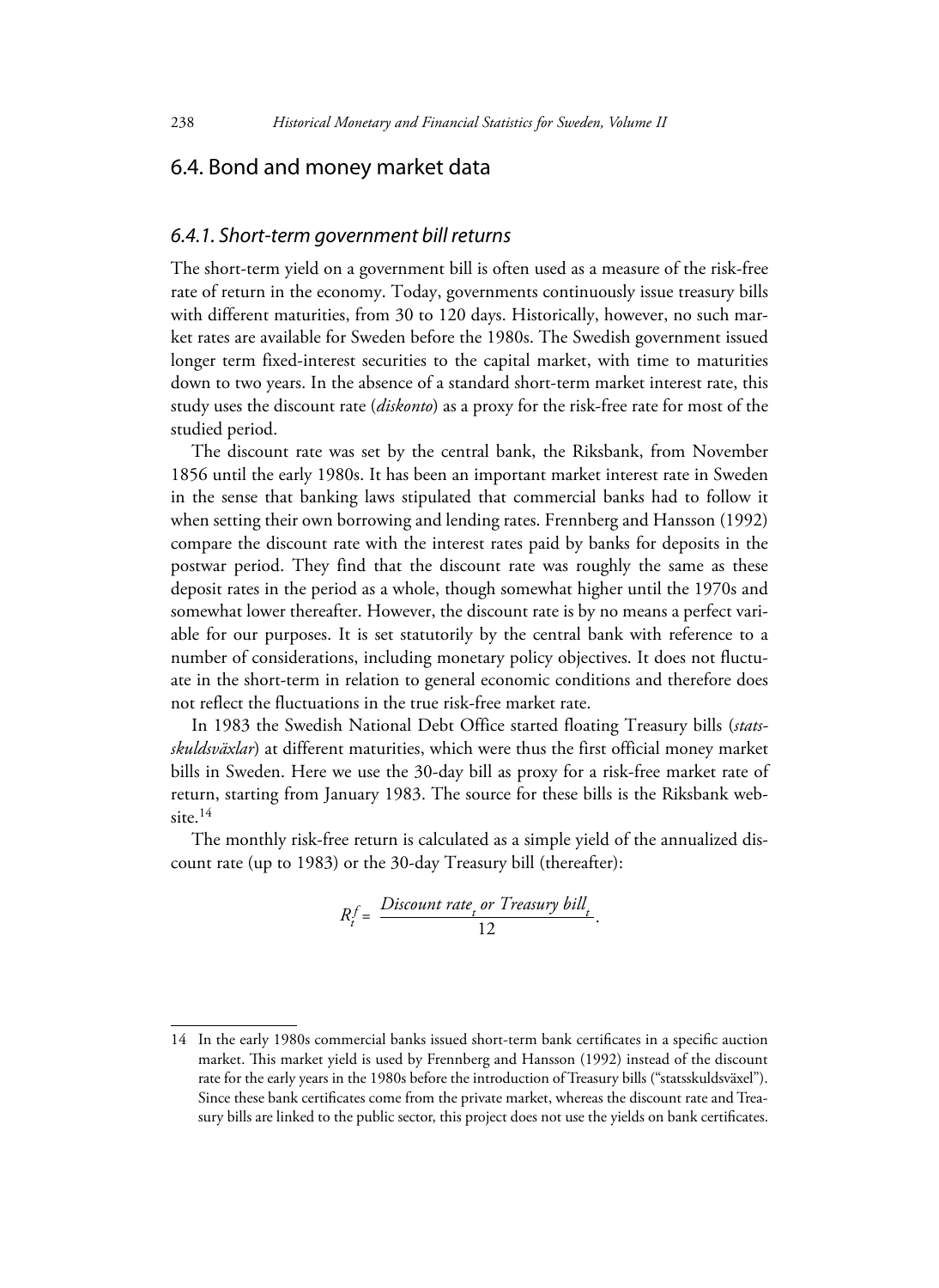## 6.4. Bond and money market data

### *6.4.1. Short-term government bill returns*

The short-term yield on a government bill is often used as a measure of the risk-free rate of return in the economy. Today, governments continuously issue treasury bills with different maturities, from 30 to 120 days. Historically, however, no such market rates are available for Sweden before the 1980s. The Swedish government issued longer term fixed-interest securities to the capital market, with time to maturities down to two years. In the absence of a standard short-term market interest rate, this study uses the discount rate (*diskonto*) as a proxy for the risk-free rate for most of the studied period.

The discount rate was set by the central bank, the Riksbank, from November 1856 until the early 1980s. It has been an important market interest rate in Sweden in the sense that banking laws stipulated that commercial banks had to follow it when setting their own borrowing and lending rates. Frennberg and Hansson (1992) compare the discount rate with the interest rates paid by banks for deposits in the postwar period. They find that the discount rate was roughly the same as these deposit rates in the period as a whole, though somewhat higher until the 1970s and somewhat lower thereafter. However, the discount rate is by no means a perfect variable for our purposes. It is set statutorily by the central bank with reference to a number of considerations, including monetary policy objectives. It does not fluctuate in the short-term in relation to general economic conditions and therefore does not reflect the fluctuations in the true risk-free market rate.

In 1983 the Swedish National Debt Office started floating Treasury bills (*statsskuldsväxlar*) at different maturities, which were thus the first official money market bills in Sweden. Here we use the 30-day bill as proxy for a risk-free market rate of return, starting from January 1983. The source for these bills is the Riksbank website.[14]

The monthly risk-free return is calculated as a simple yield of the annualized discount rate (up to 1983) or the 30-day Treasury bill (thereafter):

$$R_t^f = \frac{\textit{Discount rate}_t \textit{ or Treasury bill}_t}{12}.$$

---

14 In the early 1980s commercial banks issued short-term bank certificates in a specific auction market. This market yield is used by Frennberg and Hansson (1992) instead of the discount rate for the early years in the 1980s before the introduction of Treasury bills ("statsskuldsväxel"). Since these bank certificates come from the private market, whereas the discount rate and Treasury bills are linked to the public sector, this project does not use the yields on bank certificates.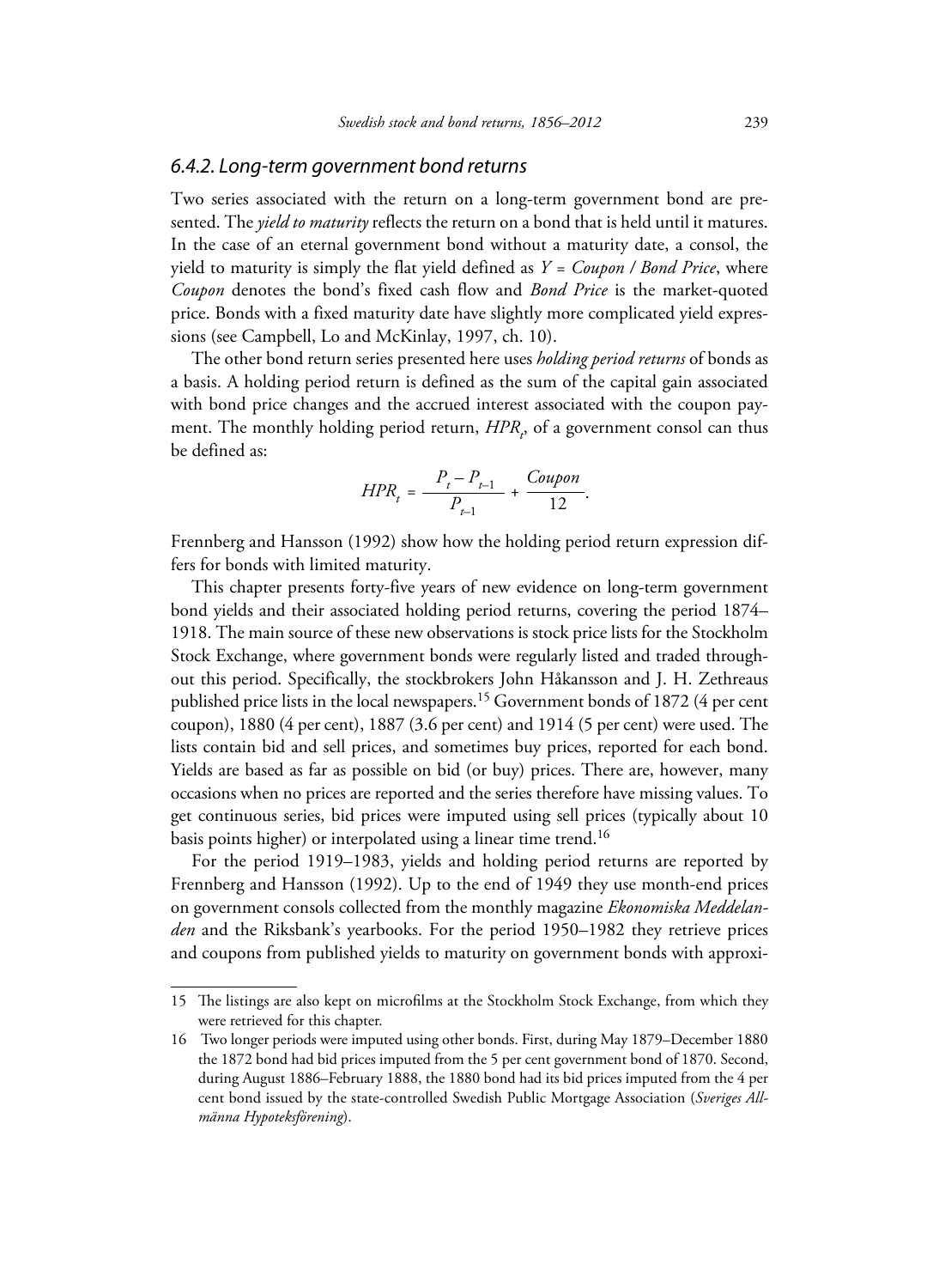### 6.4.2. Long-term government bond returns

Two series associated with the return on a long-term government bond are presented. The *yield to maturity* reflects the return on a bond that is held until it matures. In the case of an eternal government bond without a maturity date, a consol, the yield to maturity is simply the flat yield defined as $Y = Coupon / Bond\ Price$, where *Coupon* denotes the bond's fixed cash flow and *Bond Price* is the market-quoted price. Bonds with a fixed maturity date have slightly more complicated yield expressions (see Campbell, Lo and McKinlay, 1997, ch. 10).

The other bond return series presented here uses *holding period returns* of bonds as a basis. A holding period return is defined as the sum of the capital gain associated with bond price changes and the accrued interest associated with the coupon payment. The monthly holding period return, $HPR_t$, of a government consol can thus be defined as:

$$HPR_t = \frac{P_t - P_{t-1}}{P_{t-1}} + \frac{Coupon}{12}.$$

Frennberg and Hansson (1992) show how the holding period return expression differs for bonds with limited maturity.

This chapter presents forty-five years of new evidence on long-term government bond yields and their associated holding period returns, covering the period 1874–1918. The main source of these new observations is stock price lists for the Stockholm Stock Exchange, where government bonds were regularly listed and traded throughout this period. Specifically, the stockbrokers John Håkansson and J. H. Zethreaus published price lists in the local newspapers.[15] Government bonds of 1872 (4 per cent coupon), 1880 (4 per cent), 1887 (3.6 per cent) and 1914 (5 per cent) were used. The lists contain bid and sell prices, and sometimes buy prices, reported for each bond. Yields are based as far as possible on bid (or buy) prices. There are, however, many occasions when no prices are reported and the series therefore have missing values. To get continuous series, bid prices were imputed using sell prices (typically about 10 basis points higher) or interpolated using a linear time trend.[16]

For the period 1919–1983, yields and holding period returns are reported by Frennberg and Hansson (1992). Up to the end of 1949 they use month-end prices on government consols collected from the monthly magazine *Ekonomiska Meddelanden* and the Riksbank's yearbooks. For the period 1950–1982 they retrieve prices and coupons from published yields to maturity on government bonds with approxi-

---

15 The listings are also kept on microfilms at the Stockholm Stock Exchange, from which they were retrieved for this chapter.

16 Two longer periods were imputed using other bonds. First, during May 1879–December 1880 the 1872 bond had bid prices imputed from the 5 per cent government bond of 1870. Second, during August 1886–February 1888, the 1880 bond had its bid prices imputed from the 4 per cent bond issued by the state-controlled Swedish Public Mortgage Association (*Sveriges Allmänna Hypoteksförening*).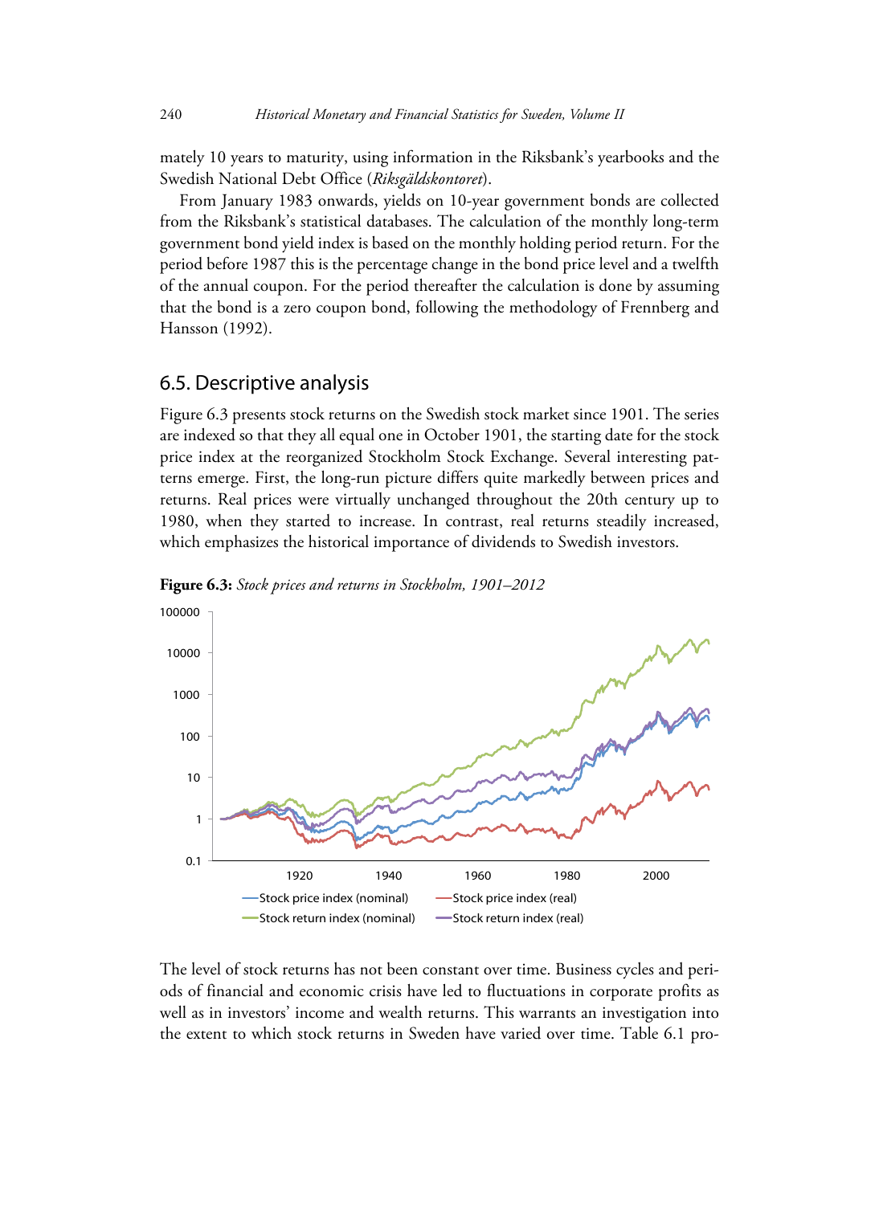mately 10 years to maturity, using information in the Riksbank's yearbooks and the Swedish National Debt Office (*Riksgäldskontoret*).

From January 1983 onwards, yields on 10-year government bonds are collected from the Riksbank's statistical databases. The calculation of the monthly long-term government bond yield index is based on the monthly holding period return. For the period before 1987 this is the percentage change in the bond price level and a twelfth of the annual coupon. For the period thereafter the calculation is done by assuming that the bond is a zero coupon bond, following the methodology of Frennberg and Hansson (1992).

## 6.5. Descriptive analysis

Figure 6.3 presents stock returns on the Swedish stock market since 1901. The series are indexed so that they all equal one in October 1901, the starting date for the stock price index at the reorganized Stockholm Stock Exchange. Several interesting patterns emerge. First, the long-run picture differs quite markedly between prices and returns. Real prices were virtually unchanged throughout the 20th century up to 1980, when they started to increase. In contrast, real returns steadily increased, which emphasizes the historical importance of dividends to Swedish investors.

**Figure 6.3:** *Stock prices and returns in Stockholm, 1901–2012*

The level of stock returns has not been constant over time. Business cycles and periods of financial and economic crisis have led to fluctuations in corporate profits as well as in investors' income and wealth returns. This warrants an investigation into the extent to which stock returns in Sweden have varied over time. Table 6.1 pro-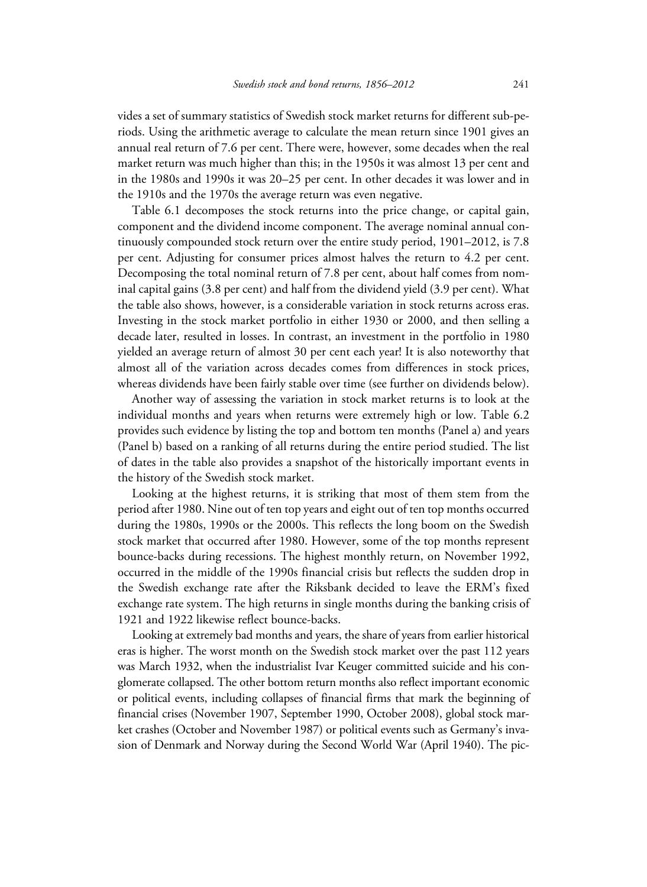vides a set of summary statistics of Swedish stock market returns for different sub-periods. Using the arithmetic average to calculate the mean return since 1901 gives an annual real return of 7.6 per cent. There were, however, some decades when the real market return was much higher than this; in the 1950s it was almost 13 per cent and in the 1980s and 1990s it was 20–25 per cent. In other decades it was lower and in the 1910s and the 1970s the average return was even negative.

Table 6.1 decomposes the stock returns into the price change, or capital gain, component and the dividend income component. The average nominal annual continuously compounded stock return over the entire study period, 1901–2012, is 7.8 per cent. Adjusting for consumer prices almost halves the return to 4.2 per cent. Decomposing the total nominal return of 7.8 per cent, about half comes from nominal capital gains (3.8 per cent) and half from the dividend yield (3.9 per cent). What the table also shows, however, is a considerable variation in stock returns across eras. Investing in the stock market portfolio in either 1930 or 2000, and then selling a decade later, resulted in losses. In contrast, an investment in the portfolio in 1980 yielded an average return of almost 30 per cent each year! It is also noteworthy that almost all of the variation across decades comes from differences in stock prices, whereas dividends have been fairly stable over time (see further on dividends below).

Another way of assessing the variation in stock market returns is to look at the individual months and years when returns were extremely high or low. Table 6.2 provides such evidence by listing the top and bottom ten months (Panel a) and years (Panel b) based on a ranking of all returns during the entire period studied. The list of dates in the table also provides a snapshot of the historically important events in the history of the Swedish stock market.

Looking at the highest returns, it is striking that most of them stem from the period after 1980. Nine out of ten top years and eight out of ten top months occurred during the 1980s, 1990s or the 2000s. This reflects the long boom on the Swedish stock market that occurred after 1980. However, some of the top months represent bounce-backs during recessions. The highest monthly return, on November 1992, occurred in the middle of the 1990s financial crisis but reflects the sudden drop in the Swedish exchange rate after the Riksbank decided to leave the ERM's fixed exchange rate system. The high returns in single months during the banking crisis of 1921 and 1922 likewise reflect bounce-backs.

Looking at extremely bad months and years, the share of years from earlier historical eras is higher. The worst month on the Swedish stock market over the past 112 years was March 1932, when the industrialist Ivar Keuger committed suicide and his conglomerate collapsed. The other bottom return months also reflect important economic or political events, including collapses of financial firms that mark the beginning of financial crises (November 1907, September 1990, October 2008), global stock market crashes (October and November 1987) or political events such as Germany's invasion of Denmark and Norway during the Second World War (April 1940). The pic-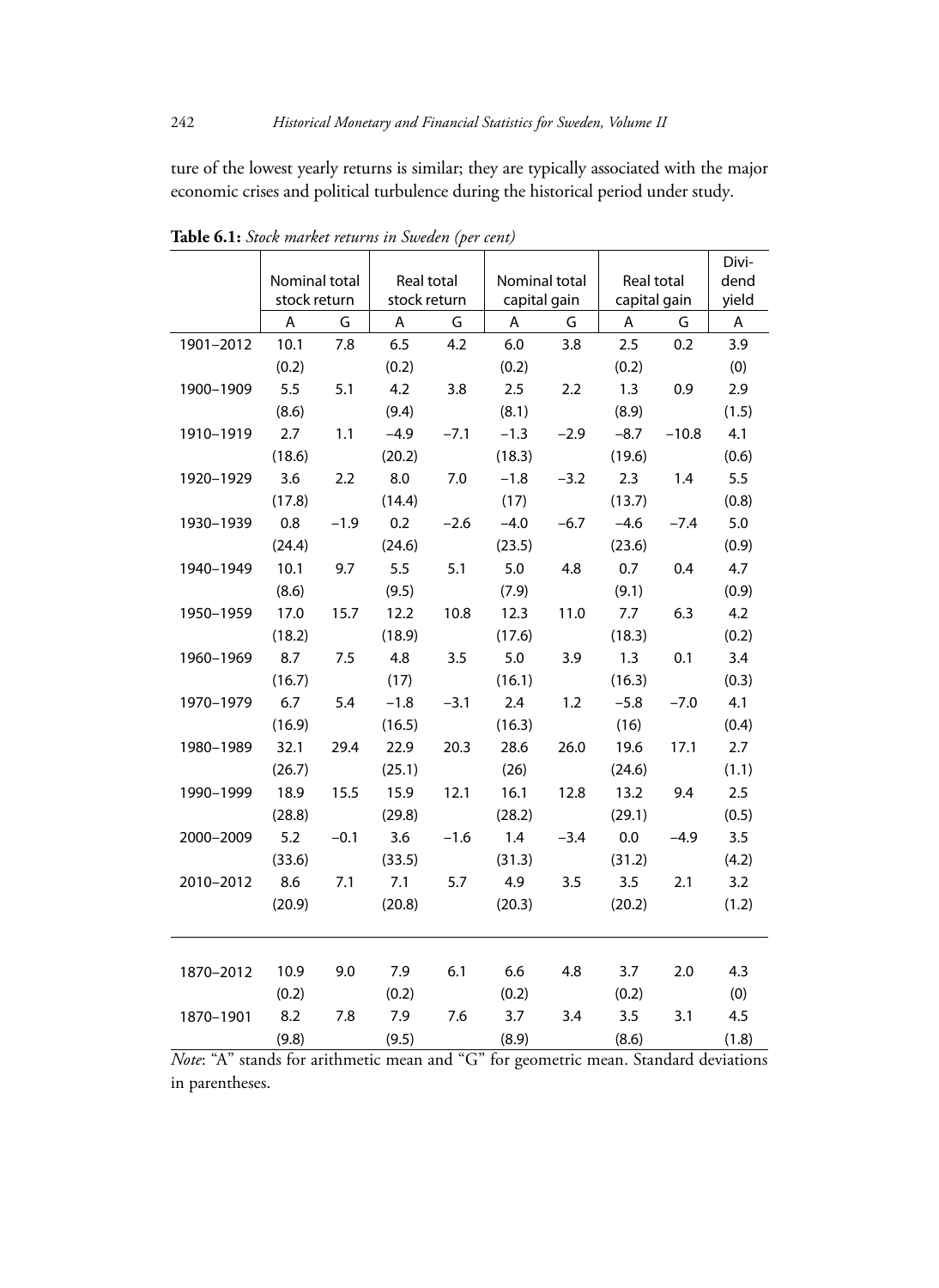ture of the lowest yearly returns is similar; they are typically associated with the major economic crises and political turbulence during the historical period under study.

**Table 6.1:** *Stock market returns in Sweden (per cent)*

| | Nominal total stock return | | Real total stock return | | Nominal total capital gain | | Real total capital gain | | Dividend yield |
|---|---|---|---|---|---|---|---|---|---|
| | A | G | A | G | A | G | A | G | A |
| 1901–2012 | 10.1 | 7.8 | 6.5 | 4.2 | 6.0 | 3.8 | 2.5 | 0.2 | 3.9 |
| | (0.2) | | (0.2) | | (0.2) | | (0.2) | | (0) |
| 1900–1909 | 5.5 | 5.1 | 4.2 | 3.8 | 2.5 | 2.2 | 1.3 | 0.9 | 2.9 |
| | (8.6) | | (9.4) | | (8.1) | | (8.9) | | (1.5) |
| 1910–1919 | 2.7 | 1.1 | −4.9 | −7.1 | −1.3 | −2.9 | −8.7 | −10.8 | 4.1 |
| | (18.6) | | (20.2) | | (18.3) | | (19.6) | | (0.6) |
| 1920–1929 | 3.6 | 2.2 | 8.0 | 7.0 | −1.8 | −3.2 | 2.3 | 1.4 | 5.5 |
| | (17.8) | | (14.4) | | (17) | | (13.7) | | (0.8) |
| 1930–1939 | 0.8 | −1.9 | 0.2 | −2.6 | −4.0 | −6.7 | −4.6 | −7.4 | 5.0 |
| | (24.4) | | (24.6) | | (23.5) | | (23.6) | | (0.9) |
| 1940–1949 | 10.1 | 9.7 | 5.5 | 5.1 | 5.0 | 4.8 | 0.7 | 0.4 | 4.7 |
| | (8.6) | | (9.5) | | (7.9) | | (9.1) | | (0.9) |
| 1950–1959 | 17.0 | 15.7 | 12.2 | 10.8 | 12.3 | 11.0 | 7.7 | 6.3 | 4.2 |
| | (18.2) | | (18.9) | | (17.6) | | (18.3) | | (0.2) |
| 1960–1969 | 8.7 | 7.5 | 4.8 | 3.5 | 5.0 | 3.9 | 1.3 | 0.1 | 3.4 |
| | (16.7) | | (17) | | (16.1) | | (16.3) | | (0.3) |
| 1970–1979 | 6.7 | 5.4 | −1.8 | −3.1 | 2.4 | 1.2 | −5.8 | −7.0 | 4.1 |
| | (16.9) | | (16.5) | | (16.3) | | (16) | | (0.4) |
| 1980–1989 | 32.1 | 29.4 | 22.9 | 20.3 | 28.6 | 26.0 | 19.6 | 17.1 | 2.7 |
| | (26.7) | | (25.1) | | (26) | | (24.6) | | (1.1) |
| 1990–1999 | 18.9 | 15.5 | 15.9 | 12.1 | 16.1 | 12.8 | 13.2 | 9.4 | 2.5 |
| | (28.8) | | (29.8) | | (28.2) | | (29.1) | | (0.5) |
| 2000–2009 | 5.2 | −0.1 | 3.6 | −1.6 | 1.4 | −3.4 | 0.0 | −4.9 | 3.5 |
| | (33.6) | | (33.5) | | (31.3) | | (31.2) | | (4.2) |
| 2010–2012 | 8.6 | 7.1 | 7.1 | 5.7 | 4.9 | 3.5 | 3.5 | 2.1 | 3.2 |
| | (20.9) | | (20.8) | | (20.3) | | (20.2) | | (1.2) |
| 1870–2012 | 10.9 | 9.0 | 7.9 | 6.1 | 6.6 | 4.8 | 3.7 | 2.0 | 4.3 |
| | (0.2) | | (0.2) | | (0.2) | | (0.2) | | (0) |
| 1870–1901 | 8.2 | 7.8 | 7.9 | 7.6 | 3.7 | 3.4 | 3.5 | 3.1 | 4.5 |
| | (9.8) | | (9.5) | | (8.9) | | (8.6) | | (1.8) |

*Note*: "A" stands for arithmetic mean and "G" for geometric mean. Standard deviations in parentheses.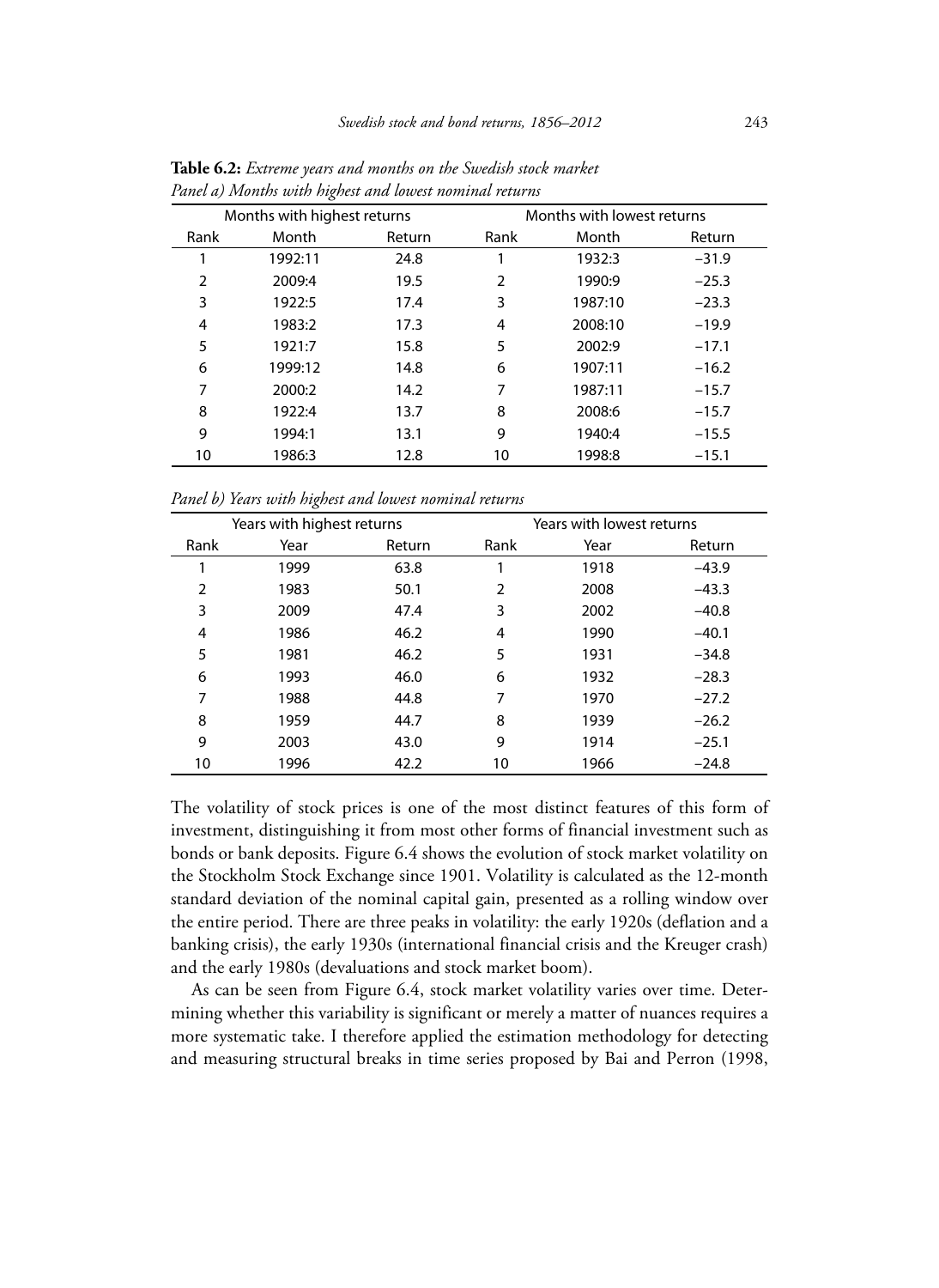**Table 6.2:** *Extreme years and months on the Swedish stock market*

*Panel a) Months with highest and lowest nominal returns*

| Months with highest returns | | | Months with lowest returns | | |
|---|---|---|---|---|---|
| Rank | Month | Return | Rank | Month | Return |
| 1 | 1992:11 | 24.8 | 1 | 1932:3 | −31.9 |
| 2 | 2009:4 | 19.5 | 2 | 1990:9 | −25.3 |
| 3 | 1922:5 | 17.4 | 3 | 1987:10 | −23.3 |
| 4 | 1983:2 | 17.3 | 4 | 2008:10 | −19.9 |
| 5 | 1921:7 | 15.8 | 5 | 2002:9 | −17.1 |
| 6 | 1999:12 | 14.8 | 6 | 1907:11 | −16.2 |
| 7 | 2000:2 | 14.2 | 7 | 1987:11 | −15.7 |
| 8 | 1922:4 | 13.7 | 8 | 2008:6 | −15.7 |
| 9 | 1994:1 | 13.1 | 9 | 1940:4 | −15.5 |
| 10 | 1986:3 | 12.8 | 10 | 1998:8 | −15.1 |

*Panel b) Years with highest and lowest nominal returns*

| Years with highest returns | | | Years with lowest returns | | |
|---|---|---|---|---|---|
| Rank | Year | Return | Rank | Year | Return |
| 1 | 1999 | 63.8 | 1 | 1918 | −43.9 |
| 2 | 1983 | 50.1 | 2 | 2008 | −43.3 |
| 3 | 2009 | 47.4 | 3 | 2002 | −40.8 |
| 4 | 1986 | 46.2 | 4 | 1990 | −40.1 |
| 5 | 1981 | 46.2 | 5 | 1931 | −34.8 |
| 6 | 1993 | 46.0 | 6 | 1932 | −28.3 |
| 7 | 1988 | 44.8 | 7 | 1970 | −27.2 |
| 8 | 1959 | 44.7 | 8 | 1939 | −26.2 |
| 9 | 2003 | 43.0 | 9 | 1914 | −25.1 |
| 10 | 1996 | 42.2 | 10 | 1966 | −24.8 |

The volatility of stock prices is one of the most distinct features of this form of investment, distinguishing it from most other forms of financial investment such as bonds or bank deposits. Figure 6.4 shows the evolution of stock market volatility on the Stockholm Stock Exchange since 1901. Volatility is calculated as the 12-month standard deviation of the nominal capital gain, presented as a rolling window over the entire period. There are three peaks in volatility: the early 1920s (deflation and a banking crisis), the early 1930s (international financial crisis and the Kreuger crash) and the early 1980s (devaluations and stock market boom).

As can be seen from Figure 6.4, stock market volatility varies over time. Determining whether this variability is significant or merely a matter of nuances requires a more systematic take. I therefore applied the estimation methodology for detecting and measuring structural breaks in time series proposed by Bai and Perron (1998,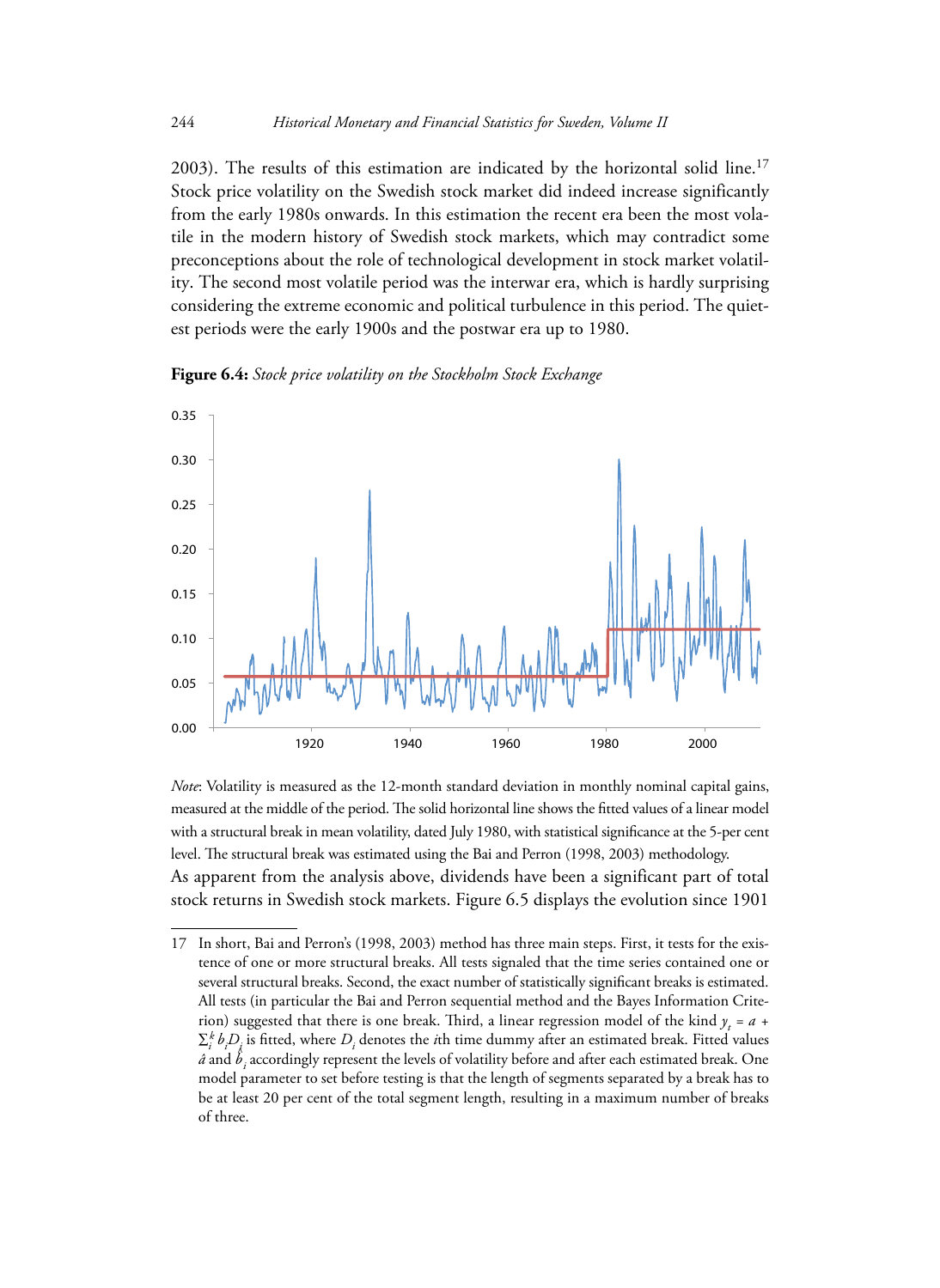2003). The results of this estimation are indicated by the horizontal solid line.[17] Stock price volatility on the Swedish stock market did indeed increase significantly from the early 1980s onwards. In this estimation the recent era been the most volatile in the modern history of Swedish stock markets, which may contradict some preconceptions about the role of technological development in stock market volatility. The second most volatile period was the interwar era, which is hardly surprising considering the extreme economic and political turbulence in this period. The quietest periods were the early 1900s and the postwar era up to 1980.

**Figure 6.4:** *Stock price volatility on the Stockholm Stock Exchange*

*Note*: Volatility is measured as the 12-month standard deviation in monthly nominal capital gains, measured at the middle of the period. The solid horizontal line shows the fitted values of a linear model with a structural break in mean volatility, dated July 1980, with statistical significance at the 5-per cent level. The structural break was estimated using the Bai and Perron (1998, 2003) methodology.

As apparent from the analysis above, dividends have been a significant part of total stock returns in Swedish stock markets. Figure 6.5 displays the evolution since 1901

---

17 In short, Bai and Perron's (1998, 2003) method has three main steps. First, it tests for the existence of one or more structural breaks. All tests signaled that the time series contained one or several structural breaks. Second, the exact number of statistically significant breaks is estimated. All tests (in particular the Bai and Perron sequential method and the Bayes Information Criterion) suggested that there is one break. Third, a linear regression model of the kind $y_t = a + \sum_i^k b_i D_i$ is fitted, where $D_i$ denotes the *i*th time dummy after an estimated break. Fitted values $\hat{a}$ and $\hat{b}_i$ accordingly represent the levels of volatility before and after each estimated break. One model parameter to set before testing is that the length of segments separated by a break has to be at least 20 per cent of the total segment length, resulting in a maximum number of breaks of three.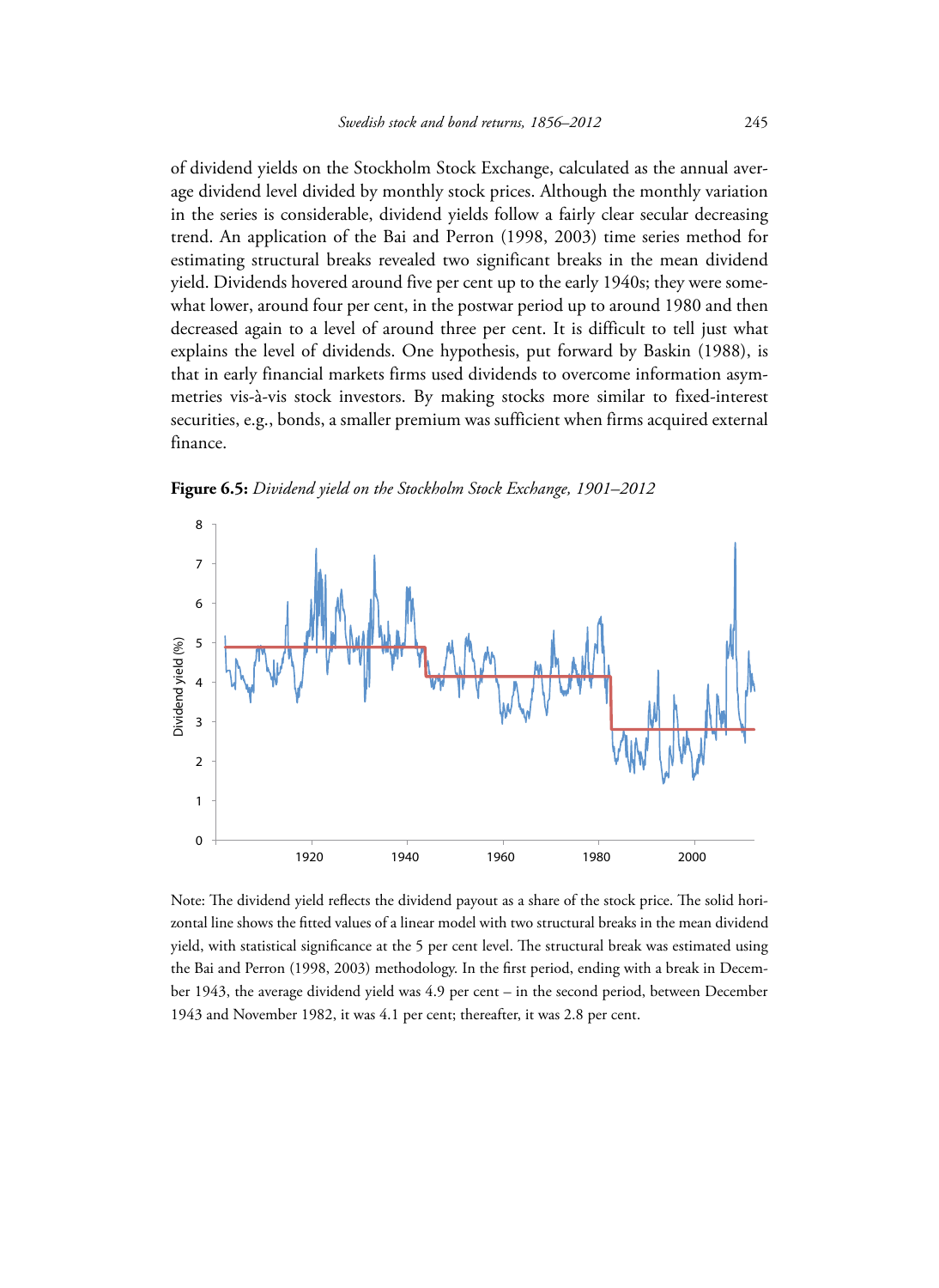of dividend yields on the Stockholm Stock Exchange, calculated as the annual average dividend level divided by monthly stock prices. Although the monthly variation in the series is considerable, dividend yields follow a fairly clear secular decreasing trend. An application of the Bai and Perron (1998, 2003) time series method for estimating structural breaks revealed two significant breaks in the mean dividend yield. Dividends hovered around five per cent up to the early 1940s; they were somewhat lower, around four per cent, in the postwar period up to around 1980 and then decreased again to a level of around three per cent. It is difficult to tell just what explains the level of dividends. One hypothesis, put forward by Baskin (1988), is that in early financial markets firms used dividends to overcome information asymmetries vis-à-vis stock investors. By making stocks more similar to fixed-interest securities, e.g., bonds, a smaller premium was sufficient when firms acquired external finance.

**Figure 6.5:** *Dividend yield on the Stockholm Stock Exchange, 1901–2012*

Note: The dividend yield reflects the dividend payout as a share of the stock price. The solid horizontal line shows the fitted values of a linear model with two structural breaks in the mean dividend yield, with statistical significance at the 5 per cent level. The structural break was estimated using the Bai and Perron (1998, 2003) methodology. In the first period, ending with a break in December 1943, the average dividend yield was 4.9 per cent – in the second period, between December 1943 and November 1982, it was 4.1 per cent; thereafter, it was 2.8 per cent.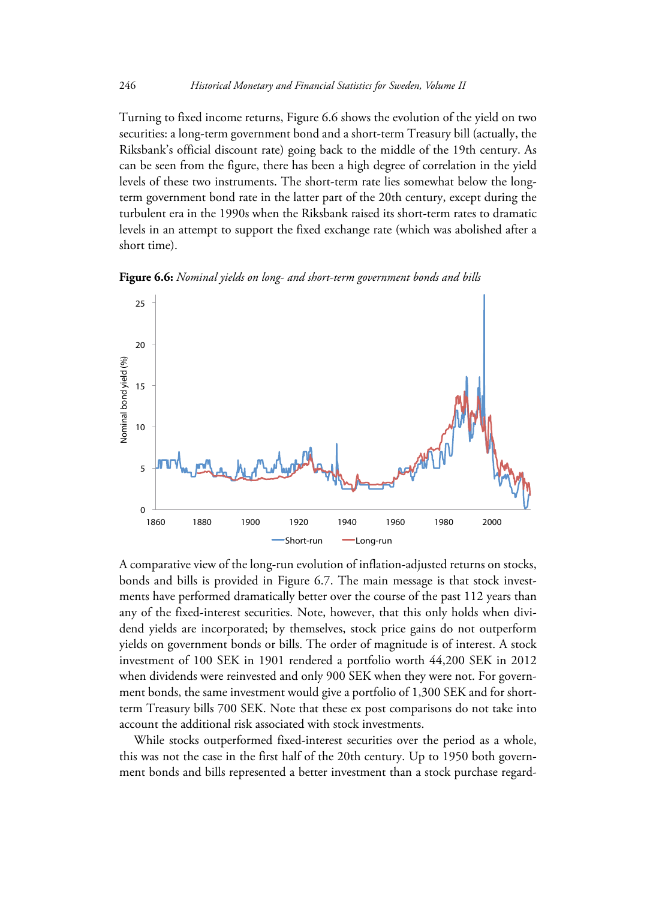Turning to fixed income returns, Figure 6.6 shows the evolution of the yield on two securities: a long-term government bond and a short-term Treasury bill (actually, the Riksbank's official discount rate) going back to the middle of the 19th century. As can be seen from the figure, there has been a high degree of correlation in the yield levels of these two instruments. The short-term rate lies somewhat below the long-term government bond rate in the latter part of the 20th century, except during the turbulent era in the 1990s when the Riksbank raised its short-term rates to dramatic levels in an attempt to support the fixed exchange rate (which was abolished after a short time).

**Figure 6.6:** *Nominal yields on long- and short-term government bonds and bills*

A comparative view of the long-run evolution of inflation-adjusted returns on stocks, bonds and bills is provided in Figure 6.7. The main message is that stock investments have performed dramatically better over the course of the past 112 years than any of the fixed-interest securities. Note, however, that this only holds when dividend yields are incorporated; by themselves, stock price gains do not outperform yields on government bonds or bills. The order of magnitude is of interest. A stock investment of 100 SEK in 1901 rendered a portfolio worth 44,200 SEK in 2012 when dividends were reinvested and only 900 SEK when they were not. For government bonds, the same investment would give a portfolio of 1,300 SEK and for short-term Treasury bills 700 SEK. Note that these ex post comparisons do not take into account the additional risk associated with stock investments.

While stocks outperformed fixed-interest securities over the period as a whole, this was not the case in the first half of the 20th century. Up to 1950 both government bonds and bills represented a better investment than a stock purchase regard-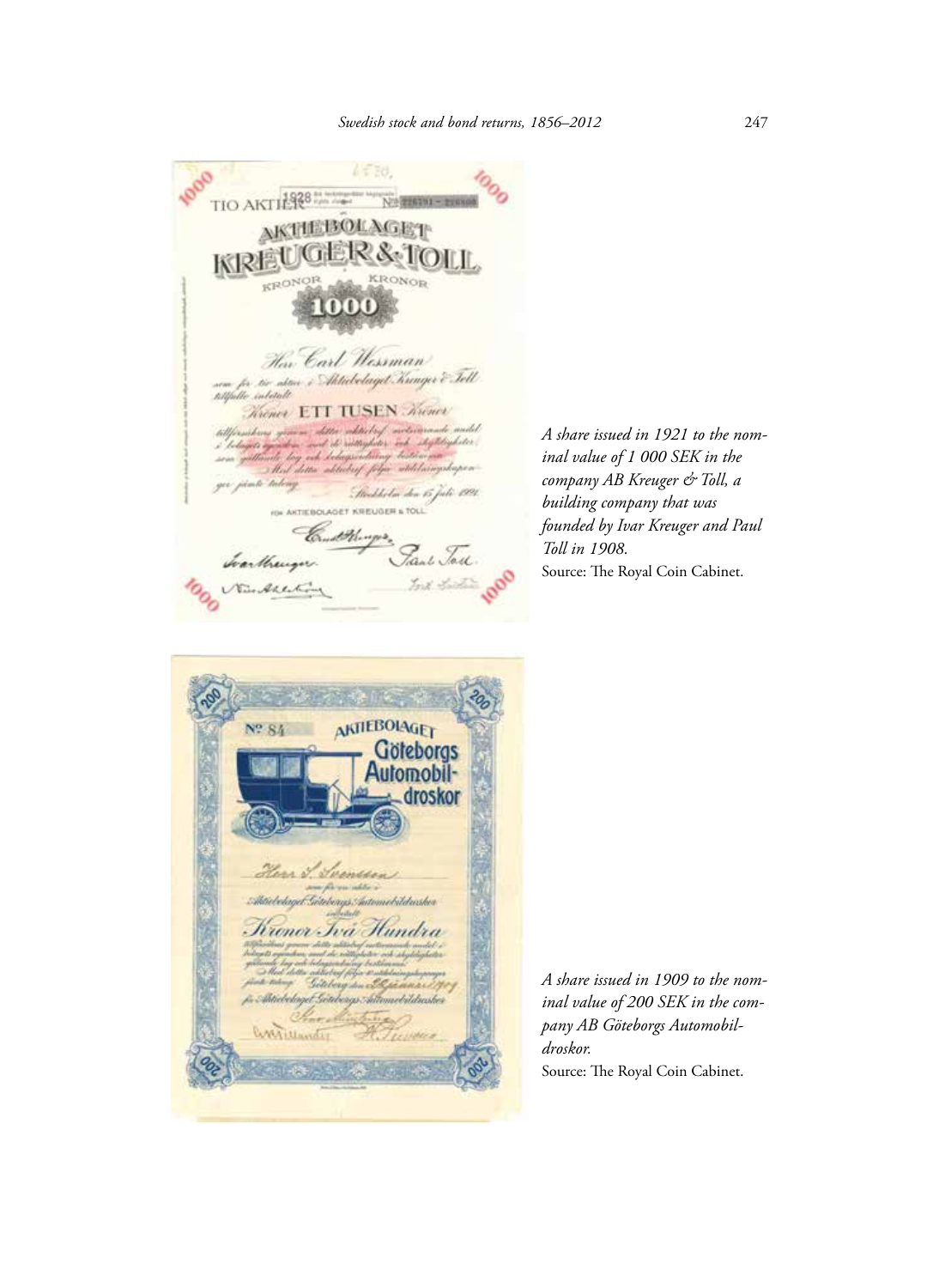A share issued in 1921 to the nominal value of 1 000 SEK in the company AB Kreuger & Toll, a building company that was founded by Ivar Kreuger and Paul Toll in 1908.

Source: The Royal Coin Cabinet.

A share issued in 1909 to the nominal value of 200 SEK in the company AB Göteborgs Automobildroskor.

Source: The Royal Coin Cabinet.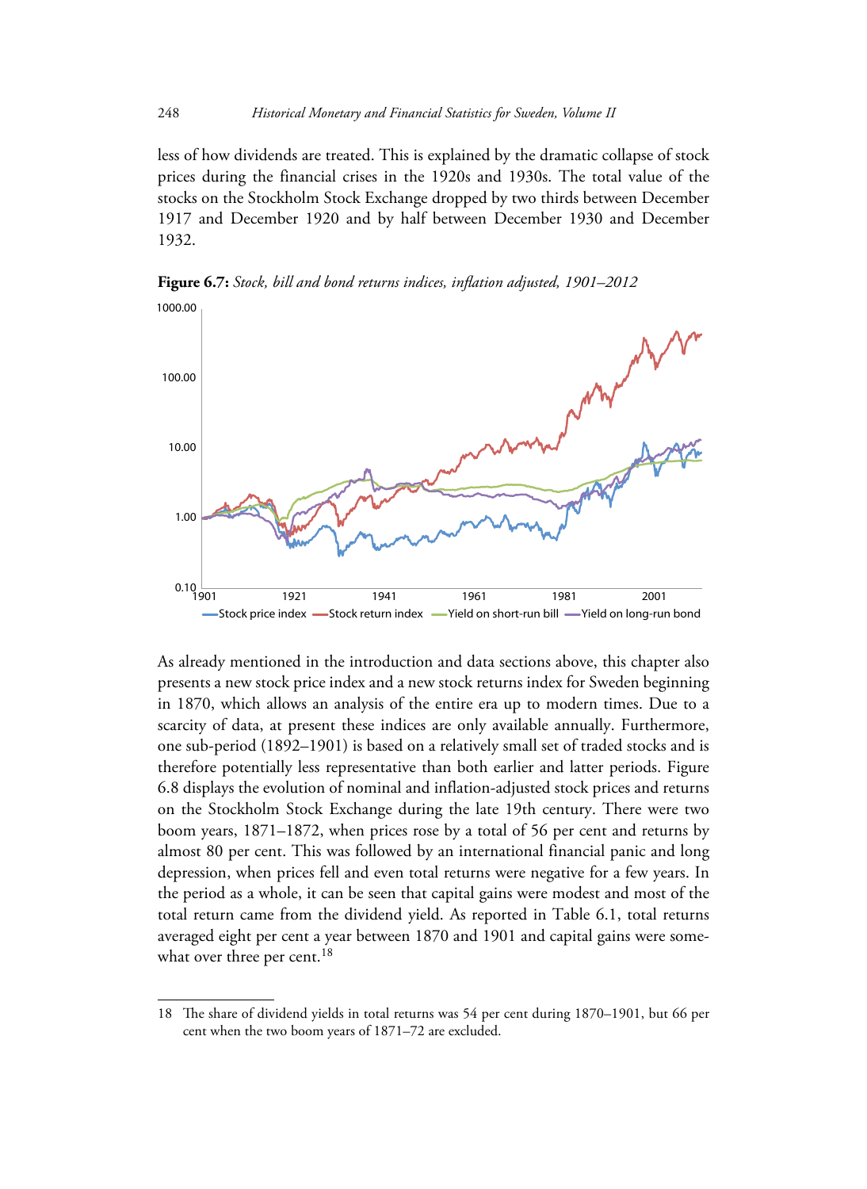less of how dividends are treated. This is explained by the dramatic collapse of stock prices during the financial crises in the 1920s and 1930s. The total value of the stocks on the Stockholm Stock Exchange dropped by two thirds between December 1917 and December 1920 and by half between December 1930 and December 1932.

**Figure 6.7:** *Stock, bill and bond returns indices, inflation adjusted, 1901–2012*

As already mentioned in the introduction and data sections above, this chapter also presents a new stock price index and a new stock returns index for Sweden beginning in 1870, which allows an analysis of the entire era up to modern times. Due to a scarcity of data, at present these indices are only available annually. Furthermore, one sub-period (1892–1901) is based on a relatively small set of traded stocks and is therefore potentially less representative than both earlier and latter periods. Figure 6.8 displays the evolution of nominal and inflation-adjusted stock prices and returns on the Stockholm Stock Exchange during the late 19th century. There were two boom years, 1871–1872, when prices rose by a total of 56 per cent and returns by almost 80 per cent. This was followed by an international financial panic and long depression, when prices fell and even total returns were negative for a few years. In the period as a whole, it can be seen that capital gains were modest and most of the total return came from the dividend yield. As reported in Table 6.1, total returns averaged eight per cent a year between 1870 and 1901 and capital gains were somewhat over three per cent.[18]

---

18 The share of dividend yields in total returns was 54 per cent during 1870–1901, but 66 per cent when the two boom years of 1871–72 are excluded.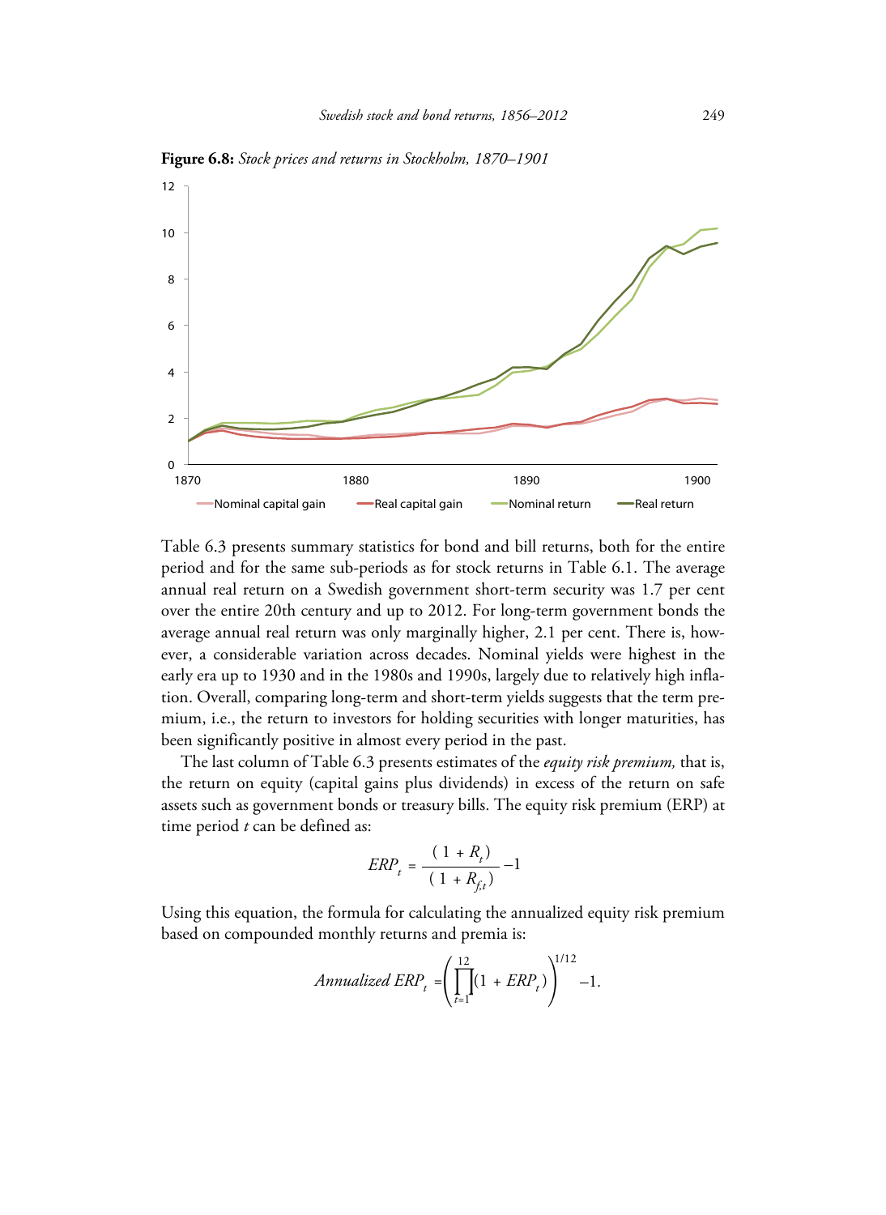**Figure 6.8:** *Stock prices and returns in Stockholm, 1870–1901*

Table 6.3 presents summary statistics for bond and bill returns, both for the entire period and for the same sub-periods as for stock returns in Table 6.1. The average annual real return on a Swedish government short-term security was 1.7 per cent over the entire 20th century and up to 2012. For long-term government bonds the average annual real return was only marginally higher, 2.1 per cent. There is, however, a considerable variation across decades. Nominal yields were highest in the early era up to 1930 and in the 1980s and 1990s, largely due to relatively high inflation. Overall, comparing long-term and short-term yields suggests that the term premium, i.e., the return to investors for holding securities with longer maturities, has been significantly positive in almost every period in the past.

The last column of Table 6.3 presents estimates of the *equity risk premium,* that is, the return on equity (capital gains plus dividends) in excess of the return on safe assets such as government bonds or treasury bills. The equity risk premium (ERP) at time period *t* can be defined as:

$$ERP_t = \frac{(1 + R_t)}{(1 + R_{f,t})} - 1$$

Using this equation, the formula for calculating the annualized equity risk premium based on compounded monthly returns and premia is:

$$Annualized\ ERP_t = \left( \prod_{t=1}^{12} (1 + ERP_t) \right)^{1/12} - 1.$$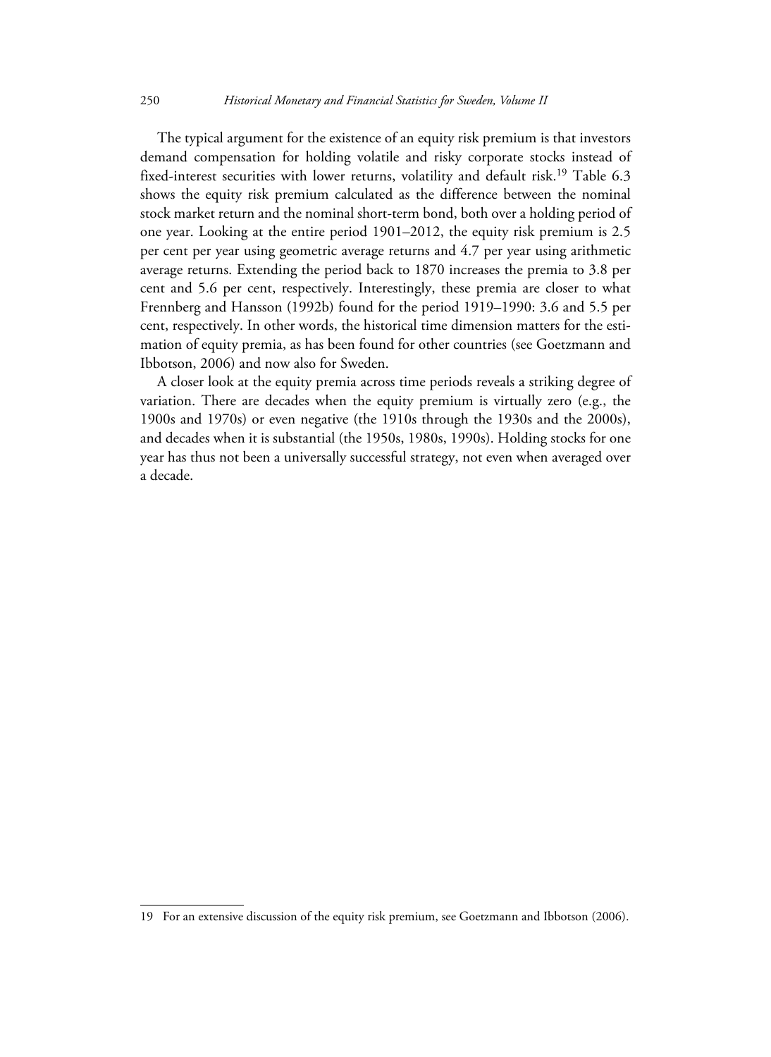The typical argument for the existence of an equity risk premium is that investors demand compensation for holding volatile and risky corporate stocks instead of fixed-interest securities with lower returns, volatility and default risk.[19] Table 6.3 shows the equity risk premium calculated as the difference between the nominal stock market return and the nominal short-term bond, both over a holding period of one year. Looking at the entire period 1901–2012, the equity risk premium is 2.5 per cent per year using geometric average returns and 4.7 per year using arithmetic average returns. Extending the period back to 1870 increases the premia to 3.8 per cent and 5.6 per cent, respectively. Interestingly, these premia are closer to what Frennberg and Hansson (1992b) found for the period 1919–1990: 3.6 and 5.5 per cent, respectively. In other words, the historical time dimension matters for the estimation of equity premia, as has been found for other countries (see Goetzmann and Ibbotson, 2006) and now also for Sweden.

A closer look at the equity premia across time periods reveals a striking degree of variation. There are decades when the equity premium is virtually zero (e.g., the 1900s and 1970s) or even negative (the 1910s through the 1930s and the 2000s), and decades when it is substantial (the 1950s, 1980s, 1990s). Holding stocks for one year has thus not been a universally successful strategy, not even when averaged over a decade.

---

19 For an extensive discussion of the equity risk premium, see Goetzmann and Ibbotson (2006).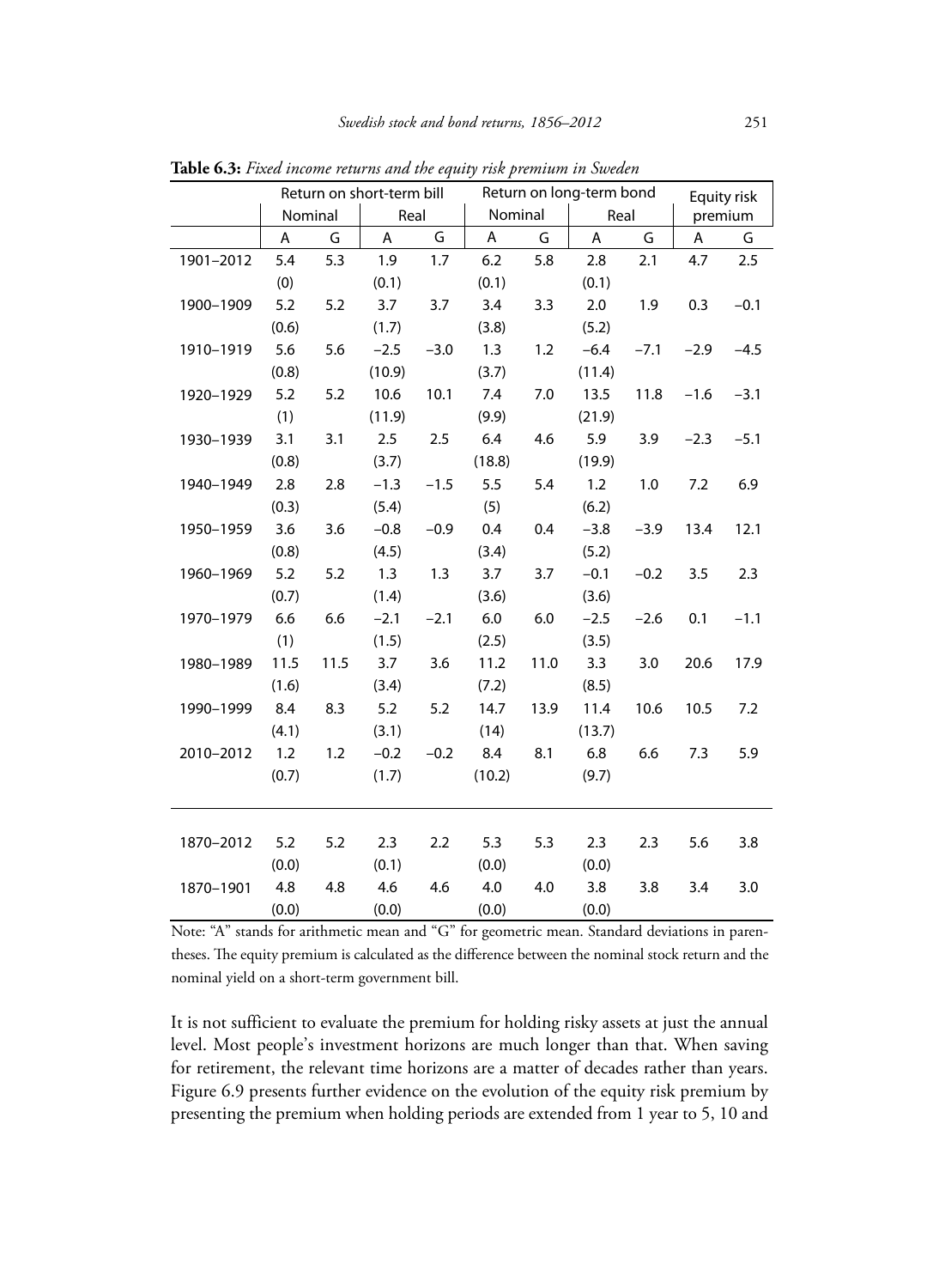**Table 6.3:** *Fixed income returns and the equity risk premium in Sweden*

| | Return on short-term bill | | | | Return on long-term bond | | | | Equity risk premium | |
|---|---|---|---|---|---|---|---|---|---|---|
| | Nominal | | Real | | Nominal | | Real | | | |
| | A | G | A | G | A | G | A | G | A | G |
| 1901–2012 | 5.4 | 5.3 | 1.9 | 1.7 | 6.2 | 5.8 | 2.8 | 2.1 | 4.7 | 2.5 |
| | (0) | | (0.1) | | (0.1) | | (0.1) | | | |
| 1900–1909 | 5.2 | 5.2 | 3.7 | 3.7 | 3.4 | 3.3 | 2.0 | 1.9 | 0.3 | −0.1 |
| | (0.6) | | (1.7) | | (3.8) | | (5.2) | | | |
| 1910–1919 | 5.6 | 5.6 | −2.5 | −3.0 | 1.3 | 1.2 | −6.4 | −7.1 | −2.9 | −4.5 |
| | (0.8) | | (10.9) | | (3.7) | | (11.4) | | | |
| 1920–1929 | 5.2 | 5.2 | 10.6 | 10.1 | 7.4 | 7.0 | 13.5 | 11.8 | −1.6 | −3.1 |
| | (1) | | (11.9) | | (9.9) | | (21.9) | | | |
| 1930–1939 | 3.1 | 3.1 | 2.5 | 2.5 | 6.4 | 4.6 | 5.9 | 3.9 | −2.3 | −5.1 |
| | (0.8) | | (3.7) | | (18.8) | | (19.9) | | | |
| 1940–1949 | 2.8 | 2.8 | −1.3 | −1.5 | 5.5 | 5.4 | 1.2 | 1.0 | 7.2 | 6.9 |
| | (0.3) | | (5.4) | | (5) | | (6.2) | | | |
| 1950–1959 | 3.6 | 3.6 | −0.8 | −0.9 | 0.4 | 0.4 | −3.8 | −3.9 | 13.4 | 12.1 |
| | (0.8) | | (4.5) | | (3.4) | | (5.2) | | | |
| 1960–1969 | 5.2 | 5.2 | 1.3 | 1.3 | 3.7 | 3.7 | −0.1 | −0.2 | 3.5 | 2.3 |
| | (0.7) | | (1.4) | | (3.6) | | (3.6) | | | |
| 1970–1979 | 6.6 | 6.6 | −2.1 | −2.1 | 6.0 | 6.0 | −2.5 | −2.6 | 0.1 | −1.1 |
| | (1) | | (1.5) | | (2.5) | | (3.5) | | | |
| 1980–1989 | 11.5 | 11.5 | 3.7 | 3.6 | 11.2 | 11.0 | 3.3 | 3.0 | 20.6 | 17.9 |
| | (1.6) | | (3.4) | | (7.2) | | (8.5) | | | |
| 1990–1999 | 8.4 | 8.3 | 5.2 | 5.2 | 14.7 | 13.9 | 11.4 | 10.6 | 10.5 | 7.2 |
| | (4.1) | | (3.1) | | (14) | | (13.7) | | | |
| 2010–2012 | 1.2 | 1.2 | −0.2 | −0.2 | 8.4 | 8.1 | 6.8 | 6.6 | 7.3 | 5.9 |
| | (0.7) | | (1.7) | | (10.2) | | (9.7) | | | |
| 1870–2012 | 5.2 | 5.2 | 2.3 | 2.2 | 5.3 | 5.3 | 2.3 | 2.3 | 5.6 | 3.8 |
| | (0.0) | | (0.1) | | (0.0) | | (0.0) | | | |
| 1870–1901 | 4.8 | 4.8 | 4.6 | 4.6 | 4.0 | 4.0 | 3.8 | 3.8 | 3.4 | 3.0 |
| | (0.0) | | (0.0) | | (0.0) | | (0.0) | | | |

Note: "A" stands for arithmetic mean and "G" for geometric mean. Standard deviations in parentheses. The equity premium is calculated as the difference between the nominal stock return and the nominal yield on a short-term government bill.

It is not sufficient to evaluate the premium for holding risky assets at just the annual level. Most people's investment horizons are much longer than that. When saving for retirement, the relevant time horizons are a matter of decades rather than years. Figure 6.9 presents further evidence on the evolution of the equity risk premium by presenting the premium when holding periods are extended from 1 year to 5, 10 and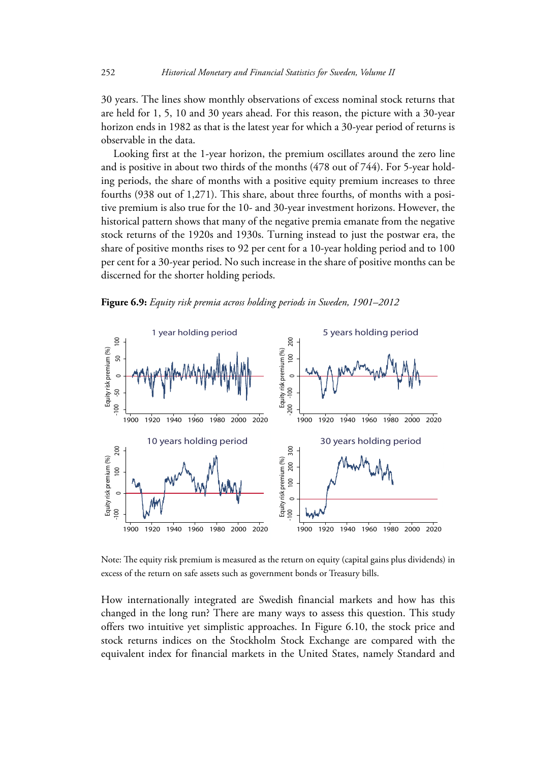30 years. The lines show monthly observations of excess nominal stock returns that are held for 1, 5, 10 and 30 years ahead. For this reason, the picture with a 30-year horizon ends in 1982 as that is the latest year for which a 30-year period of returns is observable in the data.

Looking first at the 1-year horizon, the premium oscillates around the zero line and is positive in about two thirds of the months (478 out of 744). For 5-year holding periods, the share of months with a positive equity premium increases to three fourths (938 out of 1,271). This share, about three fourths, of months with a positive premium is also true for the 10- and 30-year investment horizons. However, the historical pattern shows that many of the negative premia emanate from the negative stock returns of the 1920s and 1930s. Turning instead to just the postwar era, the share of positive months rises to 92 per cent for a 10-year holding period and to 100 per cent for a 30-year period. No such increase in the share of positive months can be discerned for the shorter holding periods.

**Figure 6.9:** *Equity risk premia across holding periods in Sweden, 1901–2012*

Note: The equity risk premium is measured as the return on equity (capital gains plus dividends) in excess of the return on safe assets such as government bonds or Treasury bills.

How internationally integrated are Swedish financial markets and how has this changed in the long run? There are many ways to assess this question. This study offers two intuitive yet simplistic approaches. In Figure 6.10, the stock price and stock returns indices on the Stockholm Stock Exchange are compared with the equivalent index for financial markets in the United States, namely Standard and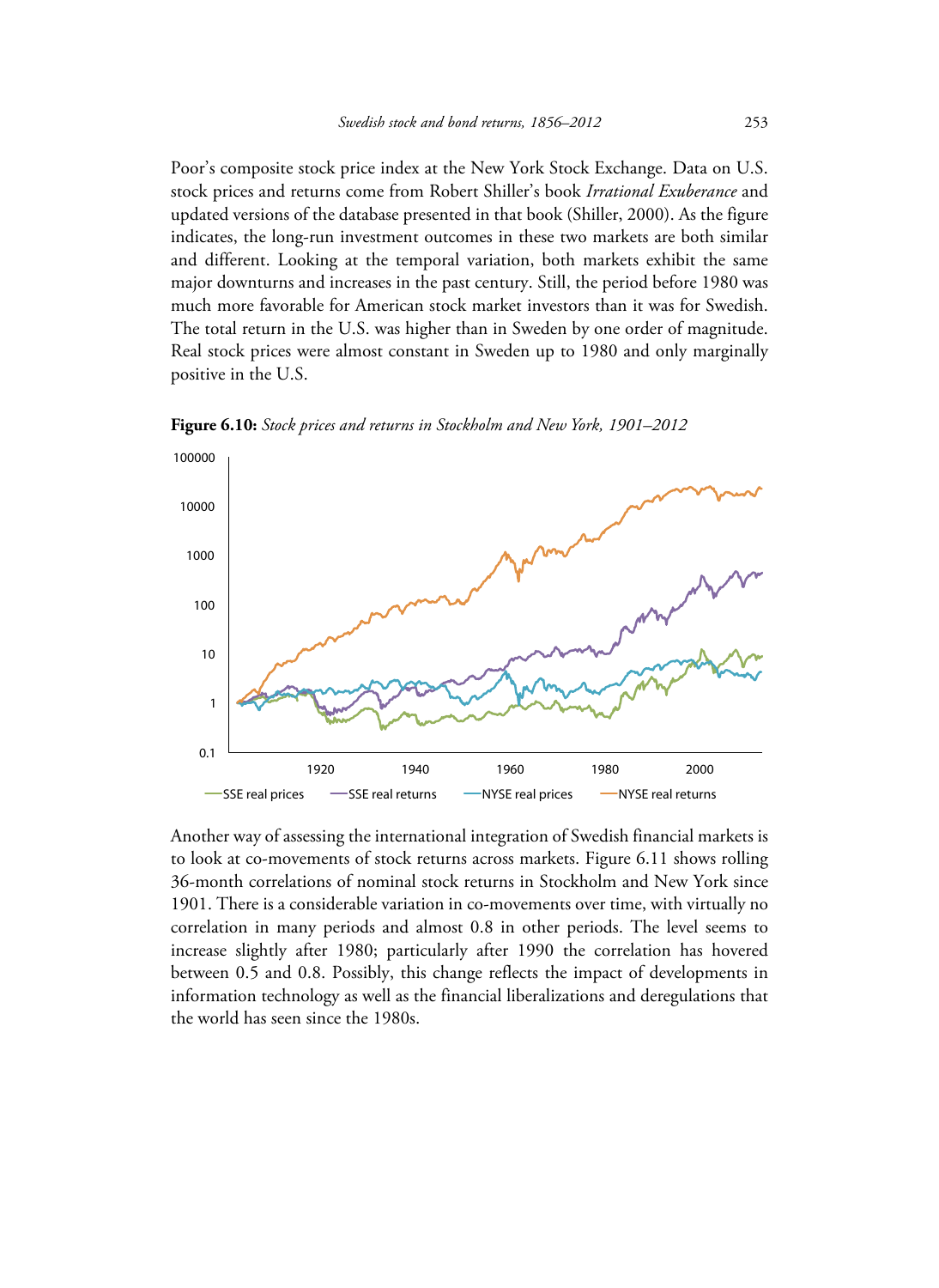Poor's composite stock price index at the New York Stock Exchange. Data on U.S. stock prices and returns come from Robert Shiller's book *Irrational Exuberance* and updated versions of the database presented in that book (Shiller, 2000). As the figure indicates, the long-run investment outcomes in these two markets are both similar and different. Looking at the temporal variation, both markets exhibit the same major downturns and increases in the past century. Still, the period before 1980 was much more favorable for American stock market investors than it was for Swedish. The total return in the U.S. was higher than in Sweden by one order of magnitude. Real stock prices were almost constant in Sweden up to 1980 and only marginally positive in the U.S.

**Figure 6.10:** *Stock prices and returns in Stockholm and New York, 1901–2012*

Another way of assessing the international integration of Swedish financial markets is to look at co-movements of stock returns across markets. Figure 6.11 shows rolling 36-month correlations of nominal stock returns in Stockholm and New York since 1901. There is a considerable variation in co-movements over time, with virtually no correlation in many periods and almost 0.8 in other periods. The level seems to increase slightly after 1980; particularly after 1990 the correlation has hovered between 0.5 and 0.8. Possibly, this change reflects the impact of developments in information technology as well as the financial liberalizations and deregulations that the world has seen since the 1980s.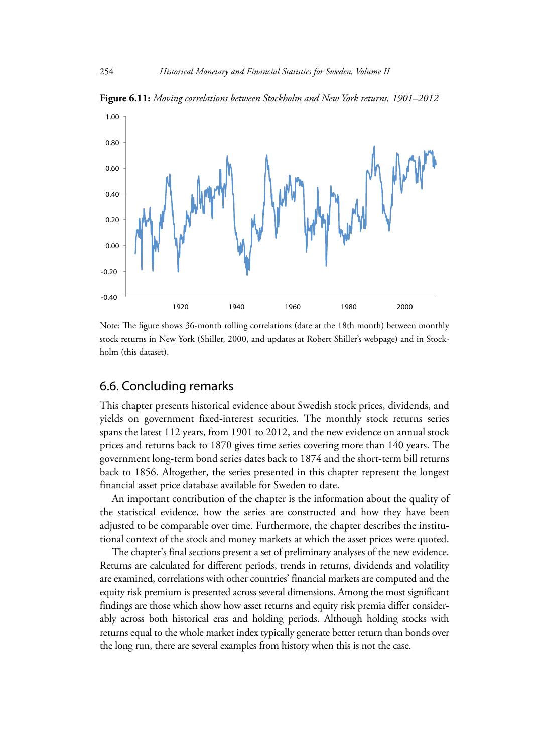**Figure 6.11:** *Moving correlations between Stockholm and New York returns, 1901–2012*

Note: The figure shows 36-month rolling correlations (date at the 18th month) between monthly stock returns in New York (Shiller, 2000, and updates at Robert Shiller's webpage) and in Stockholm (this dataset).

## 6.6. Concluding remarks

This chapter presents historical evidence about Swedish stock prices, dividends, and yields on government fixed-interest securities. The monthly stock returns series spans the latest 112 years, from 1901 to 2012, and the new evidence on annual stock prices and returns back to 1870 gives time series covering more than 140 years. The government long-term bond series dates back to 1874 and the short-term bill returns back to 1856. Altogether, the series presented in this chapter represent the longest financial asset price database available for Sweden to date.

An important contribution of the chapter is the information about the quality of the statistical evidence, how the series are constructed and how they have been adjusted to be comparable over time. Furthermore, the chapter describes the institutional context of the stock and money markets at which the asset prices were quoted.

The chapter's final sections present a set of preliminary analyses of the new evidence. Returns are calculated for different periods, trends in returns, dividends and volatility are examined, correlations with other countries' financial markets are computed and the equity risk premium is presented across several dimensions. Among the most significant findings are those which show how asset returns and equity risk premia differ considerably across both historical eras and holding periods. Although holding stocks with returns equal to the whole market index typically generate better return than bonds over the long run, there are several examples from history when this is not the case.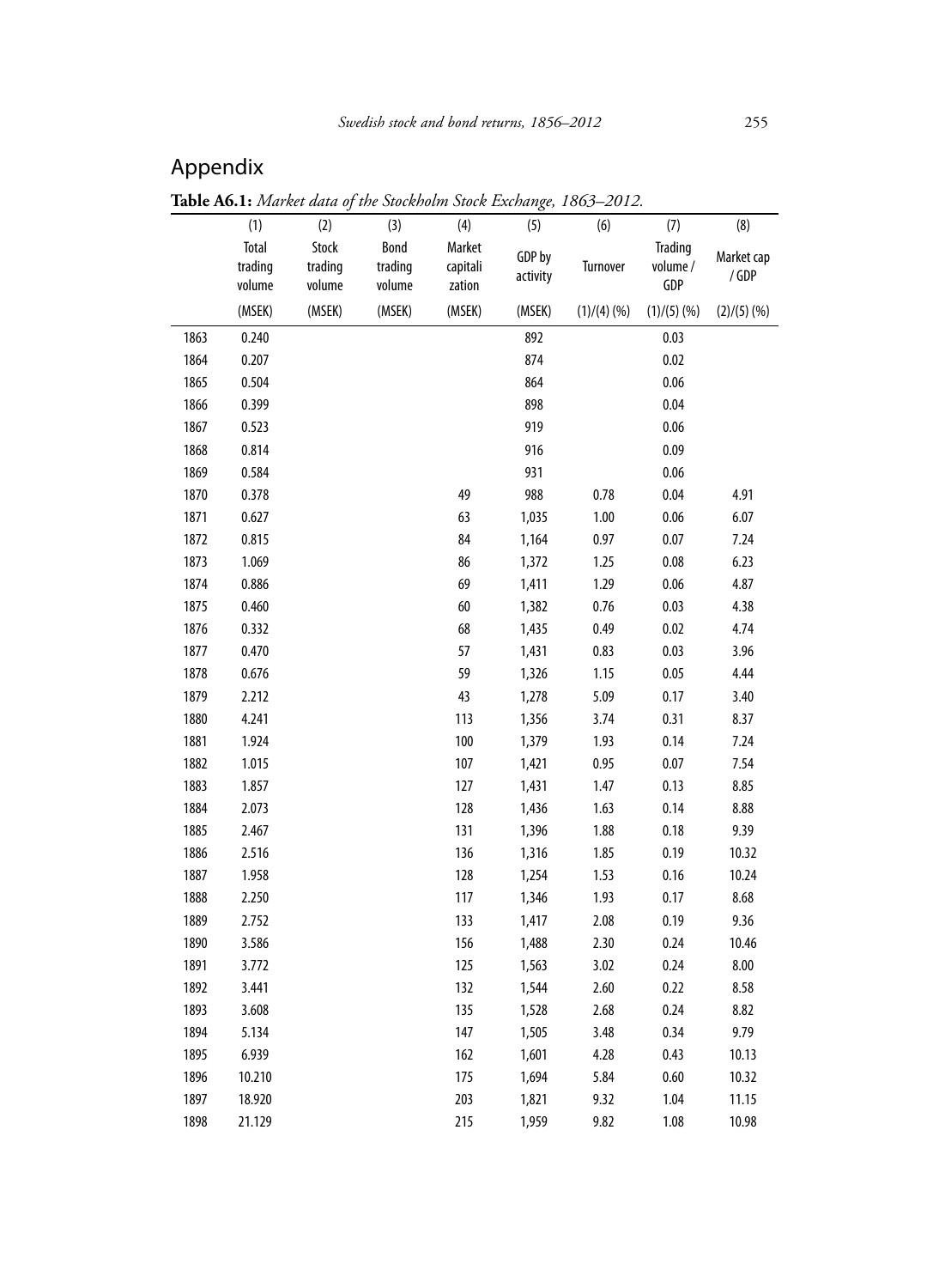## Appendix

**Table A6.1:** *Market data of the Stockholm Stock Exchange, 1863–2012.*

| | (1) | (2) | (3) | (4) | (5) | (6) | (7) | (8) |
|---|---|---|---|---|---|---|---|---|
| | Total trading volume | Stock trading volume | Bond trading volume | Market capitalization | GDP by activity | Turnover | Trading volume / GDP | Market cap / GDP |
| | (MSEK) | (MSEK) | (MSEK) | (MSEK) | (MSEK) | (1)/(4) (%) | (1)/(5) (%) | (2)/(5) (%) |
| 1863 | 0.240 | | | | 892 | | 0.03 | |
| 1864 | 0.207 | | | | 874 | | 0.02 | |
| 1865 | 0.504 | | | | 864 | | 0.06 | |
| 1866 | 0.399 | | | | 898 | | 0.04 | |
| 1867 | 0.523 | | | | 919 | | 0.06 | |
| 1868 | 0.814 | | | | 916 | | 0.09 | |
| 1869 | 0.584 | | | | 931 | | 0.06 | |
| 1870 | 0.378 | | | 49 | 988 | 0.78 | 0.04 | 4.91 |
| 1871 | 0.627 | | | 63 | 1,035 | 1.00 | 0.06 | 6.07 |
| 1872 | 0.815 | | | 84 | 1,164 | 0.97 | 0.07 | 7.24 |
| 1873 | 1.069 | | | 86 | 1,372 | 1.25 | 0.08 | 6.23 |
| 1874 | 0.886 | | | 69 | 1,411 | 1.29 | 0.06 | 4.87 |
| 1875 | 0.460 | | | 60 | 1,382 | 0.76 | 0.03 | 4.38 |
| 1876 | 0.332 | | | 68 | 1,435 | 0.49 | 0.02 | 4.74 |
| 1877 | 0.470 | | | 57 | 1,431 | 0.83 | 0.03 | 3.96 |
| 1878 | 0.676 | | | 59 | 1,326 | 1.15 | 0.05 | 4.44 |
| 1879 | 2.212 | | | 43 | 1,278 | 5.09 | 0.17 | 3.40 |
| 1880 | 4.241 | | | 113 | 1,356 | 3.74 | 0.31 | 8.37 |
| 1881 | 1.924 | | | 100 | 1,379 | 1.93 | 0.14 | 7.24 |
| 1882 | 1.015 | | | 107 | 1,421 | 0.95 | 0.07 | 7.54 |
| 1883 | 1.857 | | | 127 | 1,431 | 1.47 | 0.13 | 8.85 |
| 1884 | 2.073 | | | 128 | 1,436 | 1.63 | 0.14 | 8.88 |
| 1885 | 2.467 | | | 131 | 1,396 | 1.88 | 0.18 | 9.39 |
| 1886 | 2.516 | | | 136 | 1,316 | 1.85 | 0.19 | 10.32 |
| 1887 | 1.958 | | | 128 | 1,254 | 1.53 | 0.16 | 10.24 |
| 1888 | 2.250 | | | 117 | 1,346 | 1.93 | 0.17 | 8.68 |
| 1889 | 2.752 | | | 133 | 1,417 | 2.08 | 0.19 | 9.36 |
| 1890 | 3.586 | | | 156 | 1,488 | 2.30 | 0.24 | 10.46 |
| 1891 | 3.772 | | | 125 | 1,563 | 3.02 | 0.24 | 8.00 |
| 1892 | 3.441 | | | 132 | 1,544 | 2.60 | 0.22 | 8.58 |
| 1893 | 3.608 | | | 135 | 1,528 | 2.68 | 0.24 | 8.82 |
| 1894 | 5.134 | | | 147 | 1,505 | 3.48 | 0.34 | 9.79 |
| 1895 | 6.939 | | | 162 | 1,601 | 4.28 | 0.43 | 10.13 |
| 1896 | 10.210 | | | 175 | 1,694 | 5.84 | 0.60 | 10.32 |
| 1897 | 18.920 | | | 203 | 1,821 | 9.32 | 1.04 | 11.15 |
| 1898 | 21.129 | | | 215 | 1,959 | 9.82 | 1.08 | 10.98 |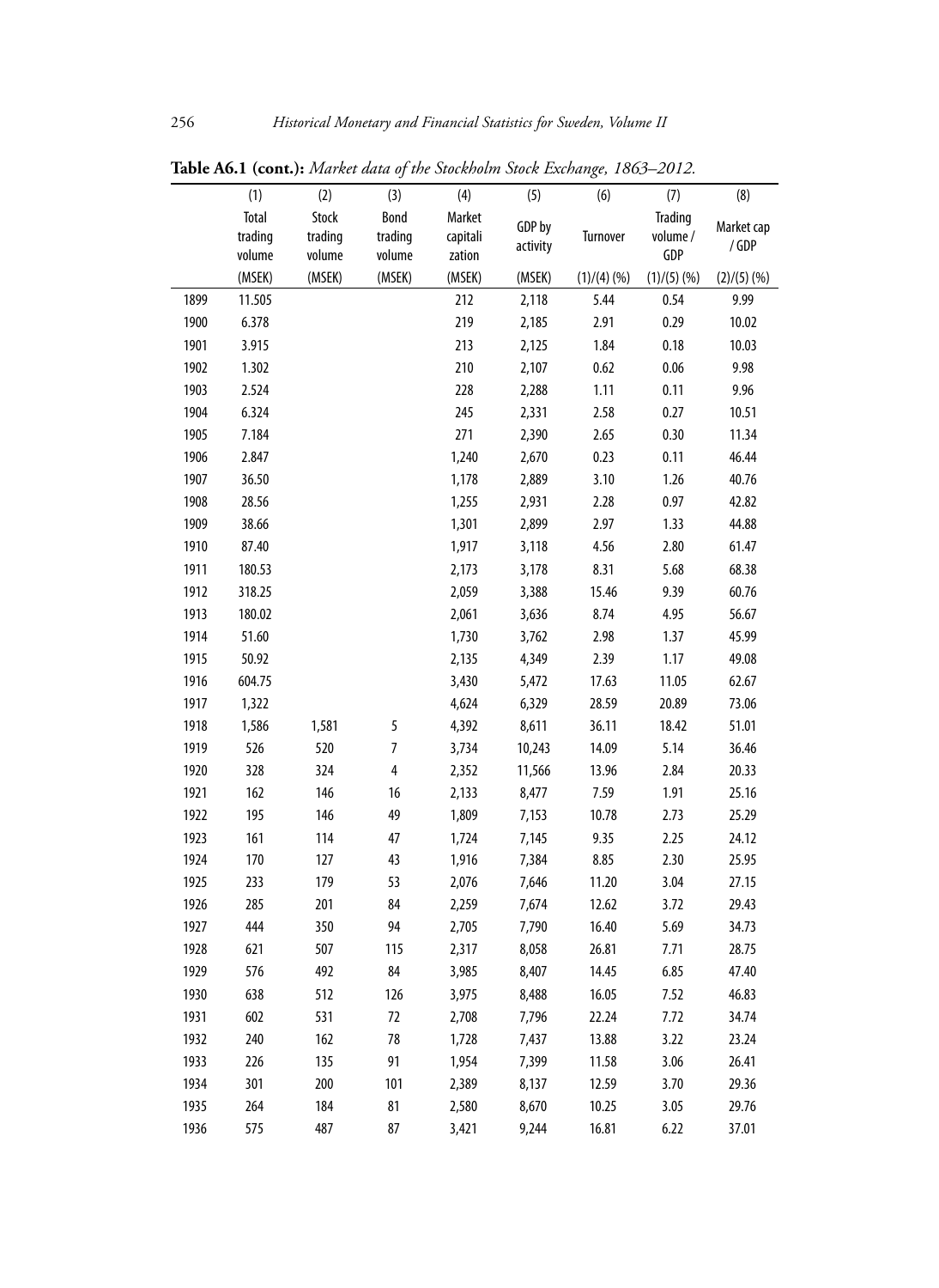**Table A6.1 (cont.):** *Market data of the Stockholm Stock Exchange, 1863–2012.*

| | (1) | (2) | (3) | (4) | (5) | (6) | (7) | (8) |
|---|---|---|---|---|---|---|---|---|
| | Total trading volume | Stock trading volume | Bond trading volume | Market capitalization | GDP by activity | Turnover | Trading volume / GDP | Market cap / GDP |
| | (MSEK) | (MSEK) | (MSEK) | (MSEK) | (MSEK) | (1)/(4) (%) | (1)/(5) (%) | (2)/(5) (%) |
| 1899 | 11.505 | | | 212 | 2,118 | 5.44 | 0.54 | 9.99 |
| 1900 | 6.378 | | | 219 | 2,185 | 2.91 | 0.29 | 10.02 |
| 1901 | 3.915 | | | 213 | 2,125 | 1.84 | 0.18 | 10.03 |
| 1902 | 1.302 | | | 210 | 2,107 | 0.62 | 0.06 | 9.98 |
| 1903 | 2.524 | | | 228 | 2,288 | 1.11 | 0.11 | 9.96 |
| 1904 | 6.324 | | | 245 | 2,331 | 2.58 | 0.27 | 10.51 |
| 1905 | 7.184 | | | 271 | 2,390 | 2.65 | 0.30 | 11.34 |
| 1906 | 2.847 | | | 1,240 | 2,670 | 0.23 | 0.11 | 46.44 |
| 1907 | 36.50 | | | 1,178 | 2,889 | 3.10 | 1.26 | 40.76 |
| 1908 | 28.56 | | | 1,255 | 2,931 | 2.28 | 0.97 | 42.82 |
| 1909 | 38.66 | | | 1,301 | 2,899 | 2.97 | 1.33 | 44.88 |
| 1910 | 87.40 | | | 1,917 | 3,118 | 4.56 | 2.80 | 61.47 |
| 1911 | 180.53 | | | 2,173 | 3,178 | 8.31 | 5.68 | 68.38 |
| 1912 | 318.25 | | | 2,059 | 3,388 | 15.46 | 9.39 | 60.76 |
| 1913 | 180.02 | | | 2,061 | 3,636 | 8.74 | 4.95 | 56.67 |
| 1914 | 51.60 | | | 1,730 | 3,762 | 2.98 | 1.37 | 45.99 |
| 1915 | 50.92 | | | 2,135 | 4,349 | 2.39 | 1.17 | 49.08 |
| 1916 | 604.75 | | | 3,430 | 5,472 | 17.63 | 11.05 | 62.67 |
| 1917 | 1,322 | | | 4,624 | 6,329 | 28.59 | 20.89 | 73.06 |
| 1918 | 1,586 | 1,581 | 5 | 4,392 | 8,611 | 36.11 | 18.42 | 51.01 |
| 1919 | 526 | 520 | 7 | 3,734 | 10,243 | 14.09 | 5.14 | 36.46 |
| 1920 | 328 | 324 | 4 | 2,352 | 11,566 | 13.96 | 2.84 | 20.33 |
| 1921 | 162 | 146 | 16 | 2,133 | 8,477 | 7.59 | 1.91 | 25.16 |
| 1922 | 195 | 146 | 49 | 1,809 | 7,153 | 10.78 | 2.73 | 25.29 |
| 1923 | 161 | 114 | 47 | 1,724 | 7,145 | 9.35 | 2.25 | 24.12 |
| 1924 | 170 | 127 | 43 | 1,916 | 7,384 | 8.85 | 2.30 | 25.95 |
| 1925 | 233 | 179 | 53 | 2,076 | 7,646 | 11.20 | 3.04 | 27.15 |
| 1926 | 285 | 201 | 84 | 2,259 | 7,674 | 12.62 | 3.72 | 29.43 |
| 1927 | 444 | 350 | 94 | 2,705 | 7,790 | 16.40 | 5.69 | 34.73 |
| 1928 | 621 | 507 | 115 | 2,317 | 8,058 | 26.81 | 7.71 | 28.75 |
| 1929 | 576 | 492 | 84 | 3,985 | 8,407 | 14.45 | 6.85 | 47.40 |
| 1930 | 638 | 512 | 126 | 3,975 | 8,488 | 16.05 | 7.52 | 46.83 |
| 1931 | 602 | 531 | 72 | 2,708 | 7,796 | 22.24 | 7.72 | 34.74 |
| 1932 | 240 | 162 | 78 | 1,728 | 7,437 | 13.88 | 3.22 | 23.24 |
| 1933 | 226 | 135 | 91 | 1,954 | 7,399 | 11.58 | 3.06 | 26.41 |
| 1934 | 301 | 200 | 101 | 2,389 | 8,137 | 12.59 | 3.70 | 29.36 |
| 1935 | 264 | 184 | 81 | 2,580 | 8,670 | 10.25 | 3.05 | 29.76 |
| 1936 | 575 | 487 | 87 | 3,421 | 9,244 | 16.81 | 6.22 | 37.01 |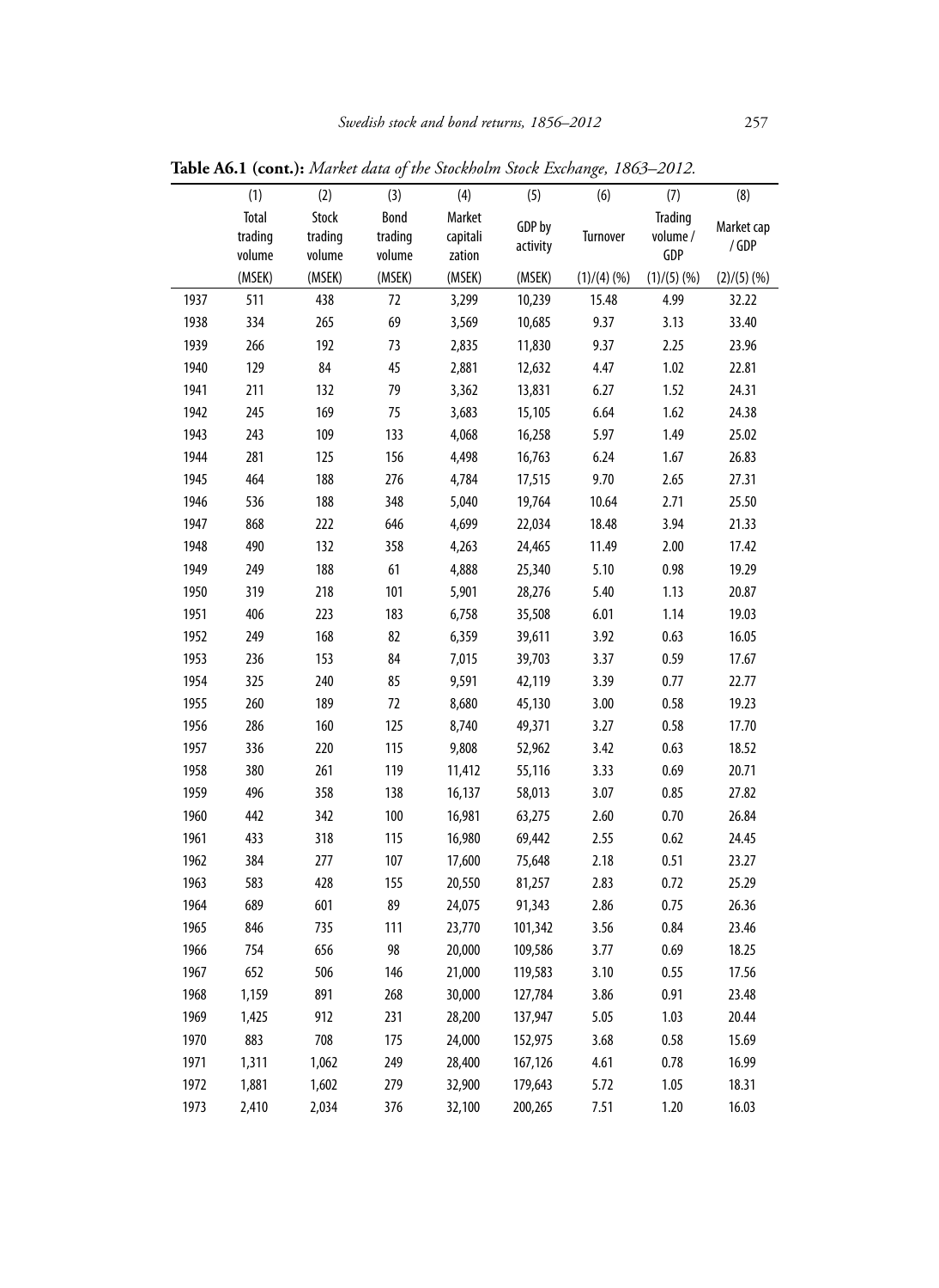**Table A6.1 (cont.):** *Market data of the Stockholm Stock Exchange, 1863–2012.*

| | (1) | (2) | (3) | (4) | (5) | (6) | (7) | (8) |
|---|---|---|---|---|---|---|---|---|
| | Total trading volume | Stock trading volume | Bond trading volume | Market capitali zation | GDP by activity | Turnover | Trading volume / GDP | Market cap / GDP |
| | (MSEK) | (MSEK) | (MSEK) | (MSEK) | (MSEK) | (1)/(4) (%) | (1)/(5) (%) | (2)/(5) (%) |
| 1937 | 511 | 438 | 72 | 3,299 | 10,239 | 15.48 | 4.99 | 32.22 |
| 1938 | 334 | 265 | 69 | 3,569 | 10,685 | 9.37 | 3.13 | 33.40 |
| 1939 | 266 | 192 | 73 | 2,835 | 11,830 | 9.37 | 2.25 | 23.96 |
| 1940 | 129 | 84 | 45 | 2,881 | 12,632 | 4.47 | 1.02 | 22.81 |
| 1941 | 211 | 132 | 79 | 3,362 | 13,831 | 6.27 | 1.52 | 24.31 |
| 1942 | 245 | 169 | 75 | 3,683 | 15,105 | 6.64 | 1.62 | 24.38 |
| 1943 | 243 | 109 | 133 | 4,068 | 16,258 | 5.97 | 1.49 | 25.02 |
| 1944 | 281 | 125 | 156 | 4,498 | 16,763 | 6.24 | 1.67 | 26.83 |
| 1945 | 464 | 188 | 276 | 4,784 | 17,515 | 9.70 | 2.65 | 27.31 |
| 1946 | 536 | 188 | 348 | 5,040 | 19,764 | 10.64 | 2.71 | 25.50 |
| 1947 | 868 | 222 | 646 | 4,699 | 22,034 | 18.48 | 3.94 | 21.33 |
| 1948 | 490 | 132 | 358 | 4,263 | 24,465 | 11.49 | 2.00 | 17.42 |
| 1949 | 249 | 188 | 61 | 4,888 | 25,340 | 5.10 | 0.98 | 19.29 |
| 1950 | 319 | 218 | 101 | 5,901 | 28,276 | 5.40 | 1.13 | 20.87 |
| 1951 | 406 | 223 | 183 | 6,758 | 35,508 | 6.01 | 1.14 | 19.03 |
| 1952 | 249 | 168 | 82 | 6,359 | 39,611 | 3.92 | 0.63 | 16.05 |
| 1953 | 236 | 153 | 84 | 7,015 | 39,703 | 3.37 | 0.59 | 17.67 |
| 1954 | 325 | 240 | 85 | 9,591 | 42,119 | 3.39 | 0.77 | 22.77 |
| 1955 | 260 | 189 | 72 | 8,680 | 45,130 | 3.00 | 0.58 | 19.23 |
| 1956 | 286 | 160 | 125 | 8,740 | 49,371 | 3.27 | 0.58 | 17.70 |
| 1957 | 336 | 220 | 115 | 9,808 | 52,962 | 3.42 | 0.63 | 18.52 |
| 1958 | 380 | 261 | 119 | 11,412 | 55,116 | 3.33 | 0.69 | 20.71 |
| 1959 | 496 | 358 | 138 | 16,137 | 58,013 | 3.07 | 0.85 | 27.82 |
| 1960 | 442 | 342 | 100 | 16,981 | 63,275 | 2.60 | 0.70 | 26.84 |
| 1961 | 433 | 318 | 115 | 16,980 | 69,442 | 2.55 | 0.62 | 24.45 |
| 1962 | 384 | 277 | 107 | 17,600 | 75,648 | 2.18 | 0.51 | 23.27 |
| 1963 | 583 | 428 | 155 | 20,550 | 81,257 | 2.83 | 0.72 | 25.29 |
| 1964 | 689 | 601 | 89 | 24,075 | 91,343 | 2.86 | 0.75 | 26.36 |
| 1965 | 846 | 735 | 111 | 23,770 | 101,342 | 3.56 | 0.84 | 23.46 |
| 1966 | 754 | 656 | 98 | 20,000 | 109,586 | 3.77 | 0.69 | 18.25 |
| 1967 | 652 | 506 | 146 | 21,000 | 119,583 | 3.10 | 0.55 | 17.56 |
| 1968 | 1,159 | 891 | 268 | 30,000 | 127,784 | 3.86 | 0.91 | 23.48 |
| 1969 | 1,425 | 912 | 231 | 28,200 | 137,947 | 5.05 | 1.03 | 20.44 |
| 1970 | 883 | 708 | 175 | 24,000 | 152,975 | 3.68 | 0.58 | 15.69 |
| 1971 | 1,311 | 1,062 | 249 | 28,400 | 167,126 | 4.61 | 0.78 | 16.99 |
| 1972 | 1,881 | 1,602 | 279 | 32,900 | 179,643 | 5.72 | 1.05 | 18.31 |
| 1973 | 2,410 | 2,034 | 376 | 32,100 | 200,265 | 7.51 | 1.20 | 16.03 |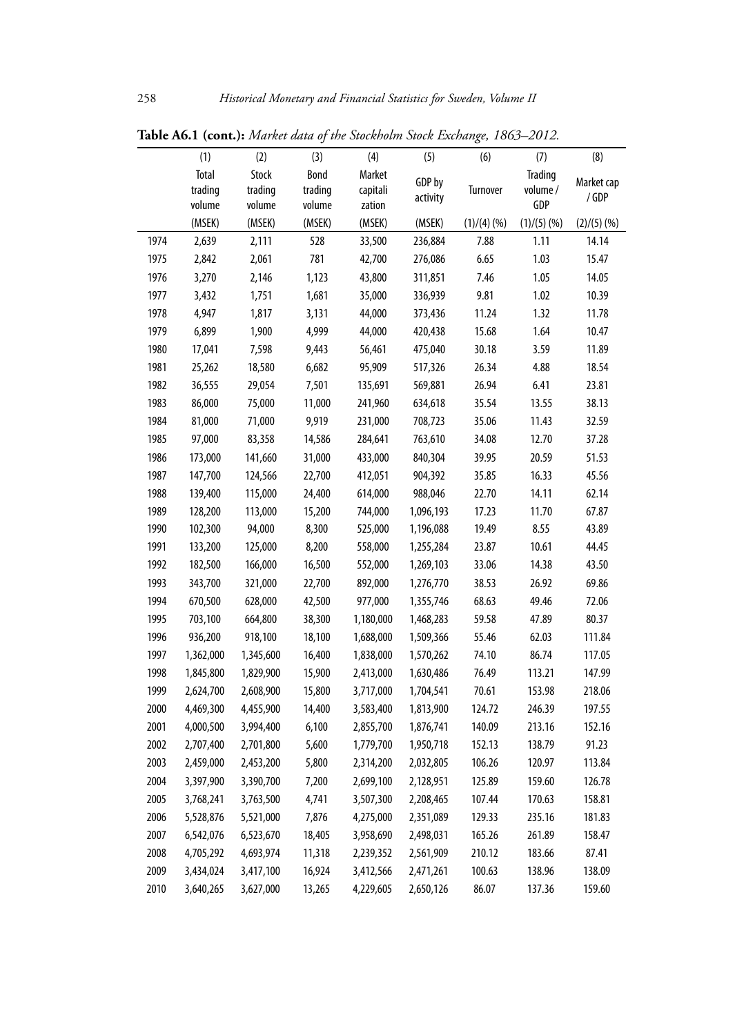**Table A6.1 (cont.):** *Market data of the Stockholm Stock Exchange, 1863–2012.*

| | (1) | (2) | (3) | (4) | (5) | (6) | (7) | (8) |
|---|---|---|---|---|---|---|---|---|
| | Total trading volume | Stock trading volume | Bond trading volume | Market capitalization | GDP by activity | Turnover | Trading volume / GDP | Market cap / GDP |
| | (MSEK) | (MSEK) | (MSEK) | (MSEK) | (MSEK) | (1)/(4) (%) | (1)/(5) (%) | (2)/(5) (%) |
| 1974 | 2,639 | 2,111 | 528 | 33,500 | 236,884 | 7.88 | 1.11 | 14.14 |
| 1975 | 2,842 | 2,061 | 781 | 42,700 | 276,086 | 6.65 | 1.03 | 15.47 |
| 1976 | 3,270 | 2,146 | 1,123 | 43,800 | 311,851 | 7.46 | 1.05 | 14.05 |
| 1977 | 3,432 | 1,751 | 1,681 | 35,000 | 336,939 | 9.81 | 1.02 | 10.39 |
| 1978 | 4,947 | 1,817 | 3,131 | 44,000 | 373,436 | 11.24 | 1.32 | 11.78 |
| 1979 | 6,899 | 1,900 | 4,999 | 44,000 | 420,438 | 15.68 | 1.64 | 10.47 |
| 1980 | 17,041 | 7,598 | 9,443 | 56,461 | 475,040 | 30.18 | 3.59 | 11.89 |
| 1981 | 25,262 | 18,580 | 6,682 | 95,909 | 517,326 | 26.34 | 4.88 | 18.54 |
| 1982 | 36,555 | 29,054 | 7,501 | 135,691 | 569,881 | 26.94 | 6.41 | 23.81 |
| 1983 | 86,000 | 75,000 | 11,000 | 241,960 | 634,618 | 35.54 | 13.55 | 38.13 |
| 1984 | 81,000 | 71,000 | 9,919 | 231,000 | 708,723 | 35.06 | 11.43 | 32.59 |
| 1985 | 97,000 | 83,358 | 14,586 | 284,641 | 763,610 | 34.08 | 12.70 | 37.28 |
| 1986 | 173,000 | 141,660 | 31,000 | 433,000 | 840,304 | 39.95 | 20.59 | 51.53 |
| 1987 | 147,700 | 124,566 | 22,700 | 412,051 | 904,392 | 35.85 | 16.33 | 45.56 |
| 1988 | 139,400 | 115,000 | 24,400 | 614,000 | 988,046 | 22.70 | 14.11 | 62.14 |
| 1989 | 128,200 | 113,000 | 15,200 | 744,000 | 1,096,193 | 17.23 | 11.70 | 67.87 |
| 1990 | 102,300 | 94,000 | 8,300 | 525,000 | 1,196,088 | 19.49 | 8.55 | 43.89 |
| 1991 | 133,200 | 125,000 | 8,200 | 558,000 | 1,255,284 | 23.87 | 10.61 | 44.45 |
| 1992 | 182,500 | 166,000 | 16,500 | 552,000 | 1,269,103 | 33.06 | 14.38 | 43.50 |
| 1993 | 343,700 | 321,000 | 22,700 | 892,000 | 1,276,770 | 38.53 | 26.92 | 69.86 |
| 1994 | 670,500 | 628,000 | 42,500 | 977,000 | 1,355,746 | 68.63 | 49.46 | 72.06 |
| 1995 | 703,100 | 664,800 | 38,300 | 1,180,000 | 1,468,283 | 59.58 | 47.89 | 80.37 |
| 1996 | 936,200 | 918,100 | 18,100 | 1,688,000 | 1,509,366 | 55.46 | 62.03 | 111.84 |
| 1997 | 1,362,000 | 1,345,600 | 16,400 | 1,838,000 | 1,570,262 | 74.10 | 86.74 | 117.05 |
| 1998 | 1,845,800 | 1,829,900 | 15,900 | 2,413,000 | 1,630,486 | 76.49 | 113.21 | 147.99 |
| 1999 | 2,624,700 | 2,608,900 | 15,800 | 3,717,000 | 1,704,541 | 70.61 | 153.98 | 218.06 |
| 2000 | 4,469,300 | 4,455,900 | 14,400 | 3,583,400 | 1,813,900 | 124.72 | 246.39 | 197.55 |
| 2001 | 4,000,500 | 3,994,400 | 6,100 | 2,855,700 | 1,876,741 | 140.09 | 213.16 | 152.16 |
| 2002 | 2,707,400 | 2,701,800 | 5,600 | 1,779,700 | 1,950,718 | 152.13 | 138.79 | 91.23 |
| 2003 | 2,459,000 | 2,453,200 | 5,800 | 2,314,200 | 2,032,805 | 106.26 | 120.97 | 113.84 |
| 2004 | 3,397,900 | 3,390,700 | 7,200 | 2,699,100 | 2,128,951 | 125.89 | 159.60 | 126.78 |
| 2005 | 3,768,241 | 3,763,500 | 4,741 | 3,507,300 | 2,208,465 | 107.44 | 170.63 | 158.81 |
| 2006 | 5,528,876 | 5,521,000 | 7,876 | 4,275,000 | 2,351,089 | 129.33 | 235.16 | 181.83 |
| 2007 | 6,542,076 | 6,523,670 | 18,405 | 3,958,690 | 2,498,031 | 165.26 | 261.89 | 158.47 |
| 2008 | 4,705,292 | 4,693,974 | 11,318 | 2,239,352 | 2,561,909 | 210.12 | 183.66 | 87.41 |
| 2009 | 3,434,024 | 3,417,100 | 16,924 | 3,412,566 | 2,471,261 | 100.63 | 138.96 | 138.09 |
| 2010 | 3,640,265 | 3,627,000 | 13,265 | 4,229,605 | 2,650,126 | 86.07 | 137.36 | 159.60 |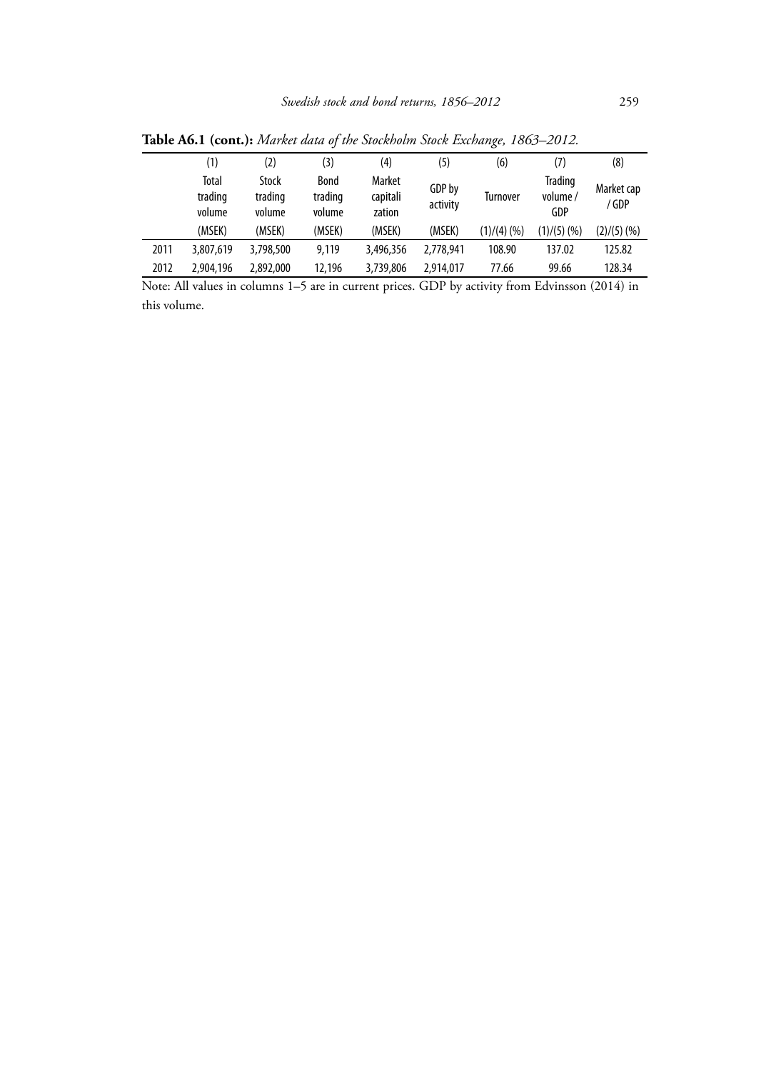**Table A6.1 (cont.):** *Market data of the Stockholm Stock Exchange, 1863–2012.*

| | (1) | (2) | (3) | (4) | (5) | (6) | (7) | (8) |
|---|---|---|---|---|---|---|---|---|
| | Total trading volume | Stock trading volume | Bond trading volume | Market capitali zation | GDP by activity | Turnover | Trading volume / GDP | Market cap / GDP |
| | (MSEK) | (MSEK) | (MSEK) | (MSEK) | (MSEK) | (1)/(4) (%) | (1)/(5) (%) | (2)/(5) (%) |
| 2011 | 3,807,619 | 3,798,500 | 9,119 | 3,496,356 | 2,778,941 | 108.90 | 137.02 | 125.82 |
| 2012 | 2,904,196 | 2,892,000 | 12,196 | 3,739,806 | 2,914,017 | 77.66 | 99.66 | 128.34 |

Note: All values in columns 1–5 are in current prices. GDP by activity from Edvinsson (2014) in this volume.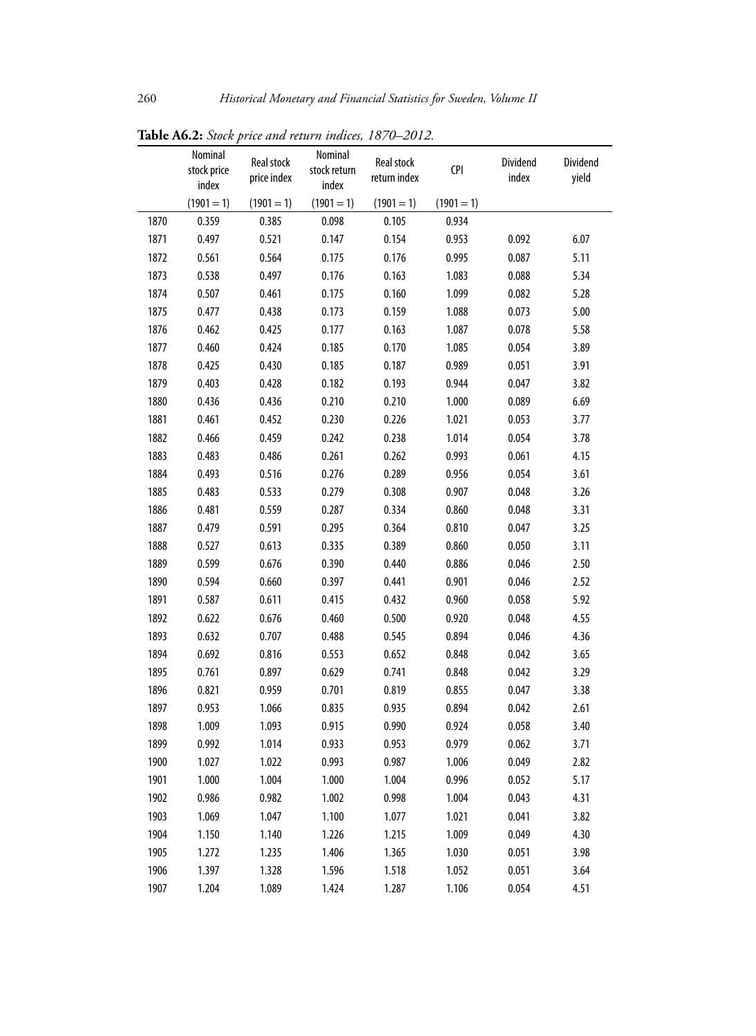**Table A6.2:** *Stock price and return indices, 1870–2012.*

| | Nominal stock price index | Real stock price index | Nominal stock return index | Real stock return index | CPI | Dividend index | Dividend yield |
|---|---|---|---|---|---|---|---|
| | (1901 = 1) | (1901 = 1) | (1901 = 1) | (1901 = 1) | (1901 = 1) | | |
| 1870 | 0.359 | 0.385 | 0.098 | 0.105 | 0.934 | | |
| 1871 | 0.497 | 0.521 | 0.147 | 0.154 | 0.953 | 0.092 | 6.07 |
| 1872 | 0.561 | 0.564 | 0.175 | 0.176 | 0.995 | 0.087 | 5.11 |
| 1873 | 0.538 | 0.497 | 0.176 | 0.163 | 1.083 | 0.088 | 5.34 |
| 1874 | 0.507 | 0.461 | 0.175 | 0.160 | 1.099 | 0.082 | 5.28 |
| 1875 | 0.477 | 0.438 | 0.173 | 0.159 | 1.088 | 0.073 | 5.00 |
| 1876 | 0.462 | 0.425 | 0.177 | 0.163 | 1.087 | 0.078 | 5.58 |
| 1877 | 0.460 | 0.424 | 0.185 | 0.170 | 1.085 | 0.054 | 3.89 |
| 1878 | 0.425 | 0.430 | 0.185 | 0.187 | 0.989 | 0.051 | 3.91 |
| 1879 | 0.403 | 0.428 | 0.182 | 0.193 | 0.944 | 0.047 | 3.82 |
| 1880 | 0.436 | 0.436 | 0.210 | 0.210 | 1.000 | 0.089 | 6.69 |
| 1881 | 0.461 | 0.452 | 0.230 | 0.226 | 1.021 | 0.053 | 3.77 |
| 1882 | 0.466 | 0.459 | 0.242 | 0.238 | 1.014 | 0.054 | 3.78 |
| 1883 | 0.483 | 0.486 | 0.261 | 0.262 | 0.993 | 0.061 | 4.15 |
| 1884 | 0.493 | 0.516 | 0.276 | 0.289 | 0.956 | 0.054 | 3.61 |
| 1885 | 0.483 | 0.533 | 0.279 | 0.308 | 0.907 | 0.048 | 3.26 |
| 1886 | 0.481 | 0.559 | 0.287 | 0.334 | 0.860 | 0.048 | 3.31 |
| 1887 | 0.479 | 0.591 | 0.295 | 0.364 | 0.810 | 0.047 | 3.25 |
| 1888 | 0.527 | 0.613 | 0.335 | 0.389 | 0.860 | 0.050 | 3.11 |
| 1889 | 0.599 | 0.676 | 0.390 | 0.440 | 0.886 | 0.046 | 2.50 |
| 1890 | 0.594 | 0.660 | 0.397 | 0.441 | 0.901 | 0.046 | 2.52 |
| 1891 | 0.587 | 0.611 | 0.415 | 0.432 | 0.960 | 0.058 | 5.92 |
| 1892 | 0.622 | 0.676 | 0.460 | 0.500 | 0.920 | 0.048 | 4.55 |
| 1893 | 0.632 | 0.707 | 0.488 | 0.545 | 0.894 | 0.046 | 4.36 |
| 1894 | 0.692 | 0.816 | 0.553 | 0.652 | 0.848 | 0.042 | 3.65 |
| 1895 | 0.761 | 0.897 | 0.629 | 0.741 | 0.848 | 0.042 | 3.29 |
| 1896 | 0.821 | 0.959 | 0.701 | 0.819 | 0.855 | 0.047 | 3.38 |
| 1897 | 0.953 | 1.066 | 0.835 | 0.935 | 0.894 | 0.042 | 2.61 |
| 1898 | 1.009 | 1.093 | 0.915 | 0.990 | 0.924 | 0.058 | 3.40 |
| 1899 | 0.992 | 1.014 | 0.933 | 0.953 | 0.979 | 0.062 | 3.71 |
| 1900 | 1.027 | 1.022 | 0.993 | 0.987 | 1.006 | 0.049 | 2.82 |
| 1901 | 1.000 | 1.004 | 1.000 | 1.004 | 0.996 | 0.052 | 5.17 |
| 1902 | 0.986 | 0.982 | 1.002 | 0.998 | 1.004 | 0.043 | 4.31 |
| 1903 | 1.069 | 1.047 | 1.100 | 1.077 | 1.021 | 0.041 | 3.82 |
| 1904 | 1.150 | 1.140 | 1.226 | 1.215 | 1.009 | 0.049 | 4.30 |
| 1905 | 1.272 | 1.235 | 1.406 | 1.365 | 1.030 | 0.051 | 3.98 |
| 1906 | 1.397 | 1.328 | 1.596 | 1.518 | 1.052 | 0.051 | 3.64 |
| 1907 | 1.204 | 1.089 | 1.424 | 1.287 | 1.106 | 0.054 | 4.51 |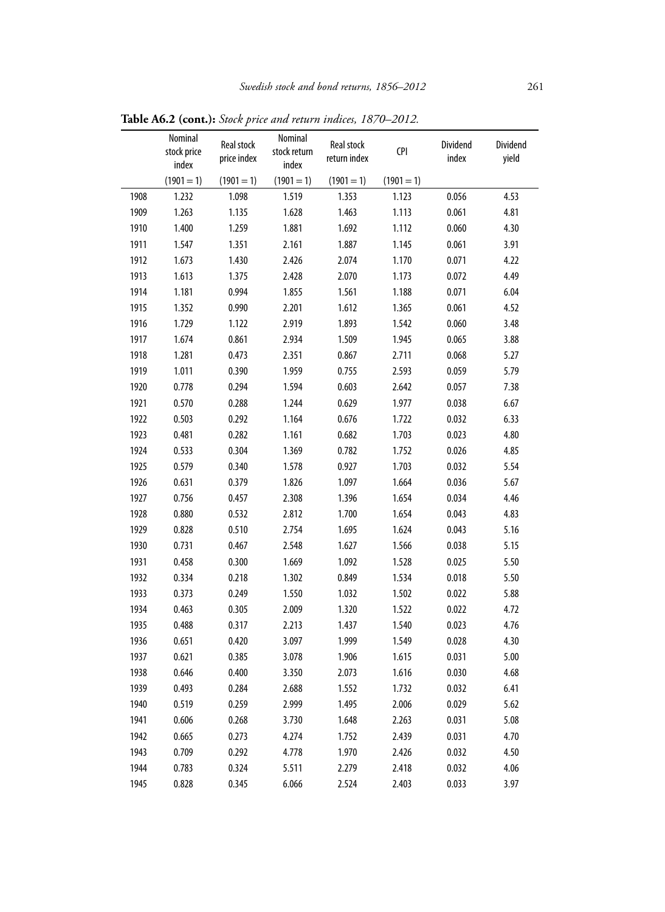**Table A6.2 (cont.):** *Stock price and return indices, 1870–2012.*

| | Nominal stock price index | Real stock price index | Nominal stock return index | Real stock return index | CPI | Dividend index | Dividend yield |
|---|---|---|---|---|---|---|---|
| | (1901 = 1) | (1901 = 1) | (1901 = 1) | (1901 = 1) | (1901 = 1) | | |
| 1908 | 1.232 | 1.098 | 1.519 | 1.353 | 1.123 | 0.056 | 4.53 |
| 1909 | 1.263 | 1.135 | 1.628 | 1.463 | 1.113 | 0.061 | 4.81 |
| 1910 | 1.400 | 1.259 | 1.881 | 1.692 | 1.112 | 0.060 | 4.30 |
| 1911 | 1.547 | 1.351 | 2.161 | 1.887 | 1.145 | 0.061 | 3.91 |
| 1912 | 1.673 | 1.430 | 2.426 | 2.074 | 1.170 | 0.071 | 4.22 |
| 1913 | 1.613 | 1.375 | 2.428 | 2.070 | 1.173 | 0.072 | 4.49 |
| 1914 | 1.181 | 0.994 | 1.855 | 1.561 | 1.188 | 0.071 | 6.04 |
| 1915 | 1.352 | 0.990 | 2.201 | 1.612 | 1.365 | 0.061 | 4.52 |
| 1916 | 1.729 | 1.122 | 2.919 | 1.893 | 1.542 | 0.060 | 3.48 |
| 1917 | 1.674 | 0.861 | 2.934 | 1.509 | 1.945 | 0.065 | 3.88 |
| 1918 | 1.281 | 0.473 | 2.351 | 0.867 | 2.711 | 0.068 | 5.27 |
| 1919 | 1.011 | 0.390 | 1.959 | 0.755 | 2.593 | 0.059 | 5.79 |
| 1920 | 0.778 | 0.294 | 1.594 | 0.603 | 2.642 | 0.057 | 7.38 |
| 1921 | 0.570 | 0.288 | 1.244 | 0.629 | 1.977 | 0.038 | 6.67 |
| 1922 | 0.503 | 0.292 | 1.164 | 0.676 | 1.722 | 0.032 | 6.33 |
| 1923 | 0.481 | 0.282 | 1.161 | 0.682 | 1.703 | 0.023 | 4.80 |
| 1924 | 0.533 | 0.304 | 1.369 | 0.782 | 1.752 | 0.026 | 4.85 |
| 1925 | 0.579 | 0.340 | 1.578 | 0.927 | 1.703 | 0.032 | 5.54 |
| 1926 | 0.631 | 0.379 | 1.826 | 1.097 | 1.664 | 0.036 | 5.67 |
| 1927 | 0.756 | 0.457 | 2.308 | 1.396 | 1.654 | 0.034 | 4.46 |
| 1928 | 0.880 | 0.532 | 2.812 | 1.700 | 1.654 | 0.043 | 4.83 |
| 1929 | 0.828 | 0.510 | 2.754 | 1.695 | 1.624 | 0.043 | 5.16 |
| 1930 | 0.731 | 0.467 | 2.548 | 1.627 | 1.566 | 0.038 | 5.15 |
| 1931 | 0.458 | 0.300 | 1.669 | 1.092 | 1.528 | 0.025 | 5.50 |
| 1932 | 0.334 | 0.218 | 1.302 | 0.849 | 1.534 | 0.018 | 5.50 |
| 1933 | 0.373 | 0.249 | 1.550 | 1.032 | 1.502 | 0.022 | 5.88 |
| 1934 | 0.463 | 0.305 | 2.009 | 1.320 | 1.522 | 0.022 | 4.72 |
| 1935 | 0.488 | 0.317 | 2.213 | 1.437 | 1.540 | 0.023 | 4.76 |
| 1936 | 0.651 | 0.420 | 3.097 | 1.999 | 1.549 | 0.028 | 4.30 |
| 1937 | 0.621 | 0.385 | 3.078 | 1.906 | 1.615 | 0.031 | 5.00 |
| 1938 | 0.646 | 0.400 | 3.350 | 2.073 | 1.616 | 0.030 | 4.68 |
| 1939 | 0.493 | 0.284 | 2.688 | 1.552 | 1.732 | 0.032 | 6.41 |
| 1940 | 0.519 | 0.259 | 2.999 | 1.495 | 2.006 | 0.029 | 5.62 |
| 1941 | 0.606 | 0.268 | 3.730 | 1.648 | 2.263 | 0.031 | 5.08 |
| 1942 | 0.665 | 0.273 | 4.274 | 1.752 | 2.439 | 0.031 | 4.70 |
| 1943 | 0.709 | 0.292 | 4.778 | 1.970 | 2.426 | 0.032 | 4.50 |
| 1944 | 0.783 | 0.324 | 5.511 | 2.279 | 2.418 | 0.032 | 4.06 |
| 1945 | 0.828 | 0.345 | 6.066 | 2.524 | 2.403 | 0.033 | 3.97 |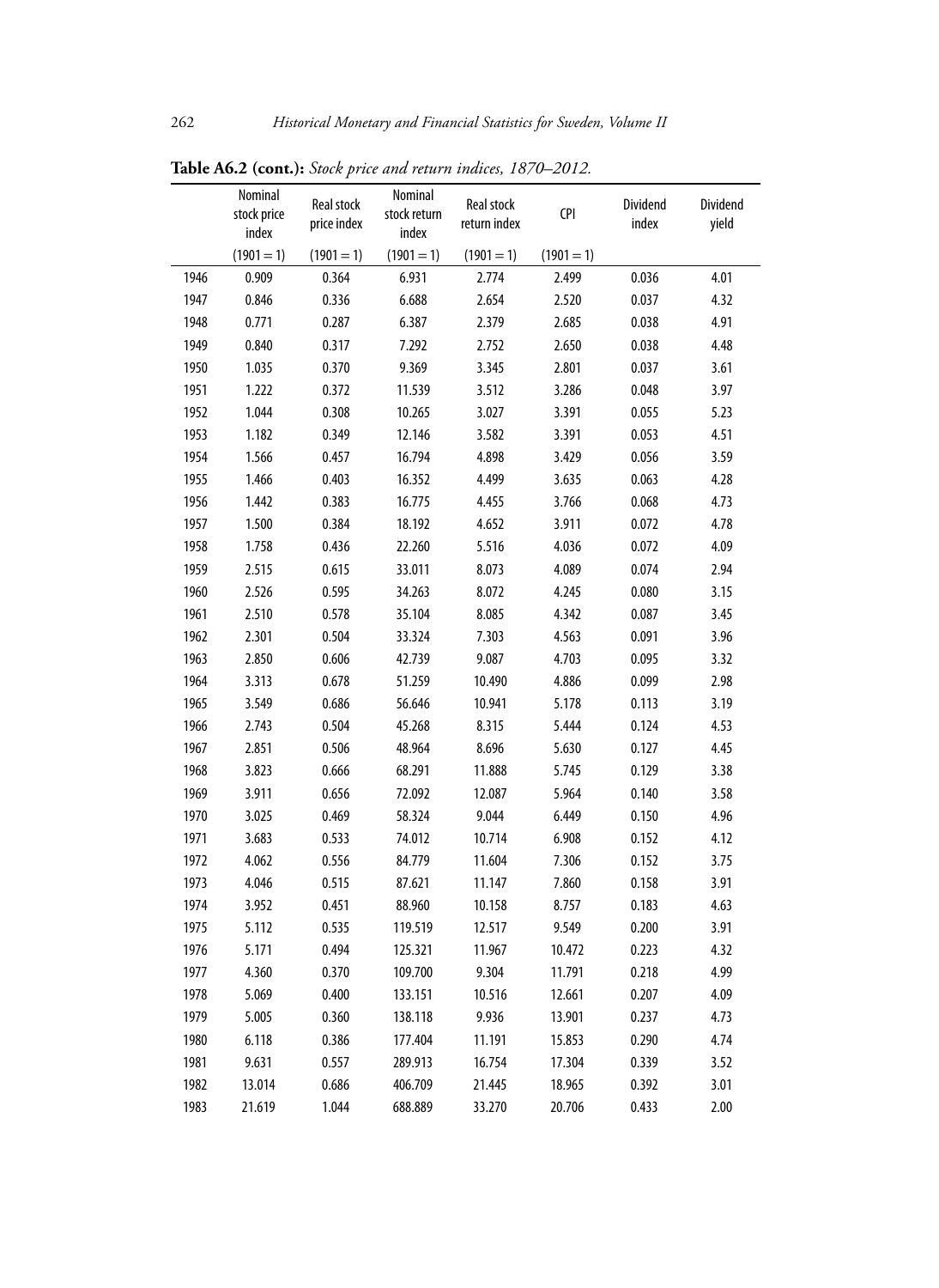**Table A6.2 (cont.):** *Stock price and return indices, 1870–2012.*

| | Nominal stock price index | Real stock price index | Nominal stock return index | Real stock return index | CPI | Dividend index | Dividend yield |
|---|---|---|---|---|---|---|---|
| | (1901 = 1) | (1901 = 1) | (1901 = 1) | (1901 = 1) | (1901 = 1) | | |
| 1946 | 0.909 | 0.364 | 6.931 | 2.774 | 2.499 | 0.036 | 4.01 |
| 1947 | 0.846 | 0.336 | 6.688 | 2.654 | 2.520 | 0.037 | 4.32 |
| 1948 | 0.771 | 0.287 | 6.387 | 2.379 | 2.685 | 0.038 | 4.91 |
| 1949 | 0.840 | 0.317 | 7.292 | 2.752 | 2.650 | 0.038 | 4.48 |
| 1950 | 1.035 | 0.370 | 9.369 | 3.345 | 2.801 | 0.037 | 3.61 |
| 1951 | 1.222 | 0.372 | 11.539 | 3.512 | 3.286 | 0.048 | 3.97 |
| 1952 | 1.044 | 0.308 | 10.265 | 3.027 | 3.391 | 0.055 | 5.23 |
| 1953 | 1.182 | 0.349 | 12.146 | 3.582 | 3.391 | 0.053 | 4.51 |
| 1954 | 1.566 | 0.457 | 16.794 | 4.898 | 3.429 | 0.056 | 3.59 |
| 1955 | 1.466 | 0.403 | 16.352 | 4.499 | 3.635 | 0.063 | 4.28 |
| 1956 | 1.442 | 0.383 | 16.775 | 4.455 | 3.766 | 0.068 | 4.73 |
| 1957 | 1.500 | 0.384 | 18.192 | 4.652 | 3.911 | 0.072 | 4.78 |
| 1958 | 1.758 | 0.436 | 22.260 | 5.516 | 4.036 | 0.072 | 4.09 |
| 1959 | 2.515 | 0.615 | 33.011 | 8.073 | 4.089 | 0.074 | 2.94 |
| 1960 | 2.526 | 0.595 | 34.263 | 8.072 | 4.245 | 0.080 | 3.15 |
| 1961 | 2.510 | 0.578 | 35.104 | 8.085 | 4.342 | 0.087 | 3.45 |
| 1962 | 2.301 | 0.504 | 33.324 | 7.303 | 4.563 | 0.091 | 3.96 |
| 1963 | 2.850 | 0.606 | 42.739 | 9.087 | 4.703 | 0.095 | 3.32 |
| 1964 | 3.313 | 0.678 | 51.259 | 10.490 | 4.886 | 0.099 | 2.98 |
| 1965 | 3.549 | 0.686 | 56.646 | 10.941 | 5.178 | 0.113 | 3.19 |
| 1966 | 2.743 | 0.504 | 45.268 | 8.315 | 5.444 | 0.124 | 4.53 |
| 1967 | 2.851 | 0.506 | 48.964 | 8.696 | 5.630 | 0.127 | 4.45 |
| 1968 | 3.823 | 0.666 | 68.291 | 11.888 | 5.745 | 0.129 | 3.38 |
| 1969 | 3.911 | 0.656 | 72.092 | 12.087 | 5.964 | 0.140 | 3.58 |
| 1970 | 3.025 | 0.469 | 58.324 | 9.044 | 6.449 | 0.150 | 4.96 |
| 1971 | 3.683 | 0.533 | 74.012 | 10.714 | 6.908 | 0.152 | 4.12 |
| 1972 | 4.062 | 0.556 | 84.779 | 11.604 | 7.306 | 0.152 | 3.75 |
| 1973 | 4.046 | 0.515 | 87.621 | 11.147 | 7.860 | 0.158 | 3.91 |
| 1974 | 3.952 | 0.451 | 88.960 | 10.158 | 8.757 | 0.183 | 4.63 |
| 1975 | 5.112 | 0.535 | 119.519 | 12.517 | 9.549 | 0.200 | 3.91 |
| 1976 | 5.171 | 0.494 | 125.321 | 11.967 | 10.472 | 0.223 | 4.32 |
| 1977 | 4.360 | 0.370 | 109.700 | 9.304 | 11.791 | 0.218 | 4.99 |
| 1978 | 5.069 | 0.400 | 133.151 | 10.516 | 12.661 | 0.207 | 4.09 |
| 1979 | 5.005 | 0.360 | 138.118 | 9.936 | 13.901 | 0.237 | 4.73 |
| 1980 | 6.118 | 0.386 | 177.404 | 11.191 | 15.853 | 0.290 | 4.74 |
| 1981 | 9.631 | 0.557 | 289.913 | 16.754 | 17.304 | 0.339 | 3.52 |
| 1982 | 13.014 | 0.686 | 406.709 | 21.445 | 18.965 | 0.392 | 3.01 |
| 1983 | 21.619 | 1.044 | 688.889 | 33.270 | 20.706 | 0.433 | 2.00 |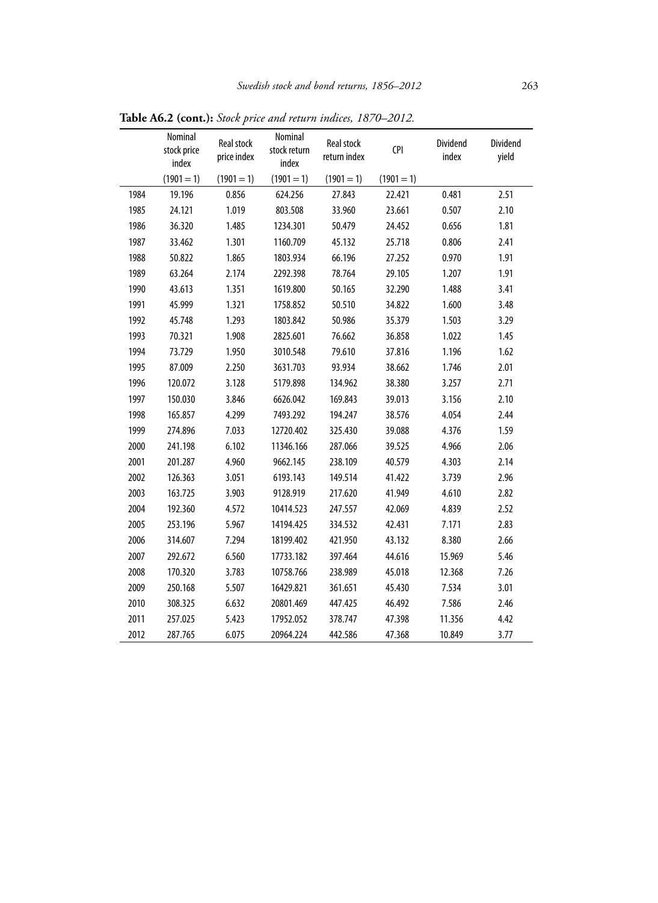**Table A6.2 (cont.):** *Stock price and return indices, 1870–2012.*

| | Nominal stock price index | Real stock price index | Nominal stock return index | Real stock return index | CPI | Dividend index | Dividend yield |
|---|---|---|---|---|---|---|---|
| | (1901 = 1) | (1901 = 1) | (1901 = 1) | (1901 = 1) | (1901 = 1) | | |
| 1984 | 19.196 | 0.856 | 624.256 | 27.843 | 22.421 | 0.481 | 2.51 |
| 1985 | 24.121 | 1.019 | 803.508 | 33.960 | 23.661 | 0.507 | 2.10 |
| 1986 | 36.320 | 1.485 | 1234.301 | 50.479 | 24.452 | 0.656 | 1.81 |
| 1987 | 33.462 | 1.301 | 1160.709 | 45.132 | 25.718 | 0.806 | 2.41 |
| 1988 | 50.822 | 1.865 | 1803.934 | 66.196 | 27.252 | 0.970 | 1.91 |
| 1989 | 63.264 | 2.174 | 2292.398 | 78.764 | 29.105 | 1.207 | 1.91 |
| 1990 | 43.613 | 1.351 | 1619.800 | 50.165 | 32.290 | 1.488 | 3.41 |
| 1991 | 45.999 | 1.321 | 1758.852 | 50.510 | 34.822 | 1.600 | 3.48 |
| 1992 | 45.748 | 1.293 | 1803.842 | 50.986 | 35.379 | 1.503 | 3.29 |
| 1993 | 70.321 | 1.908 | 2825.601 | 76.662 | 36.858 | 1.022 | 1.45 |
| 1994 | 73.729 | 1.950 | 3010.548 | 79.610 | 37.816 | 1.196 | 1.62 |
| 1995 | 87.009 | 2.250 | 3631.703 | 93.934 | 38.662 | 1.746 | 2.01 |
| 1996 | 120.072 | 3.128 | 5179.898 | 134.962 | 38.380 | 3.257 | 2.71 |
| 1997 | 150.030 | 3.846 | 6626.042 | 169.843 | 39.013 | 3.156 | 2.10 |
| 1998 | 165.857 | 4.299 | 7493.292 | 194.247 | 38.576 | 4.054 | 2.44 |
| 1999 | 274.896 | 7.033 | 12720.402 | 325.430 | 39.088 | 4.376 | 1.59 |
| 2000 | 241.198 | 6.102 | 11346.166 | 287.066 | 39.525 | 4.966 | 2.06 |
| 2001 | 201.287 | 4.960 | 9662.145 | 238.109 | 40.579 | 4.303 | 2.14 |
| 2002 | 126.363 | 3.051 | 6193.143 | 149.514 | 41.422 | 3.739 | 2.96 |
| 2003 | 163.725 | 3.903 | 9128.919 | 217.620 | 41.949 | 4.610 | 2.82 |
| 2004 | 192.360 | 4.572 | 10414.523 | 247.557 | 42.069 | 4.839 | 2.52 |
| 2005 | 253.196 | 5.967 | 14194.425 | 334.532 | 42.431 | 7.171 | 2.83 |
| 2006 | 314.607 | 7.294 | 18199.402 | 421.950 | 43.132 | 8.380 | 2.66 |
| 2007 | 292.672 | 6.560 | 17733.182 | 397.464 | 44.616 | 15.969 | 5.46 |
| 2008 | 170.320 | 3.783 | 10758.766 | 238.989 | 45.018 | 12.368 | 7.26 |
| 2009 | 250.168 | 5.507 | 16429.821 | 361.651 | 45.430 | 7.534 | 3.01 |
| 2010 | 308.325 | 6.632 | 20801.469 | 447.425 | 46.492 | 7.586 | 2.46 |
| 2011 | 257.025 | 5.423 | 17952.052 | 378.747 | 47.398 | 11.356 | 4.42 |
| 2012 | 287.765 | 6.075 | 20964.224 | 442.586 | 47.368 | 10.849 | 3.77 |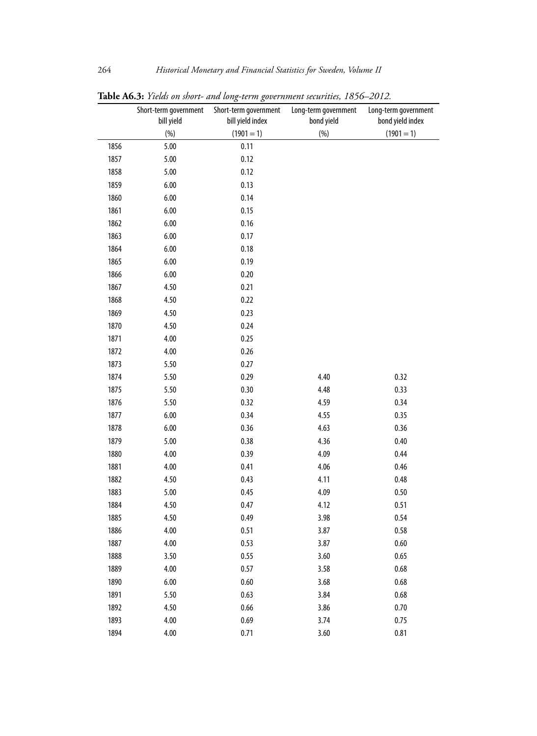**Table A6.3:** *Yields on short- and long-term government securities, 1856–2012.*

| | Short-term government bill yield | Short-term government bill yield index | Long-term government bond yield | Long-term government bond yield index |
|---|---|---|---|---|
| | (%) | (1901 = 1) | (%) | (1901 = 1) |
| 1856 | 5.00 | 0.11 | | |
| 1857 | 5.00 | 0.12 | | |
| 1858 | 5.00 | 0.12 | | |
| 1859 | 6.00 | 0.13 | | |
| 1860 | 6.00 | 0.14 | | |
| 1861 | 6.00 | 0.15 | | |
| 1862 | 6.00 | 0.16 | | |
| 1863 | 6.00 | 0.17 | | |
| 1864 | 6.00 | 0.18 | | |
| 1865 | 6.00 | 0.19 | | |
| 1866 | 6.00 | 0.20 | | |
| 1867 | 4.50 | 0.21 | | |
| 1868 | 4.50 | 0.22 | | |
| 1869 | 4.50 | 0.23 | | |
| 1870 | 4.50 | 0.24 | | |
| 1871 | 4.00 | 0.25 | | |
| 1872 | 4.00 | 0.26 | | |
| 1873 | 5.50 | 0.27 | | |
| 1874 | 5.50 | 0.29 | 4.40 | 0.32 |
| 1875 | 5.50 | 0.30 | 4.48 | 0.33 |
| 1876 | 5.50 | 0.32 | 4.59 | 0.34 |
| 1877 | 6.00 | 0.34 | 4.55 | 0.35 |
| 1878 | 6.00 | 0.36 | 4.63 | 0.36 |
| 1879 | 5.00 | 0.38 | 4.36 | 0.40 |
| 1880 | 4.00 | 0.39 | 4.09 | 0.44 |
| 1881 | 4.00 | 0.41 | 4.06 | 0.46 |
| 1882 | 4.50 | 0.43 | 4.11 | 0.48 |
| 1883 | 5.00 | 0.45 | 4.09 | 0.50 |
| 1884 | 4.50 | 0.47 | 4.12 | 0.51 |
| 1885 | 4.50 | 0.49 | 3.98 | 0.54 |
| 1886 | 4.00 | 0.51 | 3.87 | 0.58 |
| 1887 | 4.00 | 0.53 | 3.87 | 0.60 |
| 1888 | 3.50 | 0.55 | 3.60 | 0.65 |
| 1889 | 4.00 | 0.57 | 3.58 | 0.68 |
| 1890 | 6.00 | 0.60 | 3.68 | 0.68 |
| 1891 | 5.50 | 0.63 | 3.84 | 0.68 |
| 1892 | 4.50 | 0.66 | 3.86 | 0.70 |
| 1893 | 4.00 | 0.69 | 3.74 | 0.75 |
| 1894 | 4.00 | 0.71 | 3.60 | 0.81 |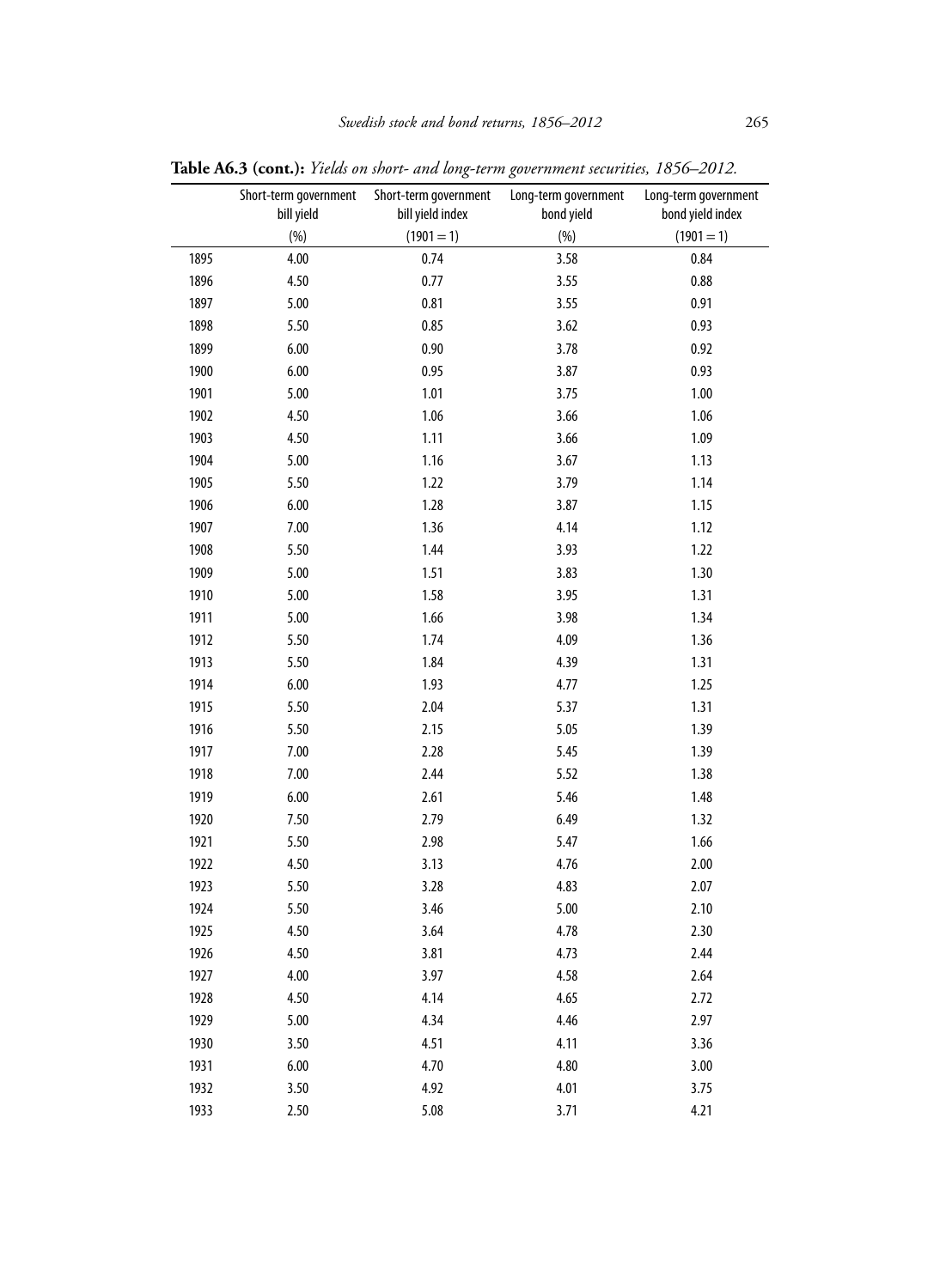**Table A6.3 (cont.):** *Yields on short- and long-term government securities, 1856–2012.*

| | Short-term government bill yield | Short-term government bill yield index | Long-term government bond yield | Long-term government bond yield index |
|---|---|---|---|---|
| | (%) | (1901 = 1) | (%) | (1901 = 1) |
| 1895 | 4.00 | 0.74 | 3.58 | 0.84 |
| 1896 | 4.50 | 0.77 | 3.55 | 0.88 |
| 1897 | 5.00 | 0.81 | 3.55 | 0.91 |
| 1898 | 5.50 | 0.85 | 3.62 | 0.93 |
| 1899 | 6.00 | 0.90 | 3.78 | 0.92 |
| 1900 | 6.00 | 0.95 | 3.87 | 0.93 |
| 1901 | 5.00 | 1.01 | 3.75 | 1.00 |
| 1902 | 4.50 | 1.06 | 3.66 | 1.06 |
| 1903 | 4.50 | 1.11 | 3.66 | 1.09 |
| 1904 | 5.00 | 1.16 | 3.67 | 1.13 |
| 1905 | 5.50 | 1.22 | 3.79 | 1.14 |
| 1906 | 6.00 | 1.28 | 3.87 | 1.15 |
| 1907 | 7.00 | 1.36 | 4.14 | 1.12 |
| 1908 | 5.50 | 1.44 | 3.93 | 1.22 |
| 1909 | 5.00 | 1.51 | 3.83 | 1.30 |
| 1910 | 5.00 | 1.58 | 3.95 | 1.31 |
| 1911 | 5.00 | 1.66 | 3.98 | 1.34 |
| 1912 | 5.50 | 1.74 | 4.09 | 1.36 |
| 1913 | 5.50 | 1.84 | 4.39 | 1.31 |
| 1914 | 6.00 | 1.93 | 4.77 | 1.25 |
| 1915 | 5.50 | 2.04 | 5.37 | 1.31 |
| 1916 | 5.50 | 2.15 | 5.05 | 1.39 |
| 1917 | 7.00 | 2.28 | 5.45 | 1.39 |
| 1918 | 7.00 | 2.44 | 5.52 | 1.38 |
| 1919 | 6.00 | 2.61 | 5.46 | 1.48 |
| 1920 | 7.50 | 2.79 | 6.49 | 1.32 |
| 1921 | 5.50 | 2.98 | 5.47 | 1.66 |
| 1922 | 4.50 | 3.13 | 4.76 | 2.00 |
| 1923 | 5.50 | 3.28 | 4.83 | 2.07 |
| 1924 | 5.50 | 3.46 | 5.00 | 2.10 |
| 1925 | 4.50 | 3.64 | 4.78 | 2.30 |
| 1926 | 4.50 | 3.81 | 4.73 | 2.44 |
| 1927 | 4.00 | 3.97 | 4.58 | 2.64 |
| 1928 | 4.50 | 4.14 | 4.65 | 2.72 |
| 1929 | 5.00 | 4.34 | 4.46 | 2.97 |
| 1930 | 3.50 | 4.51 | 4.11 | 3.36 |
| 1931 | 6.00 | 4.70 | 4.80 | 3.00 |
| 1932 | 3.50 | 4.92 | 4.01 | 3.75 |
| 1933 | 2.50 | 5.08 | 3.71 | 4.21 |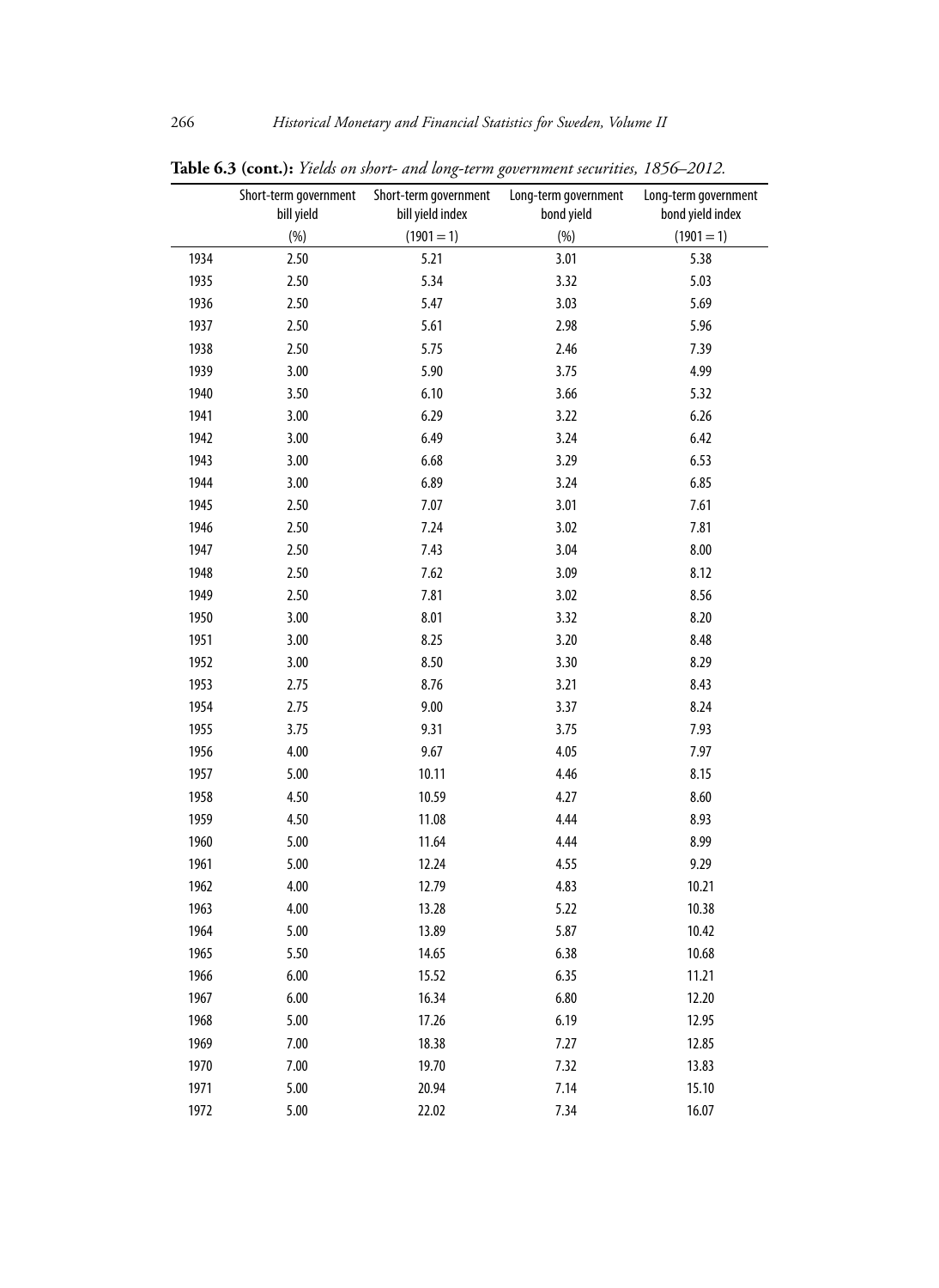**Table 6.3 (cont.):** *Yields on short- and long-term government securities, 1856–2012.*

| | Short-term government bill yield | Short-term government bill yield index | Long-term government bond yield | Long-term government bond yield index |
|---|---|---|---|---|
| | (%) | (1901 = 1) | (%) | (1901 = 1) |
| 1934 | 2.50 | 5.21 | 3.01 | 5.38 |
| 1935 | 2.50 | 5.34 | 3.32 | 5.03 |
| 1936 | 2.50 | 5.47 | 3.03 | 5.69 |
| 1937 | 2.50 | 5.61 | 2.98 | 5.96 |
| 1938 | 2.50 | 5.75 | 2.46 | 7.39 |
| 1939 | 3.00 | 5.90 | 3.75 | 4.99 |
| 1940 | 3.50 | 6.10 | 3.66 | 5.32 |
| 1941 | 3.00 | 6.29 | 3.22 | 6.26 |
| 1942 | 3.00 | 6.49 | 3.24 | 6.42 |
| 1943 | 3.00 | 6.68 | 3.29 | 6.53 |
| 1944 | 3.00 | 6.89 | 3.24 | 6.85 |
| 1945 | 2.50 | 7.07 | 3.01 | 7.61 |
| 1946 | 2.50 | 7.24 | 3.02 | 7.81 |
| 1947 | 2.50 | 7.43 | 3.04 | 8.00 |
| 1948 | 2.50 | 7.62 | 3.09 | 8.12 |
| 1949 | 2.50 | 7.81 | 3.02 | 8.56 |
| 1950 | 3.00 | 8.01 | 3.32 | 8.20 |
| 1951 | 3.00 | 8.25 | 3.20 | 8.48 |
| 1952 | 3.00 | 8.50 | 3.30 | 8.29 |
| 1953 | 2.75 | 8.76 | 3.21 | 8.43 |
| 1954 | 2.75 | 9.00 | 3.37 | 8.24 |
| 1955 | 3.75 | 9.31 | 3.75 | 7.93 |
| 1956 | 4.00 | 9.67 | 4.05 | 7.97 |
| 1957 | 5.00 | 10.11 | 4.46 | 8.15 |
| 1958 | 4.50 | 10.59 | 4.27 | 8.60 |
| 1959 | 4.50 | 11.08 | 4.44 | 8.93 |
| 1960 | 5.00 | 11.64 | 4.44 | 8.99 |
| 1961 | 5.00 | 12.24 | 4.55 | 9.29 |
| 1962 | 4.00 | 12.79 | 4.83 | 10.21 |
| 1963 | 4.00 | 13.28 | 5.22 | 10.38 |
| 1964 | 5.00 | 13.89 | 5.87 | 10.42 |
| 1965 | 5.50 | 14.65 | 6.38 | 10.68 |
| 1966 | 6.00 | 15.52 | 6.35 | 11.21 |
| 1967 | 6.00 | 16.34 | 6.80 | 12.20 |
| 1968 | 5.00 | 17.26 | 6.19 | 12.95 |
| 1969 | 7.00 | 18.38 | 7.27 | 12.85 |
| 1970 | 7.00 | 19.70 | 7.32 | 13.83 |
| 1971 | 5.00 | 20.94 | 7.14 | 15.10 |
| 1972 | 5.00 | 22.02 | 7.34 | 16.07 |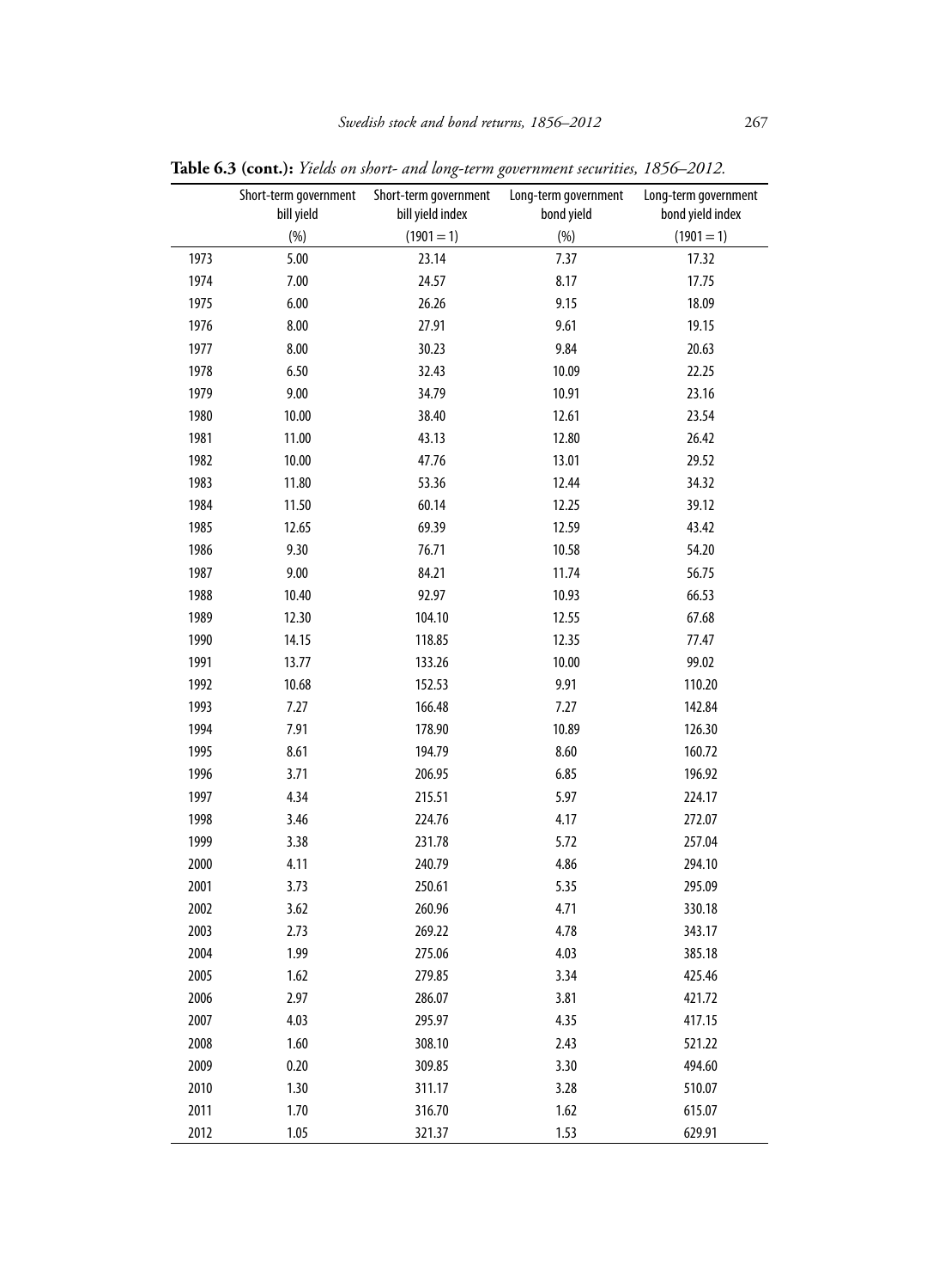**Table 6.3 (cont.):** *Yields on short- and long-term government securities, 1856–2012.*

| | Short-term government bill yield | Short-term government bill yield index | Long-term government bond yield | Long-term government bond yield index |
|---|---|---|---|---|
| | (%) | (1901 = 1) | (%) | (1901 = 1) |
| 1973 | 5.00 | 23.14 | 7.37 | 17.32 |
| 1974 | 7.00 | 24.57 | 8.17 | 17.75 |
| 1975 | 6.00 | 26.26 | 9.15 | 18.09 |
| 1976 | 8.00 | 27.91 | 9.61 | 19.15 |
| 1977 | 8.00 | 30.23 | 9.84 | 20.63 |
| 1978 | 6.50 | 32.43 | 10.09 | 22.25 |
| 1979 | 9.00 | 34.79 | 10.91 | 23.16 |
| 1980 | 10.00 | 38.40 | 12.61 | 23.54 |
| 1981 | 11.00 | 43.13 | 12.80 | 26.42 |
| 1982 | 10.00 | 47.76 | 13.01 | 29.52 |
| 1983 | 11.80 | 53.36 | 12.44 | 34.32 |
| 1984 | 11.50 | 60.14 | 12.25 | 39.12 |
| 1985 | 12.65 | 69.39 | 12.59 | 43.42 |
| 1986 | 9.30 | 76.71 | 10.58 | 54.20 |
| 1987 | 9.00 | 84.21 | 11.74 | 56.75 |
| 1988 | 10.40 | 92.97 | 10.93 | 66.53 |
| 1989 | 12.30 | 104.10 | 12.55 | 67.68 |
| 1990 | 14.15 | 118.85 | 12.35 | 77.47 |
| 1991 | 13.77 | 133.26 | 10.00 | 99.02 |
| 1992 | 10.68 | 152.53 | 9.91 | 110.20 |
| 1993 | 7.27 | 166.48 | 7.27 | 142.84 |
| 1994 | 7.91 | 178.90 | 10.89 | 126.30 |
| 1995 | 8.61 | 194.79 | 8.60 | 160.72 |
| 1996 | 3.71 | 206.95 | 6.85 | 196.92 |
| 1997 | 4.34 | 215.51 | 5.97 | 224.17 |
| 1998 | 3.46 | 224.76 | 4.17 | 272.07 |
| 1999 | 3.38 | 231.78 | 5.72 | 257.04 |
| 2000 | 4.11 | 240.79 | 4.86 | 294.10 |
| 2001 | 3.73 | 250.61 | 5.35 | 295.09 |
| 2002 | 3.62 | 260.96 | 4.71 | 330.18 |
| 2003 | 2.73 | 269.22 | 4.78 | 343.17 |
| 2004 | 1.99 | 275.06 | 4.03 | 385.18 |
| 2005 | 1.62 | 279.85 | 3.34 | 425.46 |
| 2006 | 2.97 | 286.07 | 3.81 | 421.72 |
| 2007 | 4.03 | 295.97 | 4.35 | 417.15 |
| 2008 | 1.60 | 308.10 | 2.43 | 521.22 |
| 2009 | 0.20 | 309.85 | 3.30 | 494.60 |
| 2010 | 1.30 | 311.17 | 3.28 | 510.07 |
| 2011 | 1.70 | 316.70 | 1.62 | 615.07 |
| 2012 | 1.05 | 321.37 | 1.53 | 629.91 |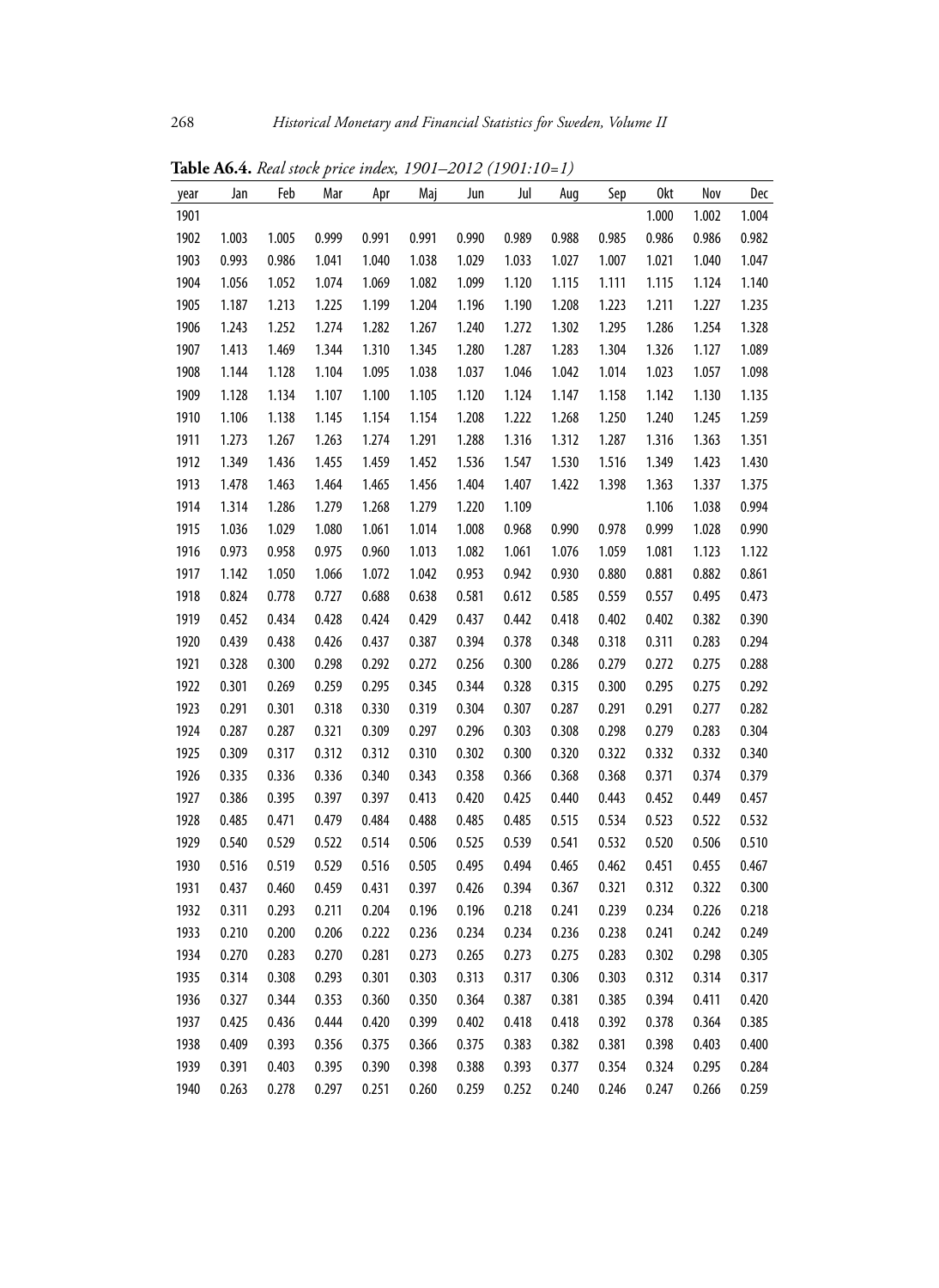**Table A6.4.** *Real stock price index, 1901–2012 (1901:10=1)*

| year | Jan | Feb | Mar | Apr | Maj | Jun | Jul | Aug | Sep | Okt | Nov | Dec |
|---|---|---|---|---|---|---|---|---|---|---|---|---|
| 1901 | | | | | | | | | | 1.000 | 1.002 | 1.004 |
| 1902 | 1.003 | 1.005 | 0.999 | 0.991 | 0.991 | 0.990 | 0.989 | 0.988 | 0.985 | 0.986 | 0.986 | 0.982 |
| 1903 | 0.993 | 0.986 | 1.041 | 1.040 | 1.038 | 1.029 | 1.033 | 1.027 | 1.007 | 1.021 | 1.040 | 1.047 |
| 1904 | 1.056 | 1.052 | 1.074 | 1.069 | 1.082 | 1.099 | 1.120 | 1.115 | 1.111 | 1.115 | 1.124 | 1.140 |
| 1905 | 1.187 | 1.213 | 1.225 | 1.199 | 1.204 | 1.196 | 1.190 | 1.208 | 1.223 | 1.211 | 1.227 | 1.235 |
| 1906 | 1.243 | 1.252 | 1.274 | 1.282 | 1.267 | 1.240 | 1.272 | 1.302 | 1.295 | 1.286 | 1.254 | 1.328 |
| 1907 | 1.413 | 1.469 | 1.344 | 1.310 | 1.345 | 1.280 | 1.287 | 1.283 | 1.304 | 1.326 | 1.127 | 1.089 |
| 1908 | 1.144 | 1.128 | 1.104 | 1.095 | 1.038 | 1.037 | 1.046 | 1.042 | 1.014 | 1.023 | 1.057 | 1.098 |
| 1909 | 1.128 | 1.134 | 1.107 | 1.100 | 1.105 | 1.120 | 1.124 | 1.147 | 1.158 | 1.142 | 1.130 | 1.135 |
| 1910 | 1.106 | 1.138 | 1.145 | 1.154 | 1.154 | 1.208 | 1.222 | 1.268 | 1.250 | 1.240 | 1.245 | 1.259 |
| 1911 | 1.273 | 1.267 | 1.263 | 1.274 | 1.291 | 1.288 | 1.316 | 1.312 | 1.287 | 1.316 | 1.363 | 1.351 |
| 1912 | 1.349 | 1.436 | 1.455 | 1.459 | 1.452 | 1.536 | 1.547 | 1.530 | 1.516 | 1.349 | 1.423 | 1.430 |
| 1913 | 1.478 | 1.463 | 1.464 | 1.465 | 1.456 | 1.404 | 1.407 | 1.422 | 1.398 | 1.363 | 1.337 | 1.375 |
| 1914 | 1.314 | 1.286 | 1.279 | 1.268 | 1.279 | 1.220 | 1.109 | | | 1.106 | 1.038 | 0.994 |
| 1915 | 1.036 | 1.029 | 1.080 | 1.061 | 1.014 | 1.008 | 0.968 | 0.990 | 0.978 | 0.999 | 1.028 | 0.990 |
| 1916 | 0.973 | 0.958 | 0.975 | 0.960 | 1.013 | 1.082 | 1.061 | 1.076 | 1.059 | 1.081 | 1.123 | 1.122 |
| 1917 | 1.142 | 1.050 | 1.066 | 1.072 | 1.042 | 0.953 | 0.942 | 0.930 | 0.880 | 0.881 | 0.882 | 0.861 |
| 1918 | 0.824 | 0.778 | 0.727 | 0.688 | 0.638 | 0.581 | 0.612 | 0.585 | 0.559 | 0.557 | 0.495 | 0.473 |
| 1919 | 0.452 | 0.434 | 0.428 | 0.424 | 0.429 | 0.437 | 0.442 | 0.418 | 0.402 | 0.402 | 0.382 | 0.390 |
| 1920 | 0.439 | 0.438 | 0.426 | 0.437 | 0.387 | 0.394 | 0.378 | 0.348 | 0.318 | 0.311 | 0.283 | 0.294 |
| 1921 | 0.328 | 0.300 | 0.298 | 0.292 | 0.272 | 0.256 | 0.300 | 0.286 | 0.279 | 0.272 | 0.275 | 0.288 |
| 1922 | 0.301 | 0.269 | 0.259 | 0.295 | 0.345 | 0.344 | 0.328 | 0.315 | 0.300 | 0.295 | 0.275 | 0.292 |
| 1923 | 0.291 | 0.301 | 0.318 | 0.330 | 0.319 | 0.304 | 0.307 | 0.287 | 0.291 | 0.291 | 0.277 | 0.282 |
| 1924 | 0.287 | 0.287 | 0.321 | 0.309 | 0.297 | 0.296 | 0.303 | 0.308 | 0.298 | 0.279 | 0.283 | 0.304 |
| 1925 | 0.309 | 0.317 | 0.312 | 0.312 | 0.310 | 0.302 | 0.300 | 0.320 | 0.322 | 0.332 | 0.332 | 0.340 |
| 1926 | 0.335 | 0.336 | 0.336 | 0.340 | 0.343 | 0.358 | 0.366 | 0.368 | 0.368 | 0.371 | 0.374 | 0.379 |
| 1927 | 0.386 | 0.395 | 0.397 | 0.397 | 0.413 | 0.420 | 0.425 | 0.440 | 0.443 | 0.452 | 0.449 | 0.457 |
| 1928 | 0.485 | 0.471 | 0.479 | 0.484 | 0.488 | 0.485 | 0.485 | 0.515 | 0.534 | 0.523 | 0.522 | 0.532 |
| 1929 | 0.540 | 0.529 | 0.522 | 0.514 | 0.506 | 0.525 | 0.539 | 0.541 | 0.532 | 0.520 | 0.506 | 0.510 |
| 1930 | 0.516 | 0.519 | 0.529 | 0.516 | 0.505 | 0.495 | 0.494 | 0.465 | 0.462 | 0.451 | 0.455 | 0.467 |
| 1931 | 0.437 | 0.460 | 0.459 | 0.431 | 0.397 | 0.426 | 0.394 | 0.367 | 0.321 | 0.312 | 0.322 | 0.300 |
| 1932 | 0.311 | 0.293 | 0.211 | 0.204 | 0.196 | 0.196 | 0.218 | 0.241 | 0.239 | 0.234 | 0.226 | 0.218 |
| 1933 | 0.210 | 0.200 | 0.206 | 0.222 | 0.236 | 0.234 | 0.234 | 0.236 | 0.238 | 0.241 | 0.242 | 0.249 |
| 1934 | 0.270 | 0.283 | 0.270 | 0.281 | 0.273 | 0.265 | 0.273 | 0.275 | 0.283 | 0.302 | 0.298 | 0.305 |
| 1935 | 0.314 | 0.308 | 0.293 | 0.301 | 0.303 | 0.313 | 0.317 | 0.306 | 0.303 | 0.312 | 0.314 | 0.317 |
| 1936 | 0.327 | 0.344 | 0.353 | 0.360 | 0.350 | 0.364 | 0.387 | 0.381 | 0.385 | 0.394 | 0.411 | 0.420 |
| 1937 | 0.425 | 0.436 | 0.444 | 0.420 | 0.399 | 0.402 | 0.418 | 0.418 | 0.392 | 0.378 | 0.364 | 0.385 |
| 1938 | 0.409 | 0.393 | 0.356 | 0.375 | 0.366 | 0.375 | 0.383 | 0.382 | 0.381 | 0.398 | 0.403 | 0.400 |
| 1939 | 0.391 | 0.403 | 0.395 | 0.390 | 0.398 | 0.388 | 0.393 | 0.377 | 0.354 | 0.324 | 0.295 | 0.284 |
| 1940 | 0.263 | 0.278 | 0.297 | 0.251 | 0.260 | 0.259 | 0.252 | 0.240 | 0.246 | 0.247 | 0.266 | 0.259 |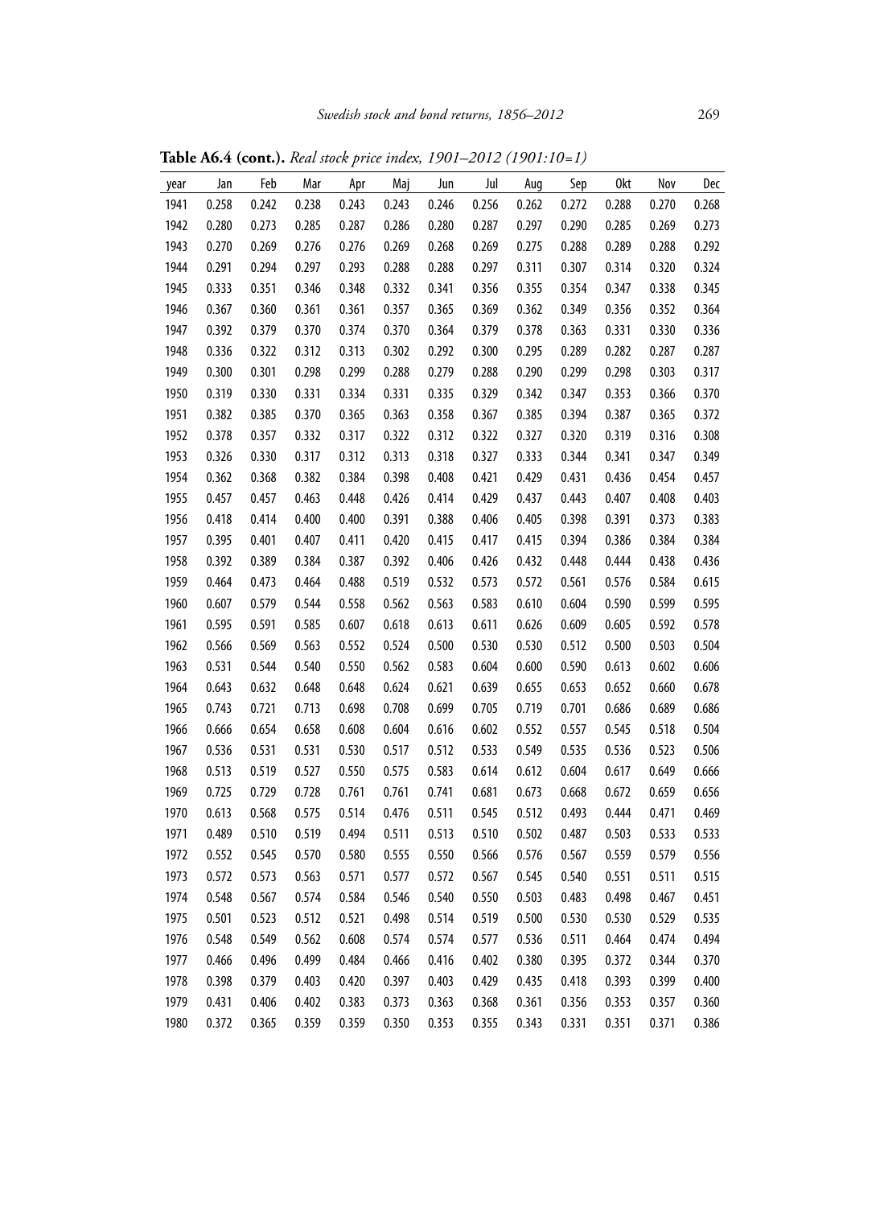**Table A6.4 (cont.).** *Real stock price index, 1901–2012 (1901:10=1)*

| year | Jan | Feb | Mar | Apr | Maj | Jun | Jul | Aug | Sep | Okt | Nov | Dec |
|---|---|---|---|---|---|---|---|---|---|---|---|---|
| 1941 | 0.258 | 0.242 | 0.238 | 0.243 | 0.243 | 0.246 | 0.256 | 0.262 | 0.272 | 0.288 | 0.270 | 0.268 |
| 1942 | 0.280 | 0.273 | 0.285 | 0.287 | 0.286 | 0.280 | 0.287 | 0.297 | 0.290 | 0.285 | 0.269 | 0.273 |
| 1943 | 0.270 | 0.269 | 0.276 | 0.276 | 0.269 | 0.268 | 0.269 | 0.275 | 0.288 | 0.289 | 0.288 | 0.292 |
| 1944 | 0.291 | 0.294 | 0.297 | 0.293 | 0.288 | 0.288 | 0.297 | 0.311 | 0.307 | 0.314 | 0.320 | 0.324 |
| 1945 | 0.333 | 0.351 | 0.346 | 0.348 | 0.332 | 0.341 | 0.356 | 0.355 | 0.354 | 0.347 | 0.338 | 0.345 |
| 1946 | 0.367 | 0.360 | 0.361 | 0.361 | 0.357 | 0.365 | 0.369 | 0.362 | 0.349 | 0.356 | 0.352 | 0.364 |
| 1947 | 0.392 | 0.379 | 0.370 | 0.374 | 0.370 | 0.364 | 0.379 | 0.378 | 0.363 | 0.331 | 0.330 | 0.336 |
| 1948 | 0.336 | 0.322 | 0.312 | 0.313 | 0.302 | 0.292 | 0.300 | 0.295 | 0.289 | 0.282 | 0.287 | 0.287 |
| 1949 | 0.300 | 0.301 | 0.298 | 0.299 | 0.288 | 0.279 | 0.288 | 0.290 | 0.299 | 0.298 | 0.303 | 0.317 |
| 1950 | 0.319 | 0.330 | 0.331 | 0.334 | 0.331 | 0.335 | 0.329 | 0.342 | 0.347 | 0.353 | 0.366 | 0.370 |
| 1951 | 0.382 | 0.385 | 0.370 | 0.365 | 0.363 | 0.358 | 0.367 | 0.385 | 0.394 | 0.387 | 0.365 | 0.372 |
| 1952 | 0.378 | 0.357 | 0.332 | 0.317 | 0.322 | 0.312 | 0.322 | 0.327 | 0.320 | 0.319 | 0.316 | 0.308 |
| 1953 | 0.326 | 0.330 | 0.317 | 0.312 | 0.313 | 0.318 | 0.327 | 0.333 | 0.344 | 0.341 | 0.347 | 0.349 |
| 1954 | 0.362 | 0.368 | 0.382 | 0.384 | 0.398 | 0.408 | 0.421 | 0.429 | 0.431 | 0.436 | 0.454 | 0.457 |
| 1955 | 0.457 | 0.457 | 0.463 | 0.448 | 0.426 | 0.414 | 0.429 | 0.437 | 0.443 | 0.407 | 0.408 | 0.403 |
| 1956 | 0.418 | 0.414 | 0.400 | 0.400 | 0.391 | 0.388 | 0.406 | 0.405 | 0.398 | 0.391 | 0.373 | 0.383 |
| 1957 | 0.395 | 0.401 | 0.407 | 0.411 | 0.420 | 0.415 | 0.417 | 0.415 | 0.394 | 0.386 | 0.384 | 0.384 |
| 1958 | 0.392 | 0.389 | 0.384 | 0.387 | 0.392 | 0.406 | 0.426 | 0.432 | 0.448 | 0.444 | 0.438 | 0.436 |
| 1959 | 0.464 | 0.473 | 0.464 | 0.488 | 0.519 | 0.532 | 0.573 | 0.572 | 0.561 | 0.576 | 0.584 | 0.615 |
| 1960 | 0.607 | 0.579 | 0.544 | 0.558 | 0.562 | 0.563 | 0.583 | 0.610 | 0.604 | 0.590 | 0.599 | 0.595 |
| 1961 | 0.595 | 0.591 | 0.585 | 0.607 | 0.618 | 0.613 | 0.611 | 0.626 | 0.609 | 0.605 | 0.592 | 0.578 |
| 1962 | 0.566 | 0.569 | 0.563 | 0.552 | 0.524 | 0.500 | 0.530 | 0.530 | 0.512 | 0.500 | 0.503 | 0.504 |
| 1963 | 0.531 | 0.544 | 0.540 | 0.550 | 0.562 | 0.583 | 0.604 | 0.600 | 0.590 | 0.613 | 0.602 | 0.606 |
| 1964 | 0.643 | 0.632 | 0.648 | 0.648 | 0.624 | 0.621 | 0.639 | 0.655 | 0.653 | 0.652 | 0.660 | 0.678 |
| 1965 | 0.743 | 0.721 | 0.713 | 0.698 | 0.708 | 0.699 | 0.705 | 0.719 | 0.701 | 0.686 | 0.689 | 0.686 |
| 1966 | 0.666 | 0.654 | 0.658 | 0.608 | 0.604 | 0.616 | 0.602 | 0.552 | 0.557 | 0.545 | 0.518 | 0.504 |
| 1967 | 0.536 | 0.531 | 0.531 | 0.530 | 0.517 | 0.512 | 0.533 | 0.549 | 0.535 | 0.536 | 0.523 | 0.506 |
| 1968 | 0.513 | 0.519 | 0.527 | 0.550 | 0.575 | 0.583 | 0.614 | 0.612 | 0.604 | 0.617 | 0.649 | 0.666 |
| 1969 | 0.725 | 0.729 | 0.728 | 0.761 | 0.761 | 0.741 | 0.681 | 0.673 | 0.668 | 0.672 | 0.659 | 0.656 |
| 1970 | 0.613 | 0.568 | 0.575 | 0.514 | 0.476 | 0.511 | 0.545 | 0.512 | 0.493 | 0.444 | 0.471 | 0.469 |
| 1971 | 0.489 | 0.510 | 0.519 | 0.494 | 0.511 | 0.513 | 0.510 | 0.502 | 0.487 | 0.503 | 0.533 | 0.533 |
| 1972 | 0.552 | 0.545 | 0.570 | 0.580 | 0.555 | 0.550 | 0.566 | 0.576 | 0.567 | 0.559 | 0.579 | 0.556 |
| 1973 | 0.572 | 0.573 | 0.563 | 0.571 | 0.577 | 0.572 | 0.567 | 0.545 | 0.540 | 0.551 | 0.511 | 0.515 |
| 1974 | 0.548 | 0.567 | 0.574 | 0.584 | 0.546 | 0.540 | 0.550 | 0.503 | 0.483 | 0.498 | 0.467 | 0.451 |
| 1975 | 0.501 | 0.523 | 0.512 | 0.521 | 0.498 | 0.514 | 0.519 | 0.500 | 0.530 | 0.530 | 0.529 | 0.535 |
| 1976 | 0.548 | 0.549 | 0.562 | 0.608 | 0.574 | 0.574 | 0.577 | 0.536 | 0.511 | 0.464 | 0.474 | 0.494 |
| 1977 | 0.466 | 0.496 | 0.499 | 0.484 | 0.466 | 0.416 | 0.402 | 0.380 | 0.395 | 0.372 | 0.344 | 0.370 |
| 1978 | 0.398 | 0.379 | 0.403 | 0.420 | 0.397 | 0.403 | 0.429 | 0.435 | 0.418 | 0.393 | 0.399 | 0.400 |
| 1979 | 0.431 | 0.406 | 0.402 | 0.383 | 0.373 | 0.363 | 0.368 | 0.361 | 0.356 | 0.353 | 0.357 | 0.360 |
| 1980 | 0.372 | 0.365 | 0.359 | 0.359 | 0.350 | 0.353 | 0.355 | 0.343 | 0.331 | 0.351 | 0.371 | 0.386 |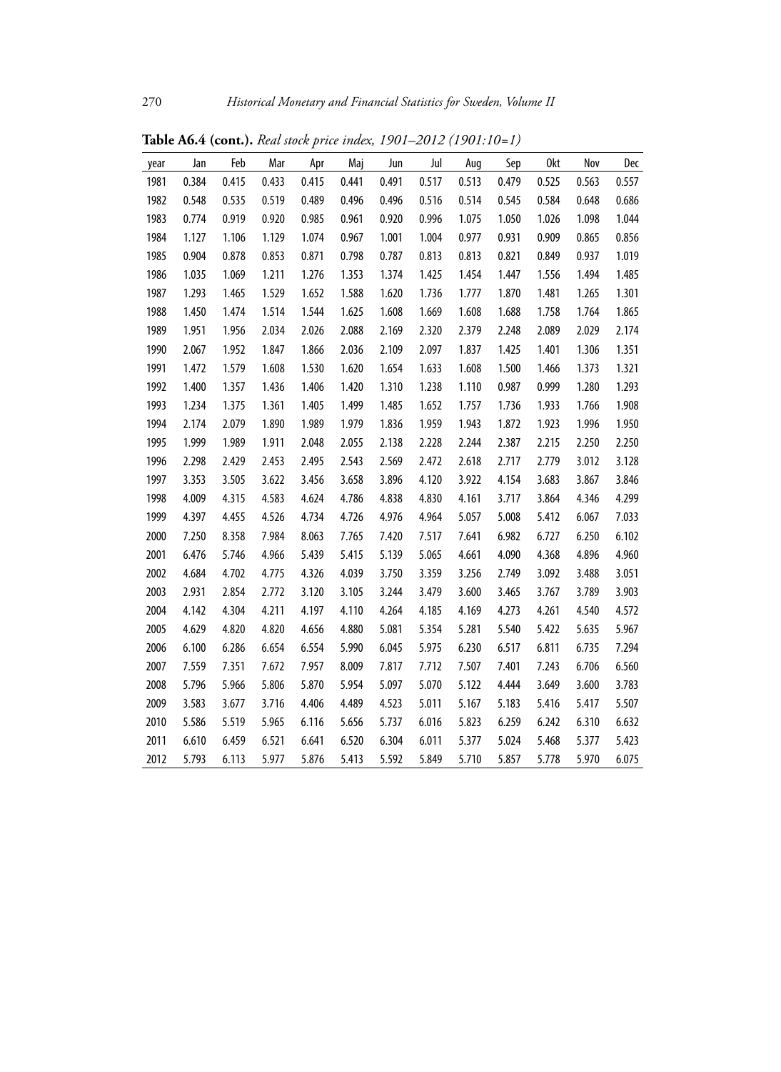**Table A6.4 (cont.).** *Real stock price index, 1901–2012 (1901:10=1)*

| year | Jan | Feb | Mar | Apr | Maj | Jun | Jul | Aug | Sep | Okt | Nov | Dec |
|---|---|---|---|---|---|---|---|---|---|---|---|---|
| 1981 | 0.384 | 0.415 | 0.433 | 0.415 | 0.441 | 0.491 | 0.517 | 0.513 | 0.479 | 0.525 | 0.563 | 0.557 |
| 1982 | 0.548 | 0.535 | 0.519 | 0.489 | 0.496 | 0.496 | 0.516 | 0.514 | 0.545 | 0.584 | 0.648 | 0.686 |
| 1983 | 0.774 | 0.919 | 0.920 | 0.985 | 0.961 | 0.920 | 0.996 | 1.075 | 1.050 | 1.026 | 1.098 | 1.044 |
| 1984 | 1.127 | 1.106 | 1.129 | 1.074 | 0.967 | 1.001 | 1.004 | 0.977 | 0.931 | 0.909 | 0.865 | 0.856 |
| 1985 | 0.904 | 0.878 | 0.853 | 0.871 | 0.798 | 0.787 | 0.813 | 0.813 | 0.821 | 0.849 | 0.937 | 1.019 |
| 1986 | 1.035 | 1.069 | 1.211 | 1.276 | 1.353 | 1.374 | 1.425 | 1.454 | 1.447 | 1.556 | 1.494 | 1.485 |
| 1987 | 1.293 | 1.465 | 1.529 | 1.652 | 1.588 | 1.620 | 1.736 | 1.777 | 1.870 | 1.481 | 1.265 | 1.301 |
| 1988 | 1.450 | 1.474 | 1.514 | 1.544 | 1.625 | 1.608 | 1.669 | 1.608 | 1.688 | 1.758 | 1.764 | 1.865 |
| 1989 | 1.951 | 1.956 | 2.034 | 2.026 | 2.088 | 2.169 | 2.320 | 2.379 | 2.248 | 2.089 | 2.029 | 2.174 |
| 1990 | 2.067 | 1.952 | 1.847 | 1.866 | 2.036 | 2.109 | 2.097 | 1.837 | 1.425 | 1.401 | 1.306 | 1.351 |
| 1991 | 1.472 | 1.579 | 1.608 | 1.530 | 1.620 | 1.654 | 1.633 | 1.608 | 1.500 | 1.466 | 1.373 | 1.321 |
| 1992 | 1.400 | 1.357 | 1.436 | 1.406 | 1.420 | 1.310 | 1.238 | 1.110 | 0.987 | 0.999 | 1.280 | 1.293 |
| 1993 | 1.234 | 1.375 | 1.361 | 1.405 | 1.499 | 1.485 | 1.652 | 1.757 | 1.736 | 1.933 | 1.766 | 1.908 |
| 1994 | 2.174 | 2.079 | 1.890 | 1.989 | 1.979 | 1.836 | 1.959 | 1.943 | 1.872 | 1.923 | 1.996 | 1.950 |
| 1995 | 1.999 | 1.989 | 1.911 | 2.048 | 2.055 | 2.138 | 2.228 | 2.244 | 2.387 | 2.215 | 2.250 | 2.250 |
| 1996 | 2.298 | 2.429 | 2.453 | 2.495 | 2.543 | 2.569 | 2.472 | 2.618 | 2.717 | 2.779 | 3.012 | 3.128 |
| 1997 | 3.353 | 3.505 | 3.622 | 3.456 | 3.658 | 3.896 | 4.120 | 3.922 | 4.154 | 3.683 | 3.867 | 3.846 |
| 1998 | 4.009 | 4.315 | 4.583 | 4.624 | 4.786 | 4.838 | 4.830 | 4.161 | 3.717 | 3.864 | 4.346 | 4.299 |
| 1999 | 4.397 | 4.455 | 4.526 | 4.734 | 4.726 | 4.976 | 4.964 | 5.057 | 5.008 | 5.412 | 6.067 | 7.033 |
| 2000 | 7.250 | 8.358 | 7.984 | 8.063 | 7.765 | 7.420 | 7.517 | 7.641 | 6.982 | 6.727 | 6.250 | 6.102 |
| 2001 | 6.476 | 5.746 | 4.966 | 5.439 | 5.415 | 5.139 | 5.065 | 4.661 | 4.090 | 4.368 | 4.896 | 4.960 |
| 2002 | 4.684 | 4.702 | 4.775 | 4.326 | 4.039 | 3.750 | 3.359 | 3.256 | 2.749 | 3.092 | 3.488 | 3.051 |
| 2003 | 2.931 | 2.854 | 2.772 | 3.120 | 3.105 | 3.244 | 3.479 | 3.600 | 3.465 | 3.767 | 3.789 | 3.903 |
| 2004 | 4.142 | 4.304 | 4.211 | 4.197 | 4.110 | 4.264 | 4.185 | 4.169 | 4.273 | 4.261 | 4.540 | 4.572 |
| 2005 | 4.629 | 4.820 | 4.820 | 4.656 | 4.880 | 5.081 | 5.354 | 5.281 | 5.540 | 5.422 | 5.635 | 5.967 |
| 2006 | 6.100 | 6.286 | 6.654 | 6.554 | 5.990 | 6.045 | 5.975 | 6.230 | 6.517 | 6.811 | 6.735 | 7.294 |
| 2007 | 7.559 | 7.351 | 7.672 | 7.957 | 8.009 | 7.817 | 7.712 | 7.507 | 7.401 | 7.243 | 6.706 | 6.560 |
| 2008 | 5.796 | 5.966 | 5.806 | 5.870 | 5.954 | 5.097 | 5.070 | 5.122 | 4.444 | 3.649 | 3.600 | 3.783 |
| 2009 | 3.583 | 3.677 | 3.716 | 4.406 | 4.489 | 4.523 | 5.011 | 5.167 | 5.183 | 5.416 | 5.417 | 5.507 |
| 2010 | 5.586 | 5.519 | 5.965 | 6.116 | 5.656 | 5.737 | 6.016 | 5.823 | 6.259 | 6.242 | 6.310 | 6.632 |
| 2011 | 6.610 | 6.459 | 6.521 | 6.641 | 6.520 | 6.304 | 6.011 | 5.377 | 5.024 | 5.468 | 5.377 | 5.423 |
| 2012 | 5.793 | 6.113 | 5.977 | 5.876 | 5.413 | 5.592 | 5.849 | 5.710 | 5.857 | 5.778 | 5.970 | 6.075 |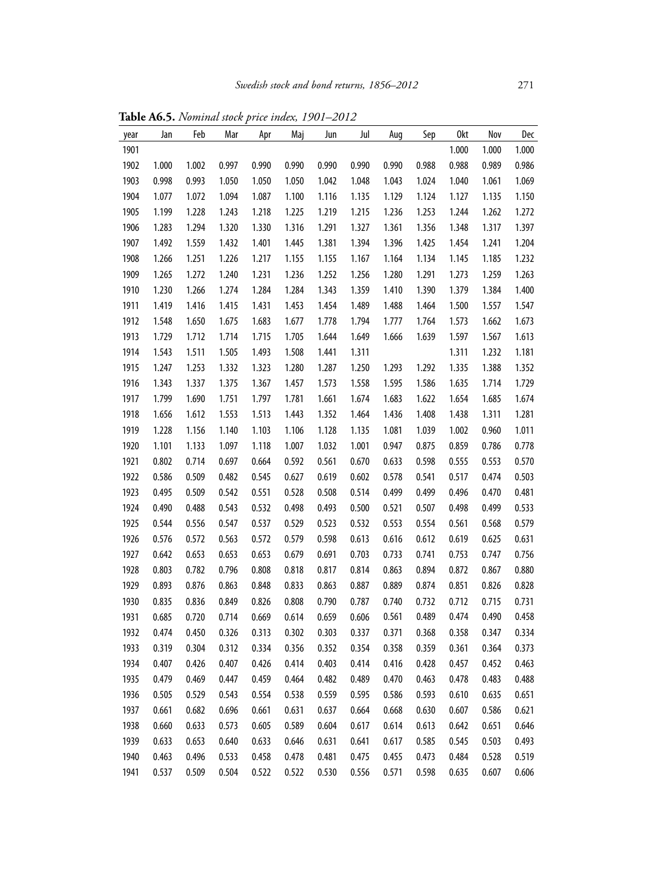**Table A6.5.** *Nominal stock price index, 1901–2012*

| year | Jan | Feb | Mar | Apr | Maj | Jun | Jul | Aug | Sep | Okt | Nov | Dec |
|---|---|---|---|---|---|---|---|---|---|---|---|---|
| 1901 | | | | | | | | | | 1.000 | 1.000 | 1.000 |
| 1902 | 1.000 | 1.002 | 0.997 | 0.990 | 0.990 | 0.990 | 0.990 | 0.990 | 0.988 | 0.988 | 0.989 | 0.986 |
| 1903 | 0.998 | 0.993 | 1.050 | 1.050 | 1.050 | 1.042 | 1.048 | 1.043 | 1.024 | 1.040 | 1.061 | 1.069 |
| 1904 | 1.077 | 1.072 | 1.094 | 1.087 | 1.100 | 1.116 | 1.135 | 1.129 | 1.124 | 1.127 | 1.135 | 1.150 |
| 1905 | 1.199 | 1.228 | 1.243 | 1.218 | 1.225 | 1.219 | 1.215 | 1.236 | 1.253 | 1.244 | 1.262 | 1.272 |
| 1906 | 1.283 | 1.294 | 1.320 | 1.330 | 1.316 | 1.291 | 1.327 | 1.361 | 1.356 | 1.348 | 1.317 | 1.397 |
| 1907 | 1.492 | 1.559 | 1.432 | 1.401 | 1.445 | 1.381 | 1.394 | 1.396 | 1.425 | 1.454 | 1.241 | 1.204 |
| 1908 | 1.266 | 1.251 | 1.226 | 1.217 | 1.155 | 1.155 | 1.167 | 1.164 | 1.134 | 1.145 | 1.185 | 1.232 |
| 1909 | 1.265 | 1.272 | 1.240 | 1.231 | 1.236 | 1.252 | 1.256 | 1.280 | 1.291 | 1.273 | 1.259 | 1.263 |
| 1910 | 1.230 | 1.266 | 1.274 | 1.284 | 1.284 | 1.343 | 1.359 | 1.410 | 1.390 | 1.379 | 1.384 | 1.400 |
| 1911 | 1.419 | 1.416 | 1.415 | 1.431 | 1.453 | 1.454 | 1.489 | 1.488 | 1.464 | 1.500 | 1.557 | 1.547 |
| 1912 | 1.548 | 1.650 | 1.675 | 1.683 | 1.677 | 1.778 | 1.794 | 1.777 | 1.764 | 1.573 | 1.662 | 1.673 |
| 1913 | 1.729 | 1.712 | 1.714 | 1.715 | 1.705 | 1.644 | 1.649 | 1.666 | 1.639 | 1.597 | 1.567 | 1.613 |
| 1914 | 1.543 | 1.511 | 1.505 | 1.493 | 1.508 | 1.441 | 1.311 | | | 1.311 | 1.232 | 1.181 |
| 1915 | 1.247 | 1.253 | 1.332 | 1.323 | 1.280 | 1.287 | 1.250 | 1.293 | 1.292 | 1.335 | 1.388 | 1.352 |
| 1916 | 1.343 | 1.337 | 1.375 | 1.367 | 1.457 | 1.573 | 1.558 | 1.595 | 1.586 | 1.635 | 1.714 | 1.729 |
| 1917 | 1.799 | 1.690 | 1.751 | 1.797 | 1.781 | 1.661 | 1.674 | 1.683 | 1.622 | 1.654 | 1.685 | 1.674 |
| 1918 | 1.656 | 1.612 | 1.553 | 1.513 | 1.443 | 1.352 | 1.464 | 1.436 | 1.408 | 1.438 | 1.311 | 1.281 |
| 1919 | 1.228 | 1.156 | 1.140 | 1.103 | 1.106 | 1.128 | 1.135 | 1.081 | 1.039 | 1.002 | 0.960 | 1.011 |
| 1920 | 1.101 | 1.133 | 1.097 | 1.118 | 1.007 | 1.032 | 1.001 | 0.947 | 0.875 | 0.859 | 0.786 | 0.778 |
| 1921 | 0.802 | 0.714 | 0.697 | 0.664 | 0.592 | 0.561 | 0.670 | 0.633 | 0.598 | 0.555 | 0.553 | 0.570 |
| 1922 | 0.586 | 0.509 | 0.482 | 0.545 | 0.627 | 0.619 | 0.602 | 0.578 | 0.541 | 0.517 | 0.474 | 0.503 |
| 1923 | 0.495 | 0.509 | 0.542 | 0.551 | 0.528 | 0.508 | 0.514 | 0.499 | 0.499 | 0.496 | 0.470 | 0.481 |
| 1924 | 0.490 | 0.488 | 0.543 | 0.532 | 0.498 | 0.493 | 0.500 | 0.521 | 0.507 | 0.498 | 0.499 | 0.533 |
| 1925 | 0.544 | 0.556 | 0.547 | 0.537 | 0.529 | 0.523 | 0.532 | 0.553 | 0.554 | 0.561 | 0.568 | 0.579 |
| 1926 | 0.576 | 0.572 | 0.563 | 0.572 | 0.579 | 0.598 | 0.613 | 0.616 | 0.612 | 0.619 | 0.625 | 0.631 |
| 1927 | 0.642 | 0.653 | 0.653 | 0.653 | 0.679 | 0.691 | 0.703 | 0.733 | 0.741 | 0.753 | 0.747 | 0.756 |
| 1928 | 0.803 | 0.782 | 0.796 | 0.808 | 0.818 | 0.817 | 0.814 | 0.863 | 0.894 | 0.872 | 0.867 | 0.880 |
| 1929 | 0.893 | 0.876 | 0.863 | 0.848 | 0.833 | 0.863 | 0.887 | 0.889 | 0.874 | 0.851 | 0.826 | 0.828 |
| 1930 | 0.835 | 0.836 | 0.849 | 0.826 | 0.808 | 0.790 | 0.787 | 0.740 | 0.732 | 0.712 | 0.715 | 0.731 |
| 1931 | 0.685 | 0.720 | 0.714 | 0.669 | 0.614 | 0.659 | 0.606 | 0.561 | 0.489 | 0.474 | 0.490 | 0.458 |
| 1932 | 0.474 | 0.450 | 0.326 | 0.313 | 0.302 | 0.303 | 0.337 | 0.371 | 0.368 | 0.358 | 0.347 | 0.334 |
| 1933 | 0.319 | 0.304 | 0.312 | 0.334 | 0.356 | 0.352 | 0.354 | 0.358 | 0.359 | 0.361 | 0.364 | 0.373 |
| 1934 | 0.407 | 0.426 | 0.407 | 0.426 | 0.414 | 0.403 | 0.414 | 0.416 | 0.428 | 0.457 | 0.452 | 0.463 |
| 1935 | 0.479 | 0.469 | 0.447 | 0.459 | 0.464 | 0.482 | 0.489 | 0.470 | 0.463 | 0.478 | 0.483 | 0.488 |
| 1936 | 0.505 | 0.529 | 0.543 | 0.554 | 0.538 | 0.559 | 0.595 | 0.586 | 0.593 | 0.610 | 0.635 | 0.651 |
| 1937 | 0.661 | 0.682 | 0.696 | 0.661 | 0.631 | 0.637 | 0.664 | 0.668 | 0.630 | 0.607 | 0.586 | 0.621 |
| 1938 | 0.660 | 0.633 | 0.573 | 0.605 | 0.589 | 0.604 | 0.617 | 0.614 | 0.613 | 0.642 | 0.651 | 0.646 |
| 1939 | 0.633 | 0.653 | 0.640 | 0.633 | 0.646 | 0.631 | 0.641 | 0.617 | 0.585 | 0.545 | 0.503 | 0.493 |
| 1940 | 0.463 | 0.496 | 0.533 | 0.458 | 0.478 | 0.481 | 0.475 | 0.455 | 0.473 | 0.484 | 0.528 | 0.519 |
| 1941 | 0.537 | 0.509 | 0.504 | 0.522 | 0.522 | 0.530 | 0.556 | 0.571 | 0.598 | 0.635 | 0.607 | 0.606 |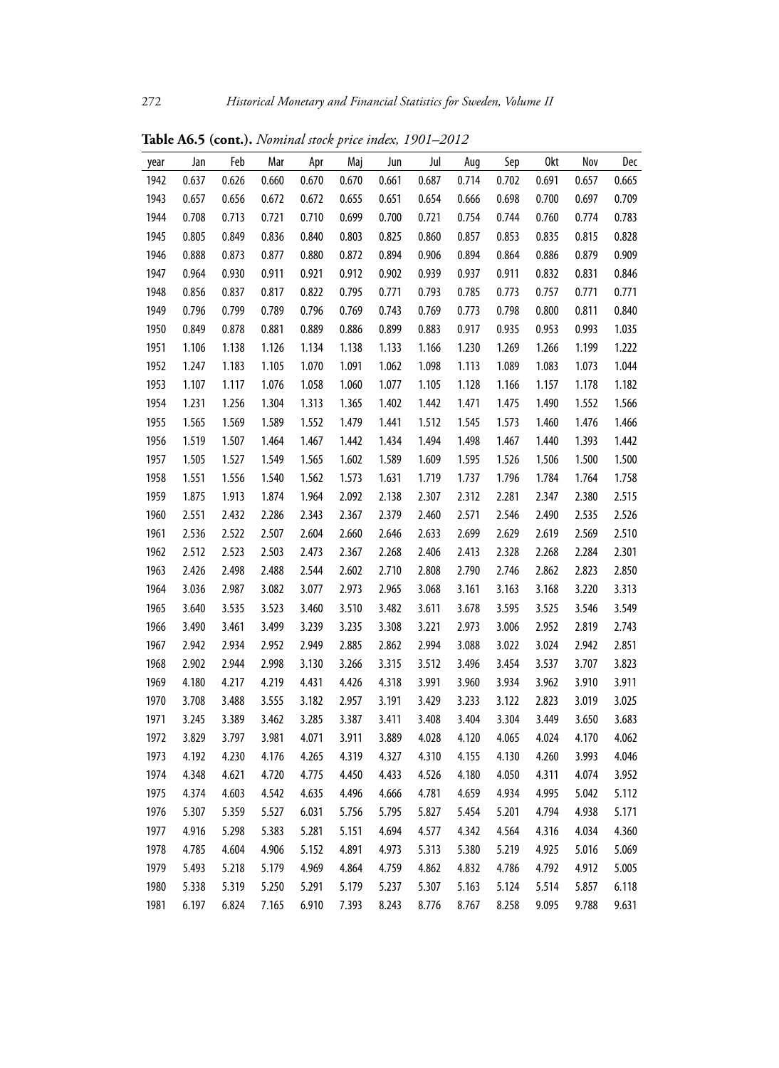**Table A6.5 (cont.).** *Nominal stock price index, 1901–2012*

| year | Jan | Feb | Mar | Apr | Maj | Jun | Jul | Aug | Sep | Okt | Nov | Dec |
|---|---|---|---|---|---|---|---|---|---|---|---|---|
| 1942 | 0.637 | 0.626 | 0.660 | 0.670 | 0.670 | 0.661 | 0.687 | 0.714 | 0.702 | 0.691 | 0.657 | 0.665 |
| 1943 | 0.657 | 0.656 | 0.672 | 0.672 | 0.655 | 0.651 | 0.654 | 0.666 | 0.698 | 0.700 | 0.697 | 0.709 |
| 1944 | 0.708 | 0.713 | 0.721 | 0.710 | 0.699 | 0.700 | 0.721 | 0.754 | 0.744 | 0.760 | 0.774 | 0.783 |
| 1945 | 0.805 | 0.849 | 0.836 | 0.840 | 0.803 | 0.825 | 0.860 | 0.857 | 0.853 | 0.835 | 0.815 | 0.828 |
| 1946 | 0.888 | 0.873 | 0.877 | 0.880 | 0.872 | 0.894 | 0.906 | 0.894 | 0.864 | 0.886 | 0.879 | 0.909 |
| 1947 | 0.964 | 0.930 | 0.911 | 0.921 | 0.912 | 0.902 | 0.939 | 0.937 | 0.911 | 0.832 | 0.831 | 0.846 |
| 1948 | 0.856 | 0.837 | 0.817 | 0.822 | 0.795 | 0.771 | 0.793 | 0.785 | 0.773 | 0.757 | 0.771 | 0.771 |
| 1949 | 0.796 | 0.799 | 0.789 | 0.796 | 0.769 | 0.743 | 0.769 | 0.773 | 0.798 | 0.800 | 0.811 | 0.840 |
| 1950 | 0.849 | 0.878 | 0.881 | 0.889 | 0.886 | 0.899 | 0.883 | 0.917 | 0.935 | 0.953 | 0.993 | 1.035 |
| 1951 | 1.106 | 1.138 | 1.126 | 1.134 | 1.138 | 1.133 | 1.166 | 1.230 | 1.269 | 1.266 | 1.199 | 1.222 |
| 1952 | 1.247 | 1.183 | 1.105 | 1.070 | 1.091 | 1.062 | 1.098 | 1.113 | 1.089 | 1.083 | 1.073 | 1.044 |
| 1953 | 1.107 | 1.117 | 1.076 | 1.058 | 1.060 | 1.077 | 1.105 | 1.128 | 1.166 | 1.157 | 1.178 | 1.182 |
| 1954 | 1.231 | 1.256 | 1.304 | 1.313 | 1.365 | 1.402 | 1.442 | 1.471 | 1.475 | 1.490 | 1.552 | 1.566 |
| 1955 | 1.565 | 1.569 | 1.589 | 1.552 | 1.479 | 1.441 | 1.512 | 1.545 | 1.573 | 1.460 | 1.476 | 1.466 |
| 1956 | 1.519 | 1.507 | 1.464 | 1.467 | 1.442 | 1.434 | 1.494 | 1.498 | 1.467 | 1.440 | 1.393 | 1.442 |
| 1957 | 1.505 | 1.527 | 1.549 | 1.565 | 1.602 | 1.589 | 1.609 | 1.595 | 1.526 | 1.506 | 1.500 | 1.500 |
| 1958 | 1.551 | 1.556 | 1.540 | 1.562 | 1.573 | 1.631 | 1.719 | 1.737 | 1.796 | 1.784 | 1.764 | 1.758 |
| 1959 | 1.875 | 1.913 | 1.874 | 1.964 | 2.092 | 2.138 | 2.307 | 2.312 | 2.281 | 2.347 | 2.380 | 2.515 |
| 1960 | 2.551 | 2.432 | 2.286 | 2.343 | 2.367 | 2.379 | 2.460 | 2.571 | 2.546 | 2.490 | 2.535 | 2.526 |
| 1961 | 2.536 | 2.522 | 2.507 | 2.604 | 2.660 | 2.646 | 2.633 | 2.699 | 2.629 | 2.619 | 2.569 | 2.510 |
| 1962 | 2.512 | 2.523 | 2.503 | 2.473 | 2.367 | 2.268 | 2.406 | 2.413 | 2.328 | 2.268 | 2.284 | 2.301 |
| 1963 | 2.426 | 2.498 | 2.488 | 2.544 | 2.602 | 2.710 | 2.808 | 2.790 | 2.746 | 2.862 | 2.823 | 2.850 |
| 1964 | 3.036 | 2.987 | 3.082 | 3.077 | 2.973 | 2.965 | 3.068 | 3.161 | 3.163 | 3.168 | 3.220 | 3.313 |
| 1965 | 3.640 | 3.535 | 3.523 | 3.460 | 3.510 | 3.482 | 3.611 | 3.678 | 3.595 | 3.525 | 3.546 | 3.549 |
| 1966 | 3.490 | 3.461 | 3.499 | 3.239 | 3.235 | 3.308 | 3.221 | 2.973 | 3.006 | 2.952 | 2.819 | 2.743 |
| 1967 | 2.942 | 2.934 | 2.952 | 2.949 | 2.885 | 2.862 | 2.994 | 3.088 | 3.022 | 3.024 | 2.942 | 2.851 |
| 1968 | 2.902 | 2.944 | 2.998 | 3.130 | 3.266 | 3.315 | 3.512 | 3.496 | 3.454 | 3.537 | 3.707 | 3.823 |
| 1969 | 4.180 | 4.217 | 4.219 | 4.431 | 4.426 | 4.318 | 3.991 | 3.960 | 3.934 | 3.962 | 3.910 | 3.911 |
| 1970 | 3.708 | 3.488 | 3.555 | 3.182 | 2.957 | 3.191 | 3.429 | 3.233 | 3.122 | 2.823 | 3.019 | 3.025 |
| 1971 | 3.245 | 3.389 | 3.462 | 3.285 | 3.387 | 3.411 | 3.408 | 3.404 | 3.304 | 3.449 | 3.650 | 3.683 |
| 1972 | 3.829 | 3.797 | 3.981 | 4.071 | 3.911 | 3.889 | 4.028 | 4.120 | 4.065 | 4.024 | 4.170 | 4.062 |
| 1973 | 4.192 | 4.230 | 4.176 | 4.265 | 4.319 | 4.327 | 4.310 | 4.155 | 4.130 | 4.260 | 3.993 | 4.046 |
| 1974 | 4.348 | 4.621 | 4.720 | 4.775 | 4.450 | 4.433 | 4.526 | 4.180 | 4.050 | 4.311 | 4.074 | 3.952 |
| 1975 | 4.374 | 4.603 | 4.542 | 4.635 | 4.496 | 4.666 | 4.781 | 4.659 | 4.934 | 4.995 | 5.042 | 5.112 |
| 1976 | 5.307 | 5.359 | 5.527 | 6.031 | 5.756 | 5.795 | 5.827 | 5.454 | 5.201 | 4.794 | 4.938 | 5.171 |
| 1977 | 4.916 | 5.298 | 5.383 | 5.281 | 5.151 | 4.694 | 4.577 | 4.342 | 4.564 | 4.316 | 4.034 | 4.360 |
| 1978 | 4.785 | 4.604 | 4.906 | 5.152 | 4.891 | 4.973 | 5.313 | 5.380 | 5.219 | 4.925 | 5.016 | 5.069 |
| 1979 | 5.493 | 5.218 | 5.179 | 4.969 | 4.864 | 4.759 | 4.862 | 4.832 | 4.786 | 4.792 | 4.912 | 5.005 |
| 1980 | 5.338 | 5.319 | 5.250 | 5.291 | 5.179 | 5.237 | 5.307 | 5.163 | 5.124 | 5.514 | 5.857 | 6.118 |
| 1981 | 6.197 | 6.824 | 7.165 | 6.910 | 7.393 | 8.243 | 8.776 | 8.767 | 8.258 | 9.095 | 9.788 | 9.631 |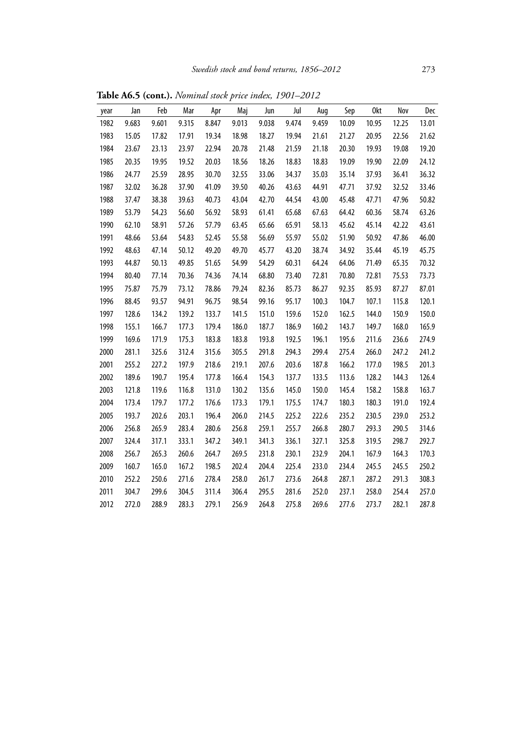**Table A6.5 (cont.).** *Nominal stock price index, 1901–2012*

| year | Jan | Feb | Mar | Apr | Maj | Jun | Jul | Aug | Sep | Okt | Nov | Dec |
|---|---|---|---|---|---|---|---|---|---|---|---|---|
| 1982 | 9.683 | 9.601 | 9.315 | 8.847 | 9.013 | 9.038 | 9.474 | 9.459 | 10.09 | 10.95 | 12.25 | 13.01 |
| 1983 | 15.05 | 17.82 | 17.91 | 19.34 | 18.98 | 18.27 | 19.94 | 21.61 | 21.27 | 20.95 | 22.56 | 21.62 |
| 1984 | 23.67 | 23.13 | 23.97 | 22.94 | 20.78 | 21.48 | 21.59 | 21.18 | 20.30 | 19.93 | 19.08 | 19.20 |
| 1985 | 20.35 | 19.95 | 19.52 | 20.03 | 18.56 | 18.26 | 18.83 | 18.83 | 19.09 | 19.90 | 22.09 | 24.12 |
| 1986 | 24.77 | 25.59 | 28.95 | 30.70 | 32.55 | 33.06 | 34.37 | 35.03 | 35.14 | 37.93 | 36.41 | 36.32 |
| 1987 | 32.02 | 36.28 | 37.90 | 41.09 | 39.50 | 40.26 | 43.63 | 44.91 | 47.71 | 37.92 | 32.52 | 33.46 |
| 1988 | 37.47 | 38.38 | 39.63 | 40.73 | 43.04 | 42.70 | 44.54 | 43.00 | 45.48 | 47.71 | 47.96 | 50.82 |
| 1989 | 53.79 | 54.23 | 56.60 | 56.92 | 58.93 | 61.41 | 65.68 | 67.63 | 64.42 | 60.36 | 58.74 | 63.26 |
| 1990 | 62.10 | 58.91 | 57.26 | 57.79 | 63.45 | 65.66 | 65.91 | 58.13 | 45.62 | 45.14 | 42.22 | 43.61 |
| 1991 | 48.66 | 53.64 | 54.83 | 52.45 | 55.58 | 56.69 | 55.97 | 55.02 | 51.90 | 50.92 | 47.86 | 46.00 |
| 1992 | 48.63 | 47.14 | 50.12 | 49.20 | 49.70 | 45.77 | 43.20 | 38.74 | 34.92 | 35.44 | 45.19 | 45.75 |
| 1993 | 44.87 | 50.13 | 49.85 | 51.65 | 54.99 | 54.29 | 60.31 | 64.24 | 64.06 | 71.49 | 65.35 | 70.32 |
| 1994 | 80.40 | 77.14 | 70.36 | 74.36 | 74.14 | 68.80 | 73.40 | 72.81 | 70.80 | 72.81 | 75.53 | 73.73 |
| 1995 | 75.87 | 75.79 | 73.12 | 78.86 | 79.24 | 82.36 | 85.73 | 86.27 | 92.35 | 85.93 | 87.27 | 87.01 |
| 1996 | 88.45 | 93.57 | 94.91 | 96.75 | 98.54 | 99.16 | 95.17 | 100.3 | 104.7 | 107.1 | 115.8 | 120.1 |
| 1997 | 128.6 | 134.2 | 139.2 | 133.7 | 141.5 | 151.0 | 159.6 | 152.0 | 162.5 | 144.0 | 150.9 | 150.0 |
| 1998 | 155.1 | 166.7 | 177.3 | 179.4 | 186.0 | 187.7 | 186.9 | 160.2 | 143.7 | 149.7 | 168.0 | 165.9 |
| 1999 | 169.6 | 171.9 | 175.3 | 183.8 | 183.8 | 193.8 | 192.5 | 196.1 | 195.6 | 211.6 | 236.6 | 274.9 |
| 2000 | 281.1 | 325.6 | 312.4 | 315.6 | 305.5 | 291.8 | 294.3 | 299.4 | 275.4 | 266.0 | 247.2 | 241.2 |
| 2001 | 255.2 | 227.2 | 197.9 | 218.6 | 219.1 | 207.6 | 203.6 | 187.8 | 166.2 | 177.0 | 198.5 | 201.3 |
| 2002 | 189.6 | 190.7 | 195.4 | 177.8 | 166.4 | 154.3 | 137.7 | 133.5 | 113.6 | 128.2 | 144.3 | 126.4 |
| 2003 | 121.8 | 119.6 | 116.8 | 131.0 | 130.2 | 135.6 | 145.0 | 150.0 | 145.4 | 158.2 | 158.8 | 163.7 |
| 2004 | 173.4 | 179.7 | 177.2 | 176.6 | 173.3 | 179.1 | 175.5 | 174.7 | 180.3 | 180.3 | 191.0 | 192.4 |
| 2005 | 193.7 | 202.6 | 203.1 | 196.4 | 206.0 | 214.5 | 225.2 | 222.6 | 235.2 | 230.5 | 239.0 | 253.2 |
| 2006 | 256.8 | 265.9 | 283.4 | 280.6 | 256.8 | 259.1 | 255.7 | 266.8 | 280.7 | 293.3 | 290.5 | 314.6 |
| 2007 | 324.4 | 317.1 | 333.1 | 347.2 | 349.1 | 341.3 | 336.1 | 327.1 | 325.8 | 319.5 | 298.7 | 292.7 |
| 2008 | 256.7 | 265.3 | 260.6 | 264.7 | 269.5 | 231.8 | 230.1 | 232.9 | 204.1 | 167.9 | 164.3 | 170.3 |
| 2009 | 160.7 | 165.0 | 167.2 | 198.5 | 202.4 | 204.4 | 225.4 | 233.0 | 234.4 | 245.5 | 245.5 | 250.2 |
| 2010 | 252.2 | 250.6 | 271.6 | 278.4 | 258.0 | 261.7 | 273.6 | 264.8 | 287.1 | 287.2 | 291.3 | 308.3 |
| 2011 | 304.7 | 299.6 | 304.5 | 311.4 | 306.4 | 295.5 | 281.6 | 252.0 | 237.1 | 258.0 | 254.4 | 257.0 |
| 2012 | 272.0 | 288.9 | 283.3 | 279.1 | 256.9 | 264.8 | 275.8 | 269.6 | 277.6 | 273.7 | 282.1 | 287.8 |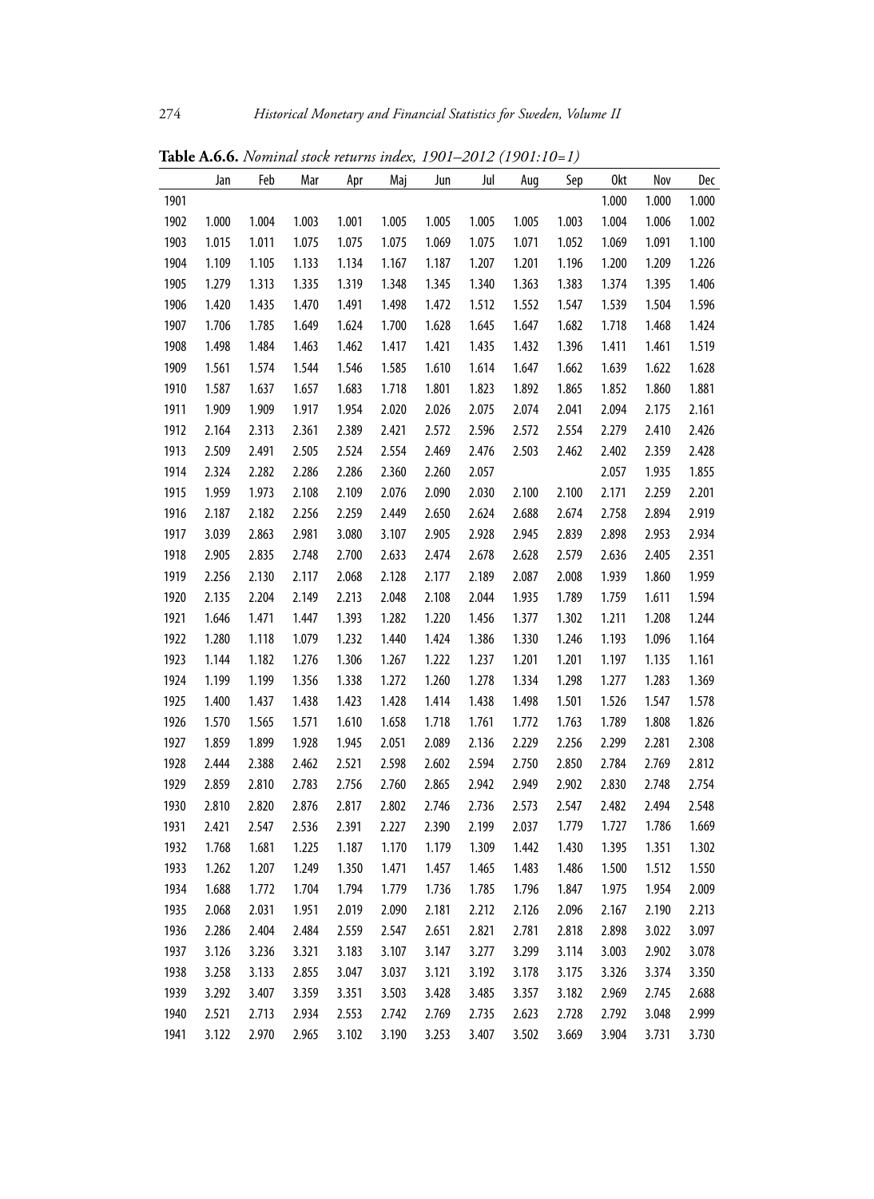**Table A.6.6.** *Nominal stock returns index, 1901–2012 (1901:10=1)*

| | Jan | Feb | Mar | Apr | Maj | Jun | Jul | Aug | Sep | Okt | Nov | Dec |
|---|---|---|---|---|---|---|---|---|---|---|---|---|
| 1901 | | | | | | | | | | 1.000 | 1.000 | 1.000 |
| 1902 | 1.000 | 1.004 | 1.003 | 1.001 | 1.005 | 1.005 | 1.005 | 1.005 | 1.003 | 1.004 | 1.006 | 1.002 |
| 1903 | 1.015 | 1.011 | 1.075 | 1.075 | 1.075 | 1.069 | 1.075 | 1.071 | 1.052 | 1.069 | 1.091 | 1.100 |
| 1904 | 1.109 | 1.105 | 1.133 | 1.134 | 1.167 | 1.187 | 1.207 | 1.201 | 1.196 | 1.200 | 1.209 | 1.226 |
| 1905 | 1.279 | 1.313 | 1.335 | 1.319 | 1.348 | 1.345 | 1.340 | 1.363 | 1.383 | 1.374 | 1.395 | 1.406 |
| 1906 | 1.420 | 1.435 | 1.470 | 1.491 | 1.498 | 1.472 | 1.512 | 1.552 | 1.547 | 1.539 | 1.504 | 1.596 |
| 1907 | 1.706 | 1.785 | 1.649 | 1.624 | 1.700 | 1.628 | 1.645 | 1.647 | 1.682 | 1.718 | 1.468 | 1.424 |
| 1908 | 1.498 | 1.484 | 1.463 | 1.462 | 1.417 | 1.421 | 1.435 | 1.432 | 1.396 | 1.411 | 1.461 | 1.519 |
| 1909 | 1.561 | 1.574 | 1.544 | 1.546 | 1.585 | 1.610 | 1.614 | 1.647 | 1.662 | 1.639 | 1.622 | 1.628 |
| 1910 | 1.587 | 1.637 | 1.657 | 1.683 | 1.718 | 1.801 | 1.823 | 1.892 | 1.865 | 1.852 | 1.860 | 1.881 |
| 1911 | 1.909 | 1.909 | 1.917 | 1.954 | 2.020 | 2.026 | 2.075 | 2.074 | 2.041 | 2.094 | 2.175 | 2.161 |
| 1912 | 2.164 | 2.313 | 2.361 | 2.389 | 2.421 | 2.572 | 2.596 | 2.572 | 2.554 | 2.279 | 2.410 | 2.426 |
| 1913 | 2.509 | 2.491 | 2.505 | 2.524 | 2.554 | 2.469 | 2.476 | 2.503 | 2.462 | 2.402 | 2.359 | 2.428 |
| 1914 | 2.324 | 2.282 | 2.286 | 2.286 | 2.360 | 2.260 | 2.057 | | | 2.057 | 1.935 | 1.855 |
| 1915 | 1.959 | 1.973 | 2.108 | 2.109 | 2.076 | 2.090 | 2.030 | 2.100 | 2.100 | 2.171 | 2.259 | 2.201 |
| 1916 | 2.187 | 2.182 | 2.256 | 2.259 | 2.449 | 2.650 | 2.624 | 2.688 | 2.674 | 2.758 | 2.894 | 2.919 |
| 1917 | 3.039 | 2.863 | 2.981 | 3.080 | 3.107 | 2.905 | 2.928 | 2.945 | 2.839 | 2.898 | 2.953 | 2.934 |
| 1918 | 2.905 | 2.835 | 2.748 | 2.700 | 2.633 | 2.474 | 2.678 | 2.628 | 2.579 | 2.636 | 2.405 | 2.351 |
| 1919 | 2.256 | 2.130 | 2.117 | 2.068 | 2.128 | 2.177 | 2.189 | 2.087 | 2.008 | 1.939 | 1.860 | 1.959 |
| 1920 | 2.135 | 2.204 | 2.149 | 2.213 | 2.048 | 2.108 | 2.044 | 1.935 | 1.789 | 1.759 | 1.611 | 1.594 |
| 1921 | 1.646 | 1.471 | 1.447 | 1.393 | 1.282 | 1.220 | 1.456 | 1.377 | 1.302 | 1.211 | 1.208 | 1.244 |
| 1922 | 1.280 | 1.118 | 1.079 | 1.232 | 1.440 | 1.424 | 1.386 | 1.330 | 1.246 | 1.193 | 1.096 | 1.164 |
| 1923 | 1.144 | 1.182 | 1.276 | 1.306 | 1.267 | 1.222 | 1.237 | 1.201 | 1.201 | 1.197 | 1.135 | 1.161 |
| 1924 | 1.199 | 1.199 | 1.356 | 1.338 | 1.272 | 1.260 | 1.278 | 1.334 | 1.298 | 1.277 | 1.283 | 1.369 |
| 1925 | 1.400 | 1.437 | 1.438 | 1.423 | 1.428 | 1.414 | 1.438 | 1.498 | 1.501 | 1.526 | 1.547 | 1.578 |
| 1926 | 1.570 | 1.565 | 1.571 | 1.610 | 1.658 | 1.718 | 1.761 | 1.772 | 1.763 | 1.789 | 1.808 | 1.826 |
| 1927 | 1.859 | 1.899 | 1.928 | 1.945 | 2.051 | 2.089 | 2.136 | 2.229 | 2.256 | 2.299 | 2.281 | 2.308 |
| 1928 | 2.444 | 2.388 | 2.462 | 2.521 | 2.598 | 2.602 | 2.594 | 2.750 | 2.850 | 2.784 | 2.769 | 2.812 |
| 1929 | 2.859 | 2.810 | 2.783 | 2.756 | 2.760 | 2.865 | 2.942 | 2.949 | 2.902 | 2.830 | 2.748 | 2.754 |
| 1930 | 2.810 | 2.820 | 2.876 | 2.817 | 2.802 | 2.746 | 2.736 | 2.573 | 2.547 | 2.482 | 2.494 | 2.548 |
| 1931 | 2.421 | 2.547 | 2.536 | 2.391 | 2.227 | 2.390 | 2.199 | 2.037 | 1.779 | 1.727 | 1.786 | 1.669 |
| 1932 | 1.768 | 1.681 | 1.225 | 1.187 | 1.170 | 1.179 | 1.309 | 1.442 | 1.430 | 1.395 | 1.351 | 1.302 |
| 1933 | 1.262 | 1.207 | 1.249 | 1.350 | 1.471 | 1.457 | 1.465 | 1.483 | 1.486 | 1.500 | 1.512 | 1.550 |
| 1934 | 1.688 | 1.772 | 1.704 | 1.794 | 1.779 | 1.736 | 1.785 | 1.796 | 1.847 | 1.975 | 1.954 | 2.009 |
| 1935 | 2.068 | 2.031 | 1.951 | 2.019 | 2.090 | 2.181 | 2.212 | 2.126 | 2.096 | 2.167 | 2.190 | 2.213 |
| 1936 | 2.286 | 2.404 | 2.484 | 2.559 | 2.547 | 2.651 | 2.821 | 2.781 | 2.818 | 2.898 | 3.022 | 3.097 |
| 1937 | 3.126 | 3.236 | 3.321 | 3.183 | 3.107 | 3.147 | 3.277 | 3.299 | 3.114 | 3.003 | 2.902 | 3.078 |
| 1938 | 3.258 | 3.133 | 2.855 | 3.047 | 3.037 | 3.121 | 3.192 | 3.178 | 3.175 | 3.326 | 3.374 | 3.350 |
| 1939 | 3.292 | 3.407 | 3.359 | 3.351 | 3.503 | 3.428 | 3.485 | 3.357 | 3.182 | 2.969 | 2.745 | 2.688 |
| 1940 | 2.521 | 2.713 | 2.934 | 2.553 | 2.742 | 2.769 | 2.735 | 2.623 | 2.728 | 2.792 | 3.048 | 2.999 |
| 1941 | 3.122 | 2.970 | 2.965 | 3.102 | 3.190 | 3.253 | 3.407 | 3.502 | 3.669 | 3.904 | 3.731 | 3.730 |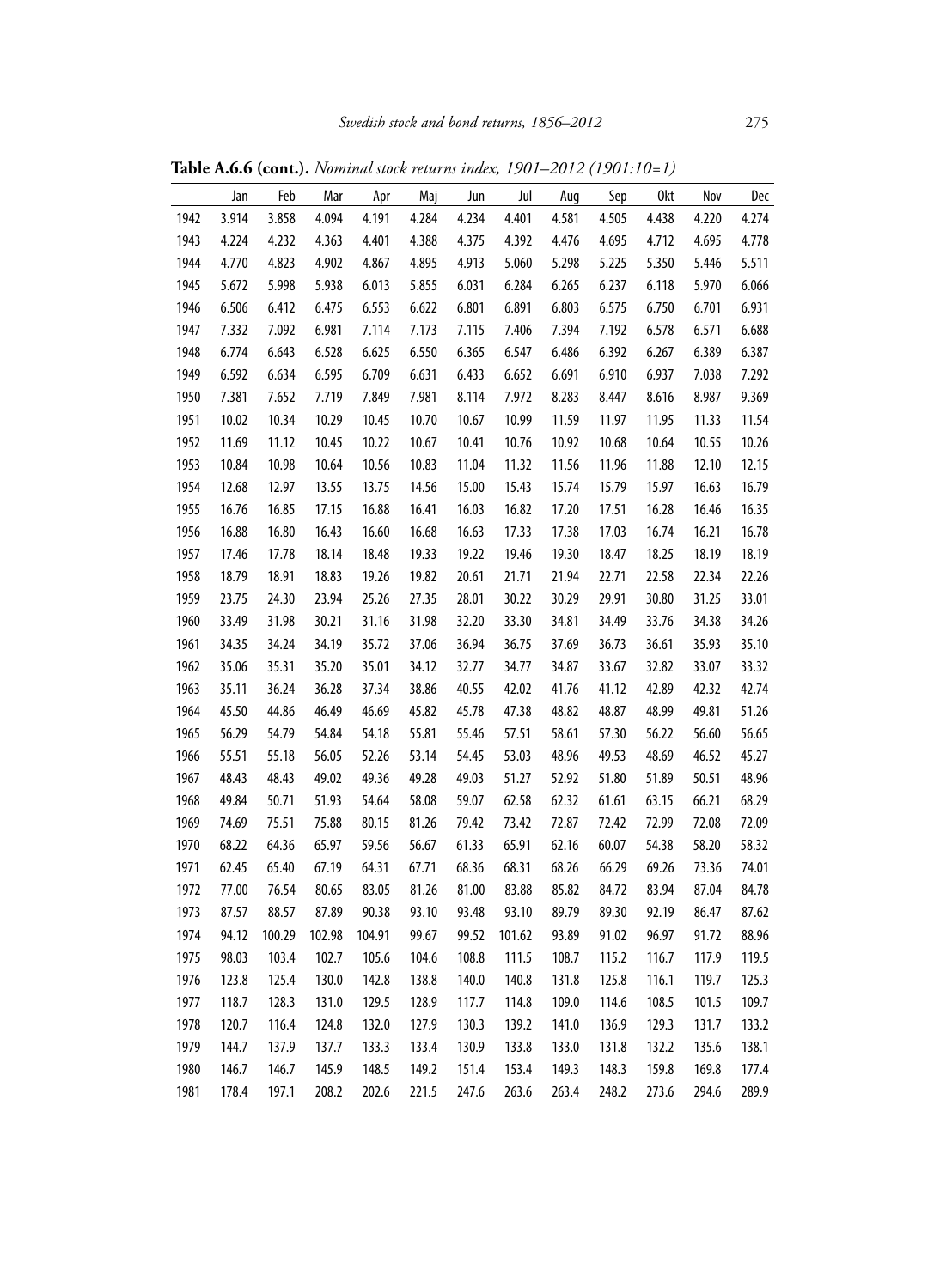**Table A.6.6 (cont.).** *Nominal stock returns index, 1901–2012 (1901:10=1)*

| | Jan | Feb | Mar | Apr | Maj | Jun | Jul | Aug | Sep | Okt | Nov | Dec |
|---|---|---|---|---|---|---|---|---|---|---|---|---|
| 1942 | 3.914 | 3.858 | 4.094 | 4.191 | 4.284 | 4.234 | 4.401 | 4.581 | 4.505 | 4.438 | 4.220 | 4.274 |
| 1943 | 4.224 | 4.232 | 4.363 | 4.401 | 4.388 | 4.375 | 4.392 | 4.476 | 4.695 | 4.712 | 4.695 | 4.778 |
| 1944 | 4.770 | 4.823 | 4.902 | 4.867 | 4.895 | 4.913 | 5.060 | 5.298 | 5.225 | 5.350 | 5.446 | 5.511 |
| 1945 | 5.672 | 5.998 | 5.938 | 6.013 | 5.855 | 6.031 | 6.284 | 6.265 | 6.237 | 6.118 | 5.970 | 6.066 |
| 1946 | 6.506 | 6.412 | 6.475 | 6.553 | 6.622 | 6.801 | 6.891 | 6.803 | 6.575 | 6.750 | 6.701 | 6.931 |
| 1947 | 7.332 | 7.092 | 6.981 | 7.114 | 7.173 | 7.115 | 7.406 | 7.394 | 7.192 | 6.578 | 6.571 | 6.688 |
| 1948 | 6.774 | 6.643 | 6.528 | 6.625 | 6.550 | 6.365 | 6.547 | 6.486 | 6.392 | 6.267 | 6.389 | 6.387 |
| 1949 | 6.592 | 6.634 | 6.595 | 6.709 | 6.631 | 6.433 | 6.652 | 6.691 | 6.910 | 6.937 | 7.038 | 7.292 |
| 1950 | 7.381 | 7.652 | 7.719 | 7.849 | 7.981 | 8.114 | 7.972 | 8.283 | 8.447 | 8.616 | 8.987 | 9.369 |
| 1951 | 10.02 | 10.34 | 10.29 | 10.45 | 10.70 | 10.67 | 10.99 | 11.59 | 11.97 | 11.95 | 11.33 | 11.54 |
| 1952 | 11.69 | 11.12 | 10.45 | 10.22 | 10.67 | 10.41 | 10.76 | 10.92 | 10.68 | 10.64 | 10.55 | 10.26 |
| 1953 | 10.84 | 10.98 | 10.64 | 10.56 | 10.83 | 11.04 | 11.32 | 11.56 | 11.96 | 11.88 | 12.10 | 12.15 |
| 1954 | 12.68 | 12.97 | 13.55 | 13.75 | 14.56 | 15.00 | 15.43 | 15.74 | 15.79 | 15.97 | 16.63 | 16.79 |
| 1955 | 16.76 | 16.85 | 17.15 | 16.88 | 16.41 | 16.03 | 16.82 | 17.20 | 17.51 | 16.28 | 16.46 | 16.35 |
| 1956 | 16.88 | 16.80 | 16.43 | 16.60 | 16.68 | 16.63 | 17.33 | 17.38 | 17.03 | 16.74 | 16.21 | 16.78 |
| 1957 | 17.46 | 17.78 | 18.14 | 18.48 | 19.33 | 19.22 | 19.46 | 19.30 | 18.47 | 18.25 | 18.19 | 18.19 |
| 1958 | 18.79 | 18.91 | 18.83 | 19.26 | 19.82 | 20.61 | 21.71 | 21.94 | 22.71 | 22.58 | 22.34 | 22.26 |
| 1959 | 23.75 | 24.30 | 23.94 | 25.26 | 27.35 | 28.01 | 30.22 | 30.29 | 29.91 | 30.80 | 31.25 | 33.01 |
| 1960 | 33.49 | 31.98 | 30.21 | 31.16 | 31.98 | 32.20 | 33.30 | 34.81 | 34.49 | 33.76 | 34.38 | 34.26 |
| 1961 | 34.35 | 34.24 | 34.19 | 35.72 | 37.06 | 36.94 | 36.75 | 37.69 | 36.73 | 36.61 | 35.93 | 35.10 |
| 1962 | 35.06 | 35.31 | 35.20 | 35.01 | 34.12 | 32.77 | 34.77 | 34.87 | 33.67 | 32.82 | 33.07 | 33.32 |
| 1963 | 35.11 | 36.24 | 36.28 | 37.34 | 38.86 | 40.55 | 42.02 | 41.76 | 41.12 | 42.89 | 42.32 | 42.74 |
| 1964 | 45.50 | 44.86 | 46.49 | 46.69 | 45.82 | 45.78 | 47.38 | 48.82 | 48.87 | 48.99 | 49.81 | 51.26 |
| 1965 | 56.29 | 54.79 | 54.84 | 54.18 | 55.81 | 55.46 | 57.51 | 58.61 | 57.30 | 56.22 | 56.60 | 56.65 |
| 1966 | 55.51 | 55.18 | 56.05 | 52.26 | 53.14 | 54.45 | 53.03 | 48.96 | 49.53 | 48.69 | 46.52 | 45.27 |
| 1967 | 48.43 | 48.43 | 49.02 | 49.36 | 49.28 | 49.03 | 51.27 | 52.92 | 51.80 | 51.89 | 50.51 | 48.96 |
| 1968 | 49.84 | 50.71 | 51.93 | 54.64 | 58.08 | 59.07 | 62.58 | 62.32 | 61.61 | 63.15 | 66.21 | 68.29 |
| 1969 | 74.69 | 75.51 | 75.88 | 80.15 | 81.26 | 79.42 | 73.42 | 72.87 | 72.42 | 72.99 | 72.08 | 72.09 |
| 1970 | 68.22 | 64.36 | 65.97 | 59.56 | 56.67 | 61.33 | 65.91 | 62.16 | 60.07 | 54.38 | 58.20 | 58.32 |
| 1971 | 62.45 | 65.40 | 67.19 | 64.31 | 67.71 | 68.36 | 68.31 | 68.26 | 66.29 | 69.26 | 73.36 | 74.01 |
| 1972 | 77.00 | 76.54 | 80.65 | 83.05 | 81.26 | 81.00 | 83.88 | 85.82 | 84.72 | 83.94 | 87.04 | 84.78 |
| 1973 | 87.57 | 88.57 | 87.89 | 90.38 | 93.10 | 93.48 | 93.10 | 89.79 | 89.30 | 92.19 | 86.47 | 87.62 |
| 1974 | 94.12 | 100.29 | 102.98 | 104.91 | 99.67 | 99.52 | 101.62 | 93.89 | 91.02 | 96.97 | 91.72 | 88.96 |
| 1975 | 98.03 | 103.4 | 102.7 | 105.6 | 104.6 | 108.8 | 111.5 | 108.7 | 115.2 | 116.7 | 117.9 | 119.5 |
| 1976 | 123.8 | 125.4 | 130.0 | 142.8 | 138.8 | 140.0 | 140.8 | 131.8 | 125.8 | 116.1 | 119.7 | 125.3 |
| 1977 | 118.7 | 128.3 | 131.0 | 129.5 | 128.9 | 117.7 | 114.8 | 109.0 | 114.6 | 108.5 | 101.5 | 109.7 |
| 1978 | 120.7 | 116.4 | 124.8 | 132.0 | 127.9 | 130.3 | 139.2 | 141.0 | 136.9 | 129.3 | 131.7 | 133.2 |
| 1979 | 144.7 | 137.9 | 137.7 | 133.3 | 133.4 | 130.9 | 133.8 | 133.0 | 131.8 | 132.2 | 135.6 | 138.1 |
| 1980 | 146.7 | 146.7 | 145.9 | 148.5 | 149.2 | 151.4 | 153.4 | 149.3 | 148.3 | 159.8 | 169.8 | 177.4 |
| 1981 | 178.4 | 197.1 | 208.2 | 202.6 | 221.5 | 247.6 | 263.6 | 263.4 | 248.2 | 273.6 | 294.6 | 289.9 |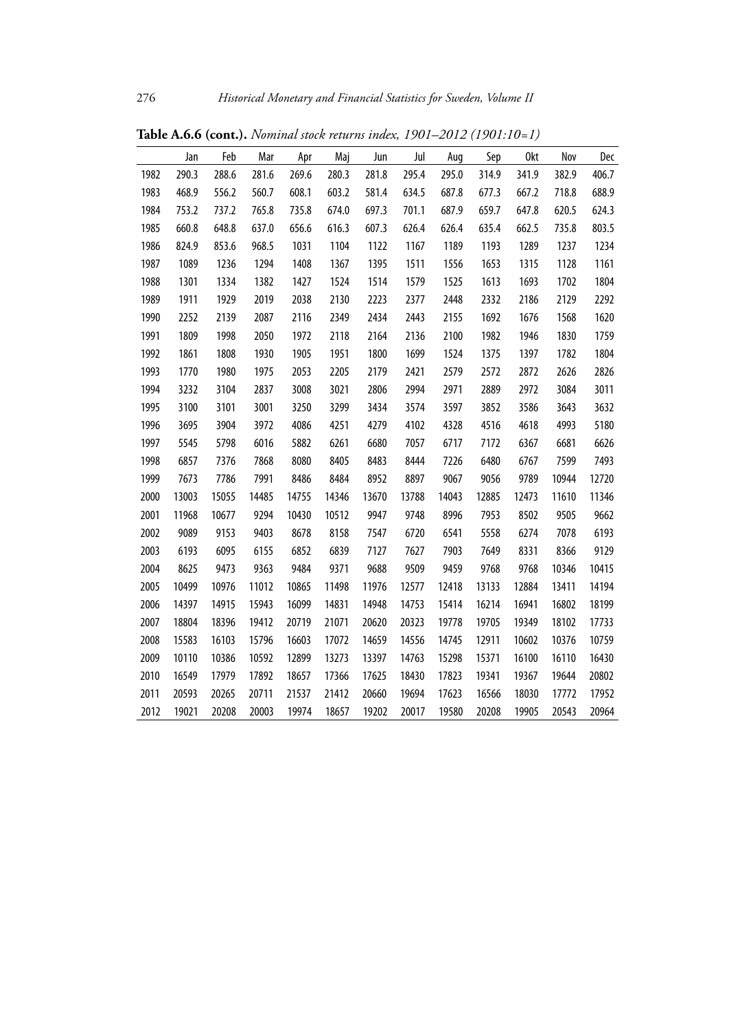**Table A.6.6 (cont.).** *Nominal stock returns index, 1901–2012 (1901:10=1)*

| | Jan | Feb | Mar | Apr | Maj | Jun | Jul | Aug | Sep | Okt | Nov | Dec |
|---|---|---|---|---|---|---|---|---|---|---|---|---|
| 1982 | 290.3 | 288.6 | 281.6 | 269.6 | 280.3 | 281.8 | 295.4 | 295.0 | 314.9 | 341.9 | 382.9 | 406.7 |
| 1983 | 468.9 | 556.2 | 560.7 | 608.1 | 603.2 | 581.4 | 634.5 | 687.8 | 677.3 | 667.2 | 718.8 | 688.9 |
| 1984 | 753.2 | 737.2 | 765.8 | 735.8 | 674.0 | 697.3 | 701.1 | 687.9 | 659.7 | 647.8 | 620.5 | 624.3 |
| 1985 | 660.8 | 648.8 | 637.0 | 656.6 | 616.3 | 607.3 | 626.4 | 626.4 | 635.4 | 662.5 | 735.8 | 803.5 |
| 1986 | 824.9 | 853.6 | 968.5 | 1031 | 1104 | 1122 | 1167 | 1189 | 1193 | 1289 | 1237 | 1234 |
| 1987 | 1089 | 1236 | 1294 | 1408 | 1367 | 1395 | 1511 | 1556 | 1653 | 1315 | 1128 | 1161 |
| 1988 | 1301 | 1334 | 1382 | 1427 | 1524 | 1514 | 1579 | 1525 | 1613 | 1693 | 1702 | 1804 |
| 1989 | 1911 | 1929 | 2019 | 2038 | 2130 | 2223 | 2377 | 2448 | 2332 | 2186 | 2129 | 2292 |
| 1990 | 2252 | 2139 | 2087 | 2116 | 2349 | 2434 | 2443 | 2155 | 1692 | 1676 | 1568 | 1620 |
| 1991 | 1809 | 1998 | 2050 | 1972 | 2118 | 2164 | 2136 | 2100 | 1982 | 1946 | 1830 | 1759 |
| 1992 | 1861 | 1808 | 1930 | 1905 | 1951 | 1800 | 1699 | 1524 | 1375 | 1397 | 1782 | 1804 |
| 1993 | 1770 | 1980 | 1975 | 2053 | 2205 | 2179 | 2421 | 2579 | 2572 | 2872 | 2626 | 2826 |
| 1994 | 3232 | 3104 | 2837 | 3008 | 3021 | 2806 | 2994 | 2971 | 2889 | 2972 | 3084 | 3011 |
| 1995 | 3100 | 3101 | 3001 | 3250 | 3299 | 3434 | 3574 | 3597 | 3852 | 3586 | 3643 | 3632 |
| 1996 | 3695 | 3904 | 3972 | 4086 | 4251 | 4279 | 4102 | 4328 | 4516 | 4618 | 4993 | 5180 |
| 1997 | 5545 | 5798 | 6016 | 5882 | 6261 | 6680 | 7057 | 6717 | 7172 | 6367 | 6681 | 6626 |
| 1998 | 6857 | 7376 | 7868 | 8080 | 8405 | 8483 | 8444 | 7226 | 6480 | 6767 | 7599 | 7493 |
| 1999 | 7673 | 7786 | 7991 | 8486 | 8484 | 8952 | 8897 | 9067 | 9056 | 9789 | 10944 | 12720 |
| 2000 | 13003 | 15055 | 14485 | 14755 | 14346 | 13670 | 13788 | 14043 | 12885 | 12473 | 11610 | 11346 |
| 2001 | 11968 | 10677 | 9294 | 10430 | 10512 | 9947 | 9748 | 8996 | 7953 | 8502 | 9505 | 9662 |
| 2002 | 9089 | 9153 | 9403 | 8678 | 8158 | 7547 | 6720 | 6541 | 5558 | 6274 | 7078 | 6193 |
| 2003 | 6193 | 6095 | 6155 | 6852 | 6839 | 7127 | 7627 | 7903 | 7649 | 8331 | 8366 | 9129 |
| 2004 | 8625 | 9473 | 9363 | 9484 | 9371 | 9688 | 9509 | 9459 | 9768 | 9768 | 10346 | 10415 |
| 2005 | 10499 | 10976 | 11012 | 10865 | 11498 | 11976 | 12577 | 12418 | 13133 | 12884 | 13411 | 14194 |
| 2006 | 14397 | 14915 | 15943 | 16099 | 14831 | 14948 | 14753 | 15414 | 16214 | 16941 | 16802 | 18199 |
| 2007 | 18804 | 18396 | 19412 | 20719 | 21071 | 20620 | 20323 | 19778 | 19705 | 19349 | 18102 | 17733 |
| 2008 | 15583 | 16103 | 15796 | 16603 | 17072 | 14659 | 14556 | 14745 | 12911 | 10602 | 10376 | 10759 |
| 2009 | 10110 | 10386 | 10592 | 12899 | 13273 | 13397 | 14763 | 15298 | 15371 | 16100 | 16110 | 16430 |
| 2010 | 16549 | 17979 | 17892 | 18657 | 17366 | 17625 | 18430 | 17823 | 19341 | 19367 | 19644 | 20802 |
| 2011 | 20593 | 20265 | 20711 | 21537 | 21412 | 20660 | 19694 | 17623 | 16566 | 18030 | 17772 | 17952 |
| 2012 | 19021 | 20208 | 20003 | 19974 | 18657 | 19202 | 20017 | 19580 | 20208 | 19905 | 20543 | 20964 |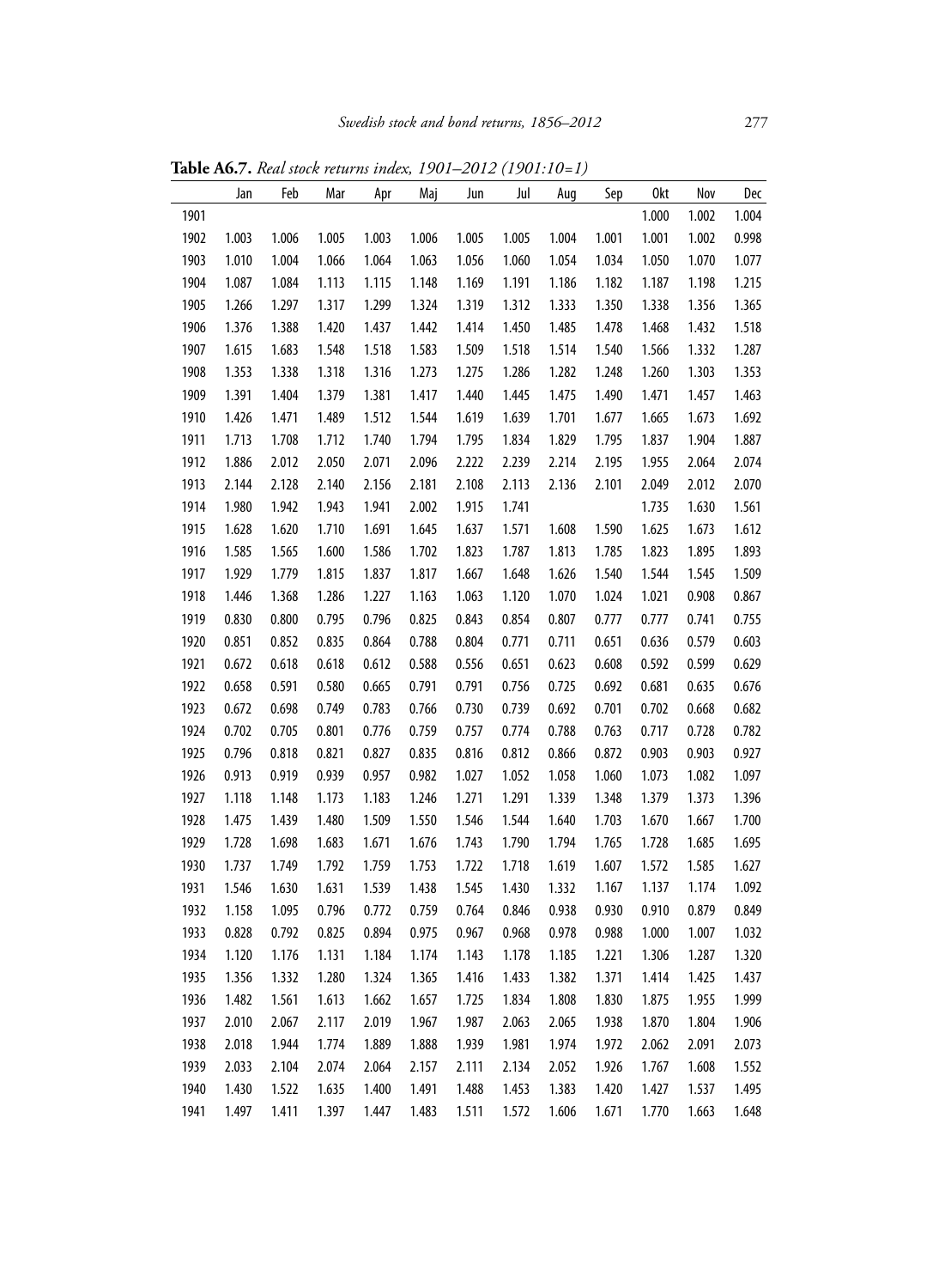**Table A6.7.** *Real stock returns index, 1901–2012 (1901:10=1)*

| | Jan | Feb | Mar | Apr | Maj | Jun | Jul | Aug | Sep | Okt | Nov | Dec |
|---|---|---|---|---|---|---|---|---|---|---|---|---|
| 1901 | | | | | | | | | | 1.000 | 1.002 | 1.004 |
| 1902 | 1.003 | 1.006 | 1.005 | 1.003 | 1.006 | 1.005 | 1.005 | 1.004 | 1.001 | 1.001 | 1.002 | 0.998 |
| 1903 | 1.010 | 1.004 | 1.066 | 1.064 | 1.063 | 1.056 | 1.060 | 1.054 | 1.034 | 1.050 | 1.070 | 1.077 |
| 1904 | 1.087 | 1.084 | 1.113 | 1.115 | 1.148 | 1.169 | 1.191 | 1.186 | 1.182 | 1.187 | 1.198 | 1.215 |
| 1905 | 1.266 | 1.297 | 1.317 | 1.299 | 1.324 | 1.319 | 1.312 | 1.333 | 1.350 | 1.338 | 1.356 | 1.365 |
| 1906 | 1.376 | 1.388 | 1.420 | 1.437 | 1.442 | 1.414 | 1.450 | 1.485 | 1.478 | 1.468 | 1.432 | 1.518 |
| 1907 | 1.615 | 1.683 | 1.548 | 1.518 | 1.583 | 1.509 | 1.518 | 1.514 | 1.540 | 1.566 | 1.332 | 1.287 |
| 1908 | 1.353 | 1.338 | 1.318 | 1.316 | 1.273 | 1.275 | 1.286 | 1.282 | 1.248 | 1.260 | 1.303 | 1.353 |
| 1909 | 1.391 | 1.404 | 1.379 | 1.381 | 1.417 | 1.440 | 1.445 | 1.475 | 1.490 | 1.471 | 1.457 | 1.463 |
| 1910 | 1.426 | 1.471 | 1.489 | 1.512 | 1.544 | 1.619 | 1.639 | 1.701 | 1.677 | 1.665 | 1.673 | 1.692 |
| 1911 | 1.713 | 1.708 | 1.712 | 1.740 | 1.794 | 1.795 | 1.834 | 1.829 | 1.795 | 1.837 | 1.904 | 1.887 |
| 1912 | 1.886 | 2.012 | 2.050 | 2.071 | 2.096 | 2.222 | 2.239 | 2.214 | 2.195 | 1.955 | 2.064 | 2.074 |
| 1913 | 2.144 | 2.128 | 2.140 | 2.156 | 2.181 | 2.108 | 2.113 | 2.136 | 2.101 | 2.049 | 2.012 | 2.070 |
| 1914 | 1.980 | 1.942 | 1.943 | 1.941 | 2.002 | 1.915 | 1.741 | | | 1.735 | 1.630 | 1.561 |
| 1915 | 1.628 | 1.620 | 1.710 | 1.691 | 1.645 | 1.637 | 1.571 | 1.608 | 1.590 | 1.625 | 1.673 | 1.612 |
| 1916 | 1.585 | 1.565 | 1.600 | 1.586 | 1.702 | 1.823 | 1.787 | 1.813 | 1.785 | 1.823 | 1.895 | 1.893 |
| 1917 | 1.929 | 1.779 | 1.815 | 1.837 | 1.817 | 1.667 | 1.648 | 1.626 | 1.540 | 1.544 | 1.545 | 1.509 |
| 1918 | 1.446 | 1.368 | 1.286 | 1.227 | 1.163 | 1.063 | 1.120 | 1.070 | 1.024 | 1.021 | 0.908 | 0.867 |
| 1919 | 0.830 | 0.800 | 0.795 | 0.796 | 0.825 | 0.843 | 0.854 | 0.807 | 0.777 | 0.777 | 0.741 | 0.755 |
| 1920 | 0.851 | 0.852 | 0.835 | 0.864 | 0.788 | 0.804 | 0.771 | 0.711 | 0.651 | 0.636 | 0.579 | 0.603 |
| 1921 | 0.672 | 0.618 | 0.618 | 0.612 | 0.588 | 0.556 | 0.651 | 0.623 | 0.608 | 0.592 | 0.599 | 0.629 |
| 1922 | 0.658 | 0.591 | 0.580 | 0.665 | 0.791 | 0.791 | 0.756 | 0.725 | 0.692 | 0.681 | 0.635 | 0.676 |
| 1923 | 0.672 | 0.698 | 0.749 | 0.783 | 0.766 | 0.730 | 0.739 | 0.692 | 0.701 | 0.702 | 0.668 | 0.682 |
| 1924 | 0.702 | 0.705 | 0.801 | 0.776 | 0.759 | 0.757 | 0.774 | 0.788 | 0.763 | 0.717 | 0.728 | 0.782 |
| 1925 | 0.796 | 0.818 | 0.821 | 0.827 | 0.835 | 0.816 | 0.812 | 0.866 | 0.872 | 0.903 | 0.903 | 0.927 |
| 1926 | 0.913 | 0.919 | 0.939 | 0.957 | 0.982 | 1.027 | 1.052 | 1.058 | 1.060 | 1.073 | 1.082 | 1.097 |
| 1927 | 1.118 | 1.148 | 1.173 | 1.183 | 1.246 | 1.271 | 1.291 | 1.339 | 1.348 | 1.379 | 1.373 | 1.396 |
| 1928 | 1.475 | 1.439 | 1.480 | 1.509 | 1.550 | 1.546 | 1.544 | 1.640 | 1.703 | 1.670 | 1.667 | 1.700 |
| 1929 | 1.728 | 1.698 | 1.683 | 1.671 | 1.676 | 1.743 | 1.790 | 1.794 | 1.765 | 1.728 | 1.685 | 1.695 |
| 1930 | 1.737 | 1.749 | 1.792 | 1.759 | 1.753 | 1.722 | 1.718 | 1.619 | 1.607 | 1.572 | 1.585 | 1.627 |
| 1931 | 1.546 | 1.630 | 1.631 | 1.539 | 1.438 | 1.545 | 1.430 | 1.332 | 1.167 | 1.137 | 1.174 | 1.092 |
| 1932 | 1.158 | 1.095 | 0.796 | 0.772 | 0.759 | 0.764 | 0.846 | 0.938 | 0.930 | 0.910 | 0.879 | 0.849 |
| 1933 | 0.828 | 0.792 | 0.825 | 0.894 | 0.975 | 0.967 | 0.968 | 0.978 | 0.988 | 1.000 | 1.007 | 1.032 |
| 1934 | 1.120 | 1.176 | 1.131 | 1.184 | 1.174 | 1.143 | 1.178 | 1.185 | 1.221 | 1.306 | 1.287 | 1.320 |
| 1935 | 1.356 | 1.332 | 1.280 | 1.324 | 1.365 | 1.416 | 1.433 | 1.382 | 1.371 | 1.414 | 1.425 | 1.437 |
| 1936 | 1.482 | 1.561 | 1.613 | 1.662 | 1.657 | 1.725 | 1.834 | 1.808 | 1.830 | 1.875 | 1.955 | 1.999 |
| 1937 | 2.010 | 2.067 | 2.117 | 2.019 | 1.967 | 1.987 | 2.063 | 2.065 | 1.938 | 1.870 | 1.804 | 1.906 |
| 1938 | 2.018 | 1.944 | 1.774 | 1.889 | 1.888 | 1.939 | 1.981 | 1.974 | 1.972 | 2.062 | 2.091 | 2.073 |
| 1939 | 2.033 | 2.104 | 2.074 | 2.064 | 2.157 | 2.111 | 2.134 | 2.052 | 1.926 | 1.767 | 1.608 | 1.552 |
| 1940 | 1.430 | 1.522 | 1.635 | 1.400 | 1.491 | 1.488 | 1.453 | 1.383 | 1.420 | 1.427 | 1.537 | 1.495 |
| 1941 | 1.497 | 1.411 | 1.397 | 1.447 | 1.483 | 1.511 | 1.572 | 1.606 | 1.671 | 1.770 | 1.663 | 1.648 |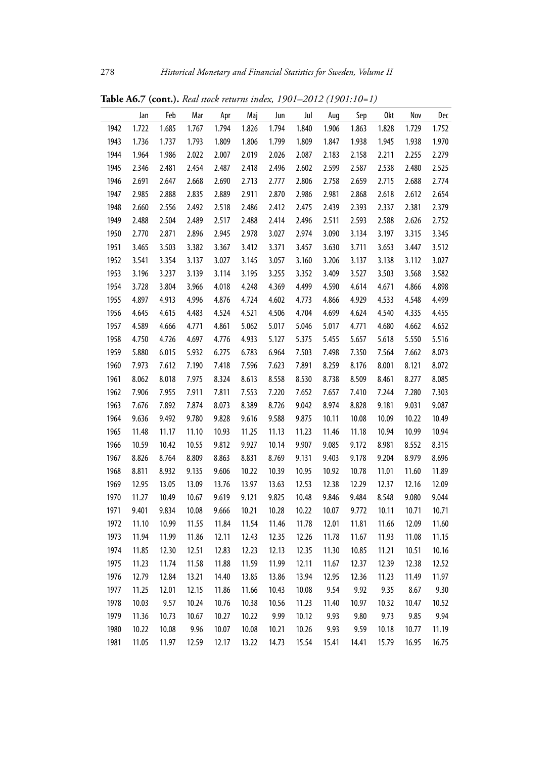**Table A6.7 (cont.).** *Real stock returns index, 1901–2012 (1901:10=1)*

| | Jan | Feb | Mar | Apr | Maj | Jun | Jul | Aug | Sep | Okt | Nov | Dec |
|---|---|---|---|---|---|---|---|---|---|---|---|---|
| 1942 | 1.722 | 1.685 | 1.767 | 1.794 | 1.826 | 1.794 | 1.840 | 1.906 | 1.863 | 1.828 | 1.729 | 1.752 |
| 1943 | 1.736 | 1.737 | 1.793 | 1.809 | 1.806 | 1.799 | 1.809 | 1.847 | 1.938 | 1.945 | 1.938 | 1.970 |
| 1944 | 1.964 | 1.986 | 2.022 | 2.007 | 2.019 | 2.026 | 2.087 | 2.183 | 2.158 | 2.211 | 2.255 | 2.279 |
| 1945 | 2.346 | 2.481 | 2.454 | 2.487 | 2.418 | 2.496 | 2.602 | 2.599 | 2.587 | 2.538 | 2.480 | 2.525 |
| 1946 | 2.691 | 2.647 | 2.668 | 2.690 | 2.713 | 2.777 | 2.806 | 2.758 | 2.659 | 2.715 | 2.688 | 2.774 |
| 1947 | 2.985 | 2.888 | 2.835 | 2.889 | 2.911 | 2.870 | 2.986 | 2.981 | 2.868 | 2.618 | 2.612 | 2.654 |
| 1948 | 2.660 | 2.556 | 2.492 | 2.518 | 2.486 | 2.412 | 2.475 | 2.439 | 2.393 | 2.337 | 2.381 | 2.379 |
| 1949 | 2.488 | 2.504 | 2.489 | 2.517 | 2.488 | 2.414 | 2.496 | 2.511 | 2.593 | 2.588 | 2.626 | 2.752 |
| 1950 | 2.770 | 2.871 | 2.896 | 2.945 | 2.978 | 3.027 | 2.974 | 3.090 | 3.134 | 3.197 | 3.315 | 3.345 |
| 1951 | 3.465 | 3.503 | 3.382 | 3.367 | 3.412 | 3.371 | 3.457 | 3.630 | 3.711 | 3.653 | 3.447 | 3.512 |
| 1952 | 3.541 | 3.354 | 3.137 | 3.027 | 3.145 | 3.057 | 3.160 | 3.206 | 3.137 | 3.138 | 3.112 | 3.027 |
| 1953 | 3.196 | 3.237 | 3.139 | 3.114 | 3.195 | 3.255 | 3.352 | 3.409 | 3.527 | 3.503 | 3.568 | 3.582 |
| 1954 | 3.728 | 3.804 | 3.966 | 4.018 | 4.248 | 4.369 | 4.499 | 4.590 | 4.614 | 4.671 | 4.866 | 4.898 |
| 1955 | 4.897 | 4.913 | 4.996 | 4.876 | 4.724 | 4.602 | 4.773 | 4.866 | 4.929 | 4.533 | 4.548 | 4.499 |
| 1956 | 4.645 | 4.615 | 4.483 | 4.524 | 4.521 | 4.506 | 4.704 | 4.699 | 4.624 | 4.540 | 4.335 | 4.455 |
| 1957 | 4.589 | 4.666 | 4.771 | 4.861 | 5.062 | 5.017 | 5.046 | 5.017 | 4.771 | 4.680 | 4.662 | 4.652 |
| 1958 | 4.750 | 4.726 | 4.697 | 4.776 | 4.933 | 5.127 | 5.375 | 5.455 | 5.657 | 5.618 | 5.550 | 5.516 |
| 1959 | 5.880 | 6.015 | 5.932 | 6.275 | 6.783 | 6.964 | 7.503 | 7.498 | 7.350 | 7.564 | 7.662 | 8.073 |
| 1960 | 7.973 | 7.612 | 7.190 | 7.418 | 7.596 | 7.623 | 7.891 | 8.259 | 8.176 | 8.001 | 8.121 | 8.072 |
| 1961 | 8.062 | 8.018 | 7.975 | 8.324 | 8.613 | 8.558 | 8.530 | 8.738 | 8.509 | 8.461 | 8.277 | 8.085 |
| 1962 | 7.906 | 7.955 | 7.911 | 7.811 | 7.553 | 7.220 | 7.652 | 7.657 | 7.410 | 7.244 | 7.280 | 7.303 |
| 1963 | 7.676 | 7.892 | 7.874 | 8.073 | 8.389 | 8.726 | 9.042 | 8.974 | 8.828 | 9.181 | 9.031 | 9.087 |
| 1964 | 9.636 | 9.492 | 9.780 | 9.828 | 9.616 | 9.588 | 9.875 | 10.11 | 10.08 | 10.09 | 10.22 | 10.49 |
| 1965 | 11.48 | 11.17 | 11.10 | 10.93 | 11.25 | 11.13 | 11.23 | 11.46 | 11.18 | 10.94 | 10.99 | 10.94 |
| 1966 | 10.59 | 10.42 | 10.55 | 9.812 | 9.927 | 10.14 | 9.907 | 9.085 | 9.172 | 8.981 | 8.552 | 8.315 |
| 1967 | 8.826 | 8.764 | 8.809 | 8.863 | 8.831 | 8.769 | 9.131 | 9.403 | 9.178 | 9.204 | 8.979 | 8.696 |
| 1968 | 8.811 | 8.932 | 9.135 | 9.606 | 10.22 | 10.39 | 10.95 | 10.92 | 10.78 | 11.01 | 11.60 | 11.89 |
| 1969 | 12.95 | 13.05 | 13.09 | 13.76 | 13.97 | 13.63 | 12.53 | 12.38 | 12.29 | 12.37 | 12.16 | 12.09 |
| 1970 | 11.27 | 10.49 | 10.67 | 9.619 | 9.121 | 9.825 | 10.48 | 9.846 | 9.484 | 8.548 | 9.080 | 9.044 |
| 1971 | 9.401 | 9.834 | 10.08 | 9.666 | 10.21 | 10.28 | 10.22 | 10.07 | 9.772 | 10.11 | 10.71 | 10.71 |
| 1972 | 11.10 | 10.99 | 11.55 | 11.84 | 11.54 | 11.46 | 11.78 | 12.01 | 11.81 | 11.66 | 12.09 | 11.60 |
| 1973 | 11.94 | 11.99 | 11.86 | 12.11 | 12.43 | 12.35 | 12.26 | 11.78 | 11.67 | 11.93 | 11.08 | 11.15 |
| 1974 | 11.85 | 12.30 | 12.51 | 12.83 | 12.23 | 12.13 | 12.35 | 11.30 | 10.85 | 11.21 | 10.51 | 10.16 |
| 1975 | 11.23 | 11.74 | 11.58 | 11.88 | 11.59 | 11.99 | 12.11 | 11.67 | 12.37 | 12.39 | 12.38 | 12.52 |
| 1976 | 12.79 | 12.84 | 13.21 | 14.40 | 13.85 | 13.86 | 13.94 | 12.95 | 12.36 | 11.23 | 11.49 | 11.97 |
| 1977 | 11.25 | 12.01 | 12.15 | 11.86 | 11.66 | 10.43 | 10.08 | 9.54 | 9.92 | 9.35 | 8.67 | 9.30 |
| 1978 | 10.03 | 9.57 | 10.24 | 10.76 | 10.38 | 10.56 | 11.23 | 11.40 | 10.97 | 10.32 | 10.47 | 10.52 |
| 1979 | 11.36 | 10.73 | 10.67 | 10.27 | 10.22 | 9.99 | 10.12 | 9.93 | 9.80 | 9.73 | 9.85 | 9.94 |
| 1980 | 10.22 | 10.08 | 9.96 | 10.07 | 10.08 | 10.21 | 10.26 | 9.93 | 9.59 | 10.18 | 10.77 | 11.19 |
| 1981 | 11.05 | 11.97 | 12.59 | 12.17 | 13.22 | 14.73 | 15.54 | 15.41 | 14.41 | 15.79 | 16.95 | 16.75 |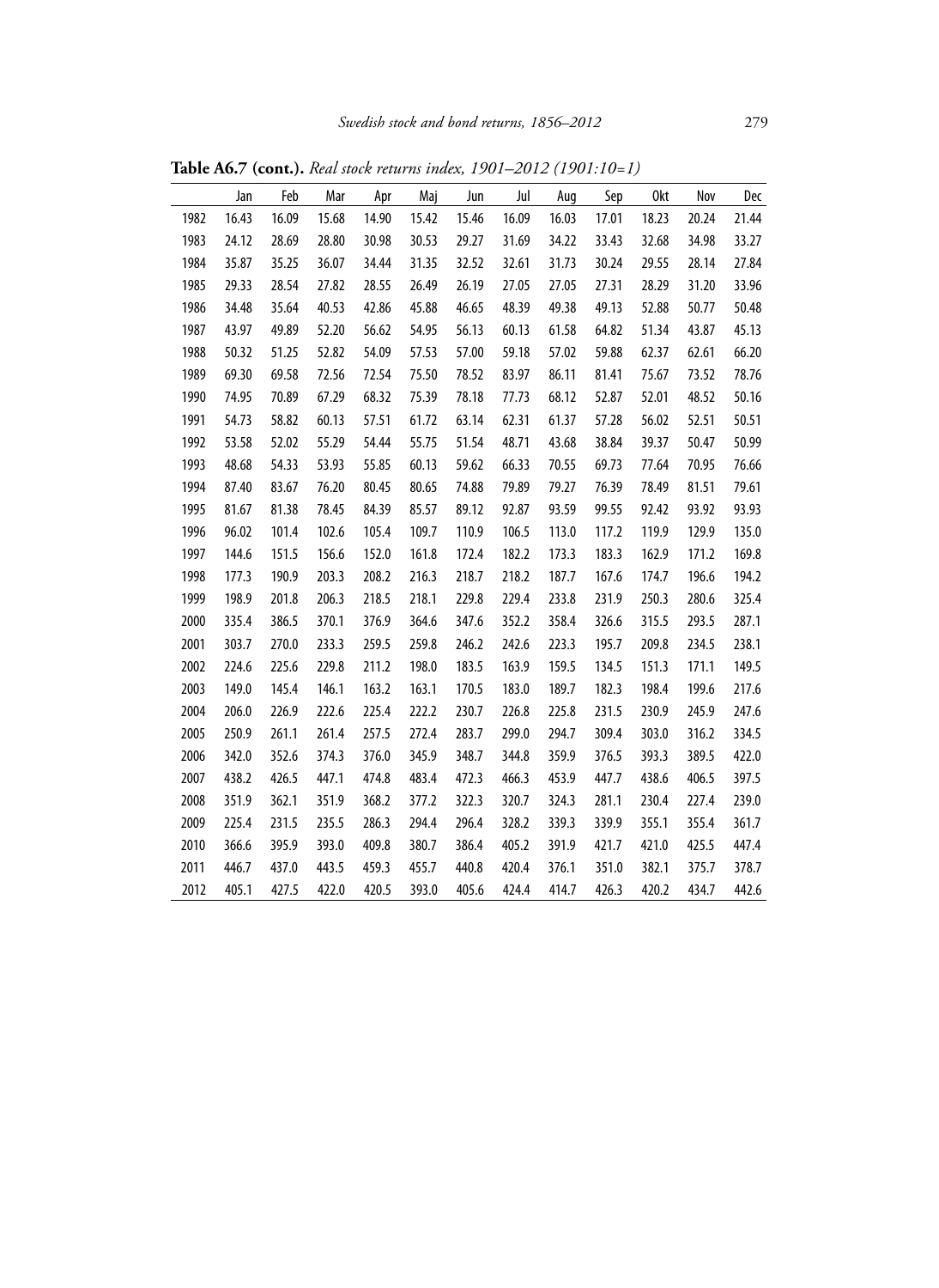**Table A6.7 (cont.).** *Real stock returns index, 1901–2012 (1901:10=1)*

| | Jan | Feb | Mar | Apr | Maj | Jun | Jul | Aug | Sep | Okt | Nov | Dec |
|---|---|---|---|---|---|---|---|---|---|---|---|---|
| 1982 | 16.43 | 16.09 | 15.68 | 14.90 | 15.42 | 15.46 | 16.09 | 16.03 | 17.01 | 18.23 | 20.24 | 21.44 |
| 1983 | 24.12 | 28.69 | 28.80 | 30.98 | 30.53 | 29.27 | 31.69 | 34.22 | 33.43 | 32.68 | 34.98 | 33.27 |
| 1984 | 35.87 | 35.25 | 36.07 | 34.44 | 31.35 | 32.52 | 32.61 | 31.73 | 30.24 | 29.55 | 28.14 | 27.84 |
| 1985 | 29.33 | 28.54 | 27.82 | 28.55 | 26.49 | 26.19 | 27.05 | 27.05 | 27.31 | 28.29 | 31.20 | 33.96 |
| 1986 | 34.48 | 35.64 | 40.53 | 42.86 | 45.88 | 46.65 | 48.39 | 49.38 | 49.13 | 52.88 | 50.77 | 50.48 |
| 1987 | 43.97 | 49.89 | 52.20 | 56.62 | 54.95 | 56.13 | 60.13 | 61.58 | 64.82 | 51.34 | 43.87 | 45.13 |
| 1988 | 50.32 | 51.25 | 52.82 | 54.09 | 57.53 | 57.00 | 59.18 | 57.02 | 59.88 | 62.37 | 62.61 | 66.20 |
| 1989 | 69.30 | 69.58 | 72.56 | 72.54 | 75.50 | 78.52 | 83.97 | 86.11 | 81.41 | 75.67 | 73.52 | 78.76 |
| 1990 | 74.95 | 70.89 | 67.29 | 68.32 | 75.39 | 78.18 | 77.73 | 68.12 | 52.87 | 52.01 | 48.52 | 50.16 |
| 1991 | 54.73 | 58.82 | 60.13 | 57.51 | 61.72 | 63.14 | 62.31 | 61.37 | 57.28 | 56.02 | 52.51 | 50.51 |
| 1992 | 53.58 | 52.02 | 55.29 | 54.44 | 55.75 | 51.54 | 48.71 | 43.68 | 38.84 | 39.37 | 50.47 | 50.99 |
| 1993 | 48.68 | 54.33 | 53.93 | 55.85 | 60.13 | 59.62 | 66.33 | 70.55 | 69.73 | 77.64 | 70.95 | 76.66 |
| 1994 | 87.40 | 83.67 | 76.20 | 80.45 | 80.65 | 74.88 | 79.89 | 79.27 | 76.39 | 78.49 | 81.51 | 79.61 |
| 1995 | 81.67 | 81.38 | 78.45 | 84.39 | 85.57 | 89.12 | 92.87 | 93.59 | 99.55 | 92.42 | 93.92 | 93.93 |
| 1996 | 96.02 | 101.4 | 102.6 | 105.4 | 109.7 | 110.9 | 106.5 | 113.0 | 117.2 | 119.9 | 129.9 | 135.0 |
| 1997 | 144.6 | 151.5 | 156.6 | 152.0 | 161.8 | 172.4 | 182.2 | 173.3 | 183.3 | 162.9 | 171.2 | 169.8 |
| 1998 | 177.3 | 190.9 | 203.3 | 208.2 | 216.3 | 218.7 | 218.2 | 187.7 | 167.6 | 174.7 | 196.6 | 194.2 |
| 1999 | 198.9 | 201.8 | 206.3 | 218.5 | 218.1 | 229.8 | 229.4 | 233.8 | 231.9 | 250.3 | 280.6 | 325.4 |
| 2000 | 335.4 | 386.5 | 370.1 | 376.9 | 364.6 | 347.6 | 352.2 | 358.4 | 326.6 | 315.5 | 293.5 | 287.1 |
| 2001 | 303.7 | 270.0 | 233.3 | 259.5 | 259.8 | 246.2 | 242.6 | 223.3 | 195.7 | 209.8 | 234.5 | 238.1 |
| 2002 | 224.6 | 225.6 | 229.8 | 211.2 | 198.0 | 183.5 | 163.9 | 159.5 | 134.5 | 151.3 | 171.1 | 149.5 |
| 2003 | 149.0 | 145.4 | 146.1 | 163.2 | 163.1 | 170.5 | 183.0 | 189.7 | 182.3 | 198.4 | 199.6 | 217.6 |
| 2004 | 206.0 | 226.9 | 222.6 | 225.4 | 222.2 | 230.7 | 226.8 | 225.8 | 231.5 | 230.9 | 245.9 | 247.6 |
| 2005 | 250.9 | 261.1 | 261.4 | 257.5 | 272.4 | 283.7 | 299.0 | 294.7 | 309.4 | 303.0 | 316.2 | 334.5 |
| 2006 | 342.0 | 352.6 | 374.3 | 376.0 | 345.9 | 348.7 | 344.8 | 359.9 | 376.5 | 393.3 | 389.5 | 422.0 |
| 2007 | 438.2 | 426.5 | 447.1 | 474.8 | 483.4 | 472.3 | 466.3 | 453.9 | 447.7 | 438.6 | 406.5 | 397.5 |
| 2008 | 351.9 | 362.1 | 351.9 | 368.2 | 377.2 | 322.3 | 320.7 | 324.3 | 281.1 | 230.4 | 227.4 | 239.0 |
| 2009 | 225.4 | 231.5 | 235.5 | 286.3 | 294.4 | 296.4 | 328.2 | 339.3 | 339.9 | 355.1 | 355.4 | 361.7 |
| 2010 | 366.6 | 395.9 | 393.0 | 409.8 | 380.7 | 386.4 | 405.2 | 391.9 | 421.7 | 421.0 | 425.5 | 447.4 |
| 2011 | 446.7 | 437.0 | 443.5 | 459.3 | 455.7 | 440.8 | 420.4 | 376.1 | 351.0 | 382.1 | 375.7 | 378.7 |
| 2012 | 405.1 | 427.5 | 422.0 | 420.5 | 393.0 | 405.6 | 424.4 | 414.7 | 426.3 | 420.2 | 434.7 | 442.6 |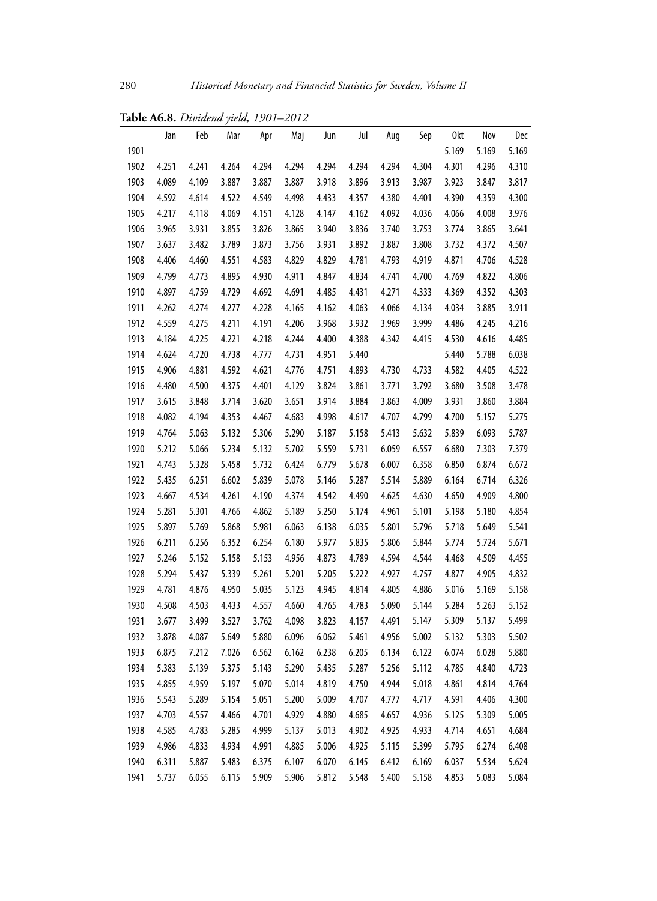**Table A6.8.** *Dividend yield, 1901–2012*

| | Jan | Feb | Mar | Apr | Maj | Jun | Jul | Aug | Sep | Okt | Nov | Dec |
|---|---|---|---|---|---|---|---|---|---|---|---|---|
| 1901 | | | | | | | | | | 5.169 | 5.169 | 5.169 |
| 1902 | 4.251 | 4.241 | 4.264 | 4.294 | 4.294 | 4.294 | 4.294 | 4.294 | 4.304 | 4.301 | 4.296 | 4.310 |
| 1903 | 4.089 | 4.109 | 3.887 | 3.887 | 3.887 | 3.918 | 3.896 | 3.913 | 3.987 | 3.923 | 3.847 | 3.817 |
| 1904 | 4.592 | 4.614 | 4.522 | 4.549 | 4.498 | 4.433 | 4.357 | 4.380 | 4.401 | 4.390 | 4.359 | 4.300 |
| 1905 | 4.217 | 4.118 | 4.069 | 4.151 | 4.128 | 4.147 | 4.162 | 4.092 | 4.036 | 4.066 | 4.008 | 3.976 |
| 1906 | 3.965 | 3.931 | 3.855 | 3.826 | 3.865 | 3.940 | 3.836 | 3.740 | 3.753 | 3.774 | 3.865 | 3.641 |
| 1907 | 3.637 | 3.482 | 3.789 | 3.873 | 3.756 | 3.931 | 3.892 | 3.887 | 3.808 | 3.732 | 4.372 | 4.507 |
| 1908 | 4.406 | 4.460 | 4.551 | 4.583 | 4.829 | 4.829 | 4.781 | 4.793 | 4.919 | 4.871 | 4.706 | 4.528 |
| 1909 | 4.799 | 4.773 | 4.895 | 4.930 | 4.911 | 4.847 | 4.834 | 4.741 | 4.700 | 4.769 | 4.822 | 4.806 |
| 1910 | 4.897 | 4.759 | 4.729 | 4.692 | 4.691 | 4.485 | 4.431 | 4.271 | 4.333 | 4.369 | 4.352 | 4.303 |
| 1911 | 4.262 | 4.274 | 4.277 | 4.228 | 4.165 | 4.162 | 4.063 | 4.066 | 4.134 | 4.034 | 3.885 | 3.911 |
| 1912 | 4.559 | 4.275 | 4.211 | 4.191 | 4.206 | 3.968 | 3.932 | 3.969 | 3.999 | 4.486 | 4.245 | 4.216 |
| 1913 | 4.184 | 4.225 | 4.221 | 4.218 | 4.244 | 4.400 | 4.388 | 4.342 | 4.415 | 4.530 | 4.616 | 4.485 |
| 1914 | 4.624 | 4.720 | 4.738 | 4.777 | 4.731 | 4.951 | 5.440 | | | 5.440 | 5.788 | 6.038 |
| 1915 | 4.906 | 4.881 | 4.592 | 4.621 | 4.776 | 4.751 | 4.893 | 4.730 | 4.733 | 4.582 | 4.405 | 4.522 |
| 1916 | 4.480 | 4.500 | 4.375 | 4.401 | 4.129 | 3.824 | 3.861 | 3.771 | 3.792 | 3.680 | 3.508 | 3.478 |
| 1917 | 3.615 | 3.848 | 3.714 | 3.620 | 3.651 | 3.914 | 3.884 | 3.863 | 4.009 | 3.931 | 3.860 | 3.884 |
| 1918 | 4.082 | 4.194 | 4.353 | 4.467 | 4.683 | 4.998 | 4.617 | 4.707 | 4.799 | 4.700 | 5.157 | 5.275 |
| 1919 | 4.764 | 5.063 | 5.132 | 5.306 | 5.290 | 5.187 | 5.158 | 5.413 | 5.632 | 5.839 | 6.093 | 5.787 |
| 1920 | 5.212 | 5.066 | 5.234 | 5.132 | 5.702 | 5.559 | 5.731 | 6.059 | 6.557 | 6.680 | 7.303 | 7.379 |
| 1921 | 4.743 | 5.328 | 5.458 | 5.732 | 6.424 | 6.779 | 5.678 | 6.007 | 6.358 | 6.850 | 6.874 | 6.672 |
| 1922 | 5.435 | 6.251 | 6.602 | 5.839 | 5.078 | 5.146 | 5.287 | 5.514 | 5.889 | 6.164 | 6.714 | 6.326 |
| 1923 | 4.667 | 4.534 | 4.261 | 4.190 | 4.374 | 4.542 | 4.490 | 4.625 | 4.630 | 4.650 | 4.909 | 4.800 |
| 1924 | 5.281 | 5.301 | 4.766 | 4.862 | 5.189 | 5.250 | 5.174 | 4.961 | 5.101 | 5.198 | 5.180 | 4.854 |
| 1925 | 5.897 | 5.769 | 5.868 | 5.981 | 6.063 | 6.138 | 6.035 | 5.801 | 5.796 | 5.718 | 5.649 | 5.541 |
| 1926 | 6.211 | 6.256 | 6.352 | 6.254 | 6.180 | 5.977 | 5.835 | 5.806 | 5.844 | 5.774 | 5.724 | 5.671 |
| 1927 | 5.246 | 5.152 | 5.158 | 5.153 | 4.956 | 4.873 | 4.789 | 4.594 | 4.544 | 4.468 | 4.509 | 4.455 |
| 1928 | 5.294 | 5.437 | 5.339 | 5.261 | 5.201 | 5.205 | 5.222 | 4.927 | 4.757 | 4.877 | 4.905 | 4.832 |
| 1929 | 4.781 | 4.876 | 4.950 | 5.035 | 5.123 | 4.945 | 4.814 | 4.805 | 4.886 | 5.016 | 5.169 | 5.158 |
| 1930 | 4.508 | 4.503 | 4.433 | 4.557 | 4.660 | 4.765 | 4.783 | 5.090 | 5.144 | 5.284 | 5.263 | 5.152 |
| 1931 | 3.677 | 3.499 | 3.527 | 3.762 | 4.098 | 3.823 | 4.157 | 4.491 | 5.147 | 5.309 | 5.137 | 5.499 |
| 1932 | 3.878 | 4.087 | 5.649 | 5.880 | 6.096 | 6.062 | 5.461 | 4.956 | 5.002 | 5.132 | 5.303 | 5.502 |
| 1933 | 6.875 | 7.212 | 7.026 | 6.562 | 6.162 | 6.238 | 6.205 | 6.134 | 6.122 | 6.074 | 6.028 | 5.880 |
| 1934 | 5.383 | 5.139 | 5.375 | 5.143 | 5.290 | 5.435 | 5.287 | 5.256 | 5.112 | 4.785 | 4.840 | 4.723 |
| 1935 | 4.855 | 4.959 | 5.197 | 5.070 | 5.014 | 4.819 | 4.750 | 4.944 | 5.018 | 4.861 | 4.814 | 4.764 |
| 1936 | 5.543 | 5.289 | 5.154 | 5.051 | 5.200 | 5.009 | 4.707 | 4.777 | 4.717 | 4.591 | 4.406 | 4.300 |
| 1937 | 4.703 | 4.557 | 4.466 | 4.701 | 4.929 | 4.880 | 4.685 | 4.657 | 4.936 | 5.125 | 5.309 | 5.005 |
| 1938 | 4.585 | 4.783 | 5.285 | 4.999 | 5.137 | 5.013 | 4.902 | 4.925 | 4.933 | 4.714 | 4.651 | 4.684 |
| 1939 | 4.986 | 4.833 | 4.934 | 4.991 | 4.885 | 5.006 | 4.925 | 5.115 | 5.399 | 5.795 | 6.274 | 6.408 |
| 1940 | 6.311 | 5.887 | 5.483 | 6.375 | 6.107 | 6.070 | 6.145 | 6.412 | 6.169 | 6.037 | 5.534 | 5.624 |
| 1941 | 5.737 | 6.055 | 6.115 | 5.909 | 5.906 | 5.812 | 5.548 | 5.400 | 5.158 | 4.853 | 5.083 | 5.084 |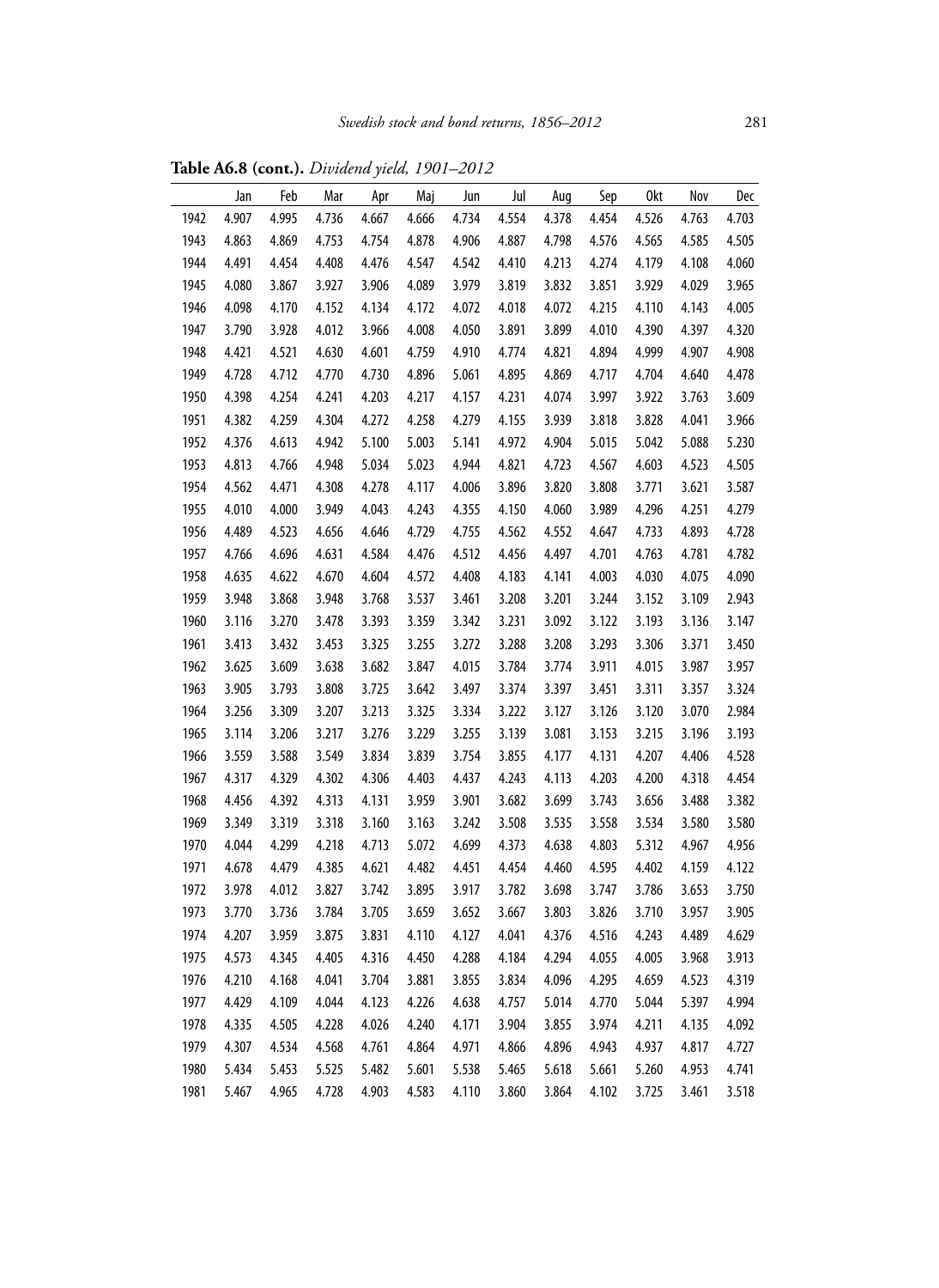**Table A6.8 (cont.).** *Dividend yield, 1901–2012*

| | Jan | Feb | Mar | Apr | Maj | Jun | Jul | Aug | Sep | Okt | Nov | Dec |
|---|---|---|---|---|---|---|---|---|---|---|---|---|
| 1942 | 4.907 | 4.995 | 4.736 | 4.667 | 4.666 | 4.734 | 4.554 | 4.378 | 4.454 | 4.526 | 4.763 | 4.703 |
| 1943 | 4.863 | 4.869 | 4.753 | 4.754 | 4.878 | 4.906 | 4.887 | 4.798 | 4.576 | 4.565 | 4.585 | 4.505 |
| 1944 | 4.491 | 4.454 | 4.408 | 4.476 | 4.547 | 4.542 | 4.410 | 4.213 | 4.274 | 4.179 | 4.108 | 4.060 |
| 1945 | 4.080 | 3.867 | 3.927 | 3.906 | 4.089 | 3.979 | 3.819 | 3.832 | 3.851 | 3.929 | 4.029 | 3.965 |
| 1946 | 4.098 | 4.170 | 4.152 | 4.134 | 4.172 | 4.072 | 4.018 | 4.072 | 4.215 | 4.110 | 4.143 | 4.005 |
| 1947 | 3.790 | 3.928 | 4.012 | 3.966 | 4.008 | 4.050 | 3.891 | 3.899 | 4.010 | 4.390 | 4.397 | 4.320 |
| 1948 | 4.421 | 4.521 | 4.630 | 4.601 | 4.759 | 4.910 | 4.774 | 4.821 | 4.894 | 4.999 | 4.907 | 4.908 |
| 1949 | 4.728 | 4.712 | 4.770 | 4.730 | 4.896 | 5.061 | 4.895 | 4.869 | 4.717 | 4.704 | 4.640 | 4.478 |
| 1950 | 4.398 | 4.254 | 4.241 | 4.203 | 4.217 | 4.157 | 4.231 | 4.074 | 3.997 | 3.922 | 3.763 | 3.609 |
| 1951 | 4.382 | 4.259 | 4.304 | 4.272 | 4.258 | 4.279 | 4.155 | 3.939 | 3.818 | 3.828 | 4.041 | 3.966 |
| 1952 | 4.376 | 4.613 | 4.942 | 5.100 | 5.003 | 5.141 | 4.972 | 4.904 | 5.015 | 5.042 | 5.088 | 5.230 |
| 1953 | 4.813 | 4.766 | 4.948 | 5.034 | 5.023 | 4.944 | 4.821 | 4.723 | 4.567 | 4.603 | 4.523 | 4.505 |
| 1954 | 4.562 | 4.471 | 4.308 | 4.278 | 4.117 | 4.006 | 3.896 | 3.820 | 3.808 | 3.771 | 3.621 | 3.587 |
| 1955 | 4.010 | 4.000 | 3.949 | 4.043 | 4.243 | 4.355 | 4.150 | 4.060 | 3.989 | 4.296 | 4.251 | 4.279 |
| 1956 | 4.489 | 4.523 | 4.656 | 4.646 | 4.729 | 4.755 | 4.562 | 4.552 | 4.647 | 4.733 | 4.893 | 4.728 |
| 1957 | 4.766 | 4.696 | 4.631 | 4.584 | 4.476 | 4.512 | 4.456 | 4.497 | 4.701 | 4.763 | 4.781 | 4.782 |
| 1958 | 4.635 | 4.622 | 4.670 | 4.604 | 4.572 | 4.408 | 4.183 | 4.141 | 4.003 | 4.030 | 4.075 | 4.090 |
| 1959 | 3.948 | 3.868 | 3.948 | 3.768 | 3.537 | 3.461 | 3.208 | 3.201 | 3.244 | 3.152 | 3.109 | 2.943 |
| 1960 | 3.116 | 3.270 | 3.478 | 3.393 | 3.359 | 3.342 | 3.231 | 3.092 | 3.122 | 3.193 | 3.136 | 3.147 |
| 1961 | 3.413 | 3.432 | 3.453 | 3.325 | 3.255 | 3.272 | 3.288 | 3.208 | 3.293 | 3.306 | 3.371 | 3.450 |
| 1962 | 3.625 | 3.609 | 3.638 | 3.682 | 3.847 | 4.015 | 3.784 | 3.774 | 3.911 | 4.015 | 3.987 | 3.957 |
| 1963 | 3.905 | 3.793 | 3.808 | 3.725 | 3.642 | 3.497 | 3.374 | 3.397 | 3.451 | 3.311 | 3.357 | 3.324 |
| 1964 | 3.256 | 3.309 | 3.207 | 3.213 | 3.325 | 3.334 | 3.222 | 3.127 | 3.126 | 3.120 | 3.070 | 2.984 |
| 1965 | 3.114 | 3.206 | 3.217 | 3.276 | 3.229 | 3.255 | 3.139 | 3.081 | 3.153 | 3.215 | 3.196 | 3.193 |
| 1966 | 3.559 | 3.588 | 3.549 | 3.834 | 3.839 | 3.754 | 3.855 | 4.177 | 4.131 | 4.207 | 4.406 | 4.528 |
| 1967 | 4.317 | 4.329 | 4.302 | 4.306 | 4.403 | 4.437 | 4.243 | 4.113 | 4.203 | 4.200 | 4.318 | 4.454 |
| 1968 | 4.456 | 4.392 | 4.313 | 4.131 | 3.959 | 3.901 | 3.682 | 3.699 | 3.743 | 3.656 | 3.488 | 3.382 |
| 1969 | 3.349 | 3.319 | 3.318 | 3.160 | 3.163 | 3.242 | 3.508 | 3.535 | 3.558 | 3.534 | 3.580 | 3.580 |
| 1970 | 4.044 | 4.299 | 4.218 | 4.713 | 5.072 | 4.699 | 4.373 | 4.638 | 4.803 | 5.312 | 4.967 | 4.956 |
| 1971 | 4.678 | 4.479 | 4.385 | 4.621 | 4.482 | 4.451 | 4.454 | 4.460 | 4.595 | 4.402 | 4.159 | 4.122 |
| 1972 | 3.978 | 4.012 | 3.827 | 3.742 | 3.895 | 3.917 | 3.782 | 3.698 | 3.747 | 3.786 | 3.653 | 3.750 |
| 1973 | 3.770 | 3.736 | 3.784 | 3.705 | 3.659 | 3.652 | 3.667 | 3.803 | 3.826 | 3.710 | 3.957 | 3.905 |
| 1974 | 4.207 | 3.959 | 3.875 | 3.831 | 4.110 | 4.127 | 4.041 | 4.376 | 4.516 | 4.243 | 4.489 | 4.629 |
| 1975 | 4.573 | 4.345 | 4.405 | 4.316 | 4.450 | 4.288 | 4.184 | 4.294 | 4.055 | 4.005 | 3.968 | 3.913 |
| 1976 | 4.210 | 4.168 | 4.041 | 3.704 | 3.881 | 3.855 | 3.834 | 4.096 | 4.295 | 4.659 | 4.523 | 4.319 |
| 1977 | 4.429 | 4.109 | 4.044 | 4.123 | 4.226 | 4.638 | 4.757 | 5.014 | 4.770 | 5.044 | 5.397 | 4.994 |
| 1978 | 4.335 | 4.505 | 4.228 | 4.026 | 4.240 | 4.171 | 3.904 | 3.855 | 3.974 | 4.211 | 4.135 | 4.092 |
| 1979 | 4.307 | 4.534 | 4.568 | 4.761 | 4.864 | 4.971 | 4.866 | 4.896 | 4.943 | 4.937 | 4.817 | 4.727 |
| 1980 | 5.434 | 5.453 | 5.525 | 5.482 | 5.601 | 5.538 | 5.465 | 5.618 | 5.661 | 5.260 | 4.953 | 4.741 |
| 1981 | 5.467 | 4.965 | 4.728 | 4.903 | 4.583 | 4.110 | 3.860 | 3.864 | 4.102 | 3.725 | 3.461 | 3.518 |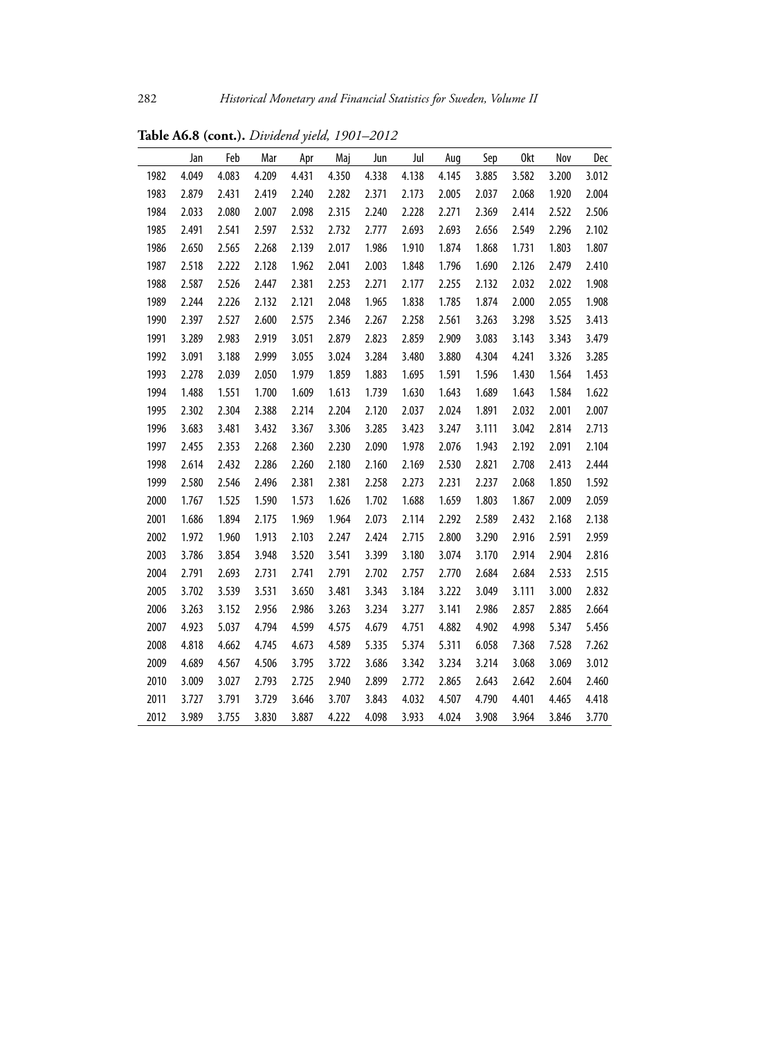**Table A6.8 (cont.).** *Dividend yield, 1901–2012*

| | Jan | Feb | Mar | Apr | Maj | Jun | Jul | Aug | Sep | Okt | Nov | Dec |
|---|---|---|---|---|---|---|---|---|---|---|---|---|
| 1982 | 4.049 | 4.083 | 4.209 | 4.431 | 4.350 | 4.338 | 4.138 | 4.145 | 3.885 | 3.582 | 3.200 | 3.012 |
| 1983 | 2.879 | 2.431 | 2.419 | 2.240 | 2.282 | 2.371 | 2.173 | 2.005 | 2.037 | 2.068 | 1.920 | 2.004 |
| 1984 | 2.033 | 2.080 | 2.007 | 2.098 | 2.315 | 2.240 | 2.228 | 2.271 | 2.369 | 2.414 | 2.522 | 2.506 |
| 1985 | 2.491 | 2.541 | 2.597 | 2.532 | 2.732 | 2.777 | 2.693 | 2.693 | 2.656 | 2.549 | 2.296 | 2.102 |
| 1986 | 2.650 | 2.565 | 2.268 | 2.139 | 2.017 | 1.986 | 1.910 | 1.874 | 1.868 | 1.731 | 1.803 | 1.807 |
| 1987 | 2.518 | 2.222 | 2.128 | 1.962 | 2.041 | 2.003 | 1.848 | 1.796 | 1.690 | 2.126 | 2.479 | 2.410 |
| 1988 | 2.587 | 2.526 | 2.447 | 2.381 | 2.253 | 2.271 | 2.177 | 2.255 | 2.132 | 2.032 | 2.022 | 1.908 |
| 1989 | 2.244 | 2.226 | 2.132 | 2.121 | 2.048 | 1.965 | 1.838 | 1.785 | 1.874 | 2.000 | 2.055 | 1.908 |
| 1990 | 2.397 | 2.527 | 2.600 | 2.575 | 2.346 | 2.267 | 2.258 | 2.561 | 3.263 | 3.298 | 3.525 | 3.413 |
| 1991 | 3.289 | 2.983 | 2.919 | 3.051 | 2.879 | 2.823 | 2.859 | 2.909 | 3.083 | 3.143 | 3.343 | 3.479 |
| 1992 | 3.091 | 3.188 | 2.999 | 3.055 | 3.024 | 3.284 | 3.480 | 3.880 | 4.304 | 4.241 | 3.326 | 3.285 |
| 1993 | 2.278 | 2.039 | 2.050 | 1.979 | 1.859 | 1.883 | 1.695 | 1.591 | 1.596 | 1.430 | 1.564 | 1.453 |
| 1994 | 1.488 | 1.551 | 1.700 | 1.609 | 1.613 | 1.739 | 1.630 | 1.643 | 1.689 | 1.643 | 1.584 | 1.622 |
| 1995 | 2.302 | 2.304 | 2.388 | 2.214 | 2.204 | 2.120 | 2.037 | 2.024 | 1.891 | 2.032 | 2.001 | 2.007 |
| 1996 | 3.683 | 3.481 | 3.432 | 3.367 | 3.306 | 3.285 | 3.423 | 3.247 | 3.111 | 3.042 | 2.814 | 2.713 |
| 1997 | 2.455 | 2.353 | 2.268 | 2.360 | 2.230 | 2.090 | 1.978 | 2.076 | 1.943 | 2.192 | 2.091 | 2.104 |
| 1998 | 2.614 | 2.432 | 2.286 | 2.260 | 2.180 | 2.160 | 2.169 | 2.530 | 2.821 | 2.708 | 2.413 | 2.444 |
| 1999 | 2.580 | 2.546 | 2.496 | 2.381 | 2.381 | 2.258 | 2.273 | 2.231 | 2.237 | 2.068 | 1.850 | 1.592 |
| 2000 | 1.767 | 1.525 | 1.590 | 1.573 | 1.626 | 1.702 | 1.688 | 1.659 | 1.803 | 1.867 | 2.009 | 2.059 |
| 2001 | 1.686 | 1.894 | 2.175 | 1.969 | 1.964 | 2.073 | 2.114 | 2.292 | 2.589 | 2.432 | 2.168 | 2.138 |
| 2002 | 1.972 | 1.960 | 1.913 | 2.103 | 2.247 | 2.424 | 2.715 | 2.800 | 3.290 | 2.916 | 2.591 | 2.959 |
| 2003 | 3.786 | 3.854 | 3.948 | 3.520 | 3.541 | 3.399 | 3.180 | 3.074 | 3.170 | 2.914 | 2.904 | 2.816 |
| 2004 | 2.791 | 2.693 | 2.731 | 2.741 | 2.791 | 2.702 | 2.757 | 2.770 | 2.684 | 2.684 | 2.533 | 2.515 |
| 2005 | 3.702 | 3.539 | 3.531 | 3.650 | 3.481 | 3.343 | 3.184 | 3.222 | 3.049 | 3.111 | 3.000 | 2.832 |
| 2006 | 3.263 | 3.152 | 2.956 | 2.986 | 3.263 | 3.234 | 3.277 | 3.141 | 2.986 | 2.857 | 2.885 | 2.664 |
| 2007 | 4.923 | 5.037 | 4.794 | 4.599 | 4.575 | 4.679 | 4.751 | 4.882 | 4.902 | 4.998 | 5.347 | 5.456 |
| 2008 | 4.818 | 4.662 | 4.745 | 4.673 | 4.589 | 5.335 | 5.374 | 5.311 | 6.058 | 7.368 | 7.528 | 7.262 |
| 2009 | 4.689 | 4.567 | 4.506 | 3.795 | 3.722 | 3.686 | 3.342 | 3.234 | 3.214 | 3.068 | 3.069 | 3.012 |
| 2010 | 3.009 | 3.027 | 2.793 | 2.725 | 2.940 | 2.899 | 2.772 | 2.865 | 2.643 | 2.642 | 2.604 | 2.460 |
| 2011 | 3.727 | 3.791 | 3.729 | 3.646 | 3.707 | 3.843 | 4.032 | 4.507 | 4.790 | 4.401 | 4.465 | 4.418 |
| 2012 | 3.989 | 3.755 | 3.830 | 3.887 | 4.222 | 4.098 | 3.933 | 4.024 | 3.908 | 3.964 | 3.846 | 3.770 |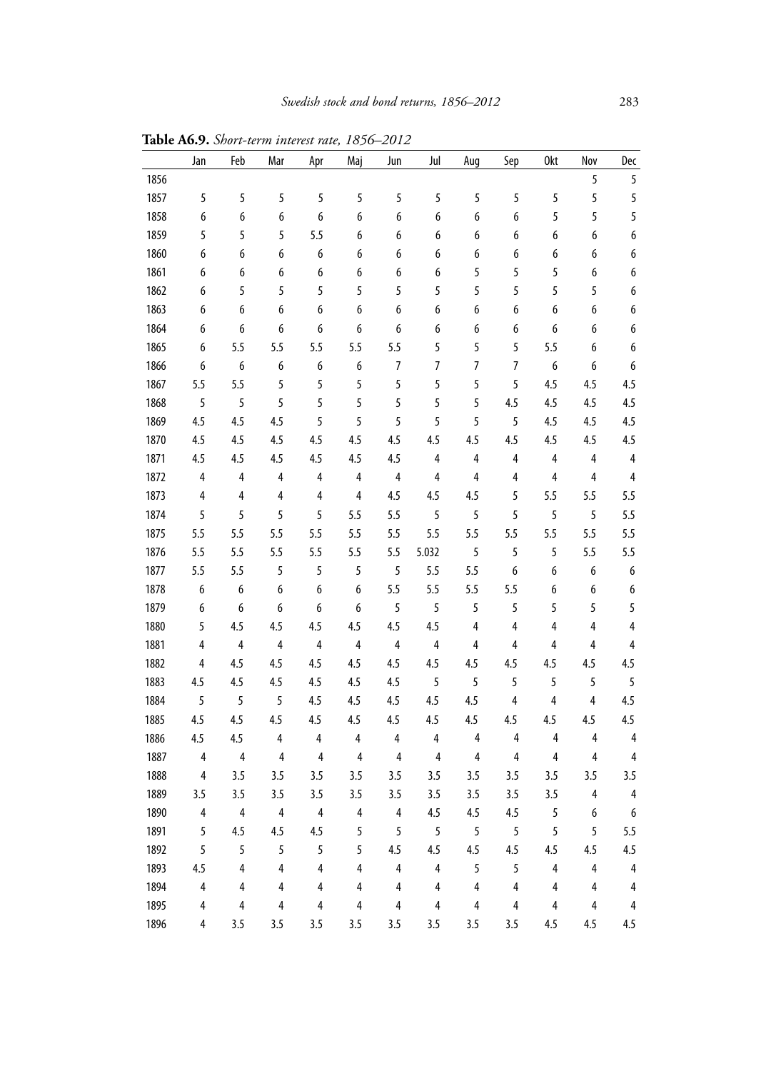**Table A6.9.** *Short-term interest rate, 1856–2012*

| | Jan | Feb | Mar | Apr | Maj | Jun | Jul | Aug | Sep | Okt | Nov | Dec |
|---|---|---|---|---|---|---|---|---|---|---|---|---|
| 1856 | | | | | | | | | | | 5 | 5 |
| 1857 | 5 | 5 | 5 | 5 | 5 | 5 | 5 | 5 | 5 | 5 | 5 | 5 |
| 1858 | 6 | 6 | 6 | 6 | 6 | 6 | 6 | 6 | 6 | 5 | 5 | 5 |
| 1859 | 5 | 5 | 5 | 5.5 | 6 | 6 | 6 | 6 | 6 | 6 | 6 | 6 |
| 1860 | 6 | 6 | 6 | 6 | 6 | 6 | 6 | 6 | 6 | 6 | 6 | 6 |
| 1861 | 6 | 6 | 6 | 6 | 6 | 6 | 6 | 5 | 5 | 5 | 6 | 6 |
| 1862 | 6 | 5 | 5 | 5 | 5 | 5 | 5 | 5 | 5 | 5 | 5 | 6 |
| 1863 | 6 | 6 | 6 | 6 | 6 | 6 | 6 | 6 | 6 | 6 | 6 | 6 |
| 1864 | 6 | 6 | 6 | 6 | 6 | 6 | 6 | 6 | 6 | 6 | 6 | 6 |
| 1865 | 6 | 5.5 | 5.5 | 5.5 | 5.5 | 5.5 | 5 | 5 | 5 | 5.5 | 6 | 6 |
| 1866 | 6 | 6 | 6 | 6 | 6 | 7 | 7 | 7 | 7 | 6 | 6 | 6 |
| 1867 | 5.5 | 5.5 | 5 | 5 | 5 | 5 | 5 | 5 | 5 | 4.5 | 4.5 | 4.5 |
| 1868 | 5 | 5 | 5 | 5 | 5 | 5 | 5 | 5 | 4.5 | 4.5 | 4.5 | 4.5 |
| 1869 | 4.5 | 4.5 | 4.5 | 5 | 5 | 5 | 5 | 5 | 5 | 4.5 | 4.5 | 4.5 |
| 1870 | 4.5 | 4.5 | 4.5 | 4.5 | 4.5 | 4.5 | 4.5 | 4.5 | 4.5 | 4.5 | 4.5 | 4.5 |
| 1871 | 4.5 | 4.5 | 4.5 | 4.5 | 4.5 | 4.5 | 4 | 4 | 4 | 4 | 4 | 4 |
| 1872 | 4 | 4 | 4 | 4 | 4 | 4 | 4 | 4 | 4 | 4 | 4 | 4 |
| 1873 | 4 | 4 | 4 | 4 | 4 | 4.5 | 4.5 | 4.5 | 5 | 5.5 | 5.5 | 5.5 |
| 1874 | 5 | 5 | 5 | 5 | 5.5 | 5.5 | 5 | 5 | 5 | 5 | 5 | 5.5 |
| 1875 | 5.5 | 5.5 | 5.5 | 5.5 | 5.5 | 5.5 | 5.5 | 5.5 | 5.5 | 5.5 | 5.5 | 5.5 |
| 1876 | 5.5 | 5.5 | 5.5 | 5.5 | 5.5 | 5.5 | 5.032 | 5 | 5 | 5 | 5.5 | 5.5 |
| 1877 | 5.5 | 5.5 | 5 | 5 | 5 | 5 | 5.5 | 5.5 | 6 | 6 | 6 | 6 |
| 1878 | 6 | 6 | 6 | 6 | 6 | 5.5 | 5.5 | 5.5 | 5.5 | 6 | 6 | 6 |
| 1879 | 6 | 6 | 6 | 6 | 6 | 5 | 5 | 5 | 5 | 5 | 5 | 5 |
| 1880 | 5 | 4.5 | 4.5 | 4.5 | 4.5 | 4.5 | 4.5 | 4 | 4 | 4 | 4 | 4 |
| 1881 | 4 | 4 | 4 | 4 | 4 | 4 | 4 | 4 | 4 | 4 | 4 | 4 |
| 1882 | 4 | 4.5 | 4.5 | 4.5 | 4.5 | 4.5 | 4.5 | 4.5 | 4.5 | 4.5 | 4.5 | 4.5 |
| 1883 | 4.5 | 4.5 | 4.5 | 4.5 | 4.5 | 4.5 | 5 | 5 | 5 | 5 | 5 | 5 |
| 1884 | 5 | 5 | 5 | 4.5 | 4.5 | 4.5 | 4.5 | 4.5 | 4 | 4 | 4 | 4.5 |
| 1885 | 4.5 | 4.5 | 4.5 | 4.5 | 4.5 | 4.5 | 4.5 | 4.5 | 4.5 | 4.5 | 4.5 | 4.5 |
| 1886 | 4.5 | 4.5 | 4 | 4 | 4 | 4 | 4 | 4 | 4 | 4 | 4 | 4 |
| 1887 | 4 | 4 | 4 | 4 | 4 | 4 | 4 | 4 | 4 | 4 | 4 | 4 |
| 1888 | 4 | 3.5 | 3.5 | 3.5 | 3.5 | 3.5 | 3.5 | 3.5 | 3.5 | 3.5 | 3.5 | 3.5 |
| 1889 | 3.5 | 3.5 | 3.5 | 3.5 | 3.5 | 3.5 | 3.5 | 3.5 | 3.5 | 3.5 | 4 | 4 |
| 1890 | 4 | 4 | 4 | 4 | 4 | 4 | 4.5 | 4.5 | 4.5 | 5 | 6 | 6 |
| 1891 | 5 | 4.5 | 4.5 | 4.5 | 5 | 5 | 5 | 5 | 5 | 5 | 5 | 5.5 |
| 1892 | 5 | 5 | 5 | 5 | 5 | 4.5 | 4.5 | 4.5 | 4.5 | 4.5 | 4.5 | 4.5 |
| 1893 | 4.5 | 4 | 4 | 4 | 4 | 4 | 4 | 5 | 5 | 4 | 4 | 4 |
| 1894 | 4 | 4 | 4 | 4 | 4 | 4 | 4 | 4 | 4 | 4 | 4 | 4 |
| 1895 | 4 | 4 | 4 | 4 | 4 | 4 | 4 | 4 | 4 | 4 | 4 | 4 |
| 1896 | 4 | 3.5 | 3.5 | 3.5 | 3.5 | 3.5 | 3.5 | 3.5 | 3.5 | 4.5 | 4.5 | 4.5 |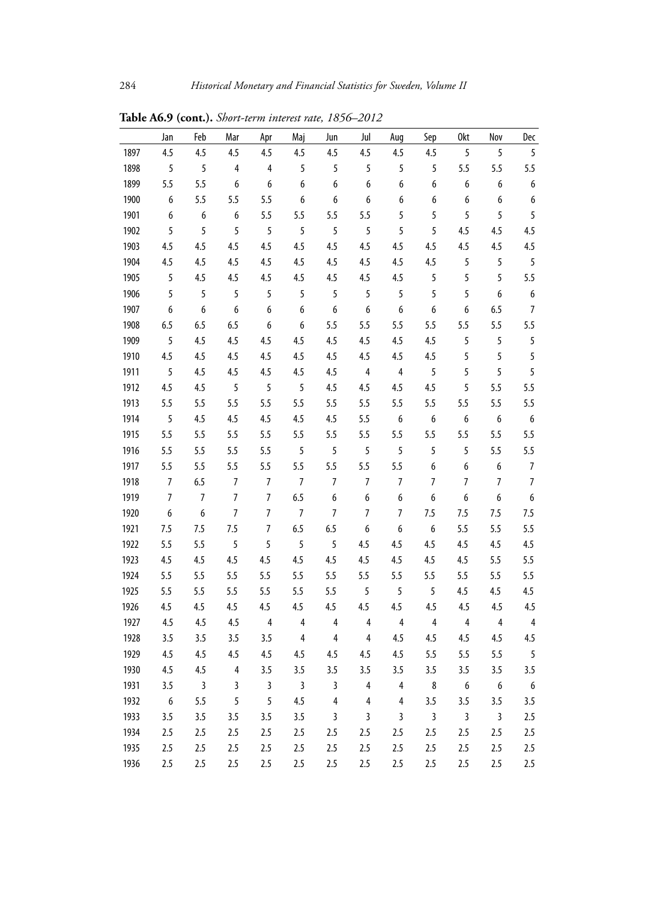**Table A6.9 (cont.).** *Short-term interest rate, 1856–2012*

| | Jan | Feb | Mar | Apr | Maj | Jun | Jul | Aug | Sep | Okt | Nov | Dec |
|---|---|---|---|---|---|---|---|---|---|---|---|---|
| 1897 | 4.5 | 4.5 | 4.5 | 4.5 | 4.5 | 4.5 | 4.5 | 4.5 | 4.5 | 5 | 5 | 5 |
| 1898 | 5 | 5 | 4 | 4 | 5 | 5 | 5 | 5 | 5 | 5.5 | 5.5 | 5.5 |
| 1899 | 5.5 | 5.5 | 6 | 6 | 6 | 6 | 6 | 6 | 6 | 6 | 6 | 6 |
| 1900 | 6 | 5.5 | 5.5 | 5.5 | 6 | 6 | 6 | 6 | 6 | 6 | 6 | 6 |
| 1901 | 6 | 6 | 6 | 5.5 | 5.5 | 5.5 | 5.5 | 5 | 5 | 5 | 5 | 5 |
| 1902 | 5 | 5 | 5 | 5 | 5 | 5 | 5 | 5 | 5 | 4.5 | 4.5 | 4.5 |
| 1903 | 4.5 | 4.5 | 4.5 | 4.5 | 4.5 | 4.5 | 4.5 | 4.5 | 4.5 | 4.5 | 4.5 | 4.5 |
| 1904 | 4.5 | 4.5 | 4.5 | 4.5 | 4.5 | 4.5 | 4.5 | 4.5 | 4.5 | 5 | 5 | 5 |
| 1905 | 5 | 4.5 | 4.5 | 4.5 | 4.5 | 4.5 | 4.5 | 4.5 | 5 | 5 | 5 | 5.5 |
| 1906 | 5 | 5 | 5 | 5 | 5 | 5 | 5 | 5 | 5 | 5 | 6 | 6 |
| 1907 | 6 | 6 | 6 | 6 | 6 | 6 | 6 | 6 | 6 | 6 | 6.5 | 7 |
| 1908 | 6.5 | 6.5 | 6.5 | 6 | 6 | 5.5 | 5.5 | 5.5 | 5.5 | 5.5 | 5.5 | 5.5 |
| 1909 | 5 | 4.5 | 4.5 | 4.5 | 4.5 | 4.5 | 4.5 | 4.5 | 4.5 | 5 | 5 | 5 |
| 1910 | 4.5 | 4.5 | 4.5 | 4.5 | 4.5 | 4.5 | 4.5 | 4.5 | 4.5 | 5 | 5 | 5 |
| 1911 | 5 | 4.5 | 4.5 | 4.5 | 4.5 | 4.5 | 4 | 4 | 5 | 5 | 5 | 5 |
| 1912 | 4.5 | 4.5 | 5 | 5 | 5 | 4.5 | 4.5 | 4.5 | 4.5 | 5 | 5.5 | 5.5 |
| 1913 | 5.5 | 5.5 | 5.5 | 5.5 | 5.5 | 5.5 | 5.5 | 5.5 | 5.5 | 5.5 | 5.5 | 5.5 |
| 1914 | 5 | 4.5 | 4.5 | 4.5 | 4.5 | 4.5 | 5.5 | 6 | 6 | 6 | 6 | 6 |
| 1915 | 5.5 | 5.5 | 5.5 | 5.5 | 5.5 | 5.5 | 5.5 | 5.5 | 5.5 | 5.5 | 5.5 | 5.5 |
| 1916 | 5.5 | 5.5 | 5.5 | 5.5 | 5 | 5 | 5 | 5 | 5 | 5 | 5.5 | 5.5 |
| 1917 | 5.5 | 5.5 | 5.5 | 5.5 | 5.5 | 5.5 | 5.5 | 5.5 | 6 | 6 | 6 | 7 |
| 1918 | 7 | 6.5 | 7 | 7 | 7 | 7 | 7 | 7 | 7 | 7 | 7 | 7 |
| 1919 | 7 | 7 | 7 | 7 | 6.5 | 6 | 6 | 6 | 6 | 6 | 6 | 6 |
| 1920 | 6 | 6 | 7 | 7 | 7 | 7 | 7 | 7 | 7.5 | 7.5 | 7.5 | 7.5 |
| 1921 | 7.5 | 7.5 | 7.5 | 7 | 6.5 | 6.5 | 6 | 6 | 6 | 5.5 | 5.5 | 5.5 |
| 1922 | 5.5 | 5.5 | 5 | 5 | 5 | 5 | 4.5 | 4.5 | 4.5 | 4.5 | 4.5 | 4.5 |
| 1923 | 4.5 | 4.5 | 4.5 | 4.5 | 4.5 | 4.5 | 4.5 | 4.5 | 4.5 | 4.5 | 5.5 | 5.5 |
| 1924 | 5.5 | 5.5 | 5.5 | 5.5 | 5.5 | 5.5 | 5.5 | 5.5 | 5.5 | 5.5 | 5.5 | 5.5 |
| 1925 | 5.5 | 5.5 | 5.5 | 5.5 | 5.5 | 5.5 | 5 | 5 | 5 | 4.5 | 4.5 | 4.5 |
| 1926 | 4.5 | 4.5 | 4.5 | 4.5 | 4.5 | 4.5 | 4.5 | 4.5 | 4.5 | 4.5 | 4.5 | 4.5 |
| 1927 | 4.5 | 4.5 | 4.5 | 4 | 4 | 4 | 4 | 4 | 4 | 4 | 4 | 4 |
| 1928 | 3.5 | 3.5 | 3.5 | 3.5 | 4 | 4 | 4 | 4.5 | 4.5 | 4.5 | 4.5 | 4.5 |
| 1929 | 4.5 | 4.5 | 4.5 | 4.5 | 4.5 | 4.5 | 4.5 | 4.5 | 5.5 | 5.5 | 5.5 | 5 |
| 1930 | 4.5 | 4.5 | 4 | 3.5 | 3.5 | 3.5 | 3.5 | 3.5 | 3.5 | 3.5 | 3.5 | 3.5 |
| 1931 | 3.5 | 3 | 3 | 3 | 3 | 3 | 4 | 4 | 8 | 6 | 6 | 6 |
| 1932 | 6 | 5.5 | 5 | 5 | 4.5 | 4 | 4 | 4 | 3.5 | 3.5 | 3.5 | 3.5 |
| 1933 | 3.5 | 3.5 | 3.5 | 3.5 | 3.5 | 3 | 3 | 3 | 3 | 3 | 3 | 2.5 |
| 1934 | 2.5 | 2.5 | 2.5 | 2.5 | 2.5 | 2.5 | 2.5 | 2.5 | 2.5 | 2.5 | 2.5 | 2.5 |
| 1935 | 2.5 | 2.5 | 2.5 | 2.5 | 2.5 | 2.5 | 2.5 | 2.5 | 2.5 | 2.5 | 2.5 | 2.5 |
| 1936 | 2.5 | 2.5 | 2.5 | 2.5 | 2.5 | 2.5 | 2.5 | 2.5 | 2.5 | 2.5 | 2.5 | 2.5 |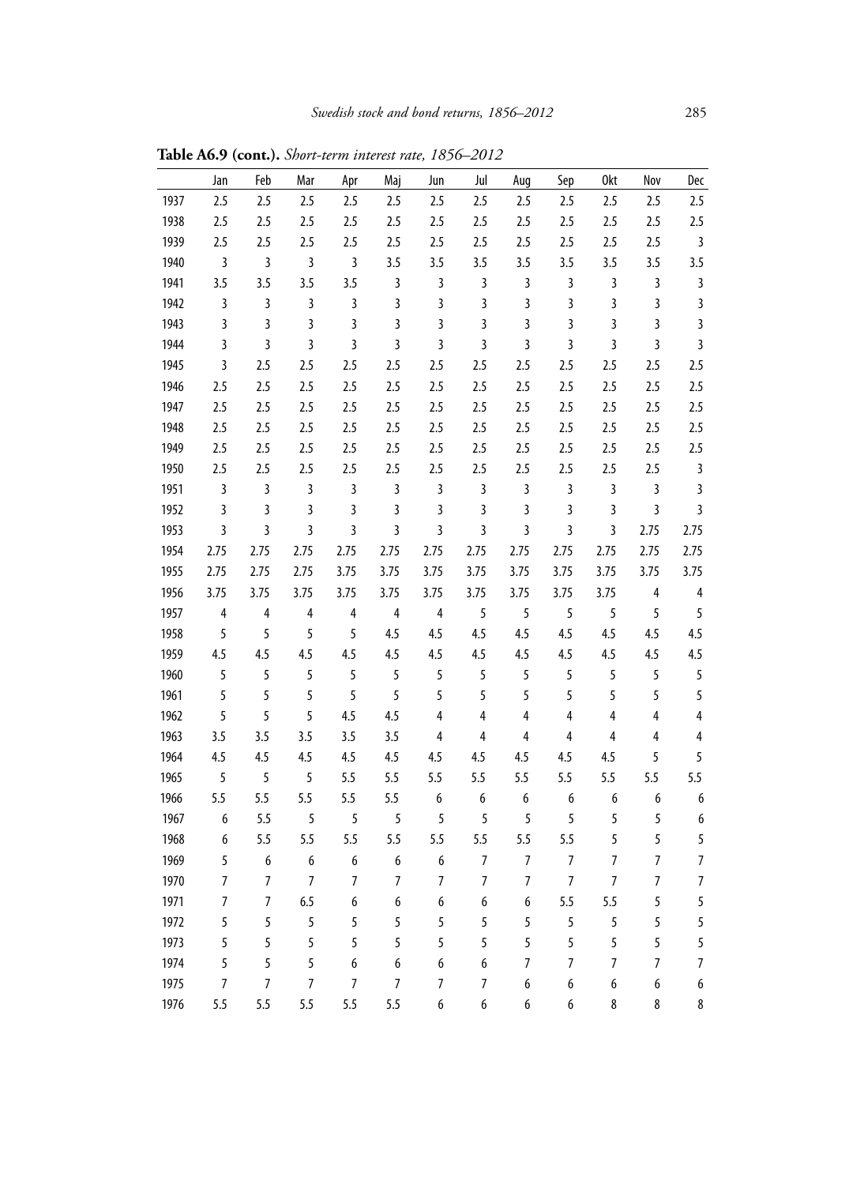**Table A6.9 (cont.).** *Short-term interest rate, 1856–2012*

| | Jan | Feb | Mar | Apr | Maj | Jun | Jul | Aug | Sep | Okt | Nov | Dec |
|---|---|---|---|---|---|---|---|---|---|---|---|---|
| 1937 | 2.5 | 2.5 | 2.5 | 2.5 | 2.5 | 2.5 | 2.5 | 2.5 | 2.5 | 2.5 | 2.5 | 2.5 |
| 1938 | 2.5 | 2.5 | 2.5 | 2.5 | 2.5 | 2.5 | 2.5 | 2.5 | 2.5 | 2.5 | 2.5 | 2.5 |
| 1939 | 2.5 | 2.5 | 2.5 | 2.5 | 2.5 | 2.5 | 2.5 | 2.5 | 2.5 | 2.5 | 2.5 | 3 |
| 1940 | 3 | 3 | 3 | 3 | 3.5 | 3.5 | 3.5 | 3.5 | 3.5 | 3.5 | 3.5 | 3.5 |
| 1941 | 3.5 | 3.5 | 3.5 | 3.5 | 3 | 3 | 3 | 3 | 3 | 3 | 3 | 3 |
| 1942 | 3 | 3 | 3 | 3 | 3 | 3 | 3 | 3 | 3 | 3 | 3 | 3 |
| 1943 | 3 | 3 | 3 | 3 | 3 | 3 | 3 | 3 | 3 | 3 | 3 | 3 |
| 1944 | 3 | 3 | 3 | 3 | 3 | 3 | 3 | 3 | 3 | 3 | 3 | 3 |
| 1945 | 3 | 2.5 | 2.5 | 2.5 | 2.5 | 2.5 | 2.5 | 2.5 | 2.5 | 2.5 | 2.5 | 2.5 |
| 1946 | 2.5 | 2.5 | 2.5 | 2.5 | 2.5 | 2.5 | 2.5 | 2.5 | 2.5 | 2.5 | 2.5 | 2.5 |
| 1947 | 2.5 | 2.5 | 2.5 | 2.5 | 2.5 | 2.5 | 2.5 | 2.5 | 2.5 | 2.5 | 2.5 | 2.5 |
| 1948 | 2.5 | 2.5 | 2.5 | 2.5 | 2.5 | 2.5 | 2.5 | 2.5 | 2.5 | 2.5 | 2.5 | 2.5 |
| 1949 | 2.5 | 2.5 | 2.5 | 2.5 | 2.5 | 2.5 | 2.5 | 2.5 | 2.5 | 2.5 | 2.5 | 2.5 |
| 1950 | 2.5 | 2.5 | 2.5 | 2.5 | 2.5 | 2.5 | 2.5 | 2.5 | 2.5 | 2.5 | 2.5 | 3 |
| 1951 | 3 | 3 | 3 | 3 | 3 | 3 | 3 | 3 | 3 | 3 | 3 | 3 |
| 1952 | 3 | 3 | 3 | 3 | 3 | 3 | 3 | 3 | 3 | 3 | 3 | 3 |
| 1953 | 3 | 3 | 3 | 3 | 3 | 3 | 3 | 3 | 3 | 3 | 2.75 | 2.75 |
| 1954 | 2.75 | 2.75 | 2.75 | 2.75 | 2.75 | 2.75 | 2.75 | 2.75 | 2.75 | 2.75 | 2.75 | 2.75 |
| 1955 | 2.75 | 2.75 | 2.75 | 3.75 | 3.75 | 3.75 | 3.75 | 3.75 | 3.75 | 3.75 | 3.75 | 3.75 |
| 1956 | 3.75 | 3.75 | 3.75 | 3.75 | 3.75 | 3.75 | 3.75 | 3.75 | 3.75 | 3.75 | 4 | 4 |
| 1957 | 4 | 4 | 4 | 4 | 4 | 4 | 5 | 5 | 5 | 5 | 5 | 5 |
| 1958 | 5 | 5 | 5 | 5 | 4.5 | 4.5 | 4.5 | 4.5 | 4.5 | 4.5 | 4.5 | 4.5 |
| 1959 | 4.5 | 4.5 | 4.5 | 4.5 | 4.5 | 4.5 | 4.5 | 4.5 | 4.5 | 4.5 | 4.5 | 4.5 |
| 1960 | 5 | 5 | 5 | 5 | 5 | 5 | 5 | 5 | 5 | 5 | 5 | 5 |
| 1961 | 5 | 5 | 5 | 5 | 5 | 5 | 5 | 5 | 5 | 5 | 5 | 5 |
| 1962 | 5 | 5 | 5 | 4.5 | 4.5 | 4 | 4 | 4 | 4 | 4 | 4 | 4 |
| 1963 | 3.5 | 3.5 | 3.5 | 3.5 | 3.5 | 4 | 4 | 4 | 4 | 4 | 4 | 4 |
| 1964 | 4.5 | 4.5 | 4.5 | 4.5 | 4.5 | 4.5 | 4.5 | 4.5 | 4.5 | 4.5 | 5 | 5 |
| 1965 | 5 | 5 | 5 | 5.5 | 5.5 | 5.5 | 5.5 | 5.5 | 5.5 | 5.5 | 5.5 | 5.5 |
| 1966 | 5.5 | 5.5 | 5.5 | 5.5 | 5.5 | 6 | 6 | 6 | 6 | 6 | 6 | 6 |
| 1967 | 6 | 5.5 | 5 | 5 | 5 | 5 | 5 | 5 | 5 | 5 | 5 | 6 |
| 1968 | 6 | 5.5 | 5.5 | 5.5 | 5.5 | 5.5 | 5.5 | 5.5 | 5.5 | 5 | 5 | 5 |
| 1969 | 5 | 6 | 6 | 6 | 6 | 6 | 7 | 7 | 7 | 7 | 7 | 7 |
| 1970 | 7 | 7 | 7 | 7 | 7 | 7 | 7 | 7 | 7 | 7 | 7 | 7 |
| 1971 | 7 | 7 | 6.5 | 6 | 6 | 6 | 6 | 6 | 5.5 | 5.5 | 5 | 5 |
| 1972 | 5 | 5 | 5 | 5 | 5 | 5 | 5 | 5 | 5 | 5 | 5 | 5 |
| 1973 | 5 | 5 | 5 | 5 | 5 | 5 | 5 | 5 | 5 | 5 | 5 | 5 |
| 1974 | 5 | 5 | 5 | 6 | 6 | 6 | 6 | 7 | 7 | 7 | 7 | 7 |
| 1975 | 7 | 7 | 7 | 7 | 7 | 7 | 7 | 6 | 6 | 6 | 6 | 6 |
| 1976 | 5.5 | 5.5 | 5.5 | 5.5 | 5.5 | 6 | 6 | 6 | 6 | 8 | 8 | 8 |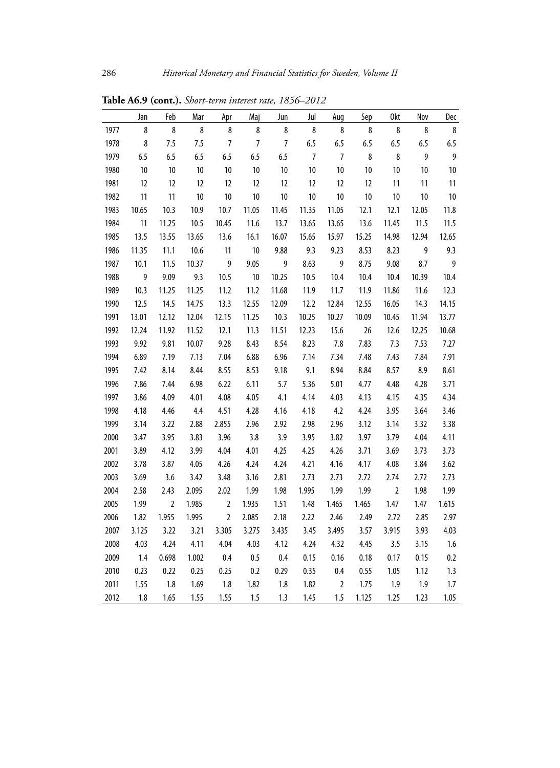**Table A6.9 (cont.).** *Short-term interest rate, 1856–2012*

| | Jan | Feb | Mar | Apr | Maj | Jun | Jul | Aug | Sep | Okt | Nov | Dec |
|---|---|---|---|---|---|---|---|---|---|---|---|---|
| 1977 | 8 | 8 | 8 | 8 | 8 | 8 | 8 | 8 | 8 | 8 | 8 | 8 |
| 1978 | 8 | 7.5 | 7.5 | 7 | 7 | 7 | 6.5 | 6.5 | 6.5 | 6.5 | 6.5 | 6.5 |
| 1979 | 6.5 | 6.5 | 6.5 | 6.5 | 6.5 | 6.5 | 7 | 7 | 8 | 8 | 9 | 9 |
| 1980 | 10 | 10 | 10 | 10 | 10 | 10 | 10 | 10 | 10 | 10 | 10 | 10 |
| 1981 | 12 | 12 | 12 | 12 | 12 | 12 | 12 | 12 | 12 | 11 | 11 | 11 |
| 1982 | 11 | 11 | 10 | 10 | 10 | 10 | 10 | 10 | 10 | 10 | 10 | 10 |
| 1983 | 10.65 | 10.3 | 10.9 | 10.7 | 11.05 | 11.45 | 11.35 | 11.05 | 12.1 | 12.1 | 12.05 | 11.8 |
| 1984 | 11 | 11.25 | 10.5 | 10.45 | 11.6 | 13.7 | 13.65 | 13.65 | 13.6 | 11.45 | 11.5 | 11.5 |
| 1985 | 13.5 | 13.55 | 13.65 | 13.6 | 16.1 | 16.07 | 15.65 | 15.97 | 15.25 | 14.98 | 12.94 | 12.65 |
| 1986 | 11.35 | 11.1 | 10.6 | 11 | 10 | 9.88 | 9.3 | 9.23 | 8.53 | 8.23 | 9 | 9.3 |
| 1987 | 10.1 | 11.5 | 10.37 | 9 | 9.05 | 9 | 8.63 | 9 | 8.75 | 9.08 | 8.7 | 9 |
| 1988 | 9 | 9.09 | 9.3 | 10.5 | 10 | 10.25 | 10.5 | 10.4 | 10.4 | 10.4 | 10.39 | 10.4 |
| 1989 | 10.3 | 11.25 | 11.25 | 11.2 | 11.2 | 11.68 | 11.9 | 11.7 | 11.9 | 11.86 | 11.6 | 12.3 |
| 1990 | 12.5 | 14.5 | 14.75 | 13.3 | 12.55 | 12.09 | 12.2 | 12.84 | 12.55 | 16.05 | 14.3 | 14.15 |
| 1991 | 13.01 | 12.12 | 12.04 | 12.15 | 11.25 | 10.3 | 10.25 | 10.27 | 10.09 | 10.45 | 11.94 | 13.77 |
| 1992 | 12.24 | 11.92 | 11.52 | 12.1 | 11.3 | 11.51 | 12.23 | 15.6 | 26 | 12.6 | 12.25 | 10.68 |
| 1993 | 9.92 | 9.81 | 10.07 | 9.28 | 8.43 | 8.54 | 8.23 | 7.8 | 7.83 | 7.3 | 7.53 | 7.27 |
| 1994 | 6.89 | 7.19 | 7.13 | 7.04 | 6.88 | 6.96 | 7.14 | 7.34 | 7.48 | 7.43 | 7.84 | 7.91 |
| 1995 | 7.42 | 8.14 | 8.44 | 8.55 | 8.53 | 9.18 | 9.1 | 8.94 | 8.84 | 8.57 | 8.9 | 8.61 |
| 1996 | 7.86 | 7.44 | 6.98 | 6.22 | 6.11 | 5.7 | 5.36 | 5.01 | 4.77 | 4.48 | 4.28 | 3.71 |
| 1997 | 3.86 | 4.09 | 4.01 | 4.08 | 4.05 | 4.1 | 4.14 | 4.03 | 4.13 | 4.15 | 4.35 | 4.34 |
| 1998 | 4.18 | 4.46 | 4.4 | 4.51 | 4.28 | 4.16 | 4.18 | 4.2 | 4.24 | 3.95 | 3.64 | 3.46 |
| 1999 | 3.14 | 3.22 | 2.88 | 2.855 | 2.96 | 2.92 | 2.98 | 2.96 | 3.12 | 3.14 | 3.32 | 3.38 |
| 2000 | 3.47 | 3.95 | 3.83 | 3.96 | 3.8 | 3.9 | 3.95 | 3.82 | 3.97 | 3.79 | 4.04 | 4.11 |
| 2001 | 3.89 | 4.12 | 3.99 | 4.04 | 4.01 | 4.25 | 4.25 | 4.26 | 3.71 | 3.69 | 3.73 | 3.73 |
| 2002 | 3.78 | 3.87 | 4.05 | 4.26 | 4.24 | 4.24 | 4.21 | 4.16 | 4.17 | 4.08 | 3.84 | 3.62 |
| 2003 | 3.69 | 3.6 | 3.42 | 3.48 | 3.16 | 2.81 | 2.73 | 2.73 | 2.72 | 2.74 | 2.72 | 2.73 |
| 2004 | 2.58 | 2.43 | 2.095 | 2.02 | 1.99 | 1.98 | 1.995 | 1.99 | 1.99 | 2 | 1.98 | 1.99 |
| 2005 | 1.99 | 2 | 1.985 | 2 | 1.935 | 1.51 | 1.48 | 1.465 | 1.465 | 1.47 | 1.47 | 1.615 |
| 2006 | 1.82 | 1.955 | 1.995 | 2 | 2.085 | 2.18 | 2.22 | 2.46 | 2.49 | 2.72 | 2.85 | 2.97 |
| 2007 | 3.125 | 3.22 | 3.21 | 3.305 | 3.275 | 3.435 | 3.45 | 3.495 | 3.57 | 3.915 | 3.93 | 4.03 |
| 2008 | 4.03 | 4.24 | 4.11 | 4.04 | 4.03 | 4.12 | 4.24 | 4.32 | 4.45 | 3.5 | 3.15 | 1.6 |
| 2009 | 1.4 | 0.698 | 1.002 | 0.4 | 0.5 | 0.4 | 0.15 | 0.16 | 0.18 | 0.17 | 0.15 | 0.2 |
| 2010 | 0.23 | 0.22 | 0.25 | 0.25 | 0.2 | 0.29 | 0.35 | 0.4 | 0.55 | 1.05 | 1.12 | 1.3 |
| 2011 | 1.55 | 1.8 | 1.69 | 1.8 | 1.82 | 1.8 | 1.82 | 2 | 1.75 | 1.9 | 1.9 | 1.7 |
| 2012 | 1.8 | 1.65 | 1.55 | 1.55 | 1.5 | 1.3 | 1.45 | 1.5 | 1.125 | 1.25 | 1.23 | 1.05 |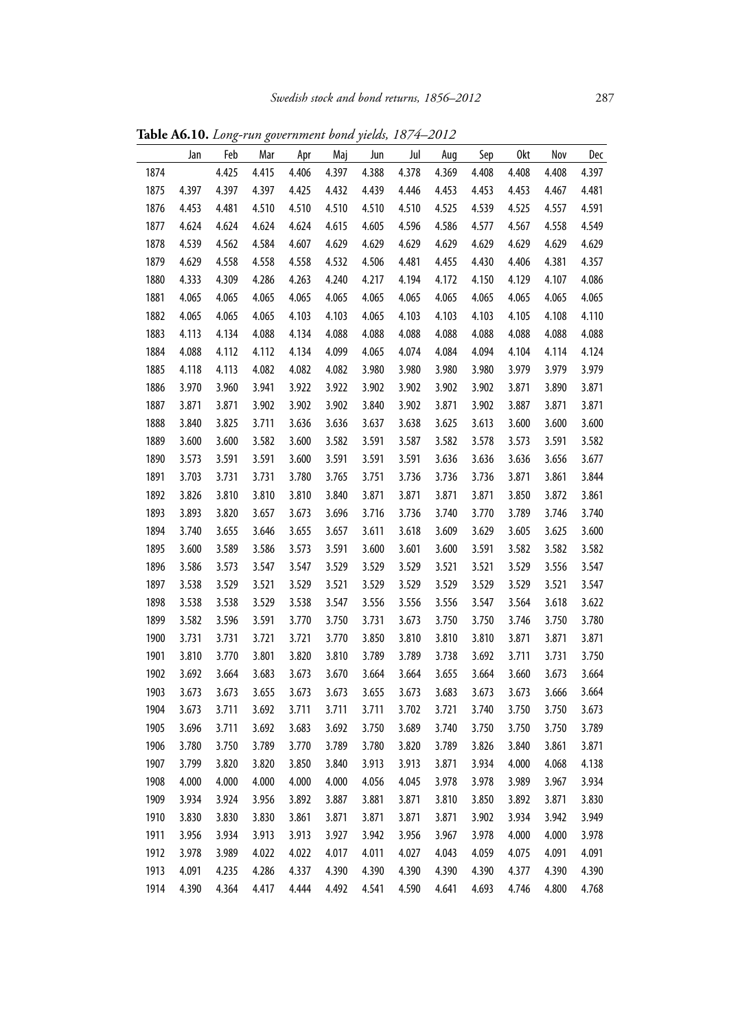**Table A6.10.** *Long-run government bond yields, 1874–2012*

| | Jan | Feb | Mar | Apr | Maj | Jun | Jul | Aug | Sep | Okt | Nov | Dec |
|---|---|---|---|---|---|---|---|---|---|---|---|---|
| 1874 | | 4.425 | 4.415 | 4.406 | 4.397 | 4.388 | 4.378 | 4.369 | 4.408 | 4.408 | 4.408 | 4.397 |
| 1875 | 4.397 | 4.397 | 4.397 | 4.425 | 4.432 | 4.439 | 4.446 | 4.453 | 4.453 | 4.453 | 4.467 | 4.481 |
| 1876 | 4.453 | 4.481 | 4.510 | 4.510 | 4.510 | 4.510 | 4.510 | 4.525 | 4.539 | 4.525 | 4.557 | 4.591 |
| 1877 | 4.624 | 4.624 | 4.624 | 4.624 | 4.615 | 4.605 | 4.596 | 4.586 | 4.577 | 4.567 | 4.558 | 4.549 |
| 1878 | 4.539 | 4.562 | 4.584 | 4.607 | 4.629 | 4.629 | 4.629 | 4.629 | 4.629 | 4.629 | 4.629 | 4.629 |
| 1879 | 4.629 | 4.558 | 4.558 | 4.558 | 4.532 | 4.506 | 4.481 | 4.455 | 4.430 | 4.406 | 4.381 | 4.357 |
| 1880 | 4.333 | 4.309 | 4.286 | 4.263 | 4.240 | 4.217 | 4.194 | 4.172 | 4.150 | 4.129 | 4.107 | 4.086 |
| 1881 | 4.065 | 4.065 | 4.065 | 4.065 | 4.065 | 4.065 | 4.065 | 4.065 | 4.065 | 4.065 | 4.065 | 4.065 |
| 1882 | 4.065 | 4.065 | 4.065 | 4.103 | 4.103 | 4.065 | 4.103 | 4.103 | 4.103 | 4.105 | 4.108 | 4.110 |
| 1883 | 4.113 | 4.134 | 4.088 | 4.134 | 4.088 | 4.088 | 4.088 | 4.088 | 4.088 | 4.088 | 4.088 | 4.088 |
| 1884 | 4.088 | 4.112 | 4.112 | 4.134 | 4.099 | 4.065 | 4.074 | 4.084 | 4.094 | 4.104 | 4.114 | 4.124 |
| 1885 | 4.118 | 4.113 | 4.082 | 4.082 | 4.082 | 3.980 | 3.980 | 3.980 | 3.980 | 3.979 | 3.979 | 3.979 |
| 1886 | 3.970 | 3.960 | 3.941 | 3.922 | 3.922 | 3.902 | 3.902 | 3.902 | 3.902 | 3.871 | 3.890 | 3.871 |
| 1887 | 3.871 | 3.871 | 3.902 | 3.902 | 3.902 | 3.840 | 3.902 | 3.871 | 3.902 | 3.887 | 3.871 | 3.871 |
| 1888 | 3.840 | 3.825 | 3.711 | 3.636 | 3.636 | 3.637 | 3.638 | 3.625 | 3.613 | 3.600 | 3.600 | 3.600 |
| 1889 | 3.600 | 3.600 | 3.582 | 3.600 | 3.582 | 3.591 | 3.587 | 3.582 | 3.578 | 3.573 | 3.591 | 3.582 |
| 1890 | 3.573 | 3.591 | 3.591 | 3.600 | 3.591 | 3.591 | 3.591 | 3.636 | 3.636 | 3.636 | 3.656 | 3.677 |
| 1891 | 3.703 | 3.731 | 3.731 | 3.780 | 3.765 | 3.751 | 3.736 | 3.736 | 3.736 | 3.871 | 3.861 | 3.844 |
| 1892 | 3.826 | 3.810 | 3.810 | 3.810 | 3.840 | 3.871 | 3.871 | 3.871 | 3.871 | 3.850 | 3.872 | 3.861 |
| 1893 | 3.893 | 3.820 | 3.657 | 3.673 | 3.696 | 3.716 | 3.736 | 3.740 | 3.770 | 3.789 | 3.746 | 3.740 |
| 1894 | 3.740 | 3.655 | 3.646 | 3.655 | 3.657 | 3.611 | 3.618 | 3.609 | 3.629 | 3.605 | 3.625 | 3.600 |
| 1895 | 3.600 | 3.589 | 3.586 | 3.573 | 3.591 | 3.600 | 3.601 | 3.600 | 3.591 | 3.582 | 3.582 | 3.582 |
| 1896 | 3.586 | 3.573 | 3.547 | 3.547 | 3.529 | 3.529 | 3.529 | 3.521 | 3.521 | 3.529 | 3.556 | 3.547 |
| 1897 | 3.538 | 3.529 | 3.521 | 3.529 | 3.521 | 3.529 | 3.529 | 3.529 | 3.529 | 3.529 | 3.521 | 3.547 |
| 1898 | 3.538 | 3.538 | 3.529 | 3.538 | 3.547 | 3.556 | 3.556 | 3.556 | 3.547 | 3.564 | 3.618 | 3.622 |
| 1899 | 3.582 | 3.596 | 3.591 | 3.770 | 3.750 | 3.731 | 3.673 | 3.750 | 3.750 | 3.746 | 3.750 | 3.780 |
| 1900 | 3.731 | 3.731 | 3.721 | 3.721 | 3.770 | 3.850 | 3.810 | 3.810 | 3.810 | 3.871 | 3.871 | 3.871 |
| 1901 | 3.810 | 3.770 | 3.801 | 3.820 | 3.810 | 3.789 | 3.789 | 3.738 | 3.692 | 3.711 | 3.731 | 3.750 |
| 1902 | 3.692 | 3.664 | 3.683 | 3.673 | 3.670 | 3.664 | 3.664 | 3.655 | 3.664 | 3.660 | 3.673 | 3.664 |
| 1903 | 3.673 | 3.673 | 3.655 | 3.673 | 3.673 | 3.655 | 3.673 | 3.683 | 3.673 | 3.673 | 3.666 | 3.664 |
| 1904 | 3.673 | 3.711 | 3.692 | 3.711 | 3.711 | 3.711 | 3.702 | 3.721 | 3.740 | 3.750 | 3.750 | 3.673 |
| 1905 | 3.696 | 3.711 | 3.692 | 3.683 | 3.692 | 3.750 | 3.689 | 3.740 | 3.750 | 3.750 | 3.750 | 3.789 |
| 1906 | 3.780 | 3.750 | 3.789 | 3.770 | 3.789 | 3.780 | 3.820 | 3.789 | 3.826 | 3.840 | 3.861 | 3.871 |
| 1907 | 3.799 | 3.820 | 3.820 | 3.850 | 3.840 | 3.913 | 3.913 | 3.871 | 3.934 | 4.000 | 4.068 | 4.138 |
| 1908 | 4.000 | 4.000 | 4.000 | 4.000 | 4.000 | 4.056 | 4.045 | 3.978 | 3.978 | 3.989 | 3.967 | 3.934 |
| 1909 | 3.934 | 3.924 | 3.956 | 3.892 | 3.887 | 3.881 | 3.871 | 3.810 | 3.850 | 3.892 | 3.871 | 3.830 |
| 1910 | 3.830 | 3.830 | 3.830 | 3.861 | 3.871 | 3.871 | 3.871 | 3.871 | 3.902 | 3.934 | 3.942 | 3.949 |
| 1911 | 3.956 | 3.934 | 3.913 | 3.913 | 3.927 | 3.942 | 3.956 | 3.967 | 3.978 | 4.000 | 4.000 | 3.978 |
| 1912 | 3.978 | 3.989 | 4.022 | 4.022 | 4.017 | 4.011 | 4.027 | 4.043 | 4.059 | 4.075 | 4.091 | 4.091 |
| 1913 | 4.091 | 4.235 | 4.286 | 4.337 | 4.390 | 4.390 | 4.390 | 4.390 | 4.390 | 4.377 | 4.390 | 4.390 |
| 1914 | 4.390 | 4.364 | 4.417 | 4.444 | 4.492 | 4.541 | 4.590 | 4.641 | 4.693 | 4.746 | 4.800 | 4.768 |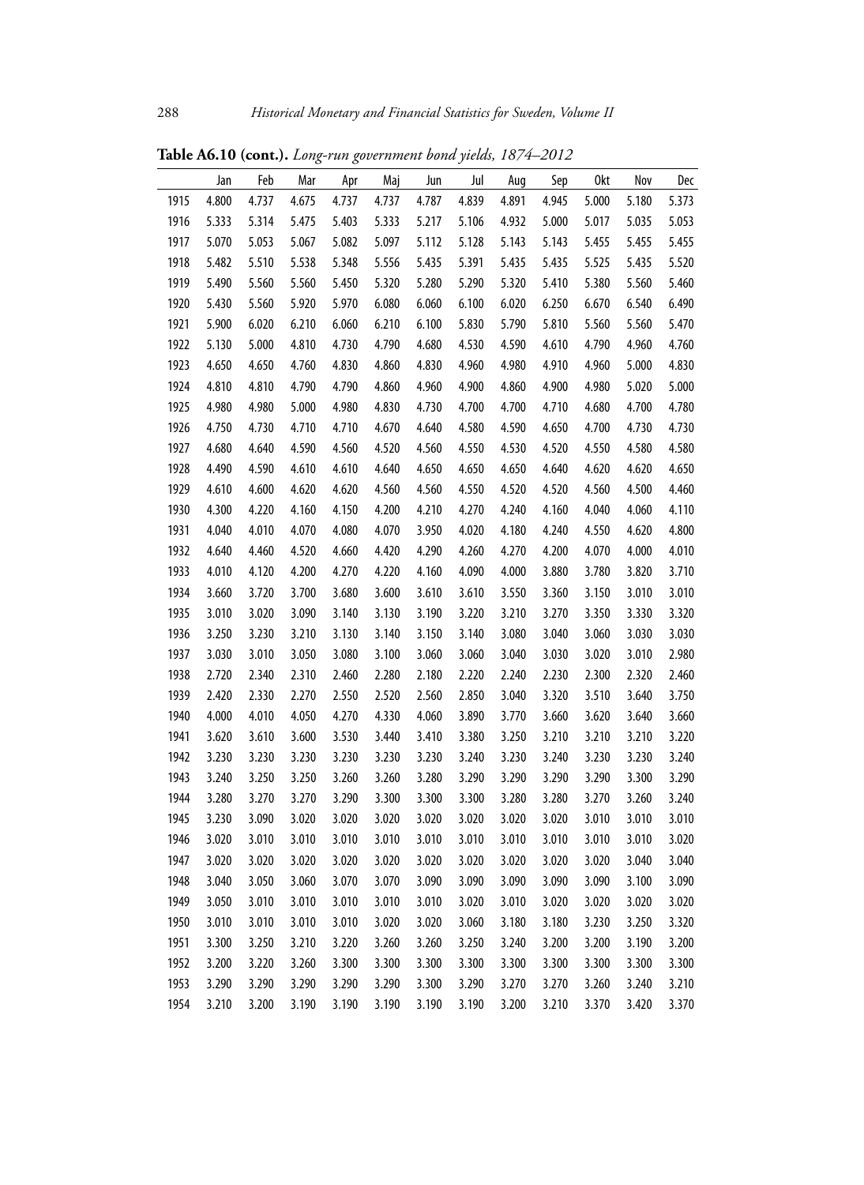**Table A6.10 (cont.).** *Long-run government bond yields, 1874–2012*

| | Jan | Feb | Mar | Apr | Maj | Jun | Jul | Aug | Sep | Okt | Nov | Dec |
|---|---|---|---|---|---|---|---|---|---|---|---|---|
| 1915 | 4.800 | 4.737 | 4.675 | 4.737 | 4.737 | 4.787 | 4.839 | 4.891 | 4.945 | 5.000 | 5.180 | 5.373 |
| 1916 | 5.333 | 5.314 | 5.475 | 5.403 | 5.333 | 5.217 | 5.106 | 4.932 | 5.000 | 5.017 | 5.035 | 5.053 |
| 1917 | 5.070 | 5.053 | 5.067 | 5.082 | 5.097 | 5.112 | 5.128 | 5.143 | 5.143 | 5.455 | 5.455 | 5.455 |
| 1918 | 5.482 | 5.510 | 5.538 | 5.348 | 5.556 | 5.435 | 5.391 | 5.435 | 5.435 | 5.525 | 5.435 | 5.520 |
| 1919 | 5.490 | 5.560 | 5.560 | 5.450 | 5.320 | 5.280 | 5.290 | 5.320 | 5.410 | 5.380 | 5.560 | 5.460 |
| 1920 | 5.430 | 5.560 | 5.920 | 5.970 | 6.080 | 6.060 | 6.100 | 6.020 | 6.250 | 6.670 | 6.540 | 6.490 |
| 1921 | 5.900 | 6.020 | 6.210 | 6.060 | 6.210 | 6.100 | 5.830 | 5.790 | 5.810 | 5.560 | 5.560 | 5.470 |
| 1922 | 5.130 | 5.000 | 4.810 | 4.730 | 4.790 | 4.680 | 4.530 | 4.590 | 4.610 | 4.790 | 4.960 | 4.760 |
| 1923 | 4.650 | 4.650 | 4.760 | 4.830 | 4.860 | 4.830 | 4.960 | 4.980 | 4.910 | 4.960 | 5.000 | 4.830 |
| 1924 | 4.810 | 4.810 | 4.790 | 4.790 | 4.860 | 4.960 | 4.900 | 4.860 | 4.900 | 4.980 | 5.020 | 5.000 |
| 1925 | 4.980 | 4.980 | 5.000 | 4.980 | 4.830 | 4.730 | 4.700 | 4.700 | 4.710 | 4.680 | 4.700 | 4.780 |
| 1926 | 4.750 | 4.730 | 4.710 | 4.710 | 4.670 | 4.640 | 4.580 | 4.590 | 4.650 | 4.700 | 4.730 | 4.730 |
| 1927 | 4.680 | 4.640 | 4.590 | 4.560 | 4.520 | 4.560 | 4.550 | 4.530 | 4.520 | 4.550 | 4.580 | 4.580 |
| 1928 | 4.490 | 4.590 | 4.610 | 4.610 | 4.640 | 4.650 | 4.650 | 4.650 | 4.640 | 4.620 | 4.620 | 4.650 |
| 1929 | 4.610 | 4.600 | 4.620 | 4.620 | 4.560 | 4.560 | 4.550 | 4.520 | 4.520 | 4.560 | 4.500 | 4.460 |
| 1930 | 4.300 | 4.220 | 4.160 | 4.150 | 4.200 | 4.210 | 4.270 | 4.240 | 4.160 | 4.040 | 4.060 | 4.110 |
| 1931 | 4.040 | 4.010 | 4.070 | 4.080 | 4.070 | 3.950 | 4.020 | 4.180 | 4.240 | 4.550 | 4.620 | 4.800 |
| 1932 | 4.640 | 4.460 | 4.520 | 4.660 | 4.420 | 4.290 | 4.260 | 4.270 | 4.200 | 4.070 | 4.000 | 4.010 |
| 1933 | 4.010 | 4.120 | 4.200 | 4.270 | 4.220 | 4.160 | 4.090 | 4.000 | 3.880 | 3.780 | 3.820 | 3.710 |
| 1934 | 3.660 | 3.720 | 3.700 | 3.680 | 3.600 | 3.610 | 3.610 | 3.550 | 3.360 | 3.150 | 3.010 | 3.010 |
| 1935 | 3.010 | 3.020 | 3.090 | 3.140 | 3.130 | 3.190 | 3.220 | 3.210 | 3.270 | 3.350 | 3.330 | 3.320 |
| 1936 | 3.250 | 3.230 | 3.210 | 3.130 | 3.140 | 3.150 | 3.140 | 3.080 | 3.040 | 3.060 | 3.030 | 3.030 |
| 1937 | 3.030 | 3.010 | 3.050 | 3.080 | 3.100 | 3.060 | 3.060 | 3.040 | 3.030 | 3.020 | 3.010 | 2.980 |
| 1938 | 2.720 | 2.340 | 2.310 | 2.460 | 2.280 | 2.180 | 2.220 | 2.240 | 2.230 | 2.300 | 2.320 | 2.460 |
| 1939 | 2.420 | 2.330 | 2.270 | 2.550 | 2.520 | 2.560 | 2.850 | 3.040 | 3.320 | 3.510 | 3.640 | 3.750 |
| 1940 | 4.000 | 4.010 | 4.050 | 4.270 | 4.330 | 4.060 | 3.890 | 3.770 | 3.660 | 3.620 | 3.640 | 3.660 |
| 1941 | 3.620 | 3.610 | 3.600 | 3.530 | 3.440 | 3.410 | 3.380 | 3.250 | 3.210 | 3.210 | 3.210 | 3.220 |
| 1942 | 3.230 | 3.230 | 3.230 | 3.230 | 3.230 | 3.230 | 3.240 | 3.230 | 3.240 | 3.230 | 3.230 | 3.240 |
| 1943 | 3.240 | 3.250 | 3.250 | 3.260 | 3.260 | 3.280 | 3.290 | 3.290 | 3.290 | 3.290 | 3.300 | 3.290 |
| 1944 | 3.280 | 3.270 | 3.270 | 3.290 | 3.300 | 3.300 | 3.300 | 3.280 | 3.280 | 3.270 | 3.260 | 3.240 |
| 1945 | 3.230 | 3.090 | 3.020 | 3.020 | 3.020 | 3.020 | 3.020 | 3.020 | 3.020 | 3.010 | 3.010 | 3.010 |
| 1946 | 3.020 | 3.010 | 3.010 | 3.010 | 3.010 | 3.010 | 3.010 | 3.010 | 3.010 | 3.010 | 3.010 | 3.020 |
| 1947 | 3.020 | 3.020 | 3.020 | 3.020 | 3.020 | 3.020 | 3.020 | 3.020 | 3.020 | 3.020 | 3.040 | 3.040 |
| 1948 | 3.040 | 3.050 | 3.060 | 3.070 | 3.070 | 3.090 | 3.090 | 3.090 | 3.090 | 3.090 | 3.100 | 3.090 |
| 1949 | 3.050 | 3.010 | 3.010 | 3.010 | 3.010 | 3.010 | 3.020 | 3.010 | 3.020 | 3.020 | 3.020 | 3.020 |
| 1950 | 3.010 | 3.010 | 3.010 | 3.010 | 3.020 | 3.020 | 3.060 | 3.180 | 3.180 | 3.230 | 3.250 | 3.320 |
| 1951 | 3.300 | 3.250 | 3.210 | 3.220 | 3.260 | 3.260 | 3.250 | 3.240 | 3.200 | 3.200 | 3.190 | 3.200 |
| 1952 | 3.200 | 3.220 | 3.260 | 3.300 | 3.300 | 3.300 | 3.300 | 3.300 | 3.300 | 3.300 | 3.300 | 3.300 |
| 1953 | 3.290 | 3.290 | 3.290 | 3.290 | 3.290 | 3.300 | 3.290 | 3.270 | 3.270 | 3.260 | 3.240 | 3.210 |
| 1954 | 3.210 | 3.200 | 3.190 | 3.190 | 3.190 | 3.190 | 3.190 | 3.200 | 3.210 | 3.370 | 3.420 | 3.370 |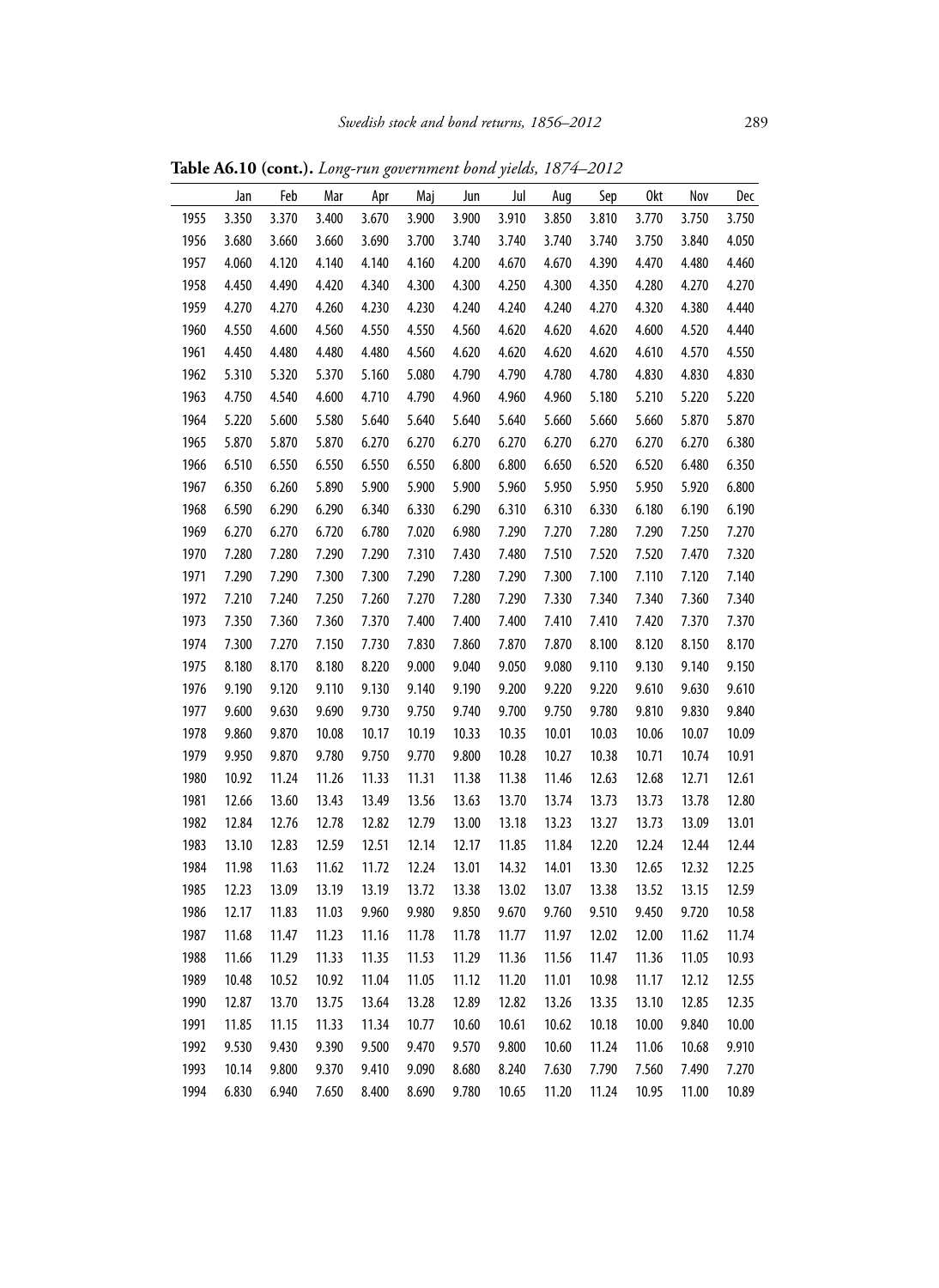**Table A6.10 (cont.).** *Long-run government bond yields, 1874–2012*

| | Jan | Feb | Mar | Apr | Maj | Jun | Jul | Aug | Sep | Okt | Nov | Dec |
|---|---|---|---|---|---|---|---|---|---|---|---|---|
| 1955 | 3.350 | 3.370 | 3.400 | 3.670 | 3.900 | 3.900 | 3.910 | 3.850 | 3.810 | 3.770 | 3.750 | 3.750 |
| 1956 | 3.680 | 3.660 | 3.660 | 3.690 | 3.700 | 3.740 | 3.740 | 3.740 | 3.740 | 3.750 | 3.840 | 4.050 |
| 1957 | 4.060 | 4.120 | 4.140 | 4.140 | 4.160 | 4.200 | 4.670 | 4.670 | 4.390 | 4.470 | 4.480 | 4.460 |
| 1958 | 4.450 | 4.490 | 4.420 | 4.340 | 4.300 | 4.300 | 4.250 | 4.300 | 4.350 | 4.280 | 4.270 | 4.270 |
| 1959 | 4.270 | 4.270 | 4.260 | 4.230 | 4.230 | 4.240 | 4.240 | 4.240 | 4.270 | 4.320 | 4.380 | 4.440 |
| 1960 | 4.550 | 4.600 | 4.560 | 4.550 | 4.550 | 4.560 | 4.620 | 4.620 | 4.620 | 4.600 | 4.520 | 4.440 |
| 1961 | 4.450 | 4.480 | 4.480 | 4.480 | 4.560 | 4.620 | 4.620 | 4.620 | 4.620 | 4.610 | 4.570 | 4.550 |
| 1962 | 5.310 | 5.320 | 5.370 | 5.160 | 5.080 | 4.790 | 4.790 | 4.780 | 4.780 | 4.830 | 4.830 | 4.830 |
| 1963 | 4.750 | 4.540 | 4.600 | 4.710 | 4.790 | 4.960 | 4.960 | 4.960 | 5.180 | 5.210 | 5.220 | 5.220 |
| 1964 | 5.220 | 5.600 | 5.580 | 5.640 | 5.640 | 5.640 | 5.640 | 5.660 | 5.660 | 5.660 | 5.870 | 5.870 |
| 1965 | 5.870 | 5.870 | 5.870 | 6.270 | 6.270 | 6.270 | 6.270 | 6.270 | 6.270 | 6.270 | 6.270 | 6.380 |
| 1966 | 6.510 | 6.550 | 6.550 | 6.550 | 6.550 | 6.800 | 6.800 | 6.650 | 6.520 | 6.520 | 6.480 | 6.350 |
| 1967 | 6.350 | 6.260 | 5.890 | 5.900 | 5.900 | 5.900 | 5.960 | 5.950 | 5.950 | 5.950 | 5.920 | 6.800 |
| 1968 | 6.590 | 6.290 | 6.290 | 6.340 | 6.330 | 6.290 | 6.310 | 6.310 | 6.330 | 6.180 | 6.190 | 6.190 |
| 1969 | 6.270 | 6.270 | 6.720 | 6.780 | 7.020 | 6.980 | 7.290 | 7.270 | 7.280 | 7.290 | 7.250 | 7.270 |
| 1970 | 7.280 | 7.280 | 7.290 | 7.290 | 7.310 | 7.430 | 7.480 | 7.510 | 7.520 | 7.520 | 7.470 | 7.320 |
| 1971 | 7.290 | 7.290 | 7.300 | 7.300 | 7.290 | 7.280 | 7.290 | 7.300 | 7.100 | 7.110 | 7.120 | 7.140 |
| 1972 | 7.210 | 7.240 | 7.250 | 7.260 | 7.270 | 7.280 | 7.290 | 7.330 | 7.340 | 7.340 | 7.360 | 7.340 |
| 1973 | 7.350 | 7.360 | 7.360 | 7.370 | 7.400 | 7.400 | 7.400 | 7.410 | 7.410 | 7.420 | 7.370 | 7.370 |
| 1974 | 7.300 | 7.270 | 7.150 | 7.730 | 7.830 | 7.860 | 7.870 | 7.870 | 8.100 | 8.120 | 8.150 | 8.170 |
| 1975 | 8.180 | 8.170 | 8.180 | 8.220 | 9.000 | 9.040 | 9.050 | 9.080 | 9.110 | 9.130 | 9.140 | 9.150 |
| 1976 | 9.190 | 9.120 | 9.110 | 9.130 | 9.140 | 9.190 | 9.200 | 9.220 | 9.220 | 9.610 | 9.630 | 9.610 |
| 1977 | 9.600 | 9.630 | 9.690 | 9.730 | 9.750 | 9.740 | 9.700 | 9.750 | 9.780 | 9.810 | 9.830 | 9.840 |
| 1978 | 9.860 | 9.870 | 10.08 | 10.17 | 10.19 | 10.33 | 10.35 | 10.01 | 10.03 | 10.06 | 10.07 | 10.09 |
| 1979 | 9.950 | 9.870 | 9.780 | 9.750 | 9.770 | 9.800 | 10.28 | 10.27 | 10.38 | 10.71 | 10.74 | 10.91 |
| 1980 | 10.92 | 11.24 | 11.26 | 11.33 | 11.31 | 11.38 | 11.38 | 11.46 | 12.63 | 12.68 | 12.71 | 12.61 |
| 1981 | 12.66 | 13.60 | 13.43 | 13.49 | 13.56 | 13.63 | 13.70 | 13.74 | 13.73 | 13.73 | 13.78 | 12.80 |
| 1982 | 12.84 | 12.76 | 12.78 | 12.82 | 12.79 | 13.00 | 13.18 | 13.23 | 13.27 | 13.73 | 13.09 | 13.01 |
| 1983 | 13.10 | 12.83 | 12.59 | 12.51 | 12.14 | 12.17 | 11.85 | 11.84 | 12.20 | 12.24 | 12.44 | 12.44 |
| 1984 | 11.98 | 11.63 | 11.62 | 11.72 | 12.24 | 13.01 | 14.32 | 14.01 | 13.30 | 12.65 | 12.32 | 12.25 |
| 1985 | 12.23 | 13.09 | 13.19 | 13.19 | 13.72 | 13.38 | 13.02 | 13.07 | 13.38 | 13.52 | 13.15 | 12.59 |
| 1986 | 12.17 | 11.83 | 11.03 | 9.960 | 9.980 | 9.850 | 9.670 | 9.760 | 9.510 | 9.450 | 9.720 | 10.58 |
| 1987 | 11.68 | 11.47 | 11.23 | 11.16 | 11.78 | 11.78 | 11.77 | 11.97 | 12.02 | 12.00 | 11.62 | 11.74 |
| 1988 | 11.66 | 11.29 | 11.33 | 11.35 | 11.53 | 11.29 | 11.36 | 11.56 | 11.47 | 11.36 | 11.05 | 10.93 |
| 1989 | 10.48 | 10.52 | 10.92 | 11.04 | 11.05 | 11.12 | 11.20 | 11.01 | 10.98 | 11.17 | 12.12 | 12.55 |
| 1990 | 12.87 | 13.70 | 13.75 | 13.64 | 13.28 | 12.89 | 12.82 | 13.26 | 13.35 | 13.10 | 12.85 | 12.35 |
| 1991 | 11.85 | 11.15 | 11.33 | 11.34 | 10.77 | 10.60 | 10.61 | 10.62 | 10.18 | 10.00 | 9.840 | 10.00 |
| 1992 | 9.530 | 9.430 | 9.390 | 9.500 | 9.470 | 9.570 | 9.800 | 10.60 | 11.24 | 11.06 | 10.68 | 9.910 |
| 1993 | 10.14 | 9.800 | 9.370 | 9.410 | 9.090 | 8.680 | 8.240 | 7.630 | 7.790 | 7.560 | 7.490 | 7.270 |
| 1994 | 6.830 | 6.940 | 7.650 | 8.400 | 8.690 | 9.780 | 10.65 | 11.20 | 11.24 | 10.95 | 11.00 | 10.89 |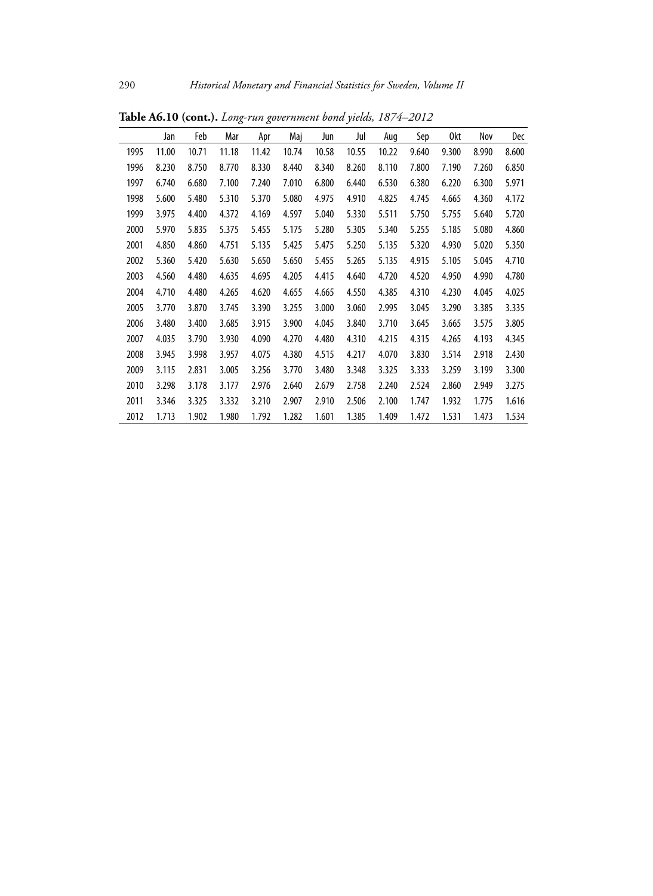**Table A6.10 (cont.).** *Long-run government bond yields, 1874–2012*

| | Jan | Feb | Mar | Apr | Maj | Jun | Jul | Aug | Sep | Okt | Nov | Dec |
|---|---|---|---|---|---|---|---|---|---|---|---|---|
| 1995 | 11.00 | 10.71 | 11.18 | 11.42 | 10.74 | 10.58 | 10.55 | 10.22 | 9.640 | 9.300 | 8.990 | 8.600 |
| 1996 | 8.230 | 8.750 | 8.770 | 8.330 | 8.440 | 8.340 | 8.260 | 8.110 | 7.800 | 7.190 | 7.260 | 6.850 |
| 1997 | 6.740 | 6.680 | 7.100 | 7.240 | 7.010 | 6.800 | 6.440 | 6.530 | 6.380 | 6.220 | 6.300 | 5.971 |
| 1998 | 5.600 | 5.480 | 5.310 | 5.370 | 5.080 | 4.975 | 4.910 | 4.825 | 4.745 | 4.665 | 4.360 | 4.172 |
| 1999 | 3.975 | 4.400 | 4.372 | 4.169 | 4.597 | 5.040 | 5.330 | 5.511 | 5.750 | 5.755 | 5.640 | 5.720 |
| 2000 | 5.970 | 5.835 | 5.375 | 5.455 | 5.175 | 5.280 | 5.305 | 5.340 | 5.255 | 5.185 | 5.080 | 4.860 |
| 2001 | 4.850 | 4.860 | 4.751 | 5.135 | 5.425 | 5.475 | 5.250 | 5.135 | 5.320 | 4.930 | 5.020 | 5.350 |
| 2002 | 5.360 | 5.420 | 5.630 | 5.650 | 5.650 | 5.455 | 5.265 | 5.135 | 4.915 | 5.105 | 5.045 | 4.710 |
| 2003 | 4.560 | 4.480 | 4.635 | 4.695 | 4.205 | 4.415 | 4.640 | 4.720 | 4.520 | 4.950 | 4.990 | 4.780 |
| 2004 | 4.710 | 4.480 | 4.265 | 4.620 | 4.655 | 4.665 | 4.550 | 4.385 | 4.310 | 4.230 | 4.045 | 4.025 |
| 2005 | 3.770 | 3.870 | 3.745 | 3.390 | 3.255 | 3.000 | 3.060 | 2.995 | 3.045 | 3.290 | 3.385 | 3.335 |
| 2006 | 3.480 | 3.400 | 3.685 | 3.915 | 3.900 | 4.045 | 3.840 | 3.710 | 3.645 | 3.665 | 3.575 | 3.805 |
| 2007 | 4.035 | 3.790 | 3.930 | 4.090 | 4.270 | 4.480 | 4.310 | 4.215 | 4.315 | 4.265 | 4.193 | 4.345 |
| 2008 | 3.945 | 3.998 | 3.957 | 4.075 | 4.380 | 4.515 | 4.217 | 4.070 | 3.830 | 3.514 | 2.918 | 2.430 |
| 2009 | 3.115 | 2.831 | 3.005 | 3.256 | 3.770 | 3.480 | 3.348 | 3.325 | 3.333 | 3.259 | 3.199 | 3.300 |
| 2010 | 3.298 | 3.178 | 3.177 | 2.976 | 2.640 | 2.679 | 2.758 | 2.240 | 2.524 | 2.860 | 2.949 | 3.275 |
| 2011 | 3.346 | 3.325 | 3.332 | 3.210 | 2.907 | 2.910 | 2.506 | 2.100 | 1.747 | 1.932 | 1.775 | 1.616 |
| 2012 | 1.713 | 1.902 | 1.980 | 1.792 | 1.282 | 1.601 | 1.385 | 1.409 | 1.472 | 1.531 | 1.473 | 1.534 |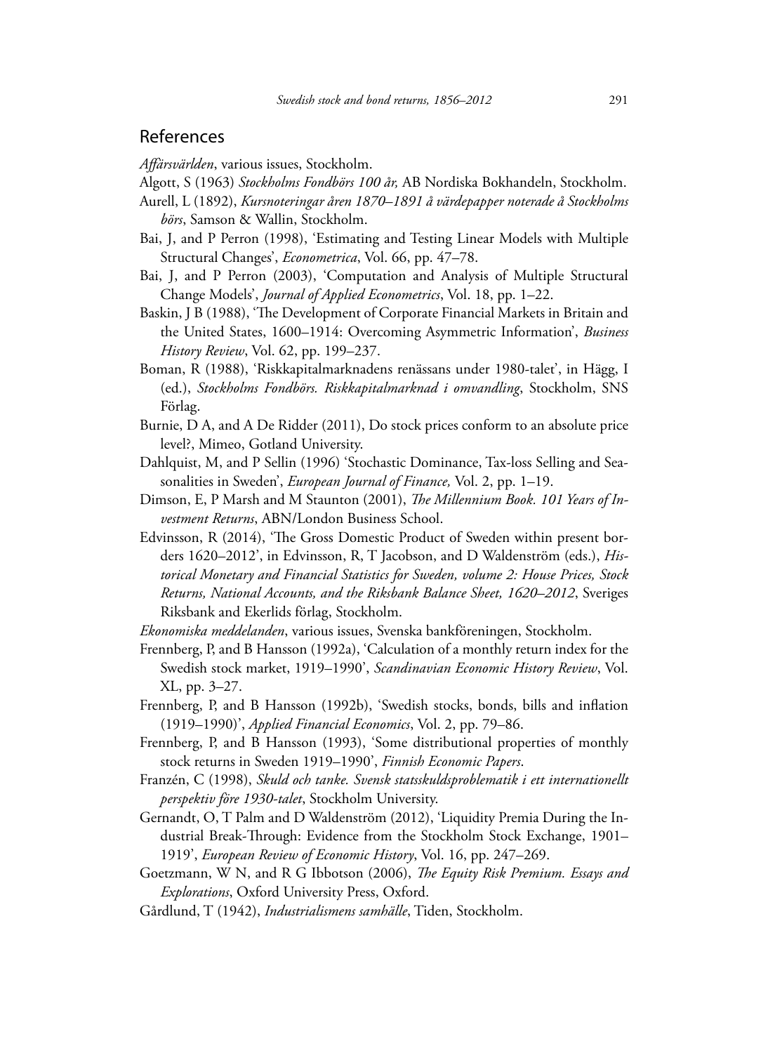## References

*Affärsvärlden*, various issues, Stockholm.

Algott, S (1963) *Stockholms Fondbörs 100 år,* AB Nordiska Bokhandeln, Stockholm.

Aurell, L (1892), *Kursnoteringar åren 1870–1891 å värdepapper noterade å Stockholms börs*, Samson & Wallin, Stockholm.

Bai, J, and P Perron (1998), 'Estimating and Testing Linear Models with Multiple Structural Changes', *Econometrica*, Vol. 66, pp. 47–78.

Bai, J, and P Perron (2003), 'Computation and Analysis of Multiple Structural Change Models', *Journal of Applied Econometrics*, Vol. 18, pp. 1–22.

Baskin, J B (1988), 'The Development of Corporate Financial Markets in Britain and the United States, 1600–1914: Overcoming Asymmetric Information', *Business History Review*, Vol. 62, pp. 199–237.

Boman, R (1988), 'Riskkapitalmarknadens renässans under 1980-talet', in Hägg, I (ed.), *Stockholms Fondbörs. Riskkapitalmarknad i omvandling*, Stockholm, SNS Förlag.

Burnie, D A, and A De Ridder (2011), Do stock prices conform to an absolute price level?, Mimeo, Gotland University.

Dahlquist, M, and P Sellin (1996) 'Stochastic Dominance, Tax-loss Selling and Seasonalities in Sweden', *European Journal of Finance,* Vol. 2, pp. 1–19.

Dimson, E, P Marsh and M Staunton (2001), *The Millennium Book. 101 Years of Investment Returns*, ABN/London Business School.

Edvinsson, R (2014), 'The Gross Domestic Product of Sweden within present borders 1620–2012', in Edvinsson, R, T Jacobson, and D Waldenström (eds.), *Historical Monetary and Financial Statistics for Sweden, volume 2: House Prices, Stock Returns, National Accounts, and the Riksbank Balance Sheet, 1620–2012*, Sveriges Riksbank and Ekerlids förlag, Stockholm.

*Ekonomiska meddelanden*, various issues, Svenska bankföreningen, Stockholm.

Frennberg, P, and B Hansson (1992a), 'Calculation of a monthly return index for the Swedish stock market, 1919–1990', *Scandinavian Economic History Review*, Vol. XL, pp. 3–27.

Frennberg, P, and B Hansson (1992b), 'Swedish stocks, bonds, bills and inflation (1919–1990)', *Applied Financial Economics*, Vol. 2, pp. 79–86.

Frennberg, P, and B Hansson (1993), 'Some distributional properties of monthly stock returns in Sweden 1919–1990', *Finnish Economic Papers*.

Franzén, C (1998), *Skuld och tanke. Svensk statsskuldsproblematik i ett internationellt perspektiv före 1930-talet*, Stockholm University.

Gernandt, O, T Palm and D Waldenström (2012), 'Liquidity Premia During the Industrial Break-Through: Evidence from the Stockholm Stock Exchange, 1901–1919', *European Review of Economic History*, Vol. 16, pp. 247–269.

Goetzmann, W N, and R G Ibbotson (2006), *The Equity Risk Premium. Essays and Explorations*, Oxford University Press, Oxford.

Gårdlund, T (1942), *Industrialismens samhälle*, Tiden, Stockholm.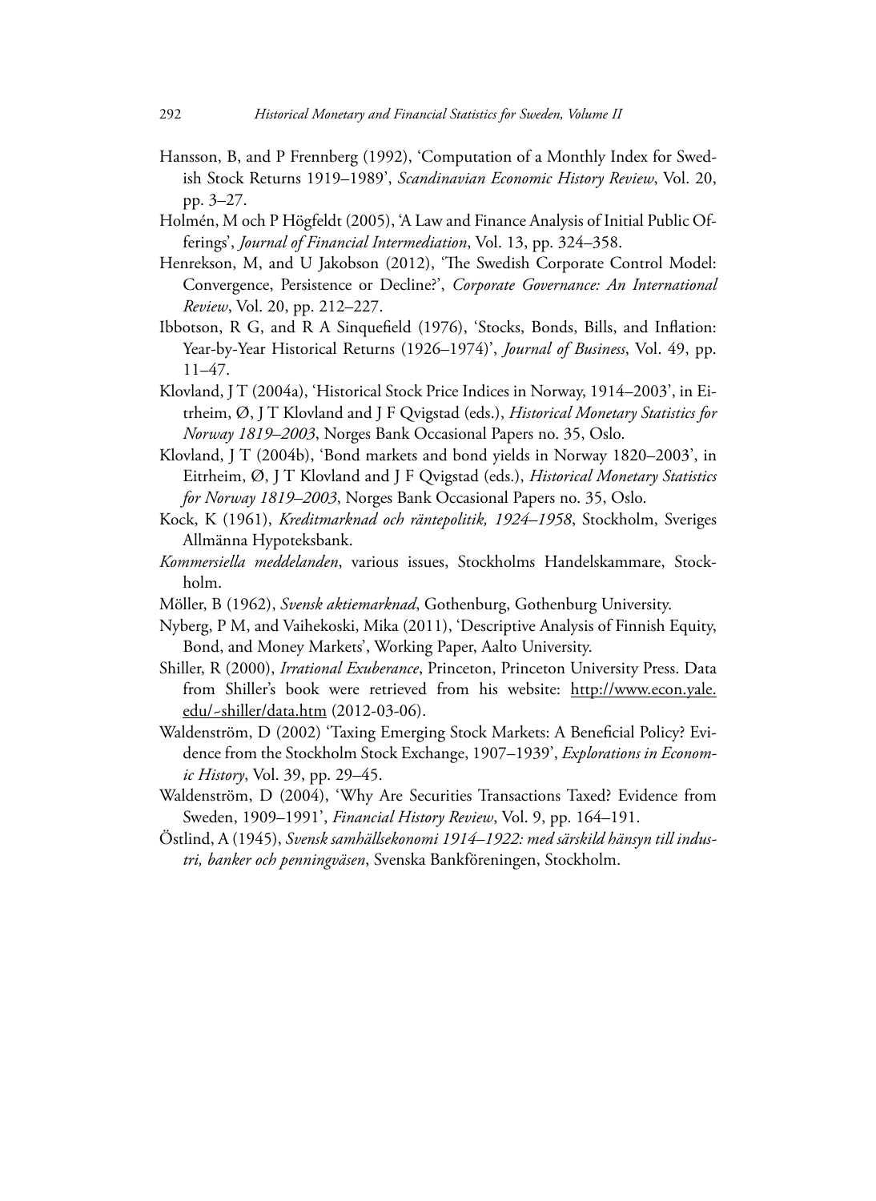Hansson, B, and P Frennberg (1992), 'Computation of a Monthly Index for Swedish Stock Returns 1919–1989', *Scandinavian Economic History Review*, Vol. 20, pp. 3–27.

Holmén, M och P Högfeldt (2005), 'A Law and Finance Analysis of Initial Public Offerings', *Journal of Financial Intermediation*, Vol. 13, pp. 324–358.

Henrekson, M, and U Jakobson (2012), 'The Swedish Corporate Control Model: Convergence, Persistence or Decline?', *Corporate Governance: An International Review*, Vol. 20, pp. 212–227.

Ibbotson, R G, and R A Sinquefield (1976), 'Stocks, Bonds, Bills, and Inflation: Year-by-Year Historical Returns (1926–1974)', *Journal of Business*, Vol. 49, pp. 11–47.

Klovland, J T (2004a), 'Historical Stock Price Indices in Norway, 1914–2003', in Eitrheim, Ø, J T Klovland and J F Qvigstad (eds.), *Historical Monetary Statistics for Norway 1819–2003*, Norges Bank Occasional Papers no. 35, Oslo.

Klovland, J T (2004b), 'Bond markets and bond yields in Norway 1820–2003', in Eitrheim, Ø, J T Klovland and J F Qvigstad (eds.), *Historical Monetary Statistics for Norway 1819–2003*, Norges Bank Occasional Papers no. 35, Oslo.

Kock, K (1961), *Kreditmarknad och räntepolitik, 1924–1958*, Stockholm, Sveriges Allmänna Hypoteksbank.

*Kommersiella meddelanden*, various issues, Stockholms Handelskammare, Stockholm.

Möller, B (1962), *Svensk aktiemarknad*, Gothenburg, Gothenburg University.

Nyberg, P M, and Vaihekoski, Mika (2011), 'Descriptive Analysis of Finnish Equity, Bond, and Money Markets', Working Paper, Aalto University.

Shiller, R (2000), *Irrational Exuberance*, Princeton, Princeton University Press. Data from Shiller's book were retrieved from his website: http://www.econ.yale.edu/~shiller/data.htm (2012-03-06).

Waldenström, D (2002) 'Taxing Emerging Stock Markets: A Beneficial Policy? Evidence from the Stockholm Stock Exchange, 1907–1939', *Explorations in Economic History*, Vol. 39, pp. 29–45.

Waldenström, D (2004), 'Why Are Securities Transactions Taxed? Evidence from Sweden, 1909–1991', *Financial History Review*, Vol. 9, pp. 164–191.

Östlind, A (1945), *Svensk samhällsekonomi 1914–1922: med särskild hänsyn till industri, banker och penningväsen*, Svenska Bankföreningen, Stockholm.